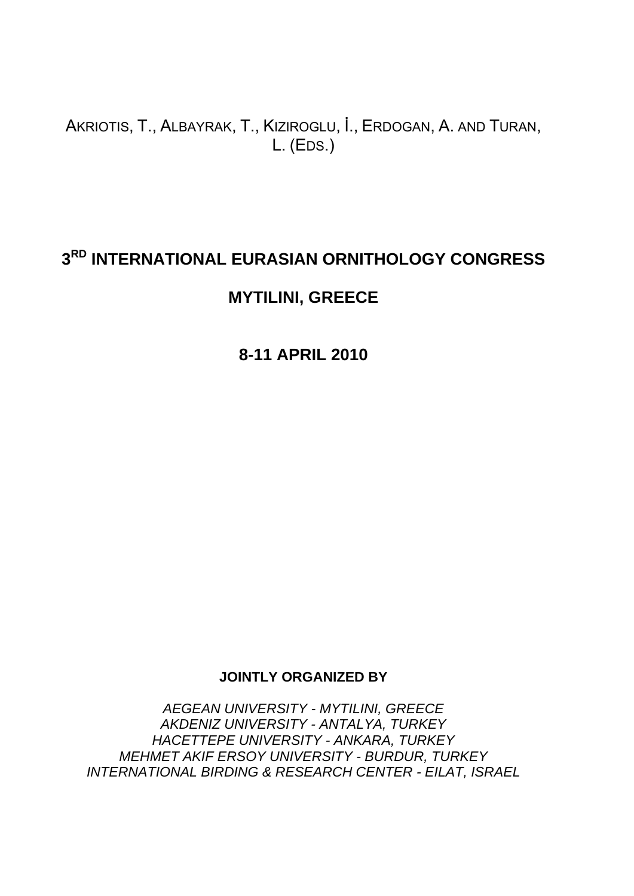AKRIOTIS, T., ALBAYRAK, T., KIZIROGLU, İ., ERDOGAN, A. AND TURAN, L. (EDS.)

# 3RD INTERNATIONAL EURASIAN ORNITHOLOGY CONGRESS

## MYTILINI, GREECE

## 8-11 APRIL 2010

**JOINTLY ORGANIZED BY**

*AEGEAN UNIVERSITY - MYTILINI, GREECE*
*AKDENIZ UNIVERSITY - ANTALYA, TURKEY*
*HACETTEPE UNIVERSITY - ANKARA, TURKEY*
*MEHMET AKIF ERSOY UNIVERSITY - BURDUR, TURKEY*
*INTERNATIONAL BIRDING & RESEARCH CENTER - EILAT, ISRAEL*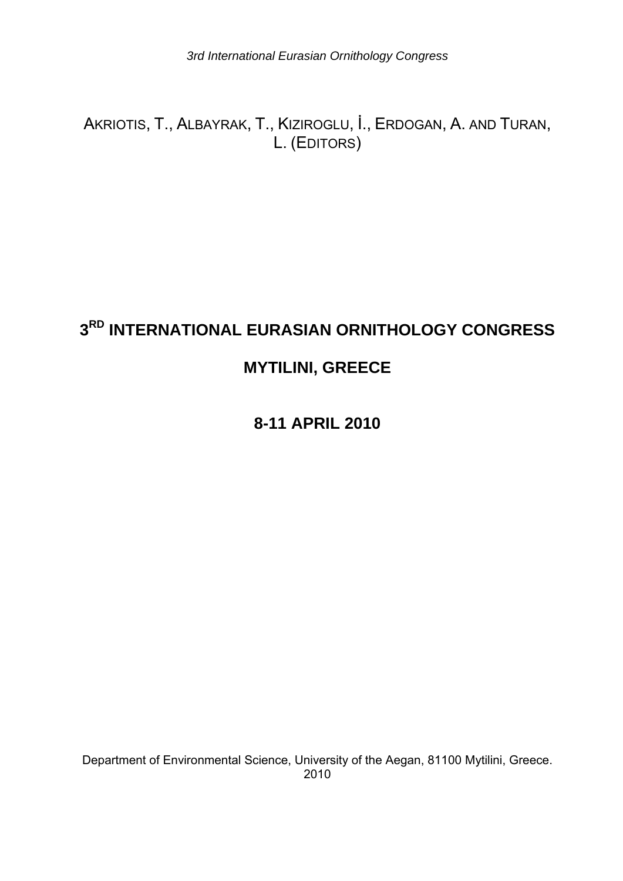AKRIOTIS, T., ALBAYRAK, T., KIZIROGLU, İ., ERDOGAN, A. AND TURAN, L. (EDITORS)

# 3RD INTERNATIONAL EURASIAN ORNITHOLOGY CONGRESS

## MYTILINI, GREECE

## 8-11 APRIL 2010

Department of Environmental Science, University of the Aegan, 81100 Mytilini, Greece. 2010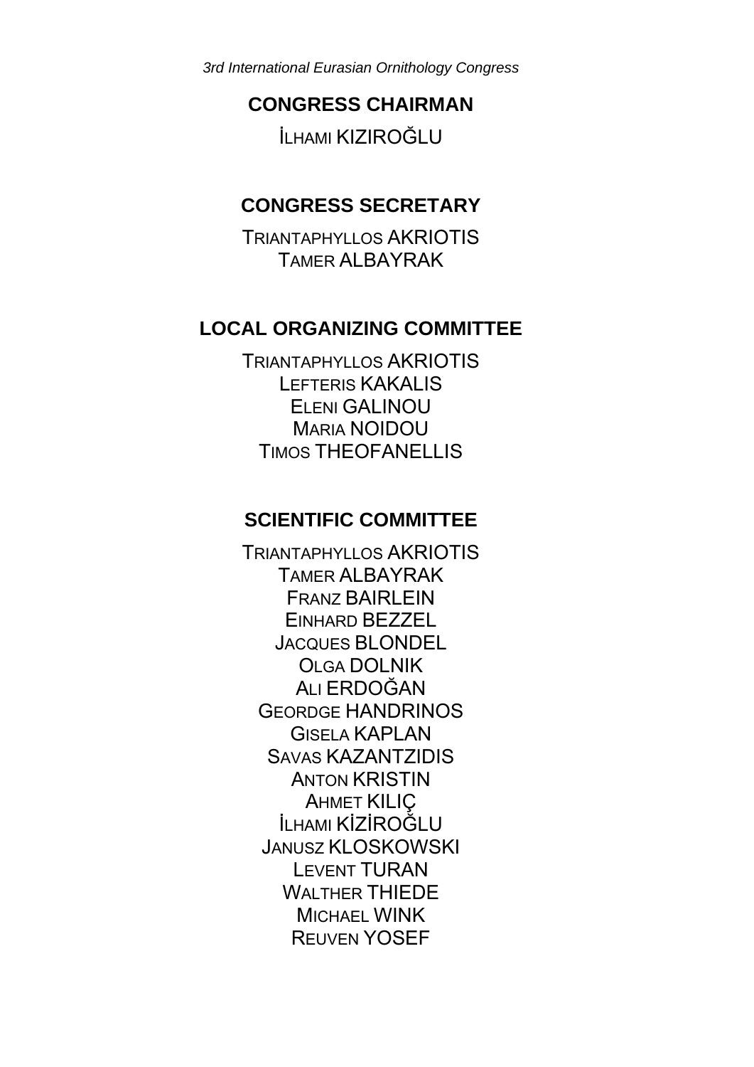## CONGRESS CHAIRMAN

İLHAMI KIZIROĞLU

## CONGRESS SECRETARY

TRIANTAPHYLLOS AKRIOTIS
TAMER ALBAYRAK

## LOCAL ORGANIZING COMMITTEE

TRIANTAPHYLLOS AKRIOTIS
LEFTERIS KAKALIS
ELENI GALINOU
MARIA NOIDOU
TIMOS THEOFANELLIS

## SCIENTIFIC COMMITTEE

TRIANTAPHYLLOS AKRIOTIS
TAMER ALBAYRAK
FRANZ BAIRLEIN
EINHARD BEZZEL
JACQUES BLONDEL
OLGA DOLNIK
ALI ERDOĞAN
GEORDGE HANDRINOS
GISELA KAPLAN
SAVAS KAZANTZIDIS
ANTON KRISTIN
AHMET KILIÇ
İLHAMI KİZİROĞLU
JANUSZ KLOSKOWSKI
LEVENT TURAN
WALTHER THIEDE
MICHAEL WINK
REUVEN YOSEF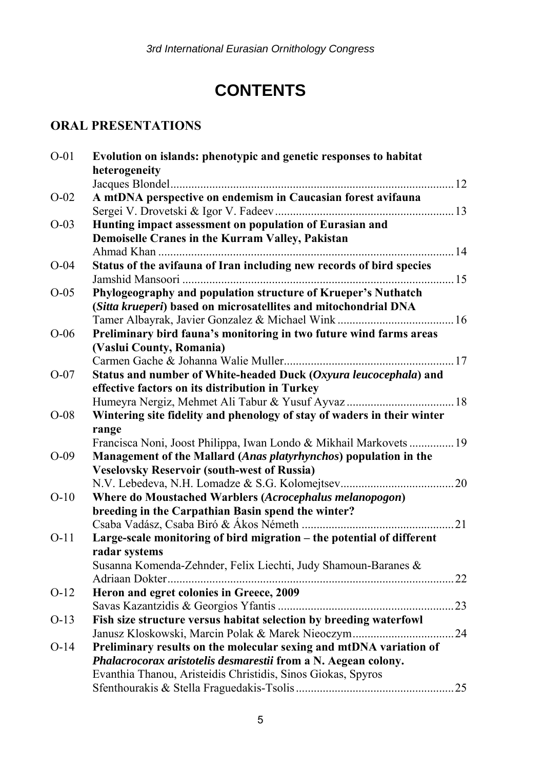# CONTENTS

## ORAL PRESENTATIONS

O-01 **Evolution on islands: phenotypic and genetic responses to habitat heterogeneity**
Jacques Blondel ........ 12

O-02 **A mtDNA perspective on endemism in Caucasian forest avifauna**
Sergei V. Drovetski & Igor V. Fadeev ........ 13

O-03 **Hunting impact assessment on population of Eurasian and Demoiselle Cranes in the Kurram Valley, Pakistan**
Ahmad Khan ........ 14

O-04 **Status of the avifauna of Iran including new records of bird species**
Jamshid Mansoori ........ 15

O-05 **Phylogeography and population structure of Krueper's Nuthatch (*Sitta krueperi*) based on microsatellites and mitochondrial DNA**
Tamer Albayrak, Javier Gonzalez & Michael Wink ........ 16

O-06 **Preliminary bird fauna's monitoring in two future wind farms areas (Vaslui County, Romania)**
Carmen Gache & Johanna Walie Muller ........ 17

O-07 **Status and number of White-headed Duck (*Oxyura leucocephala*) and effective factors on its distribution in Turkey**
Humeyra Nergiz, Mehmet Ali Tabur & Yusuf Ayvaz ........ 18

O-08 **Wintering site fidelity and phenology of stay of waders in their winter range**
Francisca Noni, Joost Philippa, Iwan Londo & Mikhail Markovets ........ 19

O-09 **Management of the Mallard (*Anas platyrhynchos*) population in the Veselovsky Reservoir (south-west of Russia)**
N.V. Lebedeva, N.H. Lomadze & S.G. Kolomejtsev ........ 20

O-10 **Where do Moustached Warblers (*Acrocephalus melanopogon*) breeding in the Carpathian Basin spend the winter?**
Csaba Vadász, Csaba Biró & Ákos Németh ........ 21

O-11 **Large-scale monitoring of bird migration – the potential of different radar systems**
Susanna Komenda-Zehnder, Felix Liechti, Judy Shamoun-Baranes & Adriaan Dokter ........ 22

O-12 **Heron and egret colonies in Greece, 2009**
Savas Kazantzidis & Georgios Yfantis ........ 23

O-13 **Fish size structure versus habitat selection by breeding waterfowl**
Janusz Kloskowski, Marcin Polak & Marek Nieoczym ........ 24

O-14 **Preliminary results on the molecular sexing and mtDNA variation of *Phalacrocorax aristotelis desmarestii* from a N. Aegean colony.**
Evanthia Thanou, Aristeidis Christidis, Sinos Giokas, Spyros Sfenthourakis & Stella Fraguedakis-Tsolis ........ 25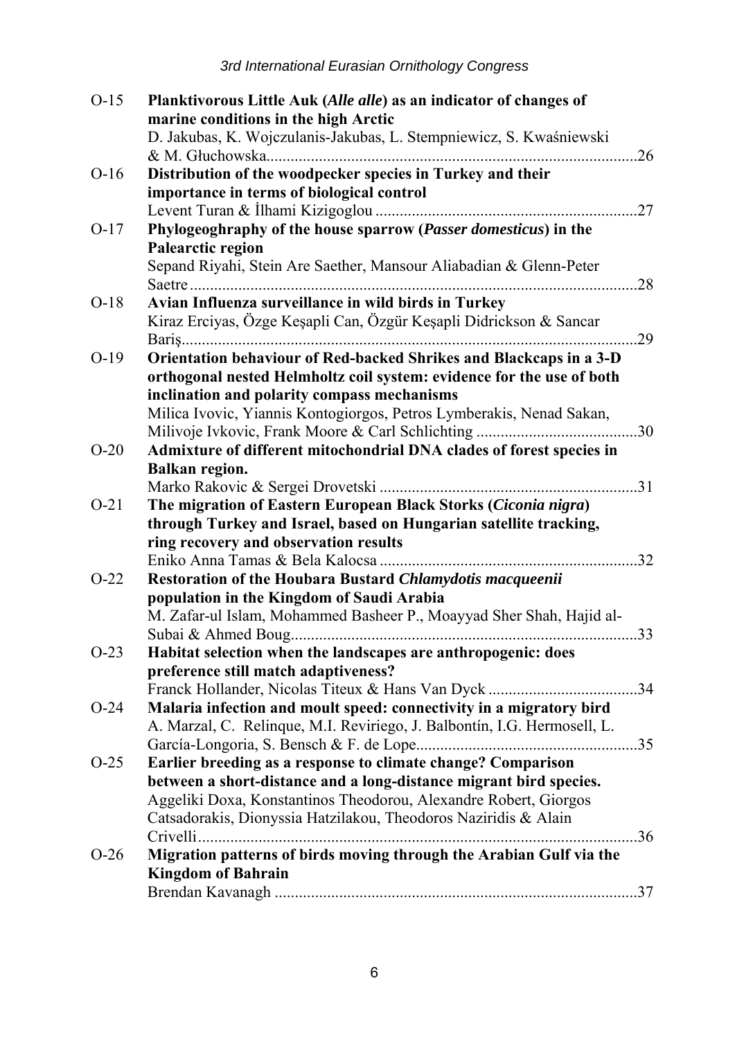O-15 **Planktivorous Little Auk (*Alle alle*) as an indicator of changes of marine conditions in the high Arctic**
D. Jakubas, K. Wojczulanis-Jakubas, L. Stempniewicz, S. Kwaśniewski & M. Głuchowska............................................................................................26

O-16 **Distribution of the woodpecker species in Turkey and their importance in terms of biological control**
Levent Turan & İlhami Kizigoglou .................................................................27

O-17 **Phylogeoghraphy of the house sparrow (*Passer domesticus*) in the Palearctic region**
Sepand Riyahi, Stein Are Saether, Mansour Aliabadian & Glenn-Peter Saetre ...............................................................................................................28

O-18 **Avian Influenza surveillance in wild birds in Turkey**
Kiraz Erciyas, Özge Keşapli Can, Özgür Keşapli Didrickson & Sancar Bariş..................................................................................................................29

O-19 **Orientation behaviour of Red-backed Shrikes and Blackcaps in a 3-D orthogonal nested Helmholtz coil system: evidence for the use of both inclination and polarity compass mechanisms**
Milica Ivovic, Yiannis Kontogiorgos, Petros Lymberakis, Nenad Sakan, Milivoje Ivkovic, Frank Moore & Carl Schlichting ........................................30

O-20 **Admixture of different mitochondrial DNA clades of forest species in Balkan region.**
Marko Rakovic & Sergei Drovetski ................................................................31

O-21 **The migration of Eastern European Black Storks (*Ciconia nigra*) through Turkey and Israel, based on Hungarian satellite tracking, ring recovery and observation results**
Eniko Anna Tamas & Bela Kalocsa ................................................................32

O-22 **Restoration of the Houbara Bustard *Chlamydotis macqueenii* population in the Kingdom of Saudi Arabia**
M. Zafar-ul Islam, Mohammed Basheer P., Moayyad Sher Shah, Hajid al-Subai & Ahmed Boug......................................................................................33

O-23 **Habitat selection when the landscapes are anthropogenic: does preference still match adaptiveness?**
Franck Hollander, Nicolas Titeux & Hans Van Dyck .....................................34

O-24 **Malaria infection and moult speed: connectivity in a migratory bird**
A. Marzal, C. Relinque, M.I. Reviriego, J. Balbontín, I.G. Hermosell, L. García-Longoria, S. Bensch & F. de Lope.......................................................35

O-25 **Earlier breeding as a response to climate change? Comparison between a short-distance and a long-distance migrant bird species.**
Aggeliki Doxa, Konstantinos Theodorou, Alexandre Robert, Giorgos Catsadorakis, Dionyssia Hatzilakou, Theodoros Naziridis & Alain Crivelli.............................................................................................................36

O-26 **Migration patterns of birds moving through the Arabian Gulf via the Kingdom of Bahrain**
Brendan Kavanagh ..........................................................................................37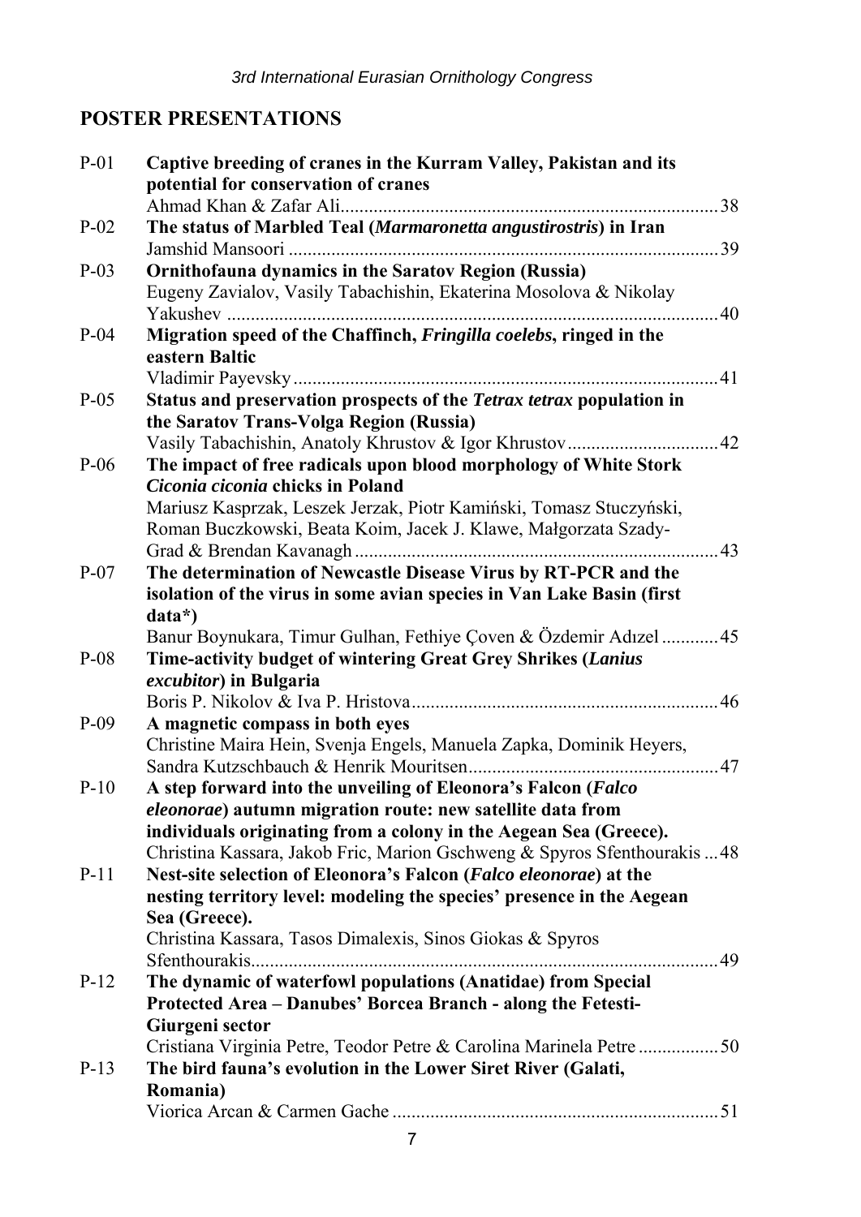## POSTER PRESENTATIONS

**P-01 Captive breeding of cranes in the Kurram Valley, Pakistan and its potential for conservation of cranes**
Ahmad Khan & Zafar Ali ........ 38

**P-02 The status of Marbled Teal (*Marmaronetta angustirostris*) in Iran**
Jamshid Mansoori ........ 39

**P-03 Ornithofauna dynamics in the Saratov Region (Russia)**
Eugeny Zavialov, Vasily Tabachishin, Ekaterina Mosolova & Nikolay Yakushev ........ 40

**P-04 Migration speed of the Chaffinch, *Fringilla coelebs*, ringed in the eastern Baltic**
Vladimir Payevsky ........ 41

**P-05 Status and preservation prospects of the *Tetrax tetrax* population in the Saratov Trans-Volga Region (Russia)**
Vasily Tabachishin, Anatoly Khrustov & Igor Khrustov ........ 42

**P-06 The impact of free radicals upon blood morphology of White Stork *Ciconia ciconia* chicks in Poland**
Mariusz Kasprzak, Leszek Jerzak, Piotr Kamiński, Tomasz Stuczyński, Roman Buczkowski, Beata Koim, Jacek J. Klawe, Małgorzata Szady-Grad & Brendan Kavanagh ........ 43

**P-07 The determination of Newcastle Disease Virus by RT-PCR and the isolation of the virus in some avian species in Van Lake Basin (first data*)**
Banur Boynukara, Timur Gulhan, Fethiye Çoven & Özdemir Adızel ........ 45

**P-08 Time-activity budget of wintering Great Grey Shrikes (*Lanius excubitor*) in Bulgaria**
Boris P. Nikolov & Iva P. Hristova ........ 46

**P-09 A magnetic compass in both eyes**
Christine Maira Hein, Svenja Engels, Manuela Zapka, Dominik Heyers, Sandra Kutzschbauch & Henrik Mouritsen ........ 47

**P-10 A step forward into the unveiling of Eleonora's Falcon (*Falco eleonorae*) autumn migration route: new satellite data from individuals originating from a colony in the Aegean Sea (Greece).**
Christina Kassara, Jakob Fric, Marion Gschweng & Spyros Sfenthourakis ... 48

**P-11 Nest-site selection of Eleonora's Falcon (*Falco eleonorae*) at the nesting territory level: modeling the species' presence in the Aegean Sea (Greece).**
Christina Kassara, Tasos Dimalexis, Sinos Giokas & Spyros Sfenthourakis ........ 49

**P-12 The dynamic of waterfowl populations (Anatidae) from Special Protected Area – Danubes' Borcea Branch - along the Fetesti-Giurgeni sector**
Cristiana Virginia Petre, Teodor Petre & Carolina Marinela Petre ........ 50

**P-13 The bird fauna's evolution in the Lower Siret River (Galati, Romania)**
Viorica Arcan & Carmen Gache ........ 51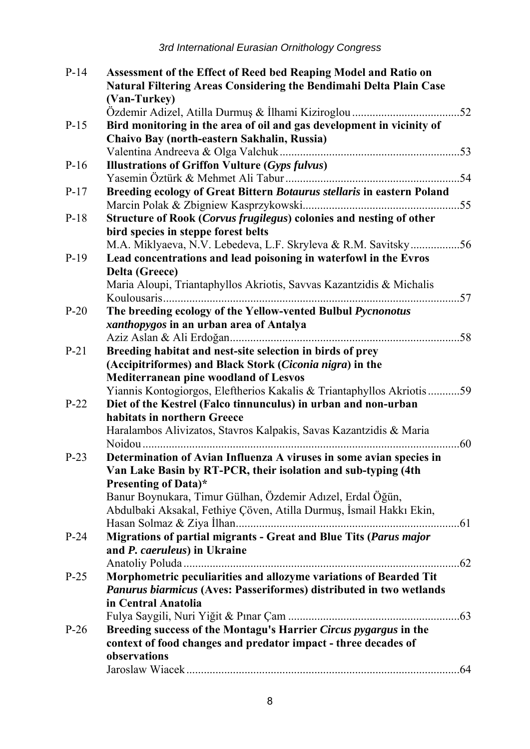P-14 **Assessment of the Effect of Reed bed Reaping Model and Ratio on Natural Filtering Areas Considering the Bendimahi Delta Plain Case (Van-Turkey)**
Özdemir Adizel, Atilla Durmuş & İlhami Kiziroglou .....................................52

P-15 **Bird monitoring in the area of oil and gas development in vicinity of Chaivo Bay (north-eastern Sakhalin, Russia)**
Valentina Andreeva & Olga Valchuk..............................................................53

P-16 **Illustrations of Griffon Vulture (*Gyps fulvus*)**
Yasemin Öztürk & Mehmet Ali Tabur............................................................54

P-17 **Breeding ecology of Great Bittern *Botaurus stellaris* in eastern Poland**
Marcin Polak & Zbigniew Kasprzykowski......................................................55

P-18 **Structure of Rook (*Corvus frugilegus*) colonies and nesting of other bird species in steppe forest belts**
M.A. Miklyaeva, N.V. Lebedeva, L.F. Skryleva & R.M. Savitsky.................56

P-19 **Lead concentrations and lead poisoning in waterfowl in the Evros Delta (Greece)**
Maria Aloupi, Triantaphyllos Akriotis, Savvas Kazantzidis & Michalis Koulousaris......................................................................................................57

P-20 **The breeding ecology of the Yellow-vented Bulbul *Pycnonotus xanthopygos* in an urban area of Antalya**
Aziz Aslan & Ali Erdoğan...............................................................................58

P-21 **Breeding habitat and nest-site selection in birds of prey (Accipitriformes) and Black Stork (*Ciconia nigra*) in the Mediterranean pine woodland of Lesvos**
Yiannis Kontogiorgos, Eleftherios Kakalis & Triantaphyllos Akriotis...........59

P-22 **Diet of the Kestrel (Falco tinnunculus) in urban and non-urban habitats in northern Greece**
Haralambos Alivizatos, Stavros Kalpakis, Savas Kazantzidis & Maria Noidou.............................................................................................................60

P-23 **Determination of Avian Influenza A viruses in some avian species in Van Lake Basin by RT-PCR, their isolation and sub-typing (4th Presenting of Data)***
Banur Boynukara, Timur Gülhan, Özdemir Adızel, Erdal Öğün, Abdulbaki Aksakal, Fethiye Çöven, Atilla Durmuş, İsmail Hakkı Ekin, Hasan Solmaz & Ziya İlhan.............................................................................61

P-24 **Migrations of partial migrants - Great and Blue Tits (*Parus major* and *P. caeruleus*) in Ukraine**
Anatoliy Poluda................................................................................................62

P-25 **Morphometric peculiarities and allozyme variations of Bearded Tit *Panurus biarmicus* (Aves: Passeriformes) distributed in two wetlands in Central Anatolia**
Fulya Saygili, Nuri Yiğit & Pınar Çam ...........................................................63

P-26 **Breeding success of the Montagu's Harrier *Circus pygargus* in the context of food changes and predator impact - three decades of observations**
Jaroslaw Wiacek ..............................................................................................64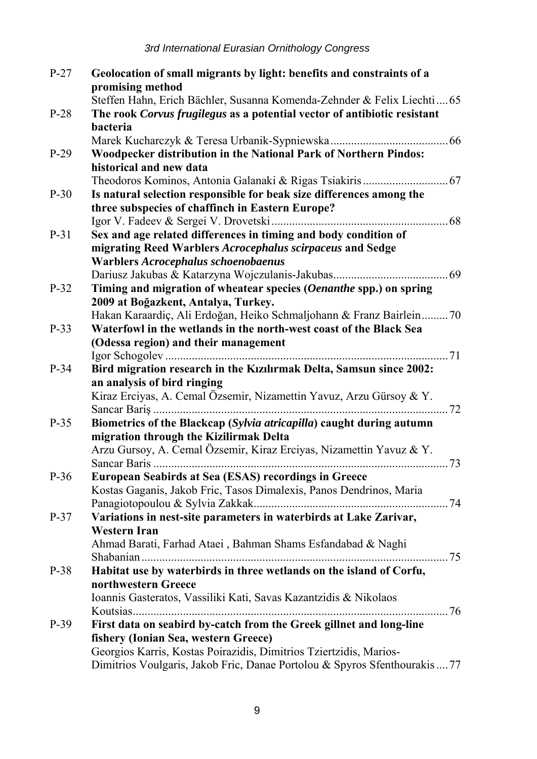| | | |
|---|---|---|
| P-27 | **Geolocation of small migrants by light: benefits and constraints of a promising method**<br>Steffen Hahn, Erich Bächler, Susanna Komenda-Zehnder & Felix Liechti | 65 |
| P-28 | **The rook *Corvus frugilegus* as a potential vector of antibiotic resistant bacteria**<br>Marek Kucharczyk & Teresa Urbanik-Sypniewska | 66 |
| P-29 | **Woodpecker distribution in the National Park of Northern Pindos: historical and new data**<br>Theodoros Kominos, Antonia Galanaki & Rigas Tsiakiris | 67 |
| P-30 | **Is natural selection responsible for beak size differences among the three subspecies of chaffinch in Eastern Europe?**<br>Igor V. Fadeev & Sergei V. Drovetski | 68 |
| P-31 | **Sex and age related differences in timing and body condition of migrating Reed Warblers *Acrocephalus scirpaceus* and Sedge Warblers *Acrocephalus schoenobaenus***<br>Dariusz Jakubas & Katarzyna Wojczulanis-Jakubas | 69 |
| P-32 | **Timing and migration of wheatear species (*Oenanthe* spp.) on spring 2009 at Boğazkent, Antalya, Turkey.**<br>Hakan Karaardiç, Ali Erdoğan, Heiko Schmaljohann & Franz Bairlein | 70 |
| P-33 | **Waterfowl in the wetlands in the north-west coast of the Black Sea (Odessa region) and their management**<br>Igor Schogolev | 71 |
| P-34 | **Bird migration research in the Kızılırmak Delta, Samsun since 2002: an analysis of bird ringing**<br>Kiraz Erciyas, A. Cemal Özsemir, Nizamettin Yavuz, Arzu Gürsoy & Y. Sancar Bariş | 72 |
| P-35 | **Biometrics of the Blackcap (*Sylvia atricapilla*) caught during autumn migration through the Kizilirmak Delta**<br>Arzu Gursoy, A. Cemal Özsemir, Kiraz Erciyas, Nizamettin Yavuz & Y. Sancar Baris | 73 |
| P-36 | **European Seabirds at Sea (ESAS) recordings in Greece**<br>Kostas Gaganis, Jakob Fric, Tasos Dimalexis, Panos Dendrinos, Maria Panagiotopoulou & Sylvia Zakkak | 74 |
| P-37 | **Variations in nest-site parameters in waterbirds at Lake Zarivar, Western Iran**<br>Ahmad Barati, Farhad Ataei , Bahman Shams Esfandabad & Naghi Shabanian | 75 |
| P-38 | **Habitat use by waterbirds in three wetlands on the island of Corfu, northwestern Greece**<br>Ioannis Gasteratos, Vassiliki Kati, Savas Kazantzidis & Nikolaos Koutsias | 76 |
| P-39 | **First data on seabird by-catch from the Greek gillnet and long-line fishery (Ionian Sea, western Greece)**<br>Georgios Karris, Kostas Poirazidis, Dimitrios Tziertzidis, Marios-Dimitrios Voulgaris, Jakob Fric, Danae Portolou & Spyros Sfenthourakis | 77 |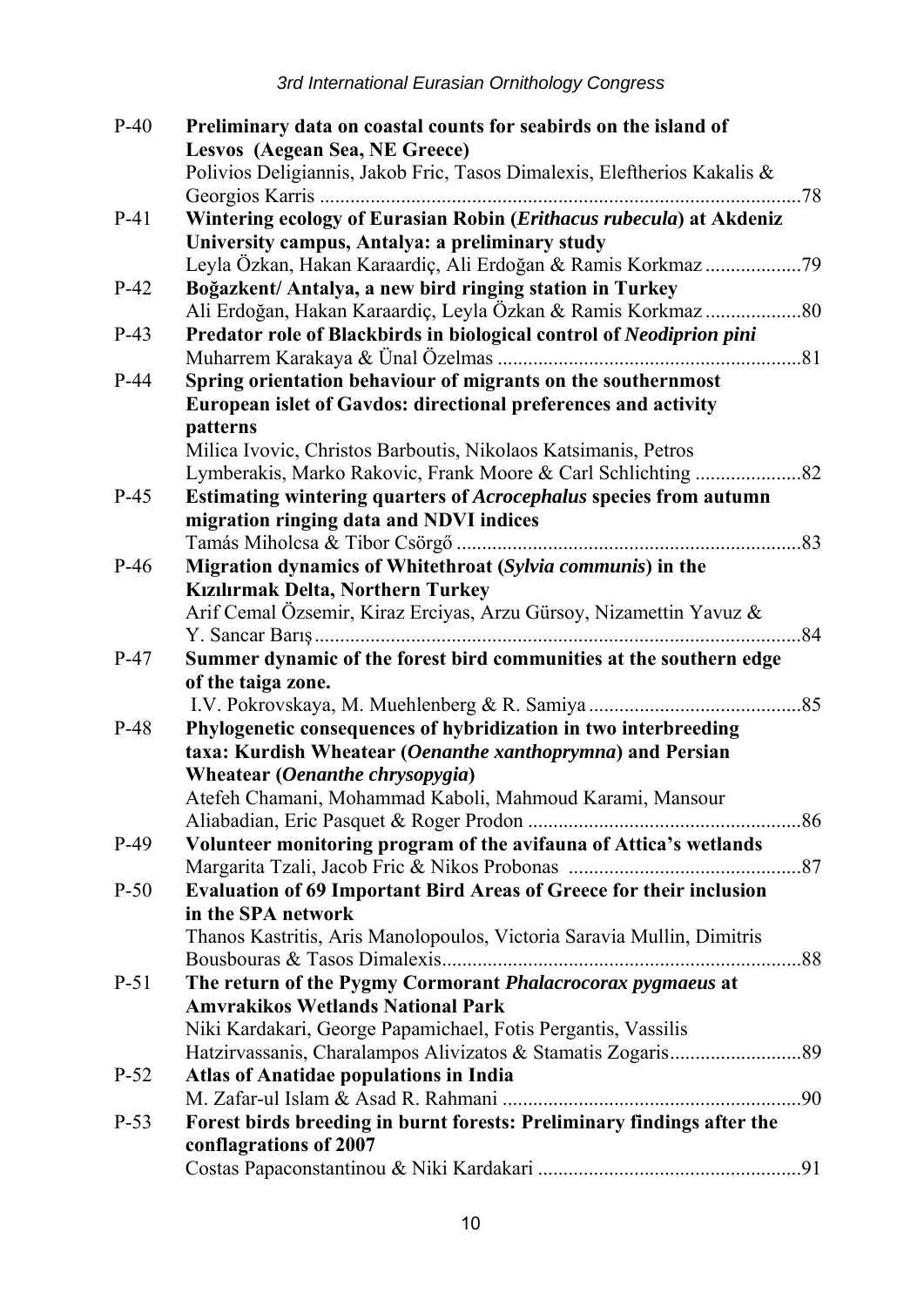P-40 **Preliminary data on coastal counts for seabirds on the island of Lesvos (Aegean Sea, NE Greece)**
Polivios Deligiannis, Jakob Fric, Tasos Dimalexis, Eleftherios Kakalis & Georgios Karris ............................................................................................78

P-41 **Wintering ecology of Eurasian Robin (*Erithacus rubecula*) at Akdeniz University campus, Antalya: a preliminary study**
Leyla Özkan, Hakan Karaardiç, Ali Erdoğan & Ramis Korkmaz ...................79

P-42 **Boğazkent/ Antalya, a new bird ringing station in Turkey**
Ali Erdoğan, Hakan Karaardiç, Leyla Özkan & Ramis Korkmaz ...................80

P-43 **Predator role of Blackbirds in biological control of *Neodiprion pini***
Muharrem Karakaya & Ünal Özelmas ...........................................................81

P-44 **Spring orientation behaviour of migrants on the southernmost European islet of Gavdos: directional preferences and activity patterns**
Milica Ivovic, Christos Barboutis, Nikolaos Katsimanis, Petros Lymberakis, Marko Rakovic, Frank Moore & Carl Schlichting .....................82

P-45 **Estimating wintering quarters of *Acrocephalus* species from autumn migration ringing data and NDVI indices**
Tamás Miholcsa & Tibor Csörgő ....................................................................83

P-46 **Migration dynamics of Whitethroat (*Sylvia communis*) in the Kızılırmak Delta, Northern Turkey**
Arif Cemal Özsemir, Kiraz Erciyas, Arzu Gürsoy, Nizamettin Yavuz & Y. Sancar Barış................................................................................................84

P-47 **Summer dynamic of the forest bird communities at the southern edge of the taiga zone.**
I.V. Pokrovskaya, M. Muehlenberg & R. Samiya .........................................85

P-48 **Phylogenetic consequences of hybridization in two interbreeding taxa: Kurdish Wheatear (*Oenanthe xanthoprymna*) and Persian Wheatear (*Oenanthe chrysopygia*)**
Atefeh Chamani, Mohammad Kaboli, Mahmoud Karami, Mansour Aliabadian, Eric Pasquet & Roger Prodon .....................................................86

P-49 **Volunteer monitoring program of the avifauna of Attica's wetlands**
Margarita Tzali, Jacob Fric & Nikos Probonas .............................................87

P-50 **Evaluation of 69 Important Bird Areas of Greece for their inclusion in the SPA network**
Thanos Kastritis, Aris Manolopoulos, Victoria Saravia Mullin, Dimitris Bousbouras & Tasos Dimalexis......................................................................88

P-51 **The return of the Pygmy Cormorant *Phalacrocorax pygmaeus* at Amvrakikos Wetlands National Park**
Niki Kardakari, George Papamichael, Fotis Pergantis, Vassilis Hatzirvassanis, Charalampos Alivizatos & Stamatis Zogaris..........................89

P-52 **Atlas of Anatidae populations in India**
M. Zafar-ul Islam & Asad R. Rahmani ..........................................................90

P-53 **Forest birds breeding in burnt forests: Preliminary findings after the conflagrations of 2007**
Costas Papaconstantinou & Niki Kardakari ...................................................91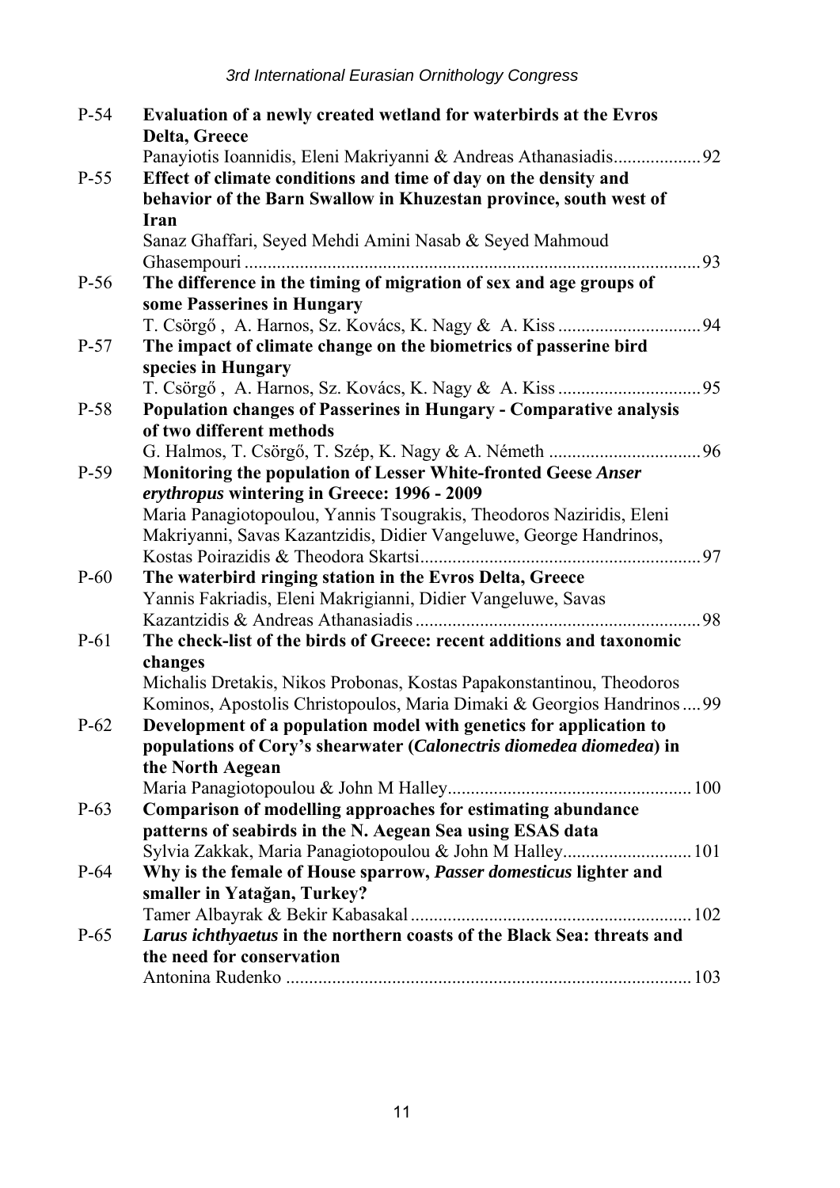P-54 **Evaluation of a newly created wetland for waterbirds at the Evros Delta, Greece**
Panayiotis Ioannidis, Eleni Makriyanni & Andreas Athanasiadis.................. 92

P-55 **Effect of climate conditions and time of day on the density and behavior of the Barn Swallow in Khuzestan province, south west of Iran**
Sanaz Ghaffari, Seyed Mehdi Amini Nasab & Seyed Mahmoud Ghasempouri .................................................................................................. 93

P-56 **The difference in the timing of migration of sex and age groups of some Passerines in Hungary**
T. Csörgő , A. Harnos, Sz. Kovács, K. Nagy & A. Kiss ............................... 94

P-57 **The impact of climate change on the biometrics of passerine bird species in Hungary**
T. Csörgő , A. Harnos, Sz. Kovács, K. Nagy & A. Kiss ............................... 95

P-58 **Population changes of Passerines in Hungary - Comparative analysis of two different methods**
G. Halmos, T. Csörgő, T. Szép, K. Nagy & A. Németh ................................. 96

P-59 **Monitoring the population of Lesser White-fronted Geese *Anser erythropus* wintering in Greece: 1996 - 2009**
Maria Panagiotopoulou, Yannis Tsougrakis, Theodoros Naziridis, Eleni Makriyanni, Savas Kazantzidis, Didier Vangeluwe, George Handrinos, Kostas Poirazidis & Theodora Skartsi............................................................. 97

P-60 **The waterbird ringing station in the Evros Delta, Greece**
Yannis Fakriadis, Eleni Makrigianni, Didier Vangeluwe, Savas Kazantzidis & Andreas Athanasiadis .............................................................. 98

P-61 **The check-list of the birds of Greece: recent additions and taxonomic changes**
Michalis Dretakis, Nikos Probonas, Kostas Papakonstantinou, Theodoros Kominos, Apostolis Christopoulos, Maria Dimaki & Georgios Handrinos .... 99

P-62 **Development of a population model with genetics for application to populations of Cory's shearwater (*Calonectris diomedea diomedea*) in the North Aegean**
Maria Panagiotopoulou & John M Halley..................................................... 100

P-63 **Comparison of modelling approaches for estimating abundance patterns of seabirds in the N. Aegean Sea using ESAS data**
Sylvia Zakkak, Maria Panagiotopoulou & John M Halley............................ 101

P-64 **Why is the female of House sparrow, *Passer domesticus* lighter and smaller in Yatağan, Turkey?**
Tamer Albayrak & Bekir Kabasakal ............................................................. 102

P-65 ***Larus ichthyaetus* in the northern coasts of the Black Sea: threats and the need for conservation**
Antonina Rudenko ........................................................................................ 103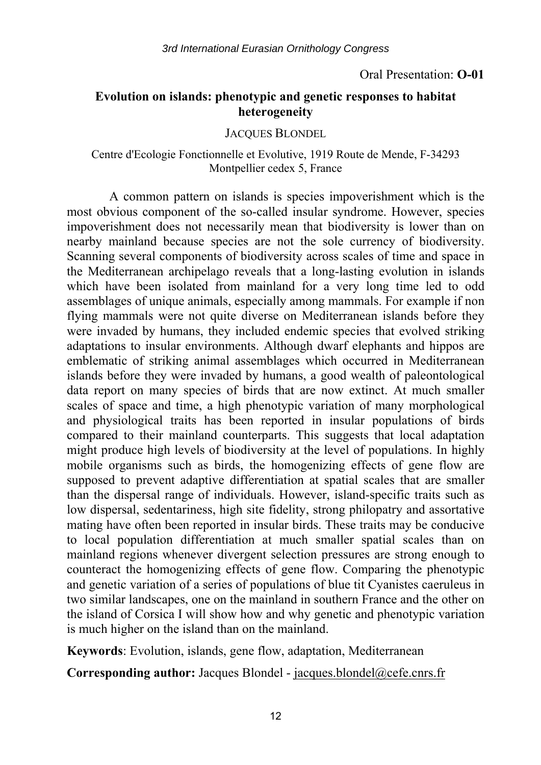Oral Presentation: **O-01**

## Evolution on islands: phenotypic and genetic responses to habitat heterogeneity

JACQUES BLONDEL

Centre d'Ecologie Fonctionnelle et Evolutive, 1919 Route de Mende, F-34293 Montpellier cedex 5, France

A common pattern on islands is species impoverishment which is the most obvious component of the so-called insular syndrome. However, species impoverishment does not necessarily mean that biodiversity is lower than on nearby mainland because species are not the sole currency of biodiversity. Scanning several components of biodiversity across scales of time and space in the Mediterranean archipelago reveals that a long-lasting evolution in islands which have been isolated from mainland for a very long time led to odd assemblages of unique animals, especially among mammals. For example if non flying mammals were not quite diverse on Mediterranean islands before they were invaded by humans, they included endemic species that evolved striking adaptations to insular environments. Although dwarf elephants and hippos are emblematic of striking animal assemblages which occurred in Mediterranean islands before they were invaded by humans, a good wealth of paleontological data report on many species of birds that are now extinct. At much smaller scales of space and time, a high phenotypic variation of many morphological and physiological traits has been reported in insular populations of birds compared to their mainland counterparts. This suggests that local adaptation might produce high levels of biodiversity at the level of populations. In highly mobile organisms such as birds, the homogenizing effects of gene flow are supposed to prevent adaptive differentiation at spatial scales that are smaller than the dispersal range of individuals. However, island-specific traits such as low dispersal, sedentariness, high site fidelity, strong philopatry and assortative mating have often been reported in insular birds. These traits may be conducive to local population differentiation at much smaller spatial scales than on mainland regions whenever divergent selection pressures are strong enough to counteract the homogenizing effects of gene flow. Comparing the phenotypic and genetic variation of a series of populations of blue tit Cyanistes caeruleus in two similar landscapes, one on the mainland in southern France and the other on the island of Corsica I will show how and why genetic and phenotypic variation is much higher on the island than on the mainland.

**Keywords**: Evolution, islands, gene flow, adaptation, Mediterranean

**Corresponding author:** Jacques Blondel - jacques.blondel@cefe.cnrs.fr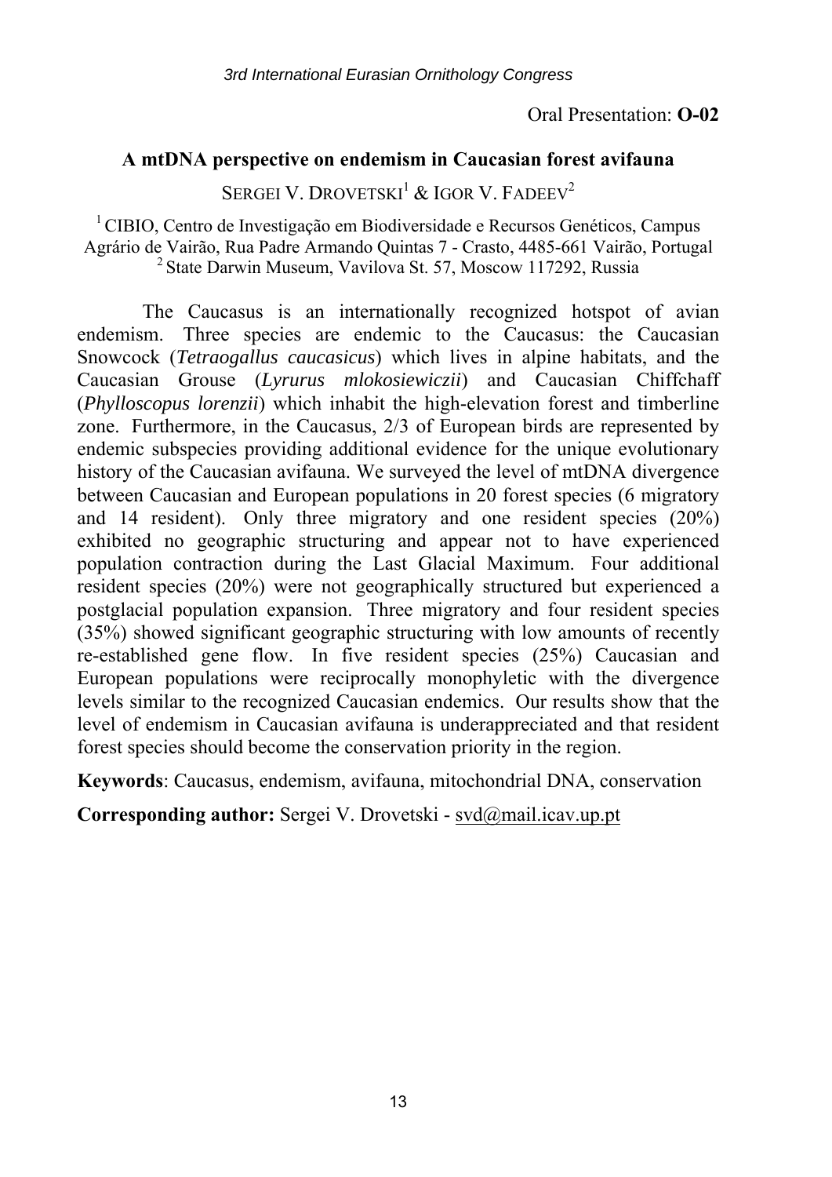Oral Presentation: **O-02**

## A mtDNA perspective on endemism in Caucasian forest avifauna

SERGEI V. DROVETSKI[1] & IGOR V. FADEEV[2]

[1] CIBIO, Centro de Investigação em Biodiversidade e Recursos Genéticos, Campus Agrário de Vairão, Rua Padre Armando Quintas 7 - Crasto, 4485-661 Vairão, Portugal
[2] State Darwin Museum, Vavilova St. 57, Moscow 117292, Russia

The Caucasus is an internationally recognized hotspot of avian endemism. Three species are endemic to the Caucasus: the Caucasian Snowcock (*Tetraogallus caucasicus*) which lives in alpine habitats, and the Caucasian Grouse (*Lyrurus mlokosiewiczii*) and Caucasian Chiffchaff (*Phylloscopus lorenzii*) which inhabit the high-elevation forest and timberline zone. Furthermore, in the Caucasus, 2/3 of European birds are represented by endemic subspecies providing additional evidence for the unique evolutionary history of the Caucasian avifauna. We surveyed the level of mtDNA divergence between Caucasian and European populations in 20 forest species (6 migratory and 14 resident). Only three migratory and one resident species (20%) exhibited no geographic structuring and appear not to have experienced population contraction during the Last Glacial Maximum. Four additional resident species (20%) were not geographically structured but experienced a postglacial population expansion. Three migratory and four resident species (35%) showed significant geographic structuring with low amounts of recently re-established gene flow. In five resident species (25%) Caucasian and European populations were reciprocally monophyletic with the divergence levels similar to the recognized Caucasian endemics. Our results show that the level of endemism in Caucasian avifauna is underappreciated and that resident forest species should become the conservation priority in the region.

**Keywords**: Caucasus, endemism, avifauna, mitochondrial DNA, conservation

**Corresponding author:** Sergei V. Drovetski - svd@mail.icav.up.pt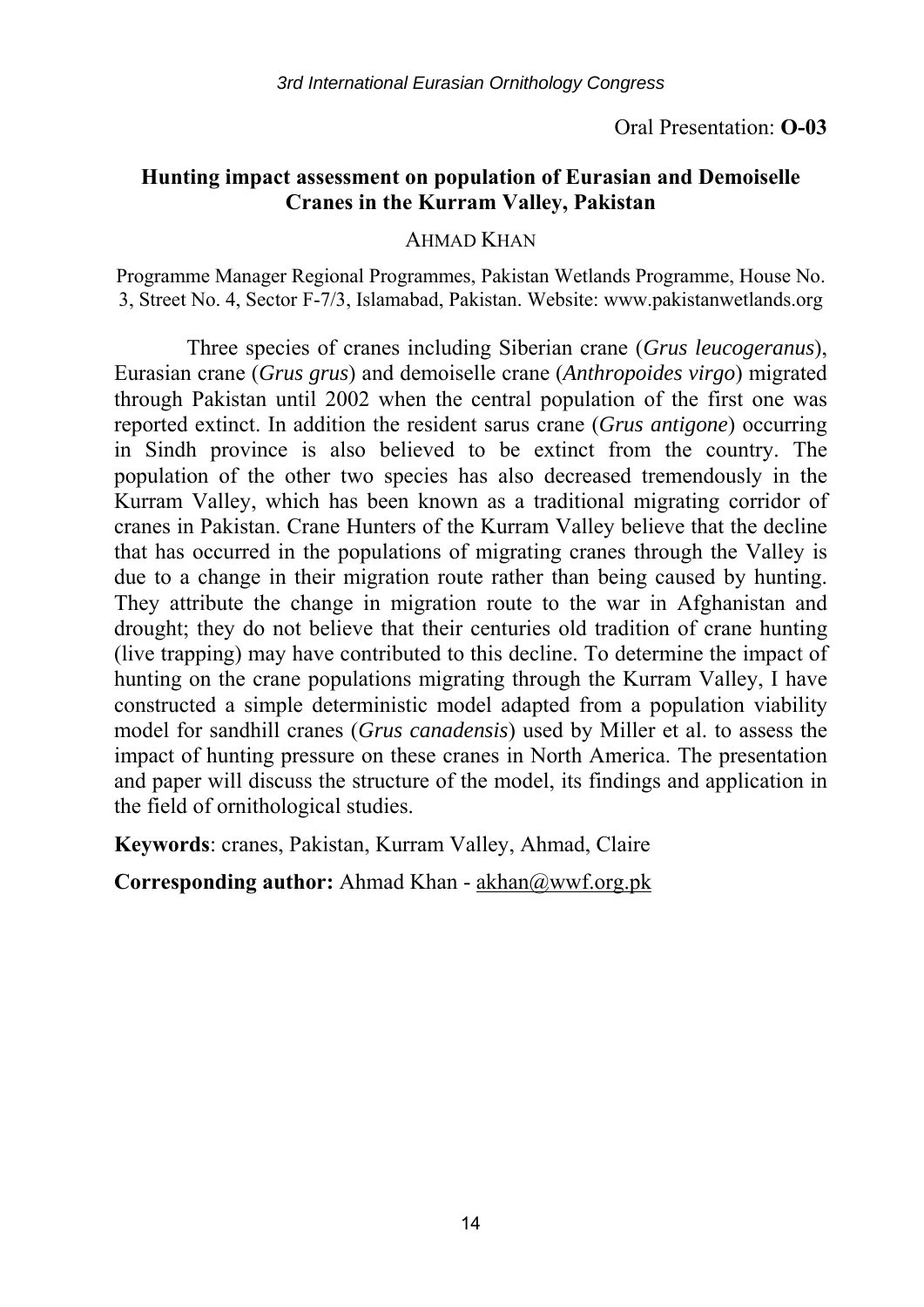Oral Presentation: **O-03**

## Hunting impact assessment on population of Eurasian and Demoiselle Cranes in the Kurram Valley, Pakistan

AHMAD KHAN

Programme Manager Regional Programmes, Pakistan Wetlands Programme, House No. 3, Street No. 4, Sector F-7/3, Islamabad, Pakistan. Website: www.pakistanwetlands.org

Three species of cranes including Siberian crane (*Grus leucogeranus*), Eurasian crane (*Grus grus*) and demoiselle crane (*Anthropoides virgo*) migrated through Pakistan until 2002 when the central population of the first one was reported extinct. In addition the resident sarus crane (*Grus antigone*) occurring in Sindh province is also believed to be extinct from the country. The population of the other two species has also decreased tremendously in the Kurram Valley, which has been known as a traditional migrating corridor of cranes in Pakistan. Crane Hunters of the Kurram Valley believe that the decline that has occurred in the populations of migrating cranes through the Valley is due to a change in their migration route rather than being caused by hunting. They attribute the change in migration route to the war in Afghanistan and drought; they do not believe that their centuries old tradition of crane hunting (live trapping) may have contributed to this decline. To determine the impact of hunting on the crane populations migrating through the Kurram Valley, I have constructed a simple deterministic model adapted from a population viability model for sandhill cranes (*Grus canadensis*) used by Miller et al. to assess the impact of hunting pressure on these cranes in North America. The presentation and paper will discuss the structure of the model, its findings and application in the field of ornithological studies.

**Keywords**: cranes, Pakistan, Kurram Valley, Ahmad, Claire

**Corresponding author:** Ahmad Khan - akhan@wwf.org.pk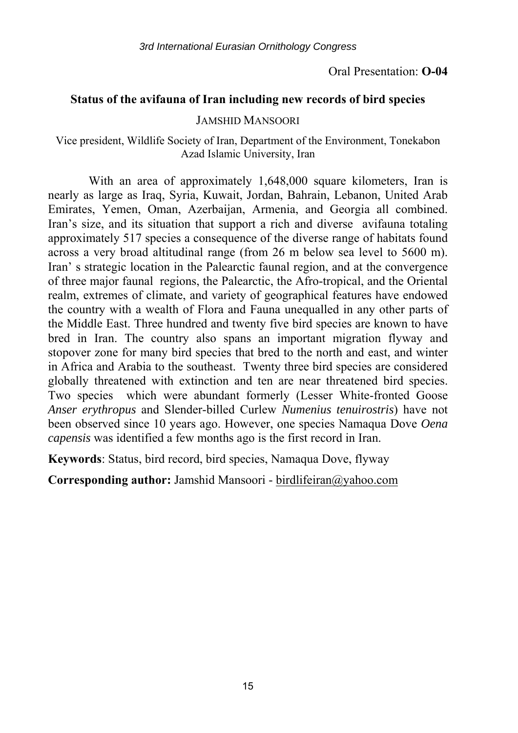Oral Presentation: **O-04**

## Status of the avifauna of Iran including new records of bird species

JAMSHID MANSOORI

Vice president, Wildlife Society of Iran, Department of the Environment, Tonekabon Azad Islamic University, Iran

With an area of approximately 1,648,000 square kilometers, Iran is nearly as large as Iraq, Syria, Kuwait, Jordan, Bahrain, Lebanon, United Arab Emirates, Yemen, Oman, Azerbaijan, Armenia, and Georgia all combined. Iran's size, and its situation that support a rich and diverse avifauna totaling approximately 517 species a consequence of the diverse range of habitats found across a very broad altitudinal range (from 26 m below sea level to 5600 m). Iran' s strategic location in the Palearctic faunal region, and at the convergence of three major faunal regions, the Palearctic, the Afro-tropical, and the Oriental realm, extremes of climate, and variety of geographical features have endowed the country with a wealth of Flora and Fauna unequalled in any other parts of the Middle East. Three hundred and twenty five bird species are known to have bred in Iran. The country also spans an important migration flyway and stopover zone for many bird species that bred to the north and east, and winter in Africa and Arabia to the southeast. Twenty three bird species are considered globally threatened with extinction and ten are near threatened bird species. Two species which were abundant formerly (Lesser White-fronted Goose *Anser erythropus* and Slender-billed Curlew *Numenius tenuirostris*) have not been observed since 10 years ago. However, one species Namaqua Dove *Oena capensis* was identified a few months ago is the first record in Iran.

**Keywords**: Status, bird record, bird species, Namaqua Dove, flyway

**Corresponding author:** Jamshid Mansoori - birdlifeiran@yahoo.com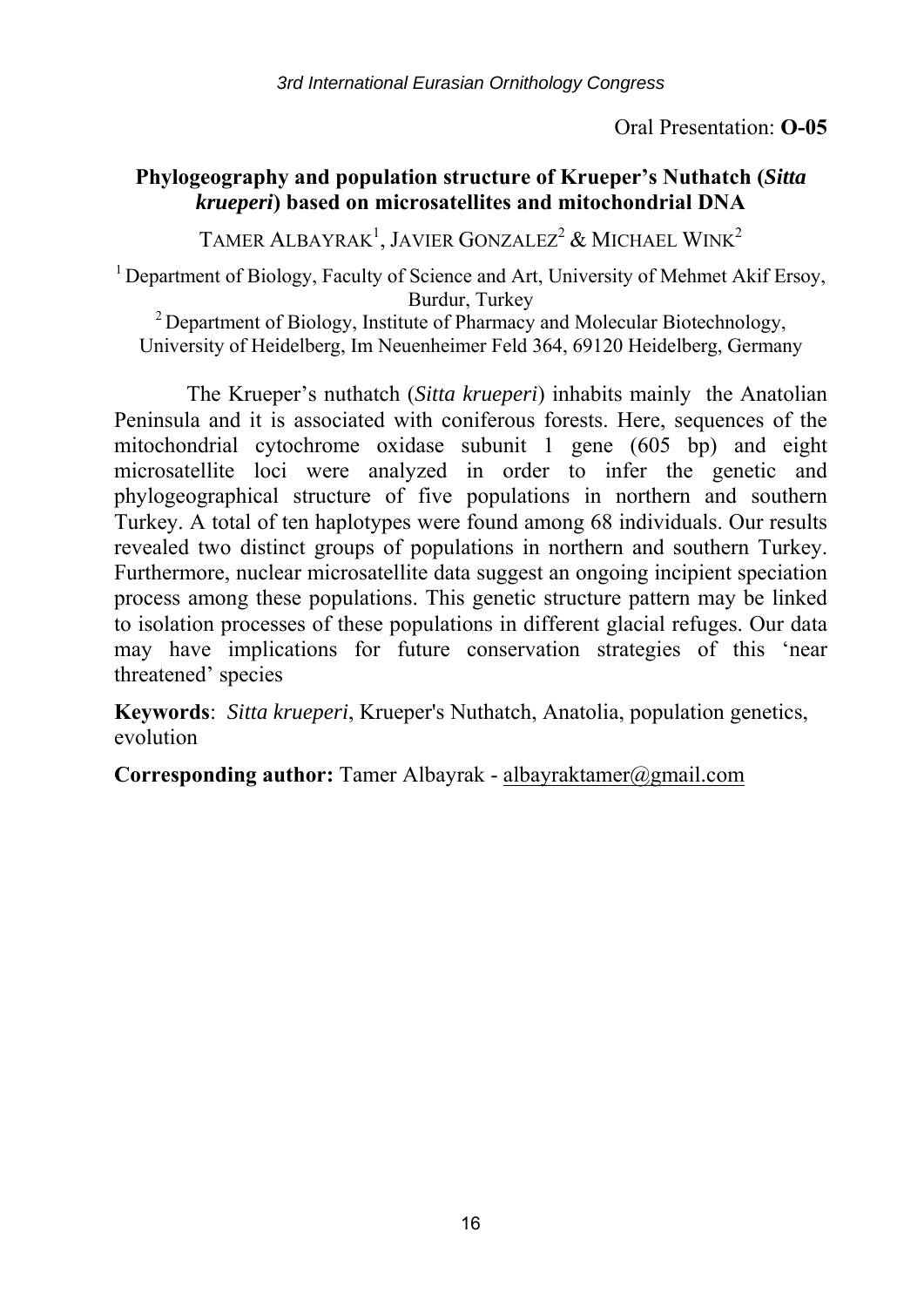Oral Presentation: **O-05**

## Phylogeography and population structure of Krueper's Nuthatch (*Sitta krueperi*) based on microsatellites and mitochondrial DNA

TAMER ALBAYRAK[1], JAVIER GONZALEZ[2] & MICHAEL WINK[2]

[1] Department of Biology, Faculty of Science and Art, University of Mehmet Akif Ersoy, Burdur, Turkey
[2] Department of Biology, Institute of Pharmacy and Molecular Biotechnology, University of Heidelberg, Im Neuenheimer Feld 364, 69120 Heidelberg, Germany

The Krueper's nuthatch (*Sitta krueperi*) inhabits mainly the Anatolian Peninsula and it is associated with coniferous forests. Here, sequences of the mitochondrial cytochrome oxidase subunit 1 gene (605 bp) and eight microsatellite loci were analyzed in order to infer the genetic and phylogeographical structure of five populations in northern and southern Turkey. A total of ten haplotypes were found among 68 individuals. Our results revealed two distinct groups of populations in northern and southern Turkey. Furthermore, nuclear microsatellite data suggest an ongoing incipient speciation process among these populations. This genetic structure pattern may be linked to isolation processes of these populations in different glacial refuges. Our data may have implications for future conservation strategies of this 'near threatened' species

**Keywords**: *Sitta krueperi*, Krueper's Nuthatch, Anatolia, population genetics, evolution

**Corresponding author:** Tamer Albayrak - albayraktamer@gmail.com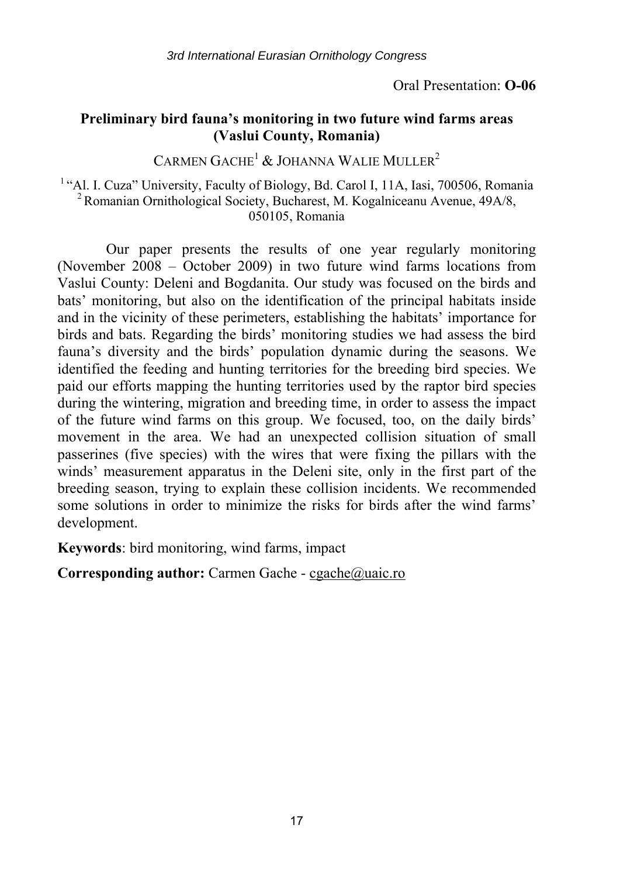Oral Presentation: **O-06**

## Preliminary bird fauna's monitoring in two future wind farms areas (Vaslui County, Romania)

CARMEN GACHE[1] & JOHANNA WALIE MULLER[2]

[1] "Al. I. Cuza" University, Faculty of Biology, Bd. Carol I, 11A, Iasi, 700506, Romania
[2] Romanian Ornithological Society, Bucharest, M. Kogalniceanu Avenue, 49A/8, 050105, Romania

Our paper presents the results of one year regularly monitoring (November 2008 – October 2009) in two future wind farms locations from Vaslui County: Deleni and Bogdanita. Our study was focused on the birds and bats' monitoring, but also on the identification of the principal habitats inside and in the vicinity of these perimeters, establishing the habitats' importance for birds and bats. Regarding the birds' monitoring studies we had assess the bird fauna's diversity and the birds' population dynamic during the seasons. We identified the feeding and hunting territories for the breeding bird species. We paid our efforts mapping the hunting territories used by the raptor bird species during the wintering, migration and breeding time, in order to assess the impact of the future wind farms on this group. We focused, too, on the daily birds' movement in the area. We had an unexpected collision situation of small passerines (five species) with the wires that were fixing the pillars with the winds' measurement apparatus in the Deleni site, only in the first part of the breeding season, trying to explain these collision incidents. We recommended some solutions in order to minimize the risks for birds after the wind farms' development.

**Keywords**: bird monitoring, wind farms, impact

**Corresponding author:** Carmen Gache - cgache@uaic.ro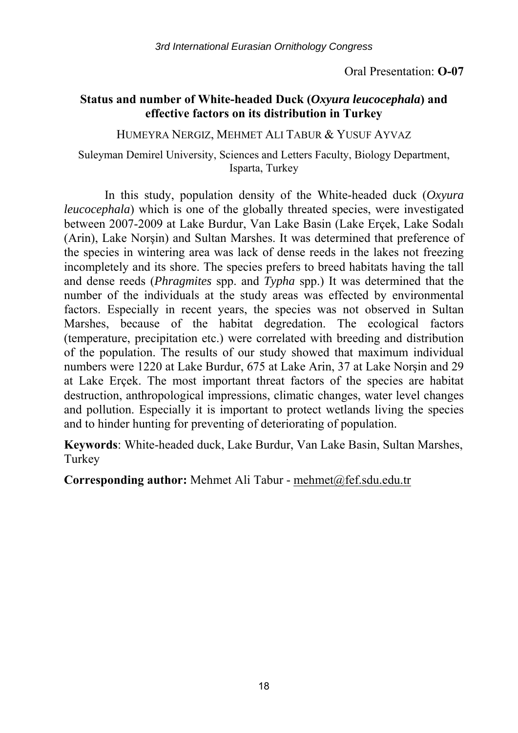Oral Presentation: **O-07**

## Status and number of White-headed Duck (*Oxyura leucocephala*) and effective factors on its distribution in Turkey

HUMEYRA NERGIZ, MEHMET ALI TABUR & YUSUF AYVAZ

Suleyman Demirel University, Sciences and Letters Faculty, Biology Department, Isparta, Turkey

In this study, population density of the White-headed duck (*Oxyura leucocephala*) which is one of the globally threated species, were investigated between 2007-2009 at Lake Burdur, Van Lake Basin (Lake Erçek, Lake Sodalı (Arin), Lake Norşin) and Sultan Marshes. It was determined that preference of the species in wintering area was lack of dense reeds in the lakes not freezing incompletely and its shore. The species prefers to breed habitats having the tall and dense reeds (*Phragmites* spp. and *Typha* spp.) It was determined that the number of the individuals at the study areas was effected by environmental factors. Especially in recent years, the species was not observed in Sultan Marshes, because of the habitat degredation. The ecological factors (temperature, precipitation etc.) were correlated with breeding and distribution of the population. The results of our study showed that maximum individual numbers were 1220 at Lake Burdur, 675 at Lake Arin, 37 at Lake Norşin and 29 at Lake Erçek. The most important threat factors of the species are habitat destruction, anthropological impressions, climatic changes, water level changes and pollution. Especially it is important to protect wetlands living the species and to hinder hunting for preventing of deteriorating of population.

**Keywords**: White-headed duck, Lake Burdur, Van Lake Basin, Sultan Marshes, Turkey

**Corresponding author:** Mehmet Ali Tabur - mehmet@fef.sdu.edu.tr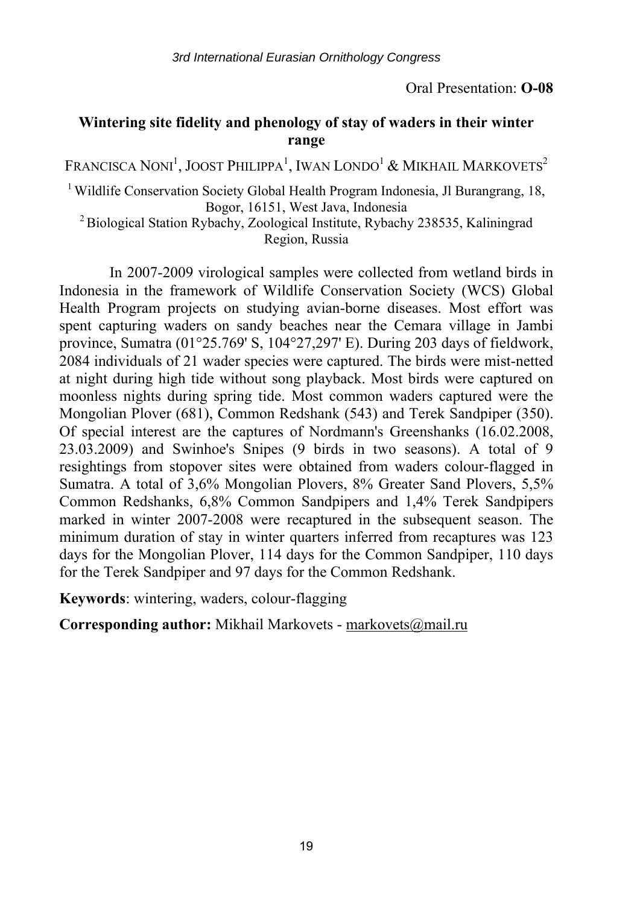Oral Presentation: **O-08**

## Wintering site fidelity and phenology of stay of waders in their winter range

FRANCISCA NONI[1], JOOST PHILIPPA[1], IWAN LONDO[1] & MIKHAIL MARKOVETS[2]

[1] Wildlife Conservation Society Global Health Program Indonesia, Jl Burangrang, 18, Bogor, 16151, West Java, Indonesia

[2] Biological Station Rybachy, Zoological Institute, Rybachy 238535, Kaliningrad Region, Russia

In 2007-2009 virological samples were collected from wetland birds in Indonesia in the framework of Wildlife Conservation Society (WCS) Global Health Program projects on studying avian-borne diseases. Most effort was spent capturing waders on sandy beaches near the Cemara village in Jambi province, Sumatra (01°25.769' S, 104°27,297' E). During 203 days of fieldwork, 2084 individuals of 21 wader species were captured. The birds were mist-netted at night during high tide without song playback. Most birds were captured on moonless nights during spring tide. Most common waders captured were the Mongolian Plover (681), Common Redshank (543) and Terek Sandpiper (350). Of special interest are the captures of Nordmann's Greenshanks (16.02.2008, 23.03.2009) and Swinhoe's Snipes (9 birds in two seasons). A total of 9 resightings from stopover sites were obtained from waders colour-flagged in Sumatra. A total of 3,6% Mongolian Plovers, 8% Greater Sand Plovers, 5,5% Common Redshanks, 6,8% Common Sandpipers and 1,4% Terek Sandpipers marked in winter 2007-2008 were recaptured in the subsequent season. The minimum duration of stay in winter quarters inferred from recaptures was 123 days for the Mongolian Plover, 114 days for the Common Sandpiper, 110 days for the Terek Sandpiper and 97 days for the Common Redshank.

**Keywords**: wintering, waders, colour-flagging

**Corresponding author:** Mikhail Markovets - markovets@mail.ru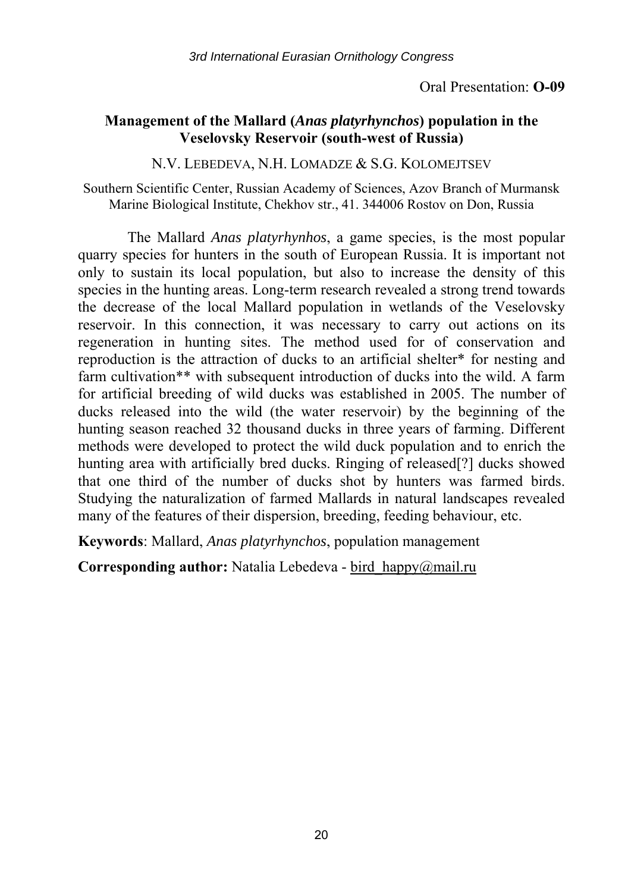Oral Presentation: **O-09**

## Management of the Mallard (*Anas platyrhynchos*) population in the Veselovsky Reservoir (south-west of Russia)

N.V. LEBEDEVA, N.H. LOMADZE & S.G. KOLOMEJTSEV

Southern Scientific Center, Russian Academy of Sciences, Azov Branch of Murmansk Marine Biological Institute, Chekhov str., 41. 344006 Rostov on Don, Russia

The Mallard *Anas platyrhynhos*, a game species, is the most popular quarry species for hunters in the south of European Russia. It is important not only to sustain its local population, but also to increase the density of this species in the hunting areas. Long-term research revealed a strong trend towards the decrease of the local Mallard population in wetlands of the Veselovsky reservoir. In this connection, it was necessary to carry out actions on its regeneration in hunting sites. The method used for of conservation and reproduction is the attraction of ducks to an artificial shelter* for nesting and farm cultivation** with subsequent introduction of ducks into the wild. A farm for artificial breeding of wild ducks was established in 2005. The number of ducks released into the wild (the water reservoir) by the beginning of the hunting season reached 32 thousand ducks in three years of farming. Different methods were developed to protect the wild duck population and to enrich the hunting area with artificially bred ducks. Ringing of released[?] ducks showed that one third of the number of ducks shot by hunters was farmed birds. Studying the naturalization of farmed Mallards in natural landscapes revealed many of the features of their dispersion, breeding, feeding behaviour, etc.

**Keywords**: Mallard, *Anas platyrhynchos*, population management

**Corresponding author:** Natalia Lebedeva - bird_happy@mail.ru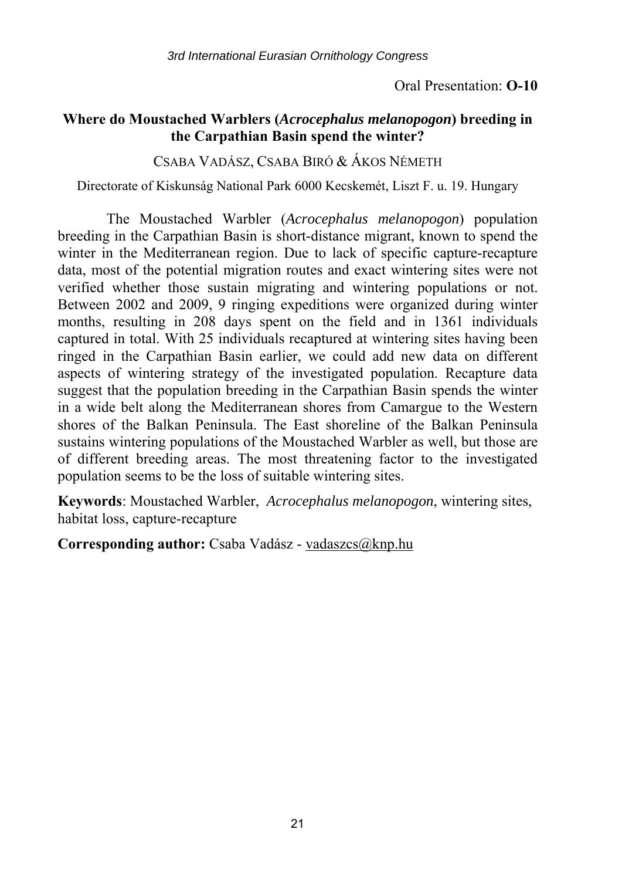Oral Presentation: **O-10**

## Where do Moustached Warblers (*Acrocephalus melanopogon*) breeding in the Carpathian Basin spend the winter?

CSABA VADÁSZ, CSABA BIRÓ & ÁKOS NÉMETH

Directorate of Kiskunság National Park 6000 Kecskemét, Liszt F. u. 19. Hungary

The Moustached Warbler (*Acrocephalus melanopogon*) population breeding in the Carpathian Basin is short-distance migrant, known to spend the winter in the Mediterranean region. Due to lack of specific capture-recapture data, most of the potential migration routes and exact wintering sites were not verified whether those sustain migrating and wintering populations or not. Between 2002 and 2009, 9 ringing expeditions were organized during winter months, resulting in 208 days spent on the field and in 1361 individuals captured in total. With 25 individuals recaptured at wintering sites having been ringed in the Carpathian Basin earlier, we could add new data on different aspects of wintering strategy of the investigated population. Recapture data suggest that the population breeding in the Carpathian Basin spends the winter in a wide belt along the Mediterranean shores from Camargue to the Western shores of the Balkan Peninsula. The East shoreline of the Balkan Peninsula sustains wintering populations of the Moustached Warbler as well, but those are of different breeding areas. The most threatening factor to the investigated population seems to be the loss of suitable wintering sites.

**Keywords**: Moustached Warbler, *Acrocephalus melanopogon*, wintering sites, habitat loss, capture-recapture

**Corresponding author:** Csaba Vadász - vadaszcs@knp.hu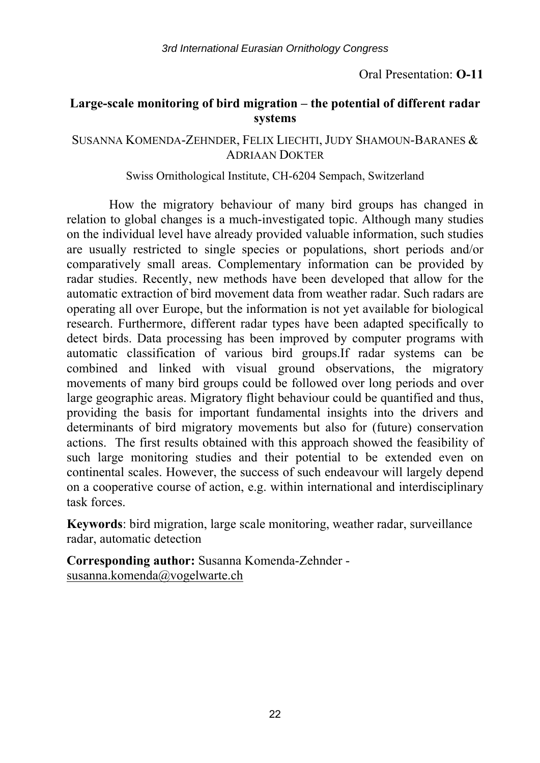Oral Presentation: **O-11**

## Large-scale monitoring of bird migration – the potential of different radar systems

SUSANNA KOMENDA-ZEHNDER, FELIX LIECHTI, JUDY SHAMOUN-BARANES & ADRIAAN DOKTER

Swiss Ornithological Institute, CH-6204 Sempach, Switzerland

How the migratory behaviour of many bird groups has changed in relation to global changes is a much-investigated topic. Although many studies on the individual level have already provided valuable information, such studies are usually restricted to single species or populations, short periods and/or comparatively small areas. Complementary information can be provided by radar studies. Recently, new methods have been developed that allow for the automatic extraction of bird movement data from weather radar. Such radars are operating all over Europe, but the information is not yet available for biological research. Furthermore, different radar types have been adapted specifically to detect birds. Data processing has been improved by computer programs with automatic classification of various bird groups.If radar systems can be combined and linked with visual ground observations, the migratory movements of many bird groups could be followed over long periods and over large geographic areas. Migratory flight behaviour could be quantified and thus, providing the basis for important fundamental insights into the drivers and determinants of bird migratory movements but also for (future) conservation actions. The first results obtained with this approach showed the feasibility of such large monitoring studies and their potential to be extended even on continental scales. However, the success of such endeavour will largely depend on a cooperative course of action, e.g. within international and interdisciplinary task forces.

**Keywords**: bird migration, large scale monitoring, weather radar, surveillance radar, automatic detection

**Corresponding author:** Susanna Komenda-Zehnder - susanna.komenda@vogelwarte.ch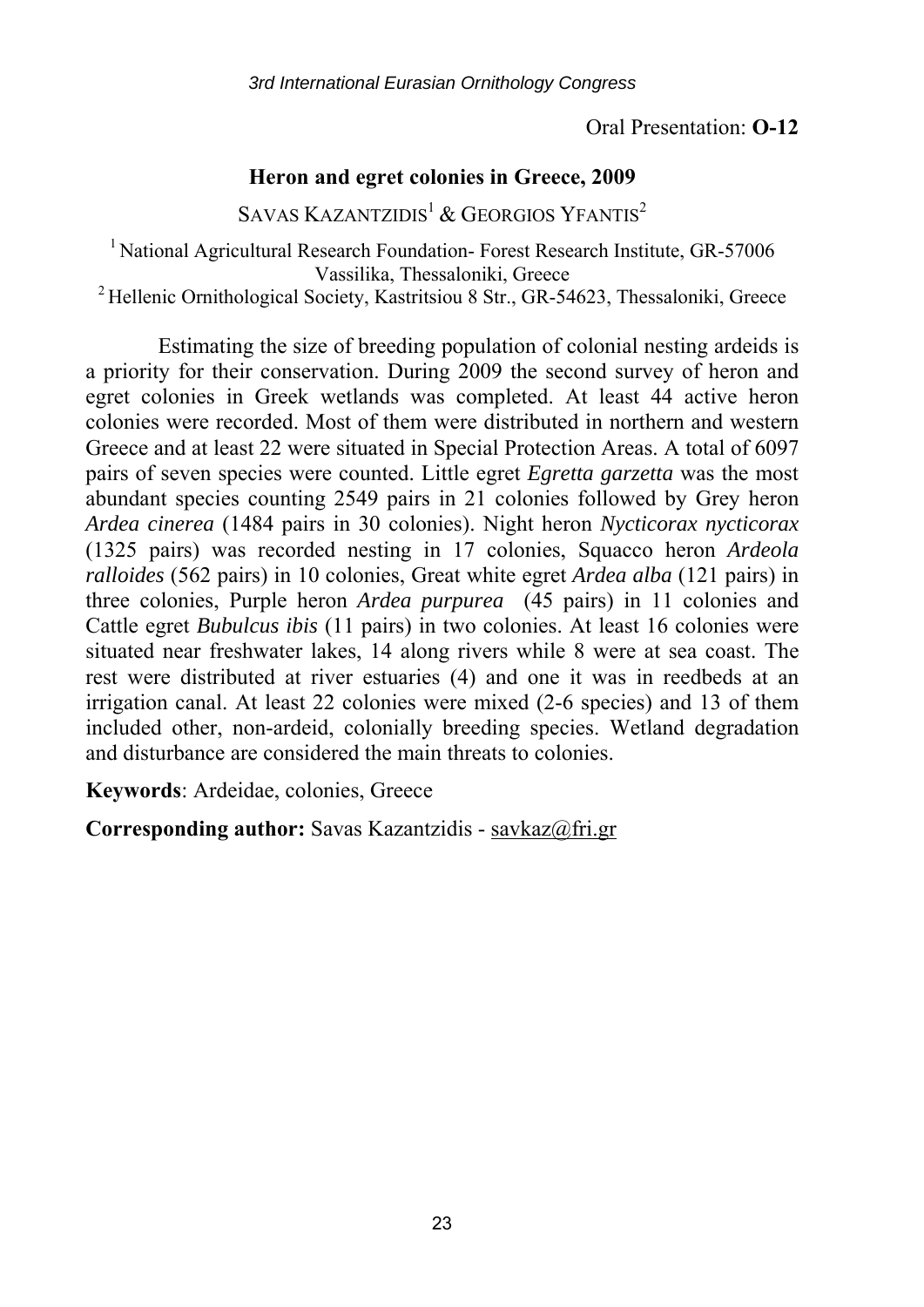Oral Presentation: **O-12**

## Heron and egret colonies in Greece, 2009

SAVAS KAZANTZIDIS[1] & GEORGIOS YFANTIS[2]

[1] National Agricultural Research Foundation- Forest Research Institute, GR-57006 Vassilika, Thessaloniki, Greece

[2] Hellenic Ornithological Society, Kastritsiou 8 Str., GR-54623, Thessaloniki, Greece

Estimating the size of breeding population of colonial nesting ardeids is a priority for their conservation. During 2009 the second survey of heron and egret colonies in Greek wetlands was completed. At least 44 active heron colonies were recorded. Most of them were distributed in northern and western Greece and at least 22 were situated in Special Protection Areas. A total of 6097 pairs of seven species were counted. Little egret *Egretta garzetta* was the most abundant species counting 2549 pairs in 21 colonies followed by Grey heron *Ardea cinerea* (1484 pairs in 30 colonies). Night heron *Nycticorax nycticorax* (1325 pairs) was recorded nesting in 17 colonies, Squacco heron *Ardeola ralloides* (562 pairs) in 10 colonies, Great white egret *Ardea alba* (121 pairs) in three colonies, Purple heron *Ardea purpurea* (45 pairs) in 11 colonies and Cattle egret *Bubulcus ibis* (11 pairs) in two colonies. At least 16 colonies were situated near freshwater lakes, 14 along rivers while 8 were at sea coast. The rest were distributed at river estuaries (4) and one it was in reedbeds at an irrigation canal. At least 22 colonies were mixed (2-6 species) and 13 of them included other, non-ardeid, colonially breeding species. Wetland degradation and disturbance are considered the main threats to colonies.

**Keywords**: Ardeidae, colonies, Greece

**Corresponding author:** Savas Kazantzidis - savkaz@fri.gr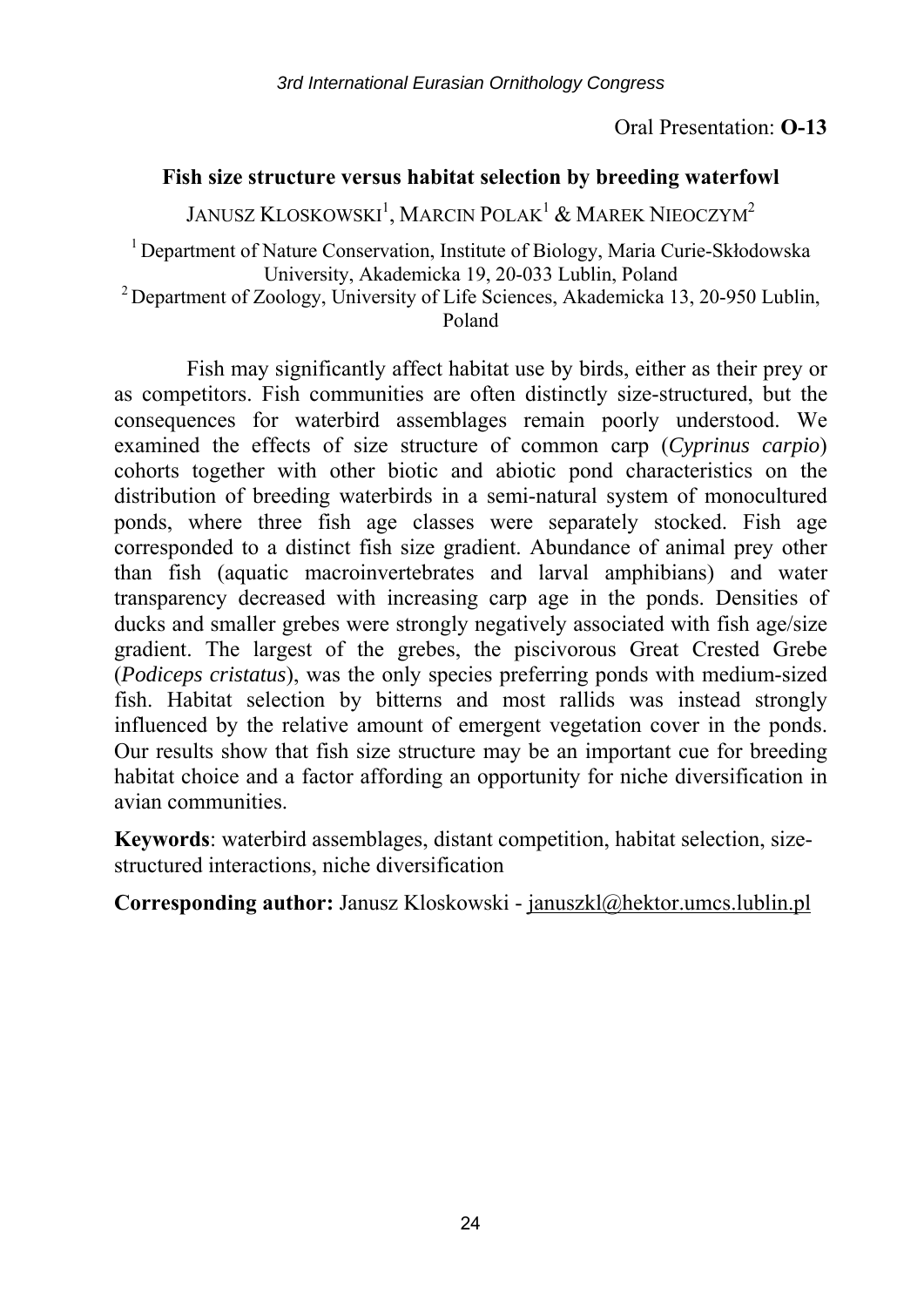Oral Presentation: **O-13**

## Fish size structure versus habitat selection by breeding waterfowl

Janusz Kloskowski[1], Marcin Polak[1] & Marek Nieoczym[2]

[1] Department of Nature Conservation, Institute of Biology, Maria Curie-Skłodowska University, Akademicka 19, 20-033 Lublin, Poland
[2] Department of Zoology, University of Life Sciences, Akademicka 13, 20-950 Lublin, Poland

Fish may significantly affect habitat use by birds, either as their prey or as competitors. Fish communities are often distinctly size-structured, but the consequences for waterbird assemblages remain poorly understood. We examined the effects of size structure of common carp (*Cyprinus carpio*) cohorts together with other biotic and abiotic pond characteristics on the distribution of breeding waterbirds in a semi-natural system of monocultured ponds, where three fish age classes were separately stocked. Fish age corresponded to a distinct fish size gradient. Abundance of animal prey other than fish (aquatic macroinvertebrates and larval amphibians) and water transparency decreased with increasing carp age in the ponds. Densities of ducks and smaller grebes were strongly negatively associated with fish age/size gradient. The largest of the grebes, the piscivorous Great Crested Grebe (*Podiceps cristatus*), was the only species preferring ponds with medium-sized fish. Habitat selection by bitterns and most rallids was instead strongly influenced by the relative amount of emergent vegetation cover in the ponds. Our results show that fish size structure may be an important cue for breeding habitat choice and a factor affording an opportunity for niche diversification in avian communities.

**Keywords**: waterbird assemblages, distant competition, habitat selection, size-structured interactions, niche diversification

**Corresponding author:** Janusz Kloskowski - januszkl@hektor.umcs.lublin.pl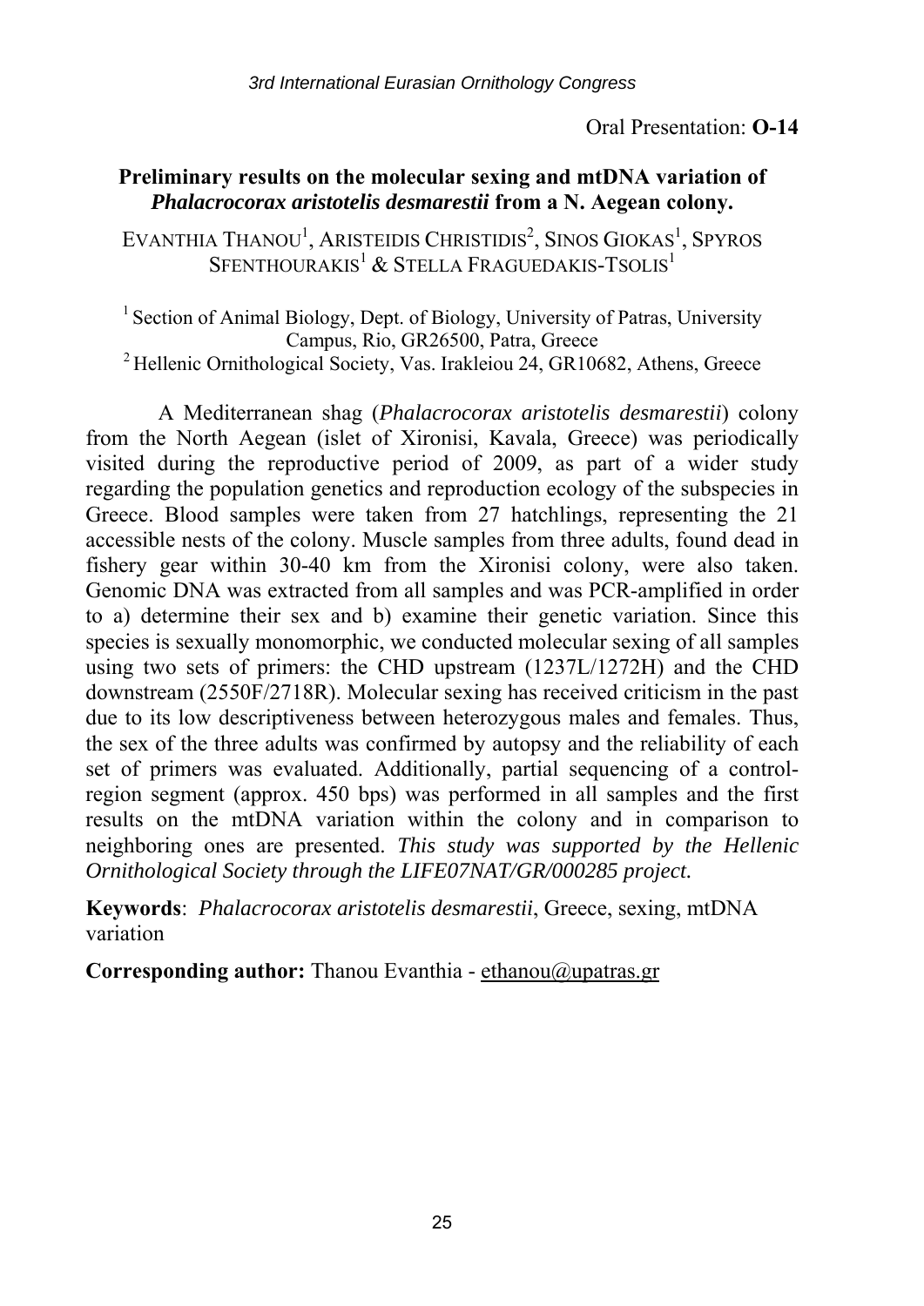Oral Presentation: **O-14**

## Preliminary results on the molecular sexing and mtDNA variation of *Phalacrocorax aristotelis desmarestii* from a N. Aegean colony.

EVANTHIA THANOU[1], ARISTEIDIS CHRISTIDIS[2], SINOS GIOKAS[1], SPYROS SFENTHOURAKIS[1] & STELLA FRAGUEDAKIS-TSOLIS[1]

[1] Section of Animal Biology, Dept. of Biology, University of Patras, University Campus, Rio, GR26500, Patra, Greece
[2] Hellenic Ornithological Society, Vas. Irakleiou 24, GR10682, Athens, Greece

A Mediterranean shag (*Phalacrocorax aristotelis desmarestii*) colony from the North Aegean (islet of Xironisi, Kavala, Greece) was periodically visited during the reproductive period of 2009, as part of a wider study regarding the population genetics and reproduction ecology of the subspecies in Greece. Blood samples were taken from 27 hatchlings, representing the 21 accessible nests of the colony. Muscle samples from three adults, found dead in fishery gear within 30-40 km from the Xironisi colony, were also taken. Genomic DNA was extracted from all samples and was PCR-amplified in order to a) determine their sex and b) examine their genetic variation. Since this species is sexually monomorphic, we conducted molecular sexing of all samples using two sets of primers: the CHD upstream (1237L/1272H) and the CHD downstream (2550F/2718R). Molecular sexing has received criticism in the past due to its low descriptiveness between heterozygous males and females. Thus, the sex of the three adults was confirmed by autopsy and the reliability of each set of primers was evaluated. Additionally, partial sequencing of a control-region segment (approx. 450 bps) was performed in all samples and the first results on the mtDNA variation within the colony and in comparison to neighboring ones are presented. *This study was supported by the Hellenic Ornithological Society through the LIFE07NAT/GR/000285 project.*

**Keywords**: *Phalacrocorax aristotelis desmarestii*, Greece, sexing, mtDNA variation

**Corresponding author:** Thanou Evanthia - ethanou@upatras.gr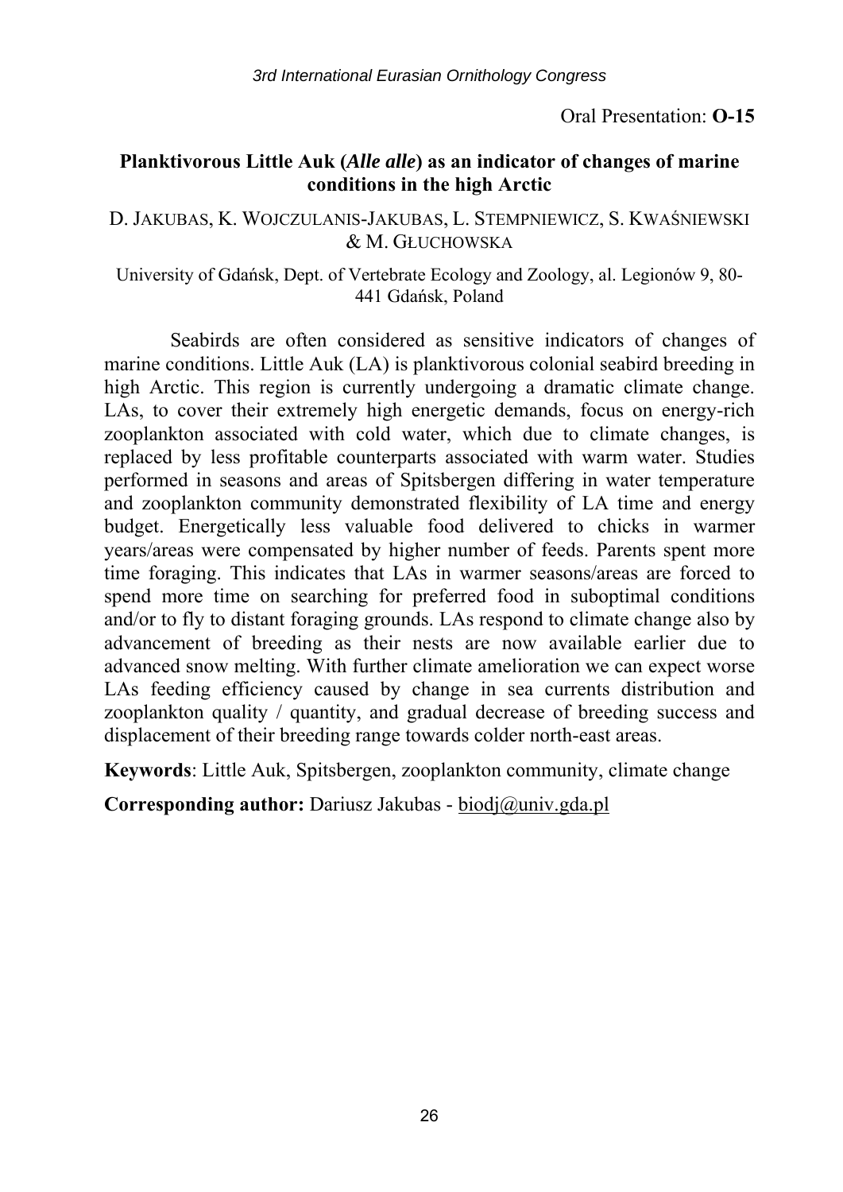Oral Presentation: **O-15**

## Planktivorous Little Auk (*Alle alle*) as an indicator of changes of marine conditions in the high Arctic

D. JAKUBAS, K. WOJCZULANIS-JAKUBAS, L. STEMPNIEWICZ, S. KWAŚNIEWSKI & M. GŁUCHOWSKA

University of Gdańsk, Dept. of Vertebrate Ecology and Zoology, al. Legionów 9, 80-441 Gdańsk, Poland

Seabirds are often considered as sensitive indicators of changes of marine conditions. Little Auk (LA) is planktivorous colonial seabird breeding in high Arctic. This region is currently undergoing a dramatic climate change. LAs, to cover their extremely high energetic demands, focus on energy-rich zooplankton associated with cold water, which due to climate changes, is replaced by less profitable counterparts associated with warm water. Studies performed in seasons and areas of Spitsbergen differing in water temperature and zooplankton community demonstrated flexibility of LA time and energy budget. Energetically less valuable food delivered to chicks in warmer years/areas were compensated by higher number of feeds. Parents spent more time foraging. This indicates that LAs in warmer seasons/areas are forced to spend more time on searching for preferred food in suboptimal conditions and/or to fly to distant foraging grounds. LAs respond to climate change also by advancement of breeding as their nests are now available earlier due to advanced snow melting. With further climate amelioration we can expect worse LAs feeding efficiency caused by change in sea currents distribution and zooplankton quality / quantity, and gradual decrease of breeding success and displacement of their breeding range towards colder north-east areas.

**Keywords**: Little Auk, Spitsbergen, zooplankton community, climate change

**Corresponding author:** Dariusz Jakubas - biodj@univ.gda.pl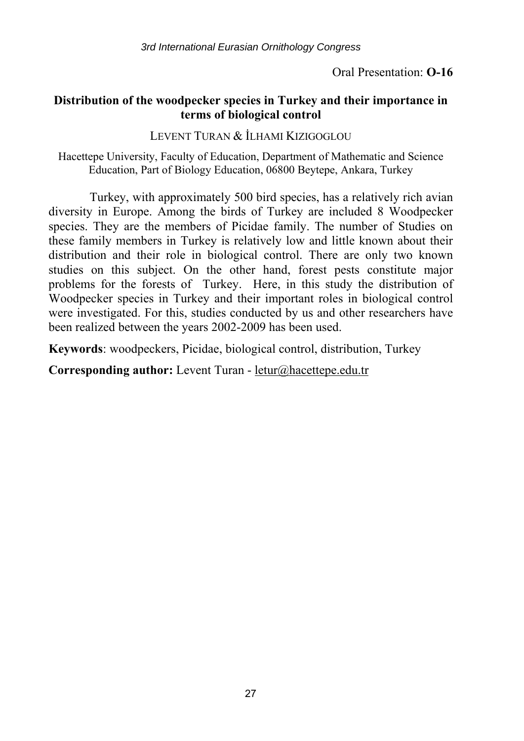Oral Presentation: **O-16**

## Distribution of the woodpecker species in Turkey and their importance in terms of biological control

LEVENT TURAN & İLHAMI KIZIGOGLOU

Hacettepe University, Faculty of Education, Department of Mathematic and Science Education, Part of Biology Education, 06800 Beytepe, Ankara, Turkey

Turkey, with approximately 500 bird species, has a relatively rich avian diversity in Europe. Among the birds of Turkey are included 8 Woodpecker species. They are the members of Picidae family. The number of Studies on these family members in Turkey is relatively low and little known about their distribution and their role in biological control. There are only two known studies on this subject. On the other hand, forest pests constitute major problems for the forests of Turkey. Here, in this study the distribution of Woodpecker species in Turkey and their important roles in biological control were investigated. For this, studies conducted by us and other researchers have been realized between the years 2002-2009 has been used.

**Keywords**: woodpeckers, Picidae, biological control, distribution, Turkey

**Corresponding author:** Levent Turan - letur@hacettepe.edu.tr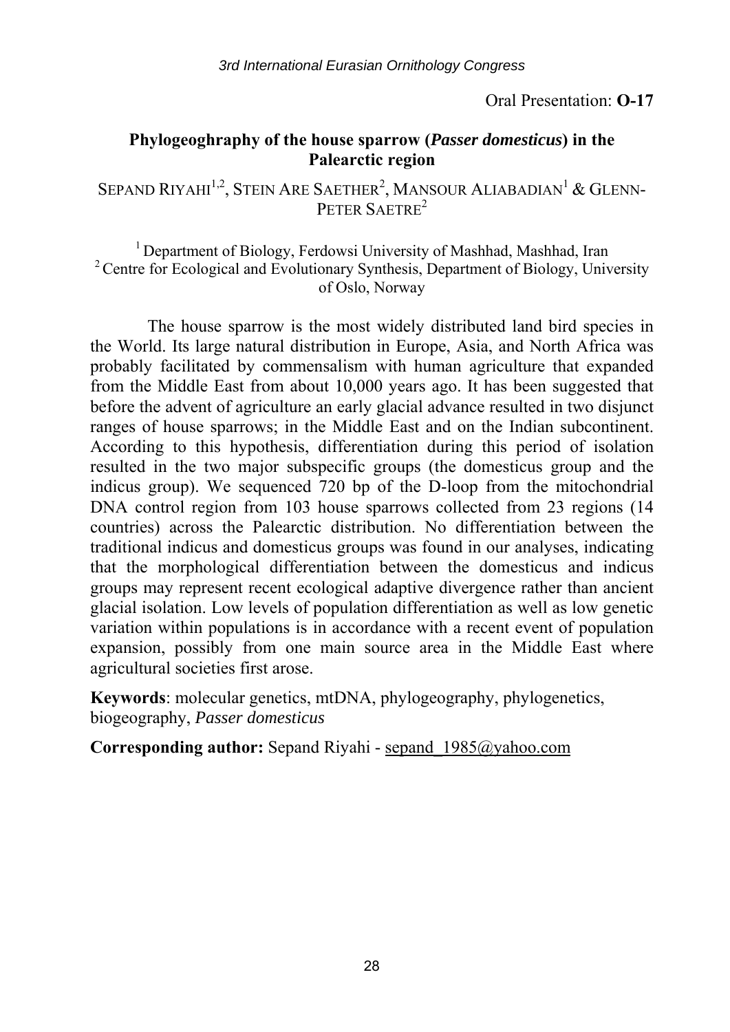Oral Presentation: **O-17**

## Phylogeoghraphy of the house sparrow (*Passer domesticus*) in the Palearctic region

SEPAND RIYAHI[1,2], STEIN ARE SAETHER[2], MANSOUR ALIABADIAN[1] & GLENN-PETER SAETRE[2]

[1] Department of Biology, Ferdowsi University of Mashhad, Mashhad, Iran
[2] Centre for Ecological and Evolutionary Synthesis, Department of Biology, University of Oslo, Norway

The house sparrow is the most widely distributed land bird species in the World. Its large natural distribution in Europe, Asia, and North Africa was probably facilitated by commensalism with human agriculture that expanded from the Middle East from about 10,000 years ago. It has been suggested that before the advent of agriculture an early glacial advance resulted in two disjunct ranges of house sparrows; in the Middle East and on the Indian subcontinent. According to this hypothesis, differentiation during this period of isolation resulted in the two major subspecific groups (the domesticus group and the indicus group). We sequenced 720 bp of the D-loop from the mitochondrial DNA control region from 103 house sparrows collected from 23 regions (14 countries) across the Palearctic distribution. No differentiation between the traditional indicus and domesticus groups was found in our analyses, indicating that the morphological differentiation between the domesticus and indicus groups may represent recent ecological adaptive divergence rather than ancient glacial isolation. Low levels of population differentiation as well as low genetic variation within populations is in accordance with a recent event of population expansion, possibly from one main source area in the Middle East where agricultural societies first arose.

**Keywords**: molecular genetics, mtDNA, phylogeography, phylogenetics, biogeography, *Passer domesticus*

**Corresponding author:** Sepand Riyahi - sepand_1985@yahoo.com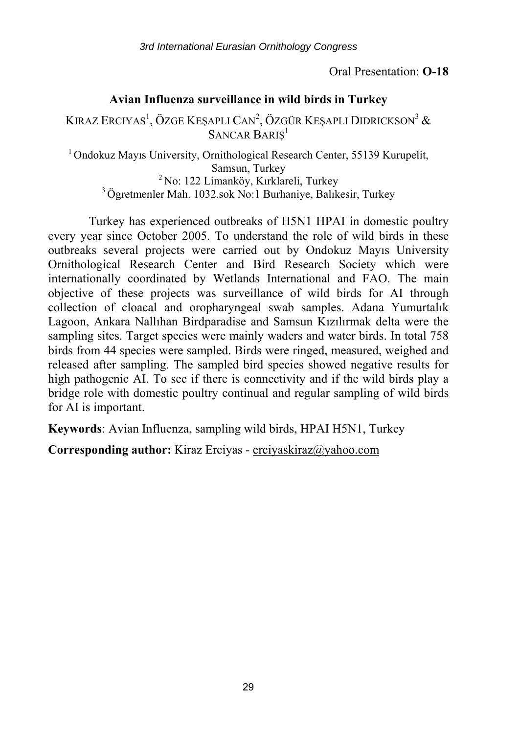Oral Presentation: **O-18**

## Avian Influenza surveillance in wild birds in Turkey

KIRAZ ERCIYAS[1], ÖZGE KEŞAPLI CAN[2], ÖZGÜR KEŞAPLI DIDRICKSON[3] & SANCAR BARIŞ[1]

[1] Ondokuz Mayıs University, Ornithological Research Center, 55139 Kurupelit, Samsun, Turkey
[2] No: 122 Limanköy, Kırklareli, Turkey
[3] Ögretmenler Mah. 1032.sok No:1 Burhaniye, Balıkesir, Turkey

Turkey has experienced outbreaks of H5N1 HPAI in domestic poultry every year since October 2005. To understand the role of wild birds in these outbreaks several projects were carried out by Ondokuz Mayıs University Ornithological Research Center and Bird Research Society which were internationally coordinated by Wetlands International and FAO. The main objective of these projects was surveillance of wild birds for AI through collection of cloacal and oropharyngeal swab samples. Adana Yumurtalık Lagoon, Ankara Nallıhan Birdparadise and Samsun Kızılırmak delta were the sampling sites. Target species were mainly waders and water birds. In total 758 birds from 44 species were sampled. Birds were ringed, measured, weighed and released after sampling. The sampled bird species showed negative results for high pathogenic AI. To see if there is connectivity and if the wild birds play a bridge role with domestic poultry continual and regular sampling of wild birds for AI is important.

**Keywords**: Avian Influenza, sampling wild birds, HPAI H5N1, Turkey

**Corresponding author:** Kiraz Erciyas - erciyaskiraz@yahoo.com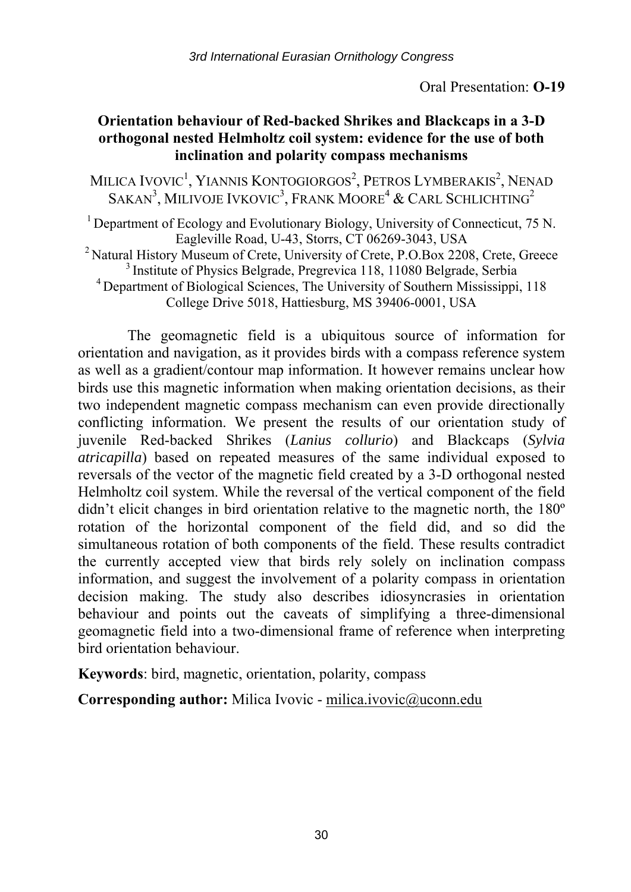Oral Presentation: **O-19**

## Orientation behaviour of Red-backed Shrikes and Blackcaps in a 3-D orthogonal nested Helmholtz coil system: evidence for the use of both inclination and polarity compass mechanisms

MILICA IVOVIC[1], YIANNIS KONTOGIORGOS[2], PETROS LYMBERAKIS[2], NENAD SAKAN[3], MILIVOJE IVKOVIC[3], FRANK MOORE[4] & CARL SCHLICHTING[2]

[1] Department of Ecology and Evolutionary Biology, University of Connecticut, 75 N. Eagleville Road, U-43, Storrs, CT 06269-3043, USA
[2] Natural History Museum of Crete, University of Crete, P.O.Box 2208, Crete, Greece
[3] Institute of Physics Belgrade, Pregrevica 118, 11080 Belgrade, Serbia
[4] Department of Biological Sciences, The University of Southern Mississippi, 118 College Drive 5018, Hattiesburg, MS 39406-0001, USA

The geomagnetic field is a ubiquitous source of information for orientation and navigation, as it provides birds with a compass reference system as well as a gradient/contour map information. It however remains unclear how birds use this magnetic information when making orientation decisions, as their two independent magnetic compass mechanism can even provide directionally conflicting information. We present the results of our orientation study of juvenile Red-backed Shrikes (*Lanius collurio*) and Blackcaps (*Sylvia atricapilla*) based on repeated measures of the same individual exposed to reversals of the vector of the magnetic field created by a 3-D orthogonal nested Helmholtz coil system. While the reversal of the vertical component of the field didn't elicit changes in bird orientation relative to the magnetic north, the 180º rotation of the horizontal component of the field did, and so did the simultaneous rotation of both components of the field. These results contradict the currently accepted view that birds rely solely on inclination compass information, and suggest the involvement of a polarity compass in orientation decision making. The study also describes idiosyncrasies in orientation behaviour and points out the caveats of simplifying a three-dimensional geomagnetic field into a two-dimensional frame of reference when interpreting bird orientation behaviour.

**Keywords**: bird, magnetic, orientation, polarity, compass

**Corresponding author:** Milica Ivovic - milica.ivovic@uconn.edu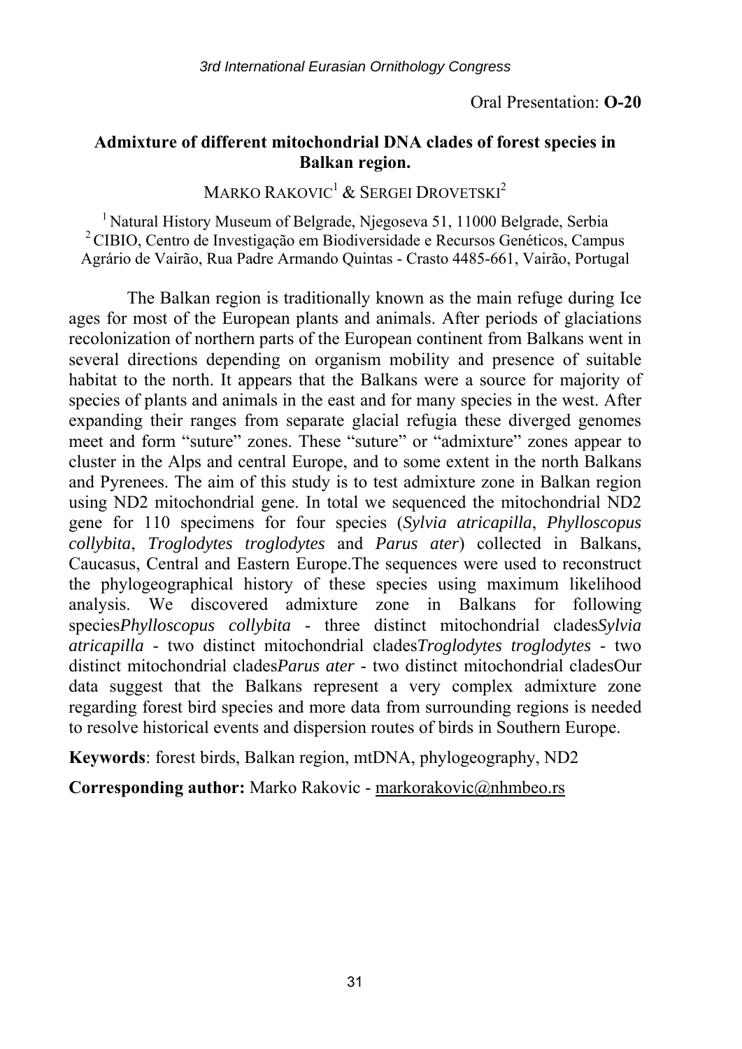Oral Presentation: **O-20**

## Admixture of different mitochondrial DNA clades of forest species in Balkan region.

MARKO RAKOVIC[1] & SERGEI DROVETSKI[2]

[1] Natural History Museum of Belgrade, Njegoseva 51, 11000 Belgrade, Serbia
[2] CIBIO, Centro de Investigação em Biodiversidade e Recursos Genéticos, Campus Agrário de Vairão, Rua Padre Armando Quintas - Crasto 4485-661, Vairão, Portugal

The Balkan region is traditionally known as the main refuge during Ice ages for most of the European plants and animals. After periods of glaciations recolonization of northern parts of the European continent from Balkans went in several directions depending on organism mobility and presence of suitable habitat to the north. It appears that the Balkans were a source for majority of species of plants and animals in the east and for many species in the west. After expanding their ranges from separate glacial refugia these diverged genomes meet and form "suture" zones. These "suture" or "admixture" zones appear to cluster in the Alps and central Europe, and to some extent in the north Balkans and Pyrenees. The aim of this study is to test admixture zone in Balkan region using ND2 mitochondrial gene. In total we sequenced the mitochondrial ND2 gene for 110 specimens for four species (*Sylvia atricapilla*, *Phylloscopus collybita*, *Troglodytes troglodytes* and *Parus ater*) collected in Balkans, Caucasus, Central and Eastern Europe.The sequences were used to reconstruct the phylogeographical history of these species using maximum likelihood analysis. We discovered admixture zone in Balkans for following species*Phylloscopus collybita* - three distinct mitochondrial clades*Sylvia atricapilla* - two distinct mitochondrial clades*Troglodytes troglodytes* - two distinct mitochondrial clades*Parus ater* - two distinct mitochondrial cladesOur data suggest that the Balkans represent a very complex admixture zone regarding forest bird species and more data from surrounding regions is needed to resolve historical events and dispersion routes of birds in Southern Europe.

**Keywords**: forest birds, Balkan region, mtDNA, phylogeography, ND2

**Corresponding author:** Marko Rakovic - markorakovic@nhmbeo.rs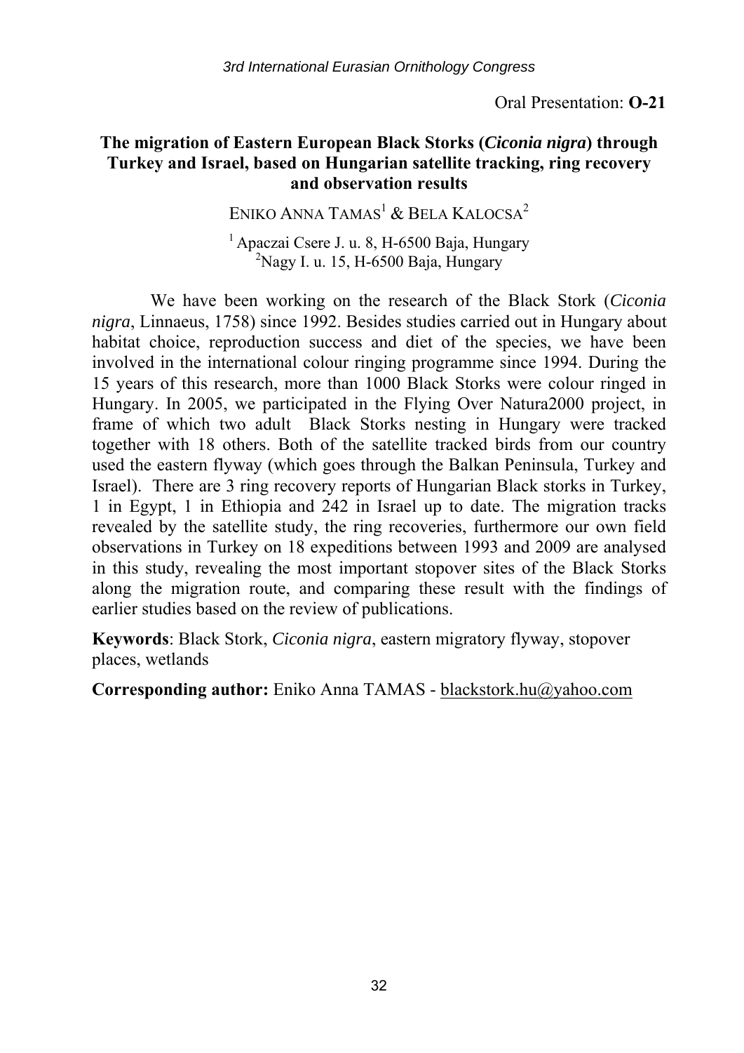Oral Presentation: **O-21**

## The migration of Eastern European Black Storks (*Ciconia nigra*) through Turkey and Israel, based on Hungarian satellite tracking, ring recovery and observation results

ENIKO ANNA TAMAS[1] & BELA KALOCSA[2]

[1] Apaczai Csere J. u. 8, H-6500 Baja, Hungary
[2] Nagy I. u. 15, H-6500 Baja, Hungary

We have been working on the research of the Black Stork (*Ciconia nigra*, Linnaeus, 1758) since 1992. Besides studies carried out in Hungary about habitat choice, reproduction success and diet of the species, we have been involved in the international colour ringing programme since 1994. During the 15 years of this research, more than 1000 Black Storks were colour ringed in Hungary. In 2005, we participated in the Flying Over Natura2000 project, in frame of which two adult Black Storks nesting in Hungary were tracked together with 18 others. Both of the satellite tracked birds from our country used the eastern flyway (which goes through the Balkan Peninsula, Turkey and Israel). There are 3 ring recovery reports of Hungarian Black storks in Turkey, 1 in Egypt, 1 in Ethiopia and 242 in Israel up to date. The migration tracks revealed by the satellite study, the ring recoveries, furthermore our own field observations in Turkey on 18 expeditions between 1993 and 2009 are analysed in this study, revealing the most important stopover sites of the Black Storks along the migration route, and comparing these result with the findings of earlier studies based on the review of publications.

**Keywords**: Black Stork, *Ciconia nigra*, eastern migratory flyway, stopover places, wetlands

**Corresponding author:** Eniko Anna TAMAS - blackstork.hu@yahoo.com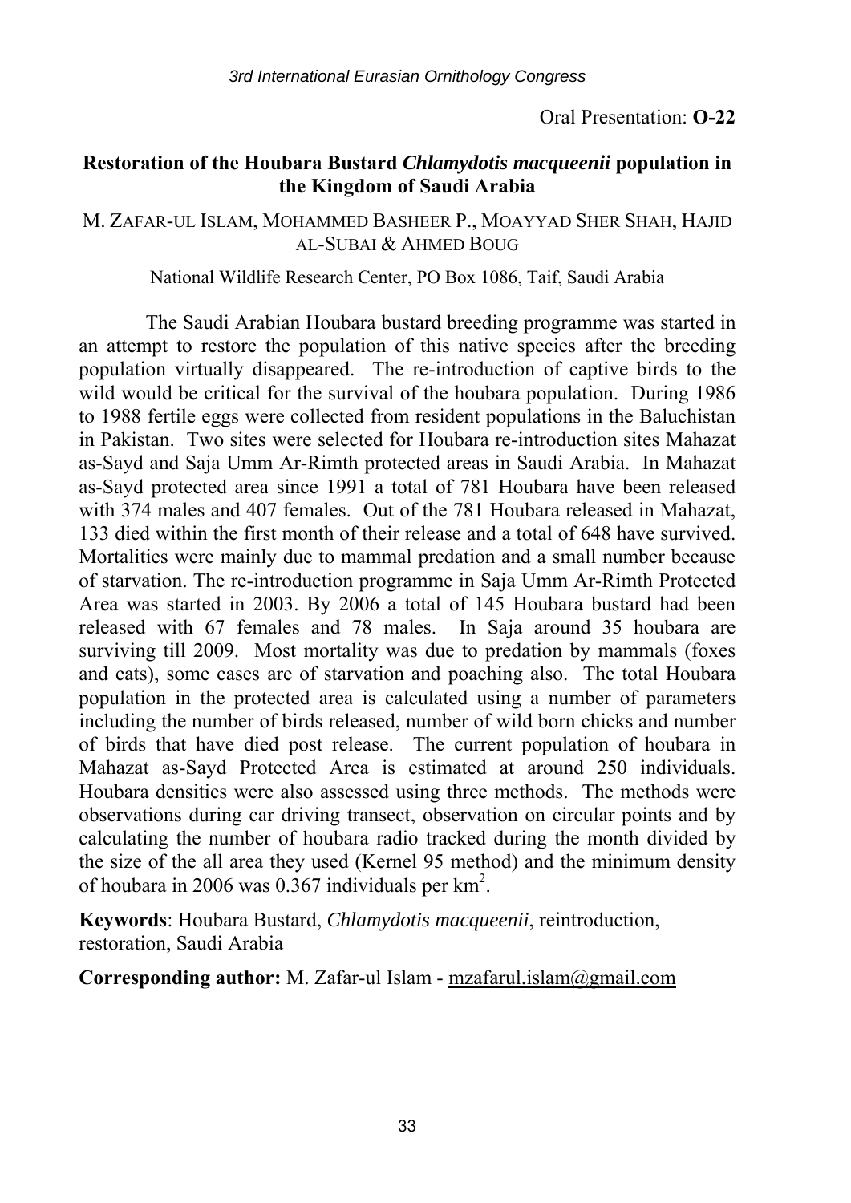Oral Presentation: **O-22**

## Restoration of the Houbara Bustard *Chlamydotis macqueenii* population in the Kingdom of Saudi Arabia

M. ZAFAR-UL ISLAM, MOHAMMED BASHEER P., MOAYYAD SHER SHAH, HAJID AL-SUBAI & AHMED BOUG

National Wildlife Research Center, PO Box 1086, Taif, Saudi Arabia

The Saudi Arabian Houbara bustard breeding programme was started in an attempt to restore the population of this native species after the breeding population virtually disappeared. The re-introduction of captive birds to the wild would be critical for the survival of the houbara population. During 1986 to 1988 fertile eggs were collected from resident populations in the Baluchistan in Pakistan. Two sites were selected for Houbara re-introduction sites Mahazat as-Sayd and Saja Umm Ar-Rimth protected areas in Saudi Arabia. In Mahazat as-Sayd protected area since 1991 a total of 781 Houbara have been released with 374 males and 407 females. Out of the 781 Houbara released in Mahazat, 133 died within the first month of their release and a total of 648 have survived. Mortalities were mainly due to mammal predation and a small number because of starvation. The re-introduction programme in Saja Umm Ar-Rimth Protected Area was started in 2003. By 2006 a total of 145 Houbara bustard had been released with 67 females and 78 males. In Saja around 35 houbara are surviving till 2009. Most mortality was due to predation by mammals (foxes and cats), some cases are of starvation and poaching also. The total Houbara population in the protected area is calculated using a number of parameters including the number of birds released, number of wild born chicks and number of birds that have died post release. The current population of houbara in Mahazat as-Sayd Protected Area is estimated at around 250 individuals. Houbara densities were also assessed using three methods. The methods were observations during car driving transect, observation on circular points and by calculating the number of houbara radio tracked during the month divided by the size of the all area they used (Kernel 95 method) and the minimum density of houbara in 2006 was 0.367 individuals per $km^2$.

**Keywords**: Houbara Bustard, *Chlamydotis macqueenii*, reintroduction, restoration, Saudi Arabia

**Corresponding author:** M. Zafar-ul Islam - mzafarul.islam@gmail.com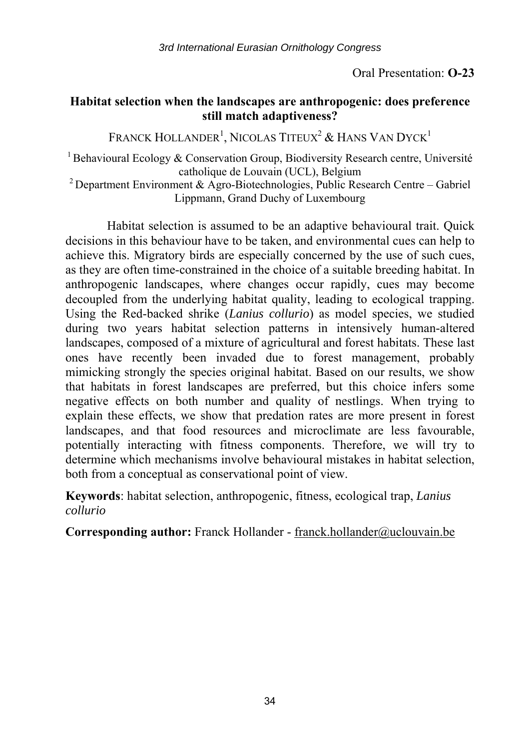Oral Presentation: **O-23**

## Habitat selection when the landscapes are anthropogenic: does preference still match adaptiveness?

FRANCK HOLLANDER[1], NICOLAS TITEUX[2] & HANS VAN DYCK[1]

[1] Behavioural Ecology & Conservation Group, Biodiversity Research centre, Université catholique de Louvain (UCL), Belgium

[2] Department Environment & Agro-Biotechnologies, Public Research Centre – Gabriel Lippmann, Grand Duchy of Luxembourg

Habitat selection is assumed to be an adaptive behavioural trait. Quick decisions in this behaviour have to be taken, and environmental cues can help to achieve this. Migratory birds are especially concerned by the use of such cues, as they are often time-constrained in the choice of a suitable breeding habitat. In anthropogenic landscapes, where changes occur rapidly, cues may become decoupled from the underlying habitat quality, leading to ecological trapping. Using the Red-backed shrike (*Lanius collurio*) as model species, we studied during two years habitat selection patterns in intensively human-altered landscapes, composed of a mixture of agricultural and forest habitats. These last ones have recently been invaded due to forest management, probably mimicking strongly the species original habitat. Based on our results, we show that habitats in forest landscapes are preferred, but this choice infers some negative effects on both number and quality of nestlings. When trying to explain these effects, we show that predation rates are more present in forest landscapes, and that food resources and microclimate are less favourable, potentially interacting with fitness components. Therefore, we will try to determine which mechanisms involve behavioural mistakes in habitat selection, both from a conceptual as conservational point of view.

**Keywords**: habitat selection, anthropogenic, fitness, ecological trap, *Lanius collurio*

**Corresponding author:** Franck Hollander - franck.hollander@uclouvain.be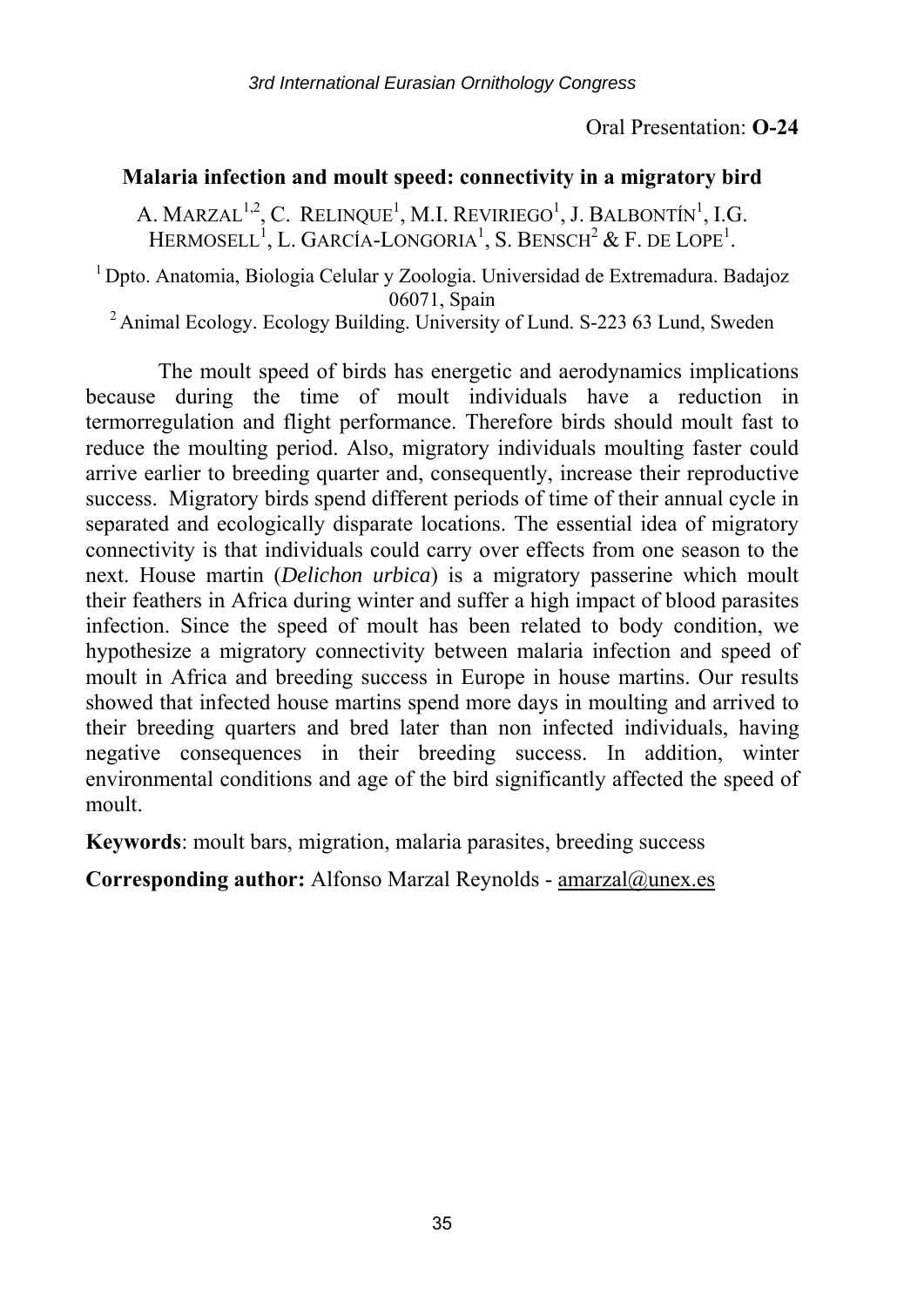Oral Presentation: **O-24**

## Malaria infection and moult speed: connectivity in a migratory bird

A. MARZAL[1,2], C. RELINQUE[1], M.I. REVIRIEGO[1], J. BALBONTÍN[1], I.G. HERMOSELL[1], L. GARCÍA-LONGORIA[1], S. BENSCH[2] & F. DE LOPE[1].

[1] Dpto. Anatomia, Biologia Celular y Zoologia. Universidad de Extremadura. Badajoz 06071, Spain
[2] Animal Ecology. Ecology Building. University of Lund. S-223 63 Lund, Sweden

The moult speed of birds has energetic and aerodynamics implications because during the time of moult individuals have a reduction in termorregulation and flight performance. Therefore birds should moult fast to reduce the moulting period. Also, migratory individuals moulting faster could arrive earlier to breeding quarter and, consequently, increase their reproductive success. Migratory birds spend different periods of time of their annual cycle in separated and ecologically disparate locations. The essential idea of migratory connectivity is that individuals could carry over effects from one season to the next. House martin (*Delichon urbica*) is a migratory passerine which moult their feathers in Africa during winter and suffer a high impact of blood parasites infection. Since the speed of moult has been related to body condition, we hypothesize a migratory connectivity between malaria infection and speed of moult in Africa and breeding success in Europe in house martins. Our results showed that infected house martins spend more days in moulting and arrived to their breeding quarters and bred later than non infected individuals, having negative consequences in their breeding success. In addition, winter environmental conditions and age of the bird significantly affected the speed of moult.

**Keywords**: moult bars, migration, malaria parasites, breeding success

**Corresponding author:** Alfonso Marzal Reynolds - amarzal@unex.es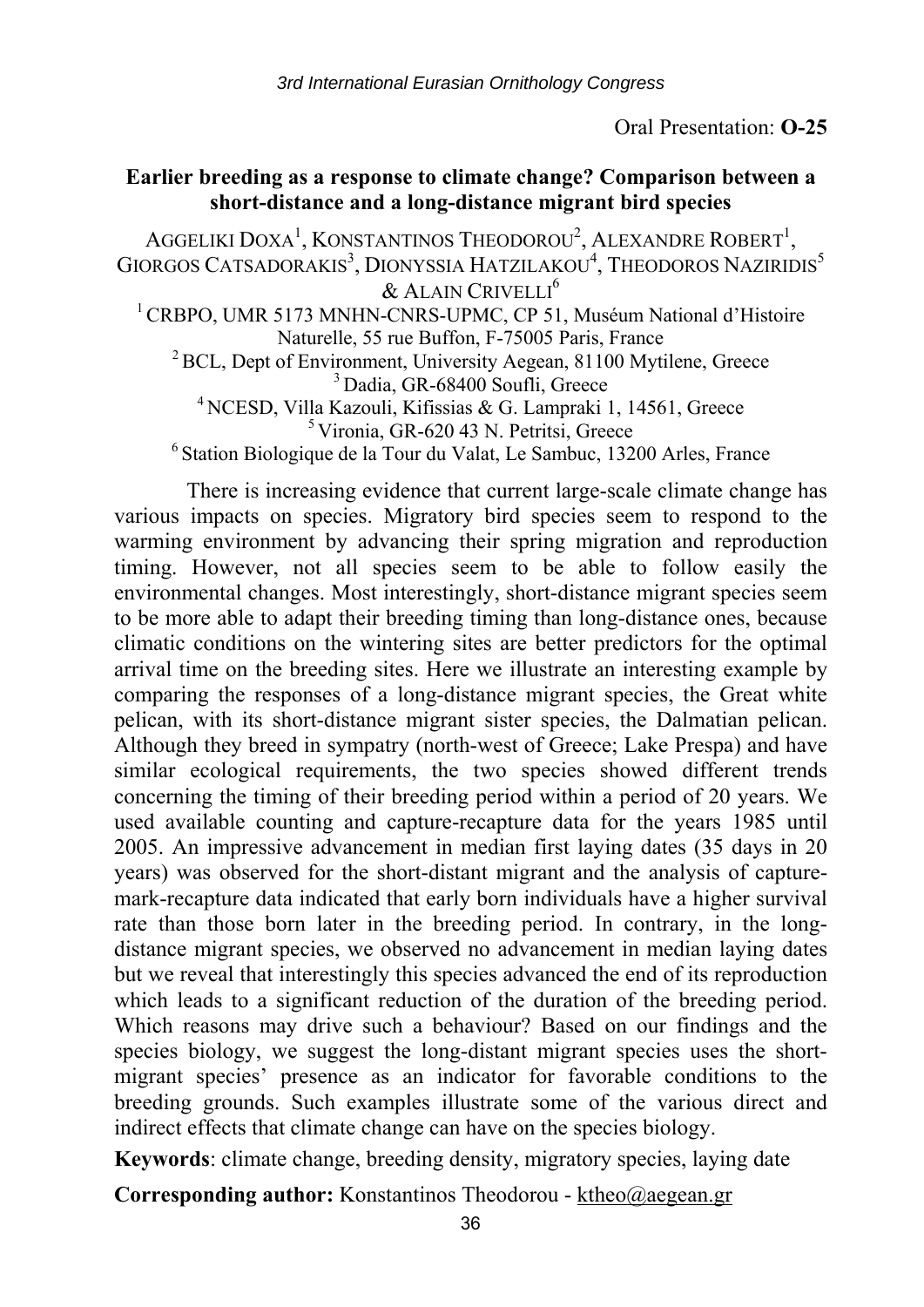Oral Presentation: **O-25**

## Earlier breeding as a response to climate change? Comparison between a short-distance and a long-distance migrant bird species

Aggeliki Doxa[1], Konstantinos Theodorou[2], Alexandre Robert[1], Giorgos Catsadorakis[3], Dionyssia Hatzilakou[4], Theodoros Naziridis[5] & Alain Crivelli[6]

[1] CRBPO, UMR 5173 MNHN-CNRS-UPMC, CP 51, Muséum National d'Histoire Naturelle, 55 rue Buffon, F-75005 Paris, France
[2] BCL, Dept of Environment, University Aegean, 81100 Mytilene, Greece
[3] Dadia, GR-68400 Soufli, Greece
[4] NCESD, Villa Kazouli, Kifissias & G. Lampraki 1, 14561, Greece
[5] Vironia, GR-620 43 N. Petritsi, Greece
[6] Station Biologique de la Tour du Valat, Le Sambuc, 13200 Arles, France

There is increasing evidence that current large-scale climate change has various impacts on species. Migratory bird species seem to respond to the warming environment by advancing their spring migration and reproduction timing. However, not all species seem to be able to follow easily the environmental changes. Most interestingly, short-distance migrant species seem to be more able to adapt their breeding timing than long-distance ones, because climatic conditions on the wintering sites are better predictors for the optimal arrival time on the breeding sites. Here we illustrate an interesting example by comparing the responses of a long-distance migrant species, the Great white pelican, with its short-distance migrant sister species, the Dalmatian pelican. Although they breed in sympatry (north-west of Greece; Lake Prespa) and have similar ecological requirements, the two species showed different trends concerning the timing of their breeding period within a period of 20 years. We used available counting and capture-recapture data for the years 1985 until 2005. An impressive advancement in median first laying dates (35 days in 20 years) was observed for the short-distant migrant and the analysis of capture-mark-recapture data indicated that early born individuals have a higher survival rate than those born later in the breeding period. In contrary, in the long-distance migrant species, we observed no advancement in median laying dates but we reveal that interestingly this species advanced the end of its reproduction which leads to a significant reduction of the duration of the breeding period. Which reasons may drive such a behaviour? Based on our findings and the species biology, we suggest the long-distant migrant species uses the short-migrant species' presence as an indicator for favorable conditions to the breeding grounds. Such examples illustrate some of the various direct and indirect effects that climate change can have on the species biology.

**Keywords**: climate change, breeding density, migratory species, laying date

**Corresponding author:** Konstantinos Theodorou - ktheo@aegean.gr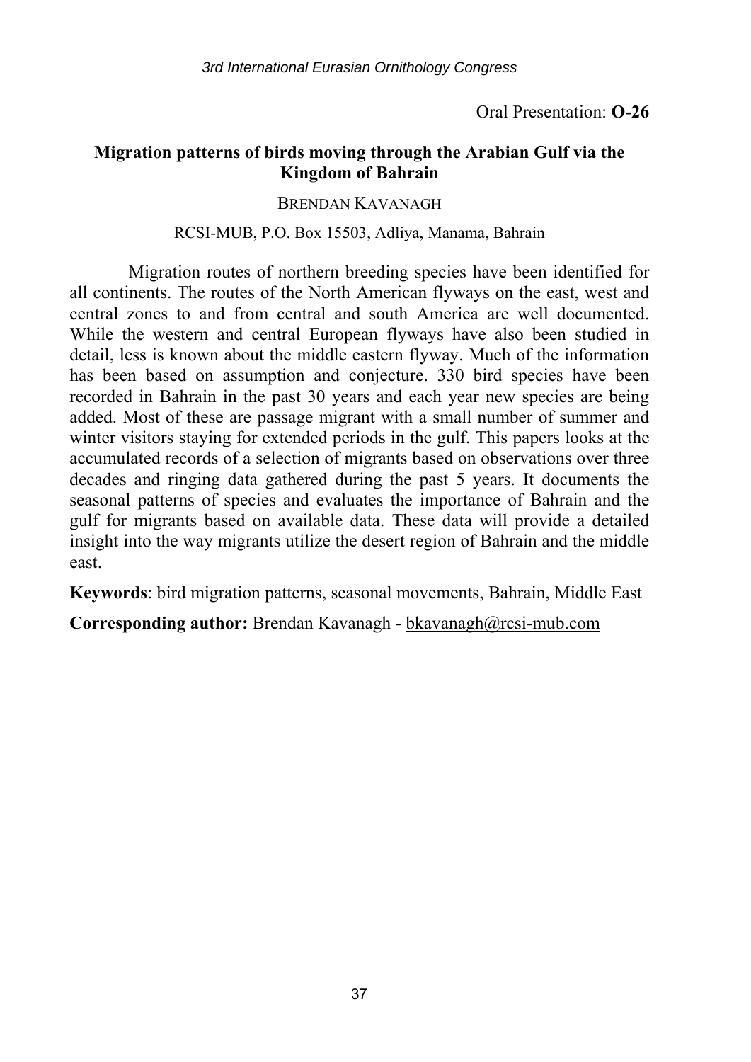Oral Presentation: **O-26**

## Migration patterns of birds moving through the Arabian Gulf via the Kingdom of Bahrain

BRENDAN KAVANAGH

RCSI-MUB, P.O. Box 15503, Adliya, Manama, Bahrain

Migration routes of northern breeding species have been identified for all continents. The routes of the North American flyways on the east, west and central zones to and from central and south America are well documented. While the western and central European flyways have also been studied in detail, less is known about the middle eastern flyway. Much of the information has been based on assumption and conjecture. 330 bird species have been recorded in Bahrain in the past 30 years and each year new species are being added. Most of these are passage migrant with a small number of summer and winter visitors staying for extended periods in the gulf. This papers looks at the accumulated records of a selection of migrants based on observations over three decades and ringing data gathered during the past 5 years. It documents the seasonal patterns of species and evaluates the importance of Bahrain and the gulf for migrants based on available data. These data will provide a detailed insight into the way migrants utilize the desert region of Bahrain and the middle east.

**Keywords**: bird migration patterns, seasonal movements, Bahrain, Middle East

**Corresponding author:** Brendan Kavanagh - bkavanagh@rcsi-mub.com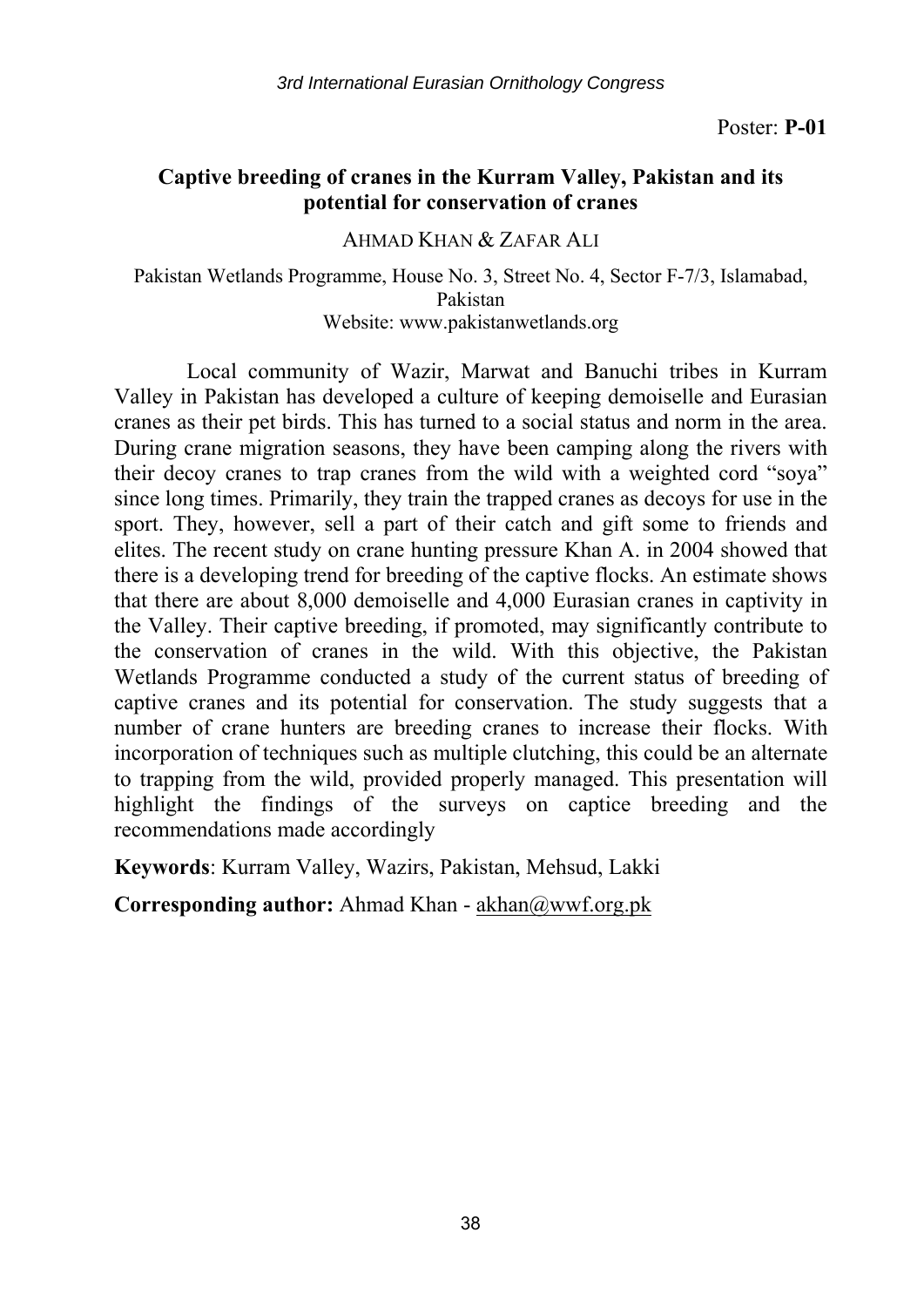Poster: **P-01**

## Captive breeding of cranes in the Kurram Valley, Pakistan and its potential for conservation of cranes

AHMAD KHAN & ZAFAR ALI

Pakistan Wetlands Programme, House No. 3, Street No. 4, Sector F-7/3, Islamabad, Pakistan
Website: www.pakistanwetlands.org

Local community of Wazir, Marwat and Banuchi tribes in Kurram Valley in Pakistan has developed a culture of keeping demoiselle and Eurasian cranes as their pet birds. This has turned to a social status and norm in the area. During crane migration seasons, they have been camping along the rivers with their decoy cranes to trap cranes from the wild with a weighted cord "soya" since long times. Primarily, they train the trapped cranes as decoys for use in the sport. They, however, sell a part of their catch and gift some to friends and elites. The recent study on crane hunting pressure Khan A. in 2004 showed that there is a developing trend for breeding of the captive flocks. An estimate shows that there are about 8,000 demoiselle and 4,000 Eurasian cranes in captivity in the Valley. Their captive breeding, if promoted, may significantly contribute to the conservation of cranes in the wild. With this objective, the Pakistan Wetlands Programme conducted a study of the current status of breeding of captive cranes and its potential for conservation. The study suggests that a number of crane hunters are breeding cranes to increase their flocks. With incorporation of techniques such as multiple clutching, this could be an alternate to trapping from the wild, provided properly managed. This presentation will highlight the findings of the surveys on captice breeding and the recommendations made accordingly

**Keywords**: Kurram Valley, Wazirs, Pakistan, Mehsud, Lakki

**Corresponding author:** Ahmad Khan - akhan@wwf.org.pk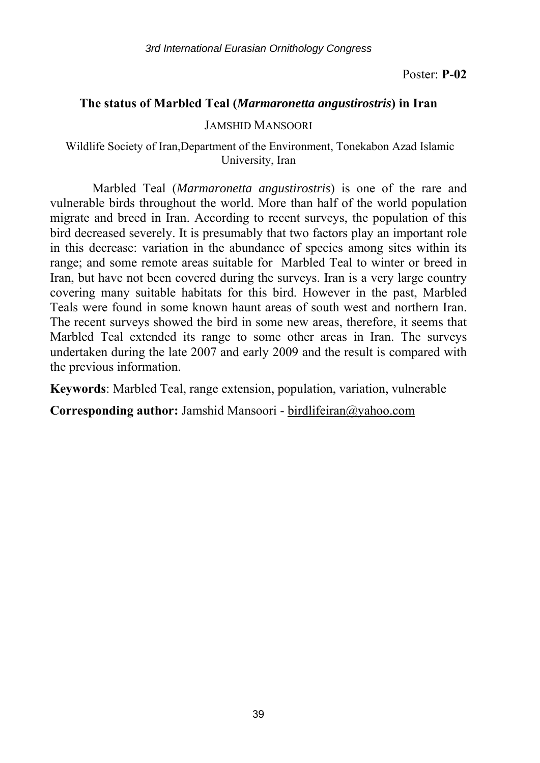Poster: **P-02**

## The status of Marbled Teal (*Marmaronetta angustirostris*) in Iran

JAMSHID MANSOORI

Wildlife Society of Iran,Department of the Environment, Tonekabon Azad Islamic University, Iran

Marbled Teal (*Marmaronetta angustirostris*) is one of the rare and vulnerable birds throughout the world. More than half of the world population migrate and breed in Iran. According to recent surveys, the population of this bird decreased severely. It is presumably that two factors play an important role in this decrease: variation in the abundance of species among sites within its range; and some remote areas suitable for Marbled Teal to winter or breed in Iran, but have not been covered during the surveys. Iran is a very large country covering many suitable habitats for this bird. However in the past, Marbled Teals were found in some known haunt areas of south west and northern Iran. The recent surveys showed the bird in some new areas, therefore, it seems that Marbled Teal extended its range to some other areas in Iran. The surveys undertaken during the late 2007 and early 2009 and the result is compared with the previous information.

**Keywords**: Marbled Teal, range extension, population, variation, vulnerable

**Corresponding author:** Jamshid Mansoori - birdlifeiran@yahoo.com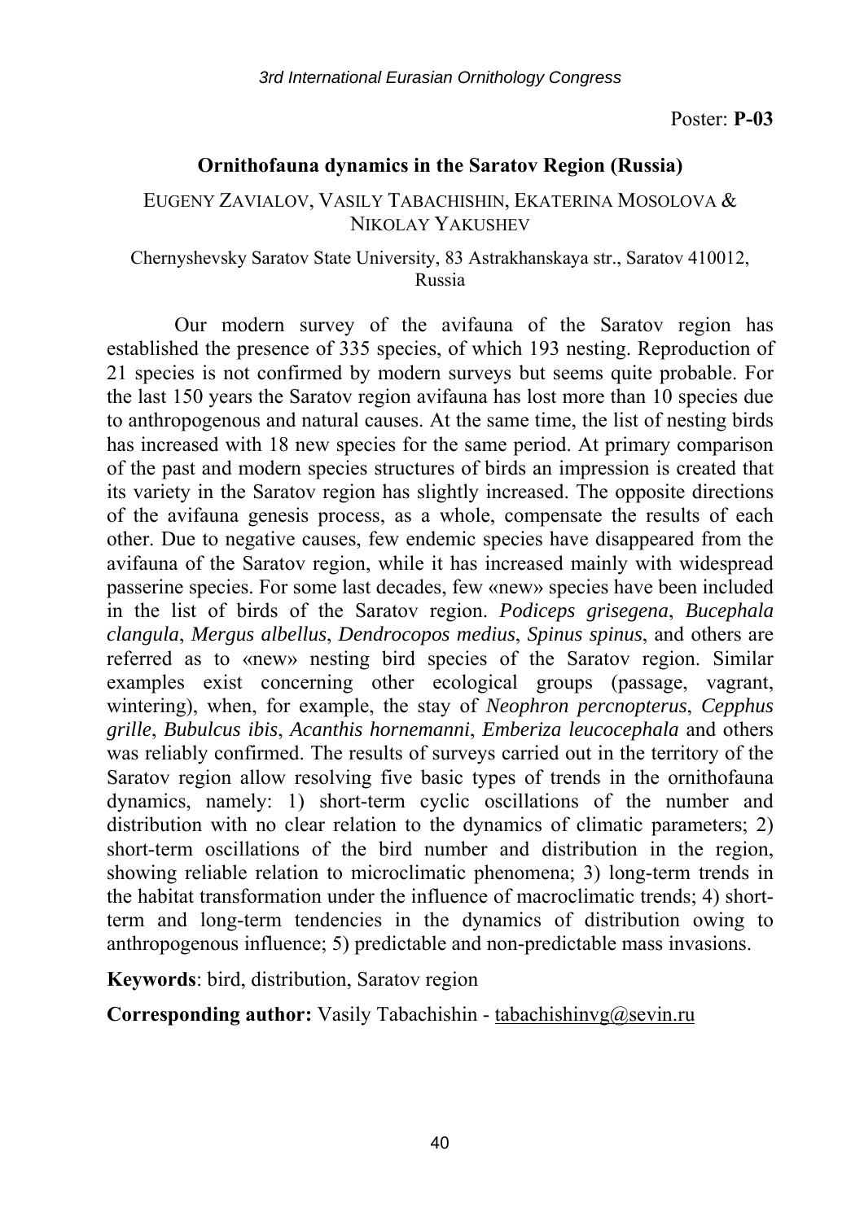Poster: **P-03**

## Ornithofauna dynamics in the Saratov Region (Russia)

EUGENY ZAVIALOV, VASILY TABACHISHIN, EKATERINA MOSOLOVA & NIKOLAY YAKUSHEV

Chernyshevsky Saratov State University, 83 Astrakhanskaya str., Saratov 410012, Russia

Our modern survey of the avifauna of the Saratov region has established the presence of 335 species, of which 193 nesting. Reproduction of 21 species is not confirmed by modern surveys but seems quite probable. For the last 150 years the Saratov region avifauna has lost more than 10 species due to anthropogenous and natural causes. At the same time, the list of nesting birds has increased with 18 new species for the same period. At primary comparison of the past and modern species structures of birds an impression is created that its variety in the Saratov region has slightly increased. The opposite directions of the avifauna genesis process, as a whole, compensate the results of each other. Due to negative causes, few endemic species have disappeared from the avifauna of the Saratov region, while it has increased mainly with widespread passerine species. For some last decades, few «new» species have been included in the list of birds of the Saratov region. *Podiceps grisegena*, *Bucephala clangula*, *Mergus albellus*, *Dendrocopos medius*, *Spinus spinus*, and others are referred as to «new» nesting bird species of the Saratov region. Similar examples exist concerning other ecological groups (passage, vagrant, wintering), when, for example, the stay of *Neophron percnopterus*, *Cepphus grille*, *Bubulcus ibis*, *Acanthis hornemanni*, *Emberiza leucocephala* and others was reliably confirmed. The results of surveys carried out in the territory of the Saratov region allow resolving five basic types of trends in the ornithofauna dynamics, namely: 1) short-term cyclic oscillations of the number and distribution with no clear relation to the dynamics of climatic parameters; 2) short-term oscillations of the bird number and distribution in the region, showing reliable relation to microclimatic phenomena; 3) long-term trends in the habitat transformation under the influence of macroclimatic trends; 4) short-term and long-term tendencies in the dynamics of distribution owing to anthropogenous influence; 5) predictable and non-predictable mass invasions.

**Keywords**: bird, distribution, Saratov region

**Corresponding author:** Vasily Tabachishin - tabachishinvg@sevin.ru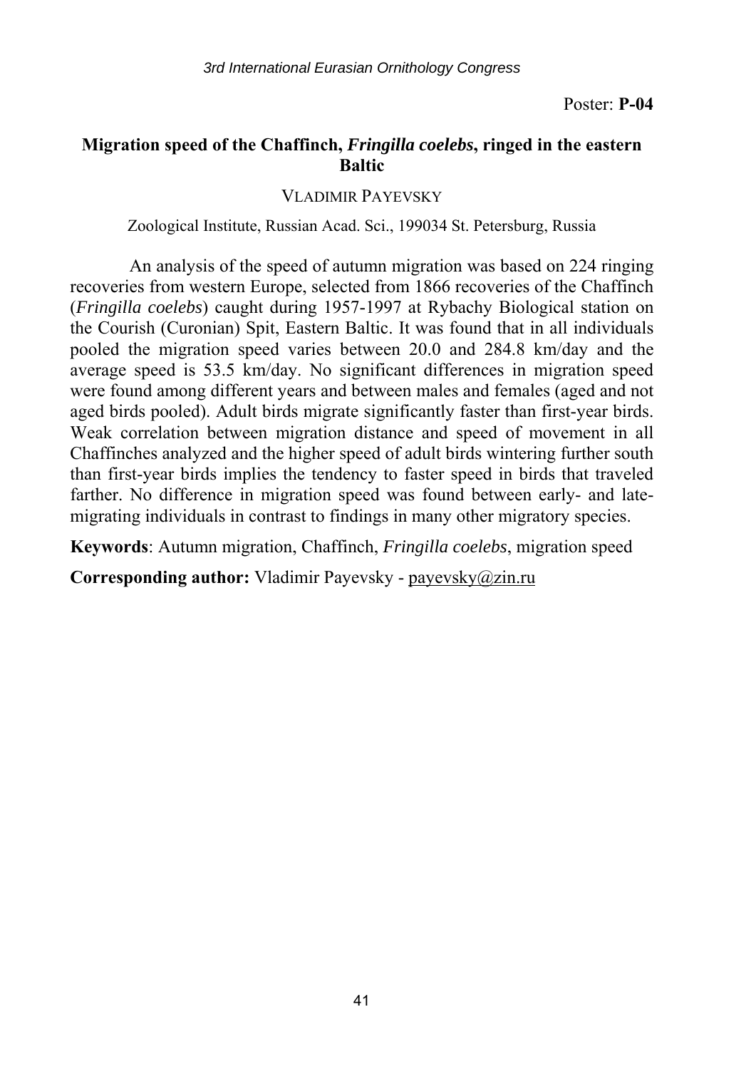Poster: **P-04**

## Migration speed of the Chaffinch, *Fringilla coelebs*, ringed in the eastern Baltic

VLADIMIR PAYEVSKY

Zoological Institute, Russian Acad. Sci., 199034 St. Petersburg, Russia

An analysis of the speed of autumn migration was based on 224 ringing recoveries from western Europe, selected from 1866 recoveries of the Chaffinch (*Fringilla coelebs*) caught during 1957-1997 at Rybachy Biological station on the Courish (Curonian) Spit, Eastern Baltic. It was found that in all individuals pooled the migration speed varies between 20.0 and 284.8 km/day and the average speed is 53.5 km/day. No significant differences in migration speed were found among different years and between males and females (aged and not aged birds pooled). Adult birds migrate significantly faster than first-year birds. Weak correlation between migration distance and speed of movement in all Chaffinches analyzed and the higher speed of adult birds wintering further south than first-year birds implies the tendency to faster speed in birds that traveled farther. No difference in migration speed was found between early- and late-migrating individuals in contrast to findings in many other migratory species.

**Keywords**: Autumn migration, Chaffinch, *Fringilla coelebs*, migration speed

**Corresponding author:** Vladimir Payevsky - payevsky@zin.ru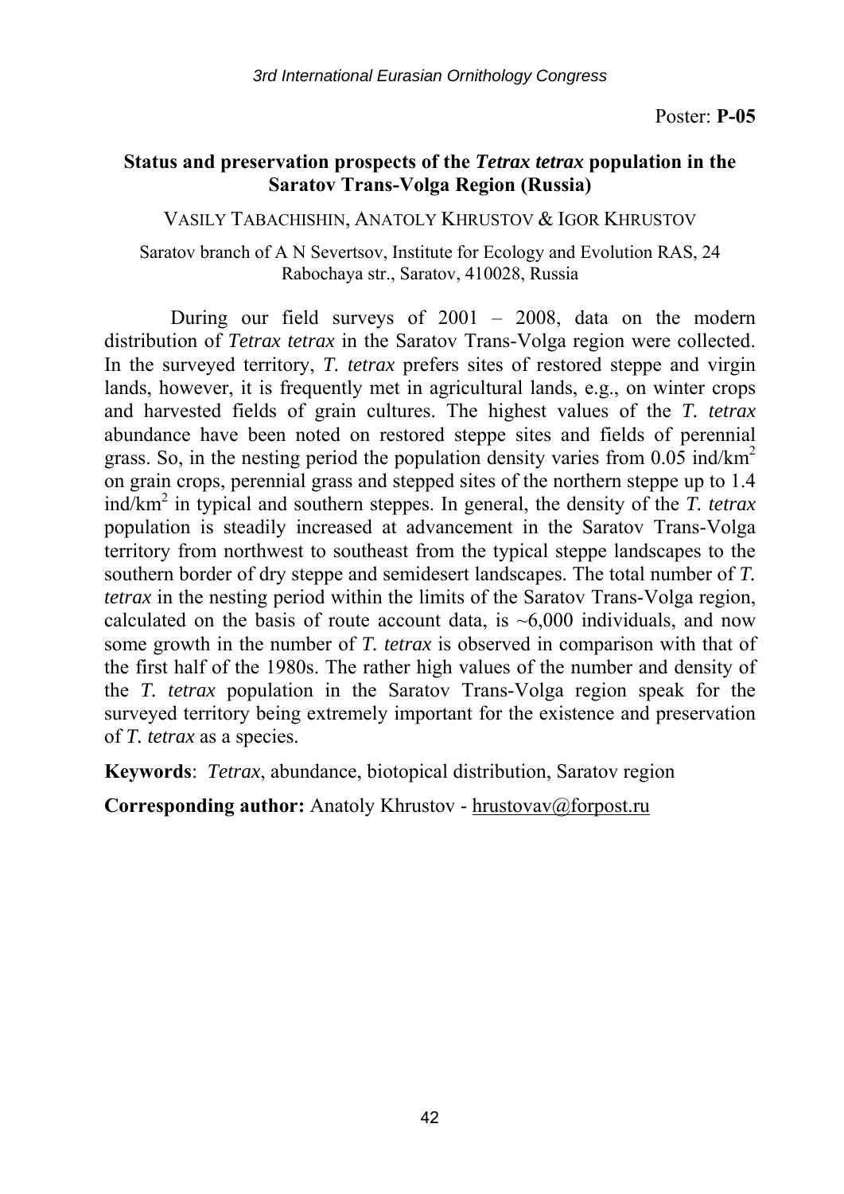Poster: **P-05**

## Status and preservation prospects of the *Tetrax tetrax* population in the Saratov Trans-Volga Region (Russia)

VASILY TABACHISHIN, ANATOLY KHRUSTOV & IGOR KHRUSTOV

Saratov branch of A N Severtsov, Institute for Ecology and Evolution RAS, 24 Rabochaya str., Saratov, 410028, Russia

During our field surveys of 2001 – 2008, data on the modern distribution of *Tetrax tetrax* in the Saratov Trans-Volga region were collected. In the surveyed territory, *T. tetrax* prefers sites of restored steppe and virgin lands, however, it is frequently met in agricultural lands, e.g., on winter crops and harvested fields of grain cultures. The highest values of the *T. tetrax* abundance have been noted on restored steppe sites and fields of perennial grass. So, in the nesting period the population density varies from 0.05 ind/km$^2$ on grain crops, perennial grass and stepped sites of the northern steppe up to 1.4 ind/km$^2$ in typical and southern steppes. In general, the density of the *T. tetrax* population is steadily increased at advancement in the Saratov Trans-Volga territory from northwest to southeast from the typical steppe landscapes to the southern border of dry steppe and semidesert landscapes. The total number of *T. tetrax* in the nesting period within the limits of the Saratov Trans-Volga region, calculated on the basis of route account data, is ~6,000 individuals, and now some growth in the number of *T. tetrax* is observed in comparison with that of the first half of the 1980s. The rather high values of the number and density of the *T. tetrax* population in the Saratov Trans-Volga region speak for the surveyed territory being extremely important for the existence and preservation of *T. tetrax* as a species.

**Keywords**: *Tetrax*, abundance, biotopical distribution, Saratov region

**Corresponding author:** Anatoly Khrustov - hrustovav@forpost.ru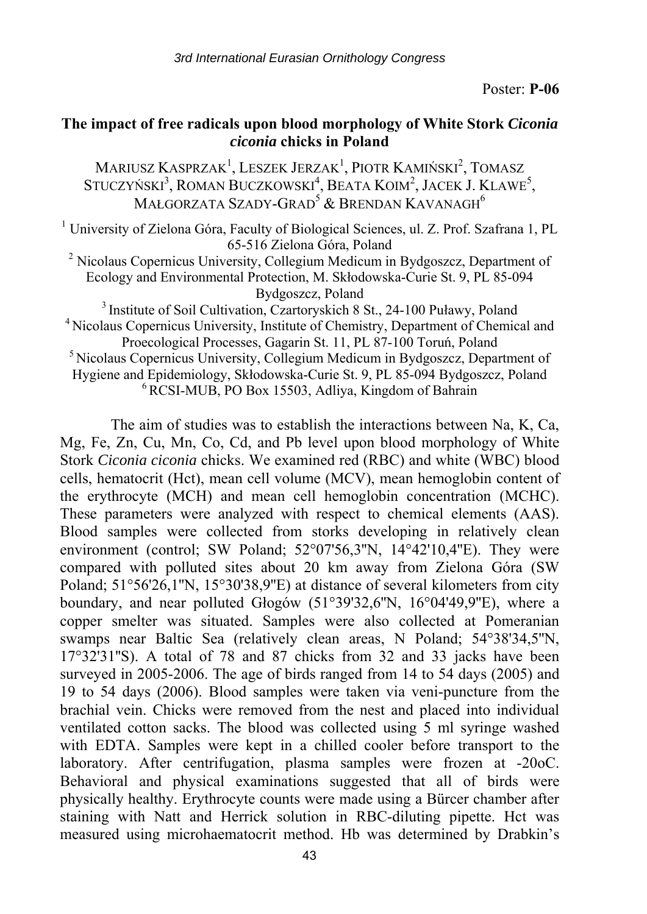Poster: **P-06**

## The impact of free radicals upon blood morphology of White Stork *Ciconia ciconia* chicks in Poland

MARIUSZ KASPRZAK[1], LESZEK JERZAK[1], PIOTR KAMIŃSKI[2], TOMASZ STUCZYŃSKI[3], ROMAN BUCZKOWSKI[4], BEATA KOIM[2], JACEK J. KLAWE[5], MAŁGORZATA SZADY-GRAD[5] & BRENDAN KAVANAGH[6]

[1] University of Zielona Góra, Faculty of Biological Sciences, ul. Z. Prof. Szafrana 1, PL 65-516 Zielona Góra, Poland
[2] Nicolaus Copernicus University, Collegium Medicum in Bydgoszcz, Department of Ecology and Environmental Protection, M. Skłodowska-Curie St. 9, PL 85-094 Bydgoszcz, Poland
[3] Institute of Soil Cultivation, Czartoryskich 8 St., 24-100 Puławy, Poland
[4] Nicolaus Copernicus University, Institute of Chemistry, Department of Chemical and Proecological Processes, Gagarin St. 11, PL 87-100 Toruń, Poland
[5] Nicolaus Copernicus University, Collegium Medicum in Bydgoszcz, Department of Hygiene and Epidemiology, Skłodowska-Curie St. 9, PL 85-094 Bydgoszcz, Poland
[6] RCSI-MUB, PO Box 15503, Adliya, Kingdom of Bahrain

The aim of studies was to establish the interactions between Na, K, Ca, Mg, Fe, Zn, Cu, Mn, Co, Cd, and Pb level upon blood morphology of White Stork *Ciconia ciconia* chicks. We examined red (RBC) and white (WBC) blood cells, hematocrit (Hct), mean cell volume (MCV), mean hemoglobin content of the erythrocyte (MCH) and mean cell hemoglobin concentration (MCHC). These parameters were analyzed with respect to chemical elements (AAS). Blood samples were collected from storks developing in relatively clean environment (control; SW Poland; 52°07'56,3"N, 14°42'10,4"E). They were compared with polluted sites about 20 km away from Zielona Góra (SW Poland; 51°56'26,1"N, 15°30'38,9"E) at distance of several kilometers from city boundary, and near polluted Głogów (51°39'32,6"N, 16°04'49,9"E), where a copper smelter was situated. Samples were also collected at Pomeranian swamps near Baltic Sea (relatively clean areas, N Poland; 54°38'34,5"N, 17°32'31"S). A total of 78 and 87 chicks from 32 and 33 jacks have been surveyed in 2005-2006. The age of birds ranged from 14 to 54 days (2005) and 19 to 54 days (2006). Blood samples were taken via veni-puncture from the brachial vein. Chicks were removed from the nest and placed into individual ventilated cotton sacks. The blood was collected using 5 ml syringe washed with EDTA. Samples were kept in a chilled cooler before transport to the laboratory. After centrifugation, plasma samples were frozen at -20oC. Behavioral and physical examinations suggested that all of birds were physically healthy. Erythrocyte counts were made using a Bürcer chamber after staining with Natt and Herrick solution in RBC-diluting pipette. Hct was measured using microhaematocrit method. Hb was determined by Drabkin's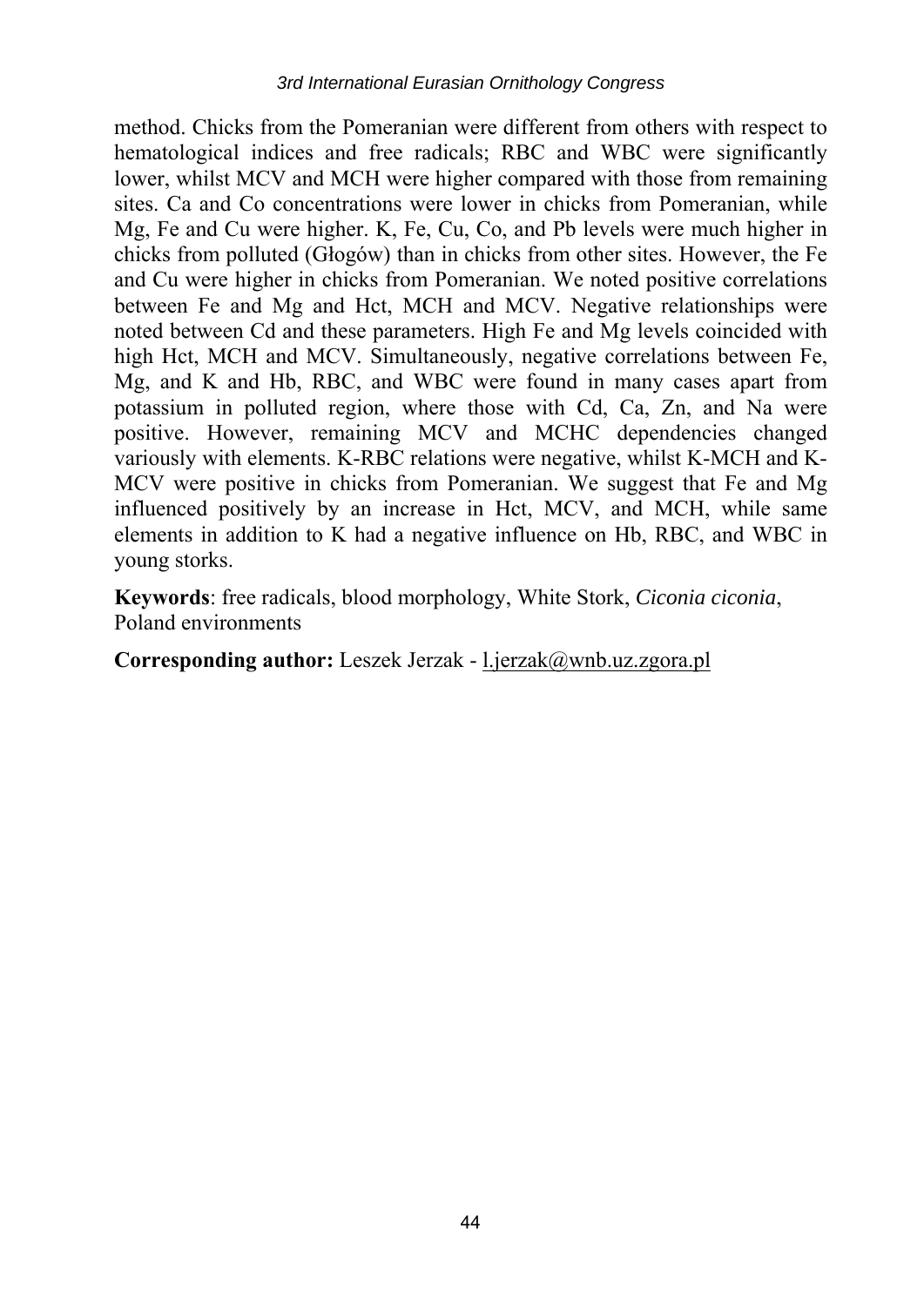method. Chicks from the Pomeranian were different from others with respect to hematological indices and free radicals; RBC and WBC were significantly lower, whilst MCV and MCH were higher compared with those from remaining sites. Ca and Co concentrations were lower in chicks from Pomeranian, while Mg, Fe and Cu were higher. K, Fe, Cu, Co, and Pb levels were much higher in chicks from polluted (Głogów) than in chicks from other sites. However, the Fe and Cu were higher in chicks from Pomeranian. We noted positive correlations between Fe and Mg and Hct, MCH and MCV. Negative relationships were noted between Cd and these parameters. High Fe and Mg levels coincided with high Hct, MCH and MCV. Simultaneously, negative correlations between Fe, Mg, and K and Hb, RBC, and WBC were found in many cases apart from potassium in polluted region, where those with Cd, Ca, Zn, and Na were positive. However, remaining MCV and MCHC dependencies changed variously with elements. K-RBC relations were negative, whilst K-MCH and K-MCV were positive in chicks from Pomeranian. We suggest that Fe and Mg influenced positively by an increase in Hct, MCV, and MCH, while same elements in addition to K had a negative influence on Hb, RBC, and WBC in young storks.

**Keywords**: free radicals, blood morphology, White Stork, *Ciconia ciconia*, Poland environments

**Corresponding author:** Leszek Jerzak - l.jerzak@wnb.uz.zgora.pl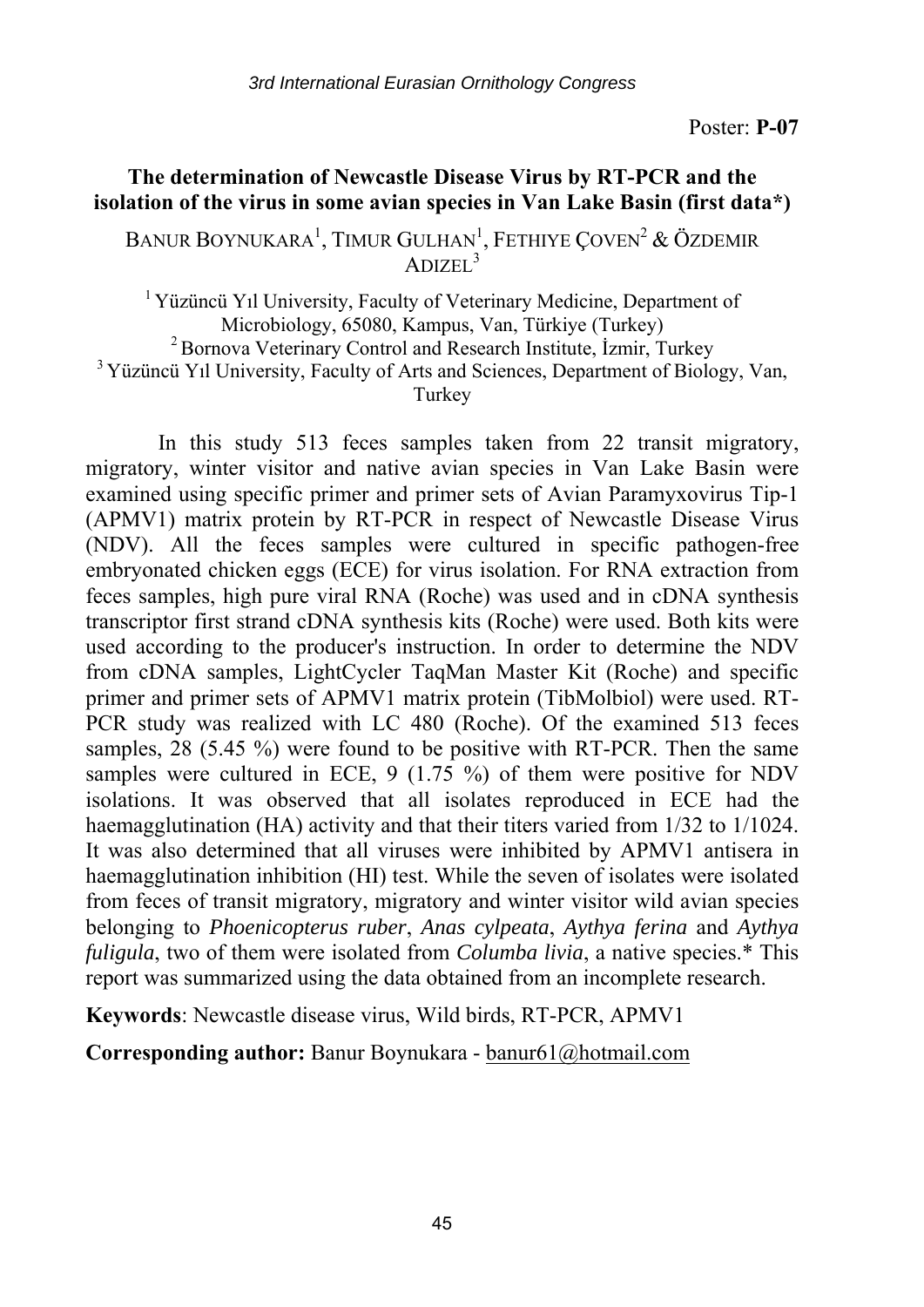Poster: **P-07**

## The determination of Newcastle Disease Virus by RT-PCR and the isolation of the virus in some avian species in Van Lake Basin (first data*)

BANUR BOYNUKARA[1], TIMUR GULHAN[1], FETHIYE ÇOVEN[2] & ÖZDEMIR ADIZEL[3]

[1] Yüzüncü Yıl University, Faculty of Veterinary Medicine, Department of Microbiology, 65080, Kampus, Van, Türkiye (Turkey)
[2] Bornova Veterinary Control and Research Institute, İzmir, Turkey
[3] Yüzüncü Yıl University, Faculty of Arts and Sciences, Department of Biology, Van, Turkey

In this study 513 feces samples taken from 22 transit migratory, migratory, winter visitor and native avian species in Van Lake Basin were examined using specific primer and primer sets of Avian Paramyxovirus Tip-1 (APMV1) matrix protein by RT-PCR in respect of Newcastle Disease Virus (NDV). All the feces samples were cultured in specific pathogen-free embryonated chicken eggs (ECE) for virus isolation. For RNA extraction from feces samples, high pure viral RNA (Roche) was used and in cDNA synthesis transcriptor first strand cDNA synthesis kits (Roche) were used. Both kits were used according to the producer's instruction. In order to determine the NDV from cDNA samples, LightCycler TaqMan Master Kit (Roche) and specific primer and primer sets of APMV1 matrix protein (TibMolbiol) were used. RT-PCR study was realized with LC 480 (Roche). Of the examined 513 feces samples, 28 (5.45 %) were found to be positive with RT-PCR. Then the same samples were cultured in ECE, 9 (1.75 %) of them were positive for NDV isolations. It was observed that all isolates reproduced in ECE had the haemagglutination (HA) activity and that their titers varied from 1/32 to 1/1024. It was also determined that all viruses were inhibited by APMV1 antisera in haemagglutination inhibition (HI) test. While the seven of isolates were isolated from feces of transit migratory, migratory and winter visitor wild avian species belonging to *Phoenicopterus ruber*, *Anas cylpeata*, *Aythya ferina* and *Aythya fuligula*, two of them were isolated from *Columba livia*, a native species.* This report was summarized using the data obtained from an incomplete research.

**Keywords**: Newcastle disease virus, Wild birds, RT-PCR, APMV1

**Corresponding author:** Banur Boynukara - banur61@hotmail.com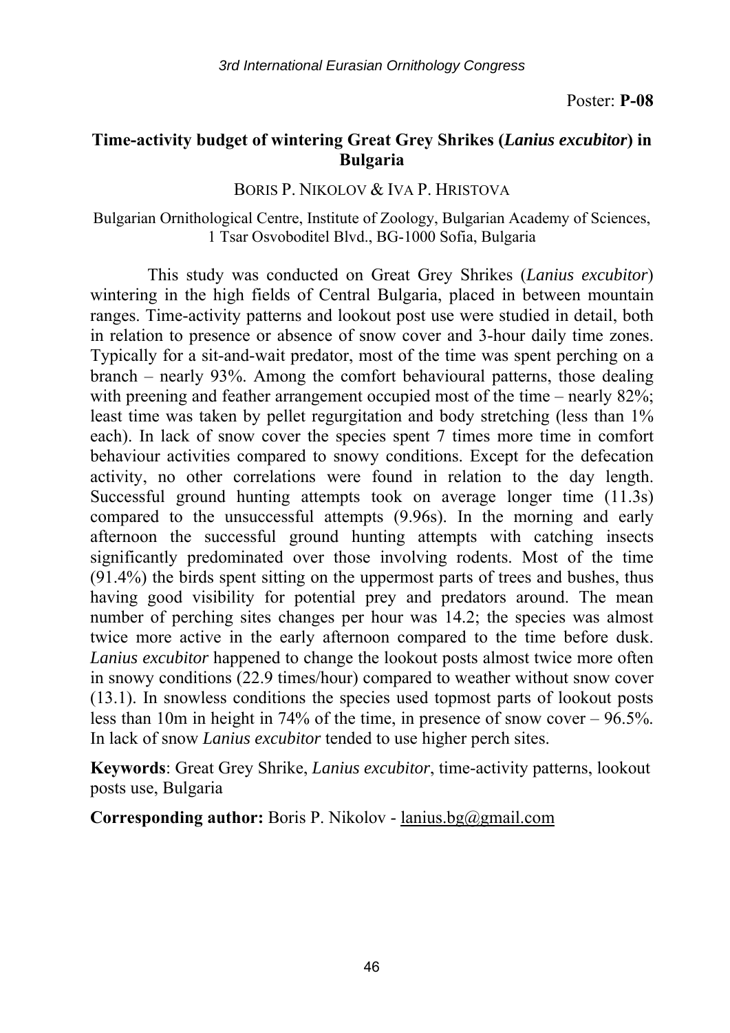Poster: **P-08**

## Time-activity budget of wintering Great Grey Shrikes (*Lanius excubitor*) in Bulgaria

BORIS P. NIKOLOV & IVA P. HRISTOVA

Bulgarian Ornithological Centre, Institute of Zoology, Bulgarian Academy of Sciences, 1 Tsar Osvoboditel Blvd., BG-1000 Sofia, Bulgaria

This study was conducted on Great Grey Shrikes (*Lanius excubitor*) wintering in the high fields of Central Bulgaria, placed in between mountain ranges. Time-activity patterns and lookout post use were studied in detail, both in relation to presence or absence of snow cover and 3-hour daily time zones. Typically for a sit-and-wait predator, most of the time was spent perching on a branch – nearly 93%. Among the comfort behavioural patterns, those dealing with preening and feather arrangement occupied most of the time – nearly 82%; least time was taken by pellet regurgitation and body stretching (less than 1% each). In lack of snow cover the species spent 7 times more time in comfort behaviour activities compared to snowy conditions. Except for the defecation activity, no other correlations were found in relation to the day length. Successful ground hunting attempts took on average longer time (11.3s) compared to the unsuccessful attempts (9.96s). In the morning and early afternoon the successful ground hunting attempts with catching insects significantly predominated over those involving rodents. Most of the time (91.4%) the birds spent sitting on the uppermost parts of trees and bushes, thus having good visibility for potential prey and predators around. The mean number of perching sites changes per hour was 14.2; the species was almost twice more active in the early afternoon compared to the time before dusk. *Lanius excubitor* happened to change the lookout posts almost twice more often in snowy conditions (22.9 times/hour) compared to weather without snow cover (13.1). In snowless conditions the species used topmost parts of lookout posts less than 10m in height in 74% of the time, in presence of snow cover – 96.5%. In lack of snow *Lanius excubitor* tended to use higher perch sites.

**Keywords**: Great Grey Shrike, *Lanius excubitor*, time-activity patterns, lookout posts use, Bulgaria

**Corresponding author:** Boris P. Nikolov - lanius.bg@gmail.com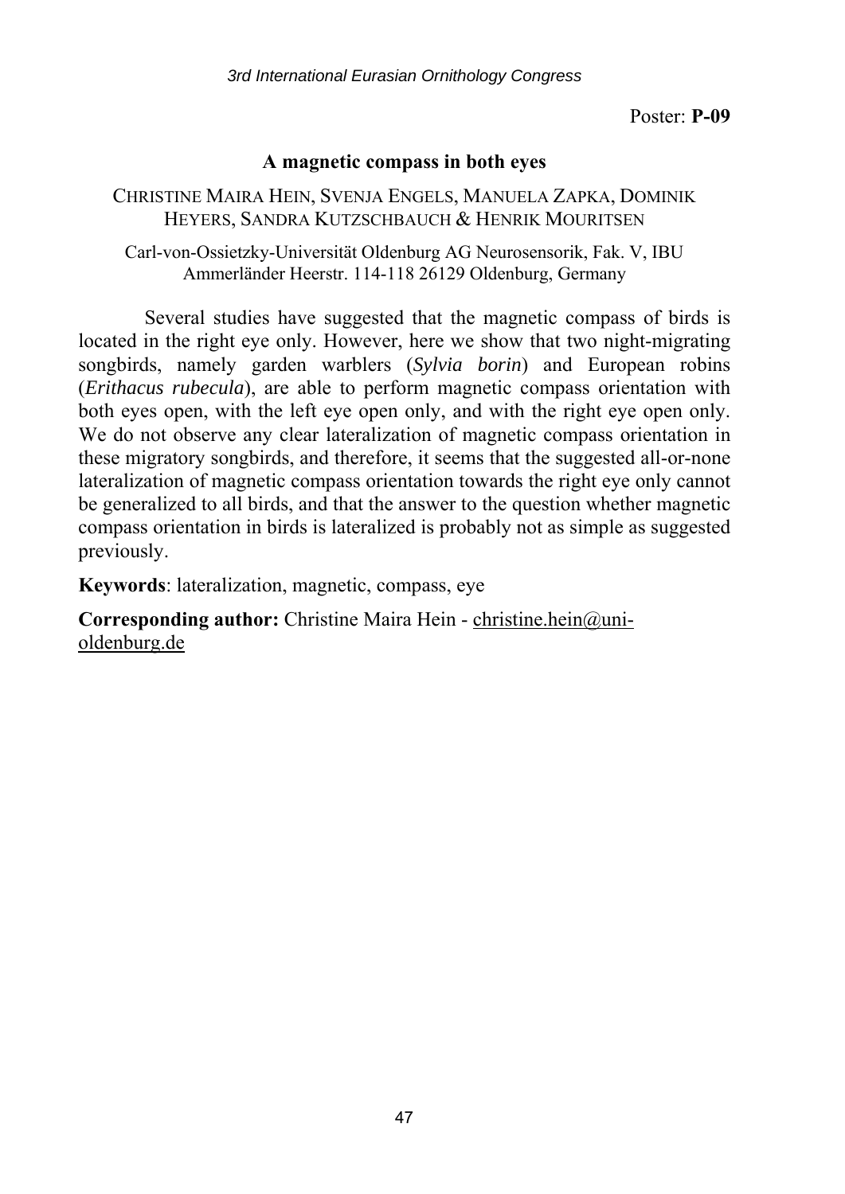Poster: **P-09**

## A magnetic compass in both eyes

CHRISTINE MAIRA HEIN, SVENJA ENGELS, MANUELA ZAPKA, DOMINIK HEYERS, SANDRA KUTZSCHBAUCH & HENRIK MOURITSEN

Carl-von-Ossietzky-Universität Oldenburg AG Neurosensorik, Fak. V, IBU Ammerländer Heerstr. 114-118 26129 Oldenburg, Germany

Several studies have suggested that the magnetic compass of birds is located in the right eye only. However, here we show that two night-migrating songbirds, namely garden warblers (*Sylvia borin*) and European robins (*Erithacus rubecula*), are able to perform magnetic compass orientation with both eyes open, with the left eye open only, and with the right eye open only. We do not observe any clear lateralization of magnetic compass orientation in these migratory songbirds, and therefore, it seems that the suggested all-or-none lateralization of magnetic compass orientation towards the right eye only cannot be generalized to all birds, and that the answer to the question whether magnetic compass orientation in birds is lateralized is probably not as simple as suggested previously.

**Keywords**: lateralization, magnetic, compass, eye

**Corresponding author:** Christine Maira Hein - christine.hein@uni-oldenburg.de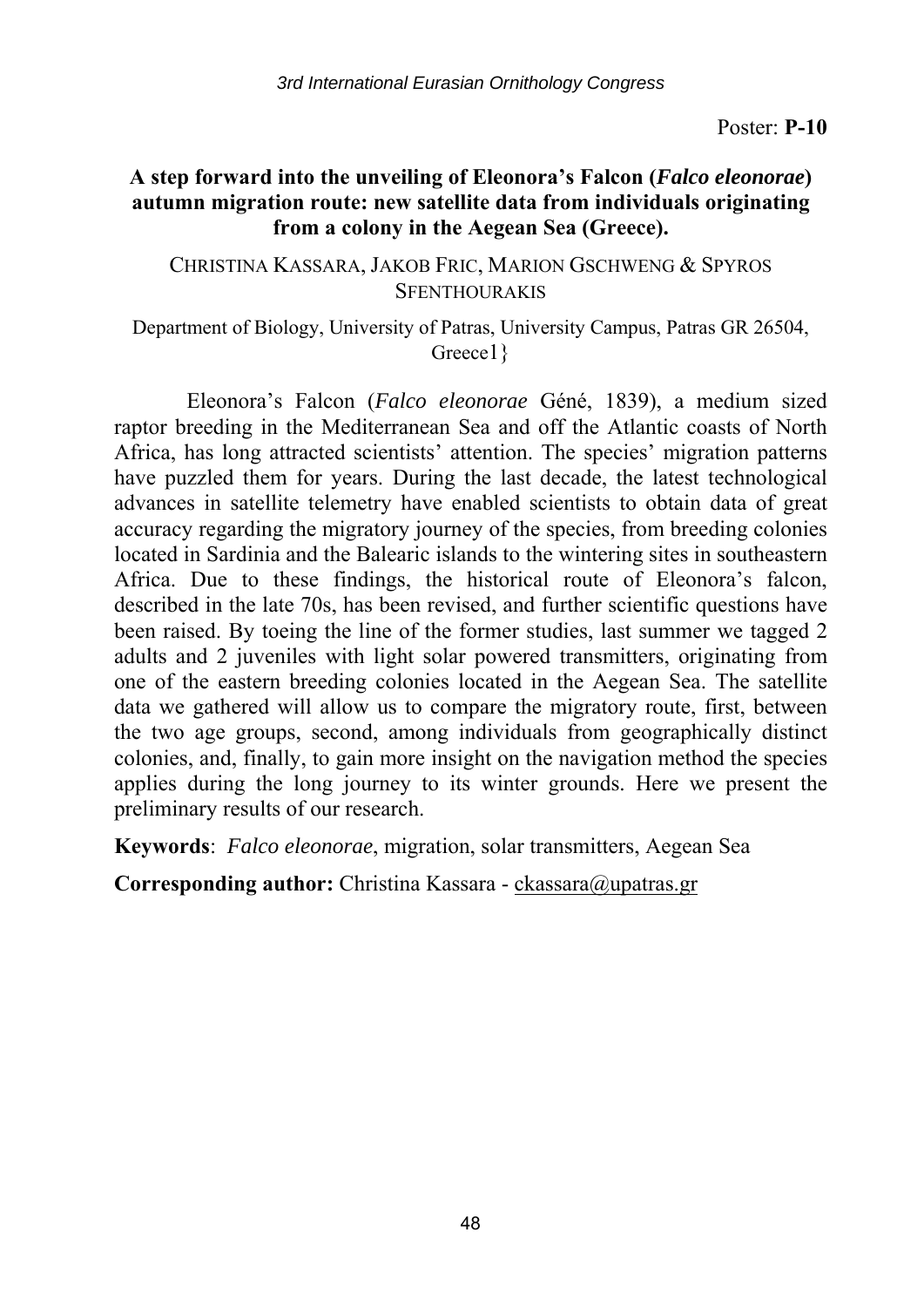Poster: **P-10**

## A step forward into the unveiling of Eleonora's Falcon (*Falco eleonorae*) autumn migration route: new satellite data from individuals originating from a colony in the Aegean Sea (Greece).

CHRISTINA KASSARA, JAKOB FRIC, MARION GSCHWENG & SPYROS SFENTHOURAKIS

Department of Biology, University of Patras, University Campus, Patras GR 26504, Greece1}

Eleonora's Falcon (*Falco eleonorae* Géné, 1839), a medium sized raptor breeding in the Mediterranean Sea and off the Atlantic coasts of North Africa, has long attracted scientists' attention. The species' migration patterns have puzzled them for years. During the last decade, the latest technological advances in satellite telemetry have enabled scientists to obtain data of great accuracy regarding the migratory journey of the species, from breeding colonies located in Sardinia and the Balearic islands to the wintering sites in southeastern Africa. Due to these findings, the historical route of Eleonora's falcon, described in the late 70s, has been revised, and further scientific questions have been raised. By toeing the line of the former studies, last summer we tagged 2 adults and 2 juveniles with light solar powered transmitters, originating from one of the eastern breeding colonies located in the Aegean Sea. The satellite data we gathered will allow us to compare the migratory route, first, between the two age groups, second, among individuals from geographically distinct colonies, and, finally, to gain more insight on the navigation method the species applies during the long journey to its winter grounds. Here we present the preliminary results of our research.

**Keywords**: *Falco eleonorae*, migration, solar transmitters, Aegean Sea

**Corresponding author:** Christina Kassara - ckassara@upatras.gr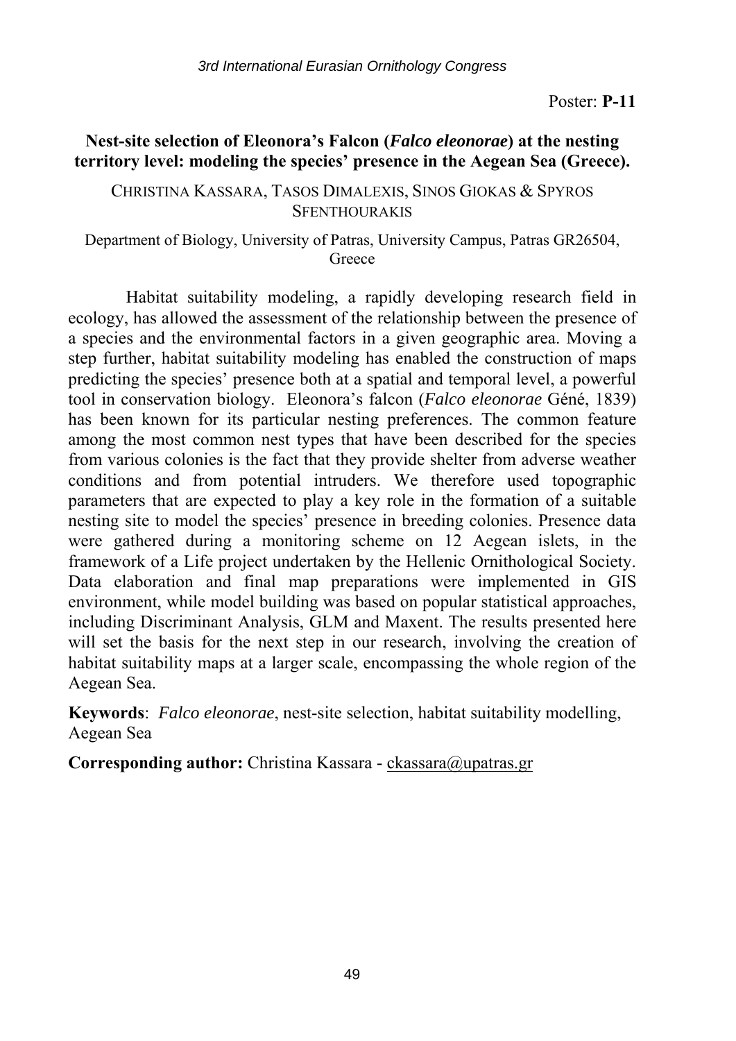Poster: **P-11**

## Nest-site selection of Eleonora's Falcon (*Falco eleonorae*) at the nesting territory level: modeling the species' presence in the Aegean Sea (Greece).

CHRISTINA KASSARA, TASOS DIMALEXIS, SINOS GIOKAS & SPYROS SFENTHOURAKIS

Department of Biology, University of Patras, University Campus, Patras GR26504, Greece

Habitat suitability modeling, a rapidly developing research field in ecology, has allowed the assessment of the relationship between the presence of a species and the environmental factors in a given geographic area. Moving a step further, habitat suitability modeling has enabled the construction of maps predicting the species' presence both at a spatial and temporal level, a powerful tool in conservation biology. Eleonora's falcon (*Falco eleonorae* Géné, 1839) has been known for its particular nesting preferences. The common feature among the most common nest types that have been described for the species from various colonies is the fact that they provide shelter from adverse weather conditions and from potential intruders. We therefore used topographic parameters that are expected to play a key role in the formation of a suitable nesting site to model the species' presence in breeding colonies. Presence data were gathered during a monitoring scheme on 12 Aegean islets, in the framework of a Life project undertaken by the Hellenic Ornithological Society. Data elaboration and final map preparations were implemented in GIS environment, while model building was based on popular statistical approaches, including Discriminant Analysis, GLM and Maxent. The results presented here will set the basis for the next step in our research, involving the creation of habitat suitability maps at a larger scale, encompassing the whole region of the Aegean Sea.

**Keywords**: *Falco eleonorae*, nest-site selection, habitat suitability modelling, Aegean Sea

**Corresponding author:** Christina Kassara - ckassara@upatras.gr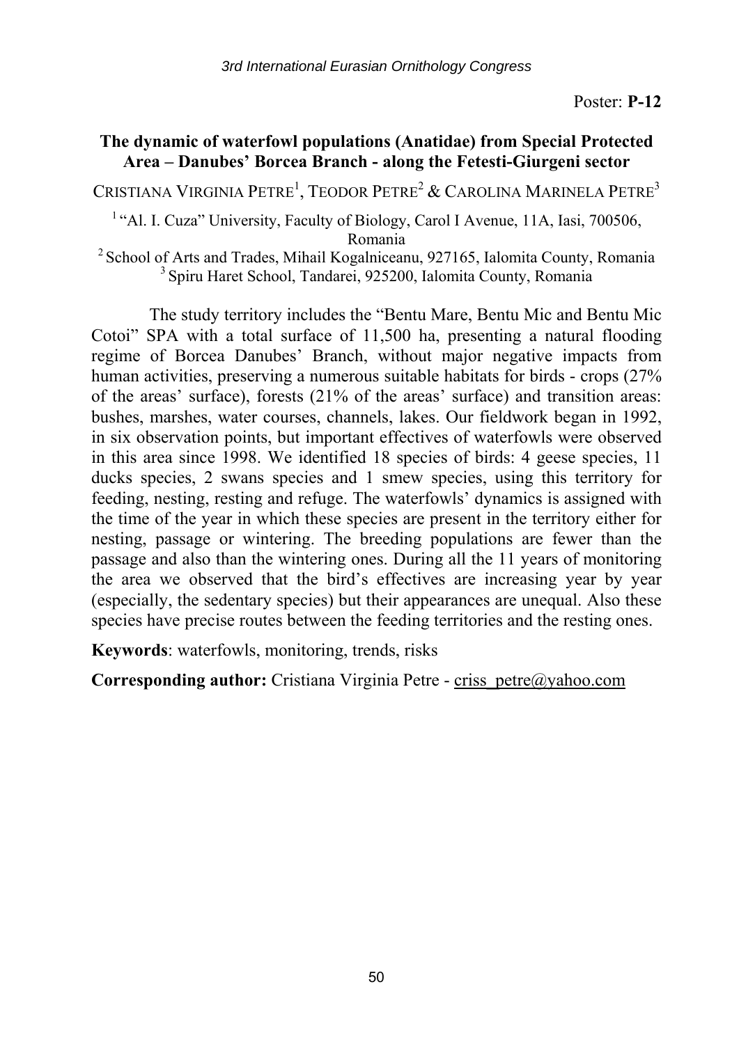Poster: **P-12**

## The dynamic of waterfowl populations (Anatidae) from Special Protected Area – Danubes' Borcea Branch - along the Fetesti-Giurgeni sector

CRISTIANA VIRGINIA PETRE[1], TEODOR PETRE[2] & CAROLINA MARINELA PETRE[3]

[1] "Al. I. Cuza" University, Faculty of Biology, Carol I Avenue, 11A, Iasi, 700506, Romania
[2] School of Arts and Trades, Mihail Kogalniceanu, 927165, Ialomita County, Romania
[3] Spiru Haret School, Tandarei, 925200, Ialomita County, Romania

The study territory includes the "Bentu Mare, Bentu Mic and Bentu Mic Cotoi" SPA with a total surface of 11,500 ha, presenting a natural flooding regime of Borcea Danubes' Branch, without major negative impacts from human activities, preserving a numerous suitable habitats for birds - crops (27% of the areas' surface), forests (21% of the areas' surface) and transition areas: bushes, marshes, water courses, channels, lakes. Our fieldwork began in 1992, in six observation points, but important effectives of waterfowls were observed in this area since 1998. We identified 18 species of birds: 4 geese species, 11 ducks species, 2 swans species and 1 smew species, using this territory for feeding, nesting, resting and refuge. The waterfowls' dynamics is assigned with the time of the year in which these species are present in the territory either for nesting, passage or wintering. The breeding populations are fewer than the passage and also than the wintering ones. During all the 11 years of monitoring the area we observed that the bird's effectives are increasing year by year (especially, the sedentary species) but their appearances are unequal. Also these species have precise routes between the feeding territories and the resting ones.

**Keywords**: waterfowls, monitoring, trends, risks

**Corresponding author:** Cristiana Virginia Petre - criss_petre@yahoo.com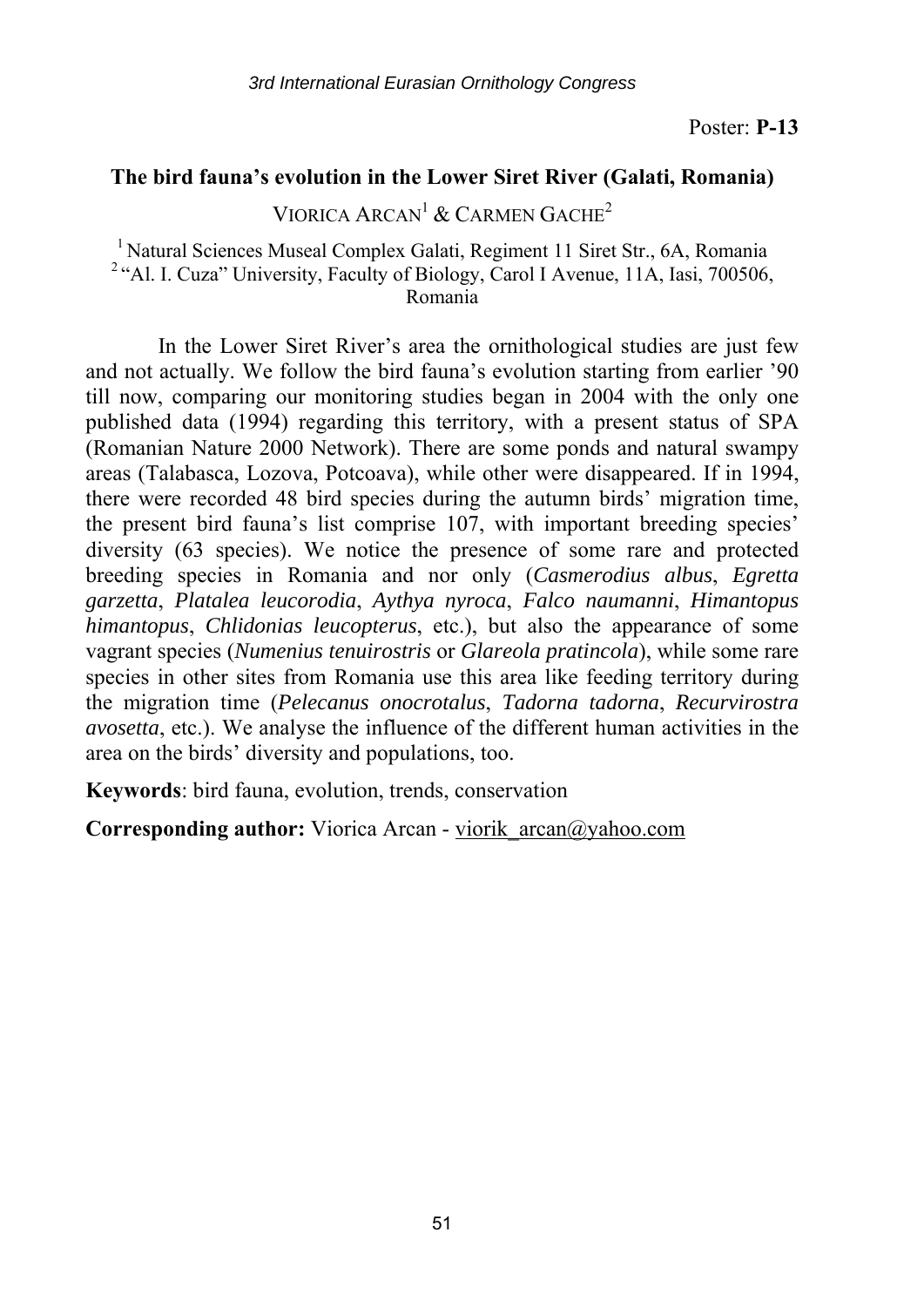Poster: **P-13**

## The bird fauna's evolution in the Lower Siret River (Galati, Romania)

VIORICA ARCAN[1] & CARMEN GACHE[2]

[1] Natural Sciences Museal Complex Galati, Regiment 11 Siret Str., 6A, Romania
[2] "Al. I. Cuza" University, Faculty of Biology, Carol I Avenue, 11A, Iasi, 700506, Romania

In the Lower Siret River's area the ornithological studies are just few and not actually. We follow the bird fauna's evolution starting from earlier '90 till now, comparing our monitoring studies began in 2004 with the only one published data (1994) regarding this territory, with a present status of SPA (Romanian Nature 2000 Network). There are some ponds and natural swampy areas (Talabasca, Lozova, Potcoava), while other were disappeared. If in 1994, there were recorded 48 bird species during the autumn birds' migration time, the present bird fauna's list comprise 107, with important breeding species' diversity (63 species). We notice the presence of some rare and protected breeding species in Romania and nor only (*Casmerodius albus*, *Egretta garzetta*, *Platalea leucorodia*, *Aythya nyroca*, *Falco naumanni*, *Himantopus himantopus*, *Chlidonias leucopterus*, etc.), but also the appearance of some vagrant species (*Numenius tenuirostris* or *Glareola pratincola*), while some rare species in other sites from Romania use this area like feeding territory during the migration time (*Pelecanus onocrotalus*, *Tadorna tadorna*, *Recurvirostra avosetta*, etc.). We analyse the influence of the different human activities in the area on the birds' diversity and populations, too.

**Keywords**: bird fauna, evolution, trends, conservation

**Corresponding author:** Viorica Arcan - viorik_arcan@yahoo.com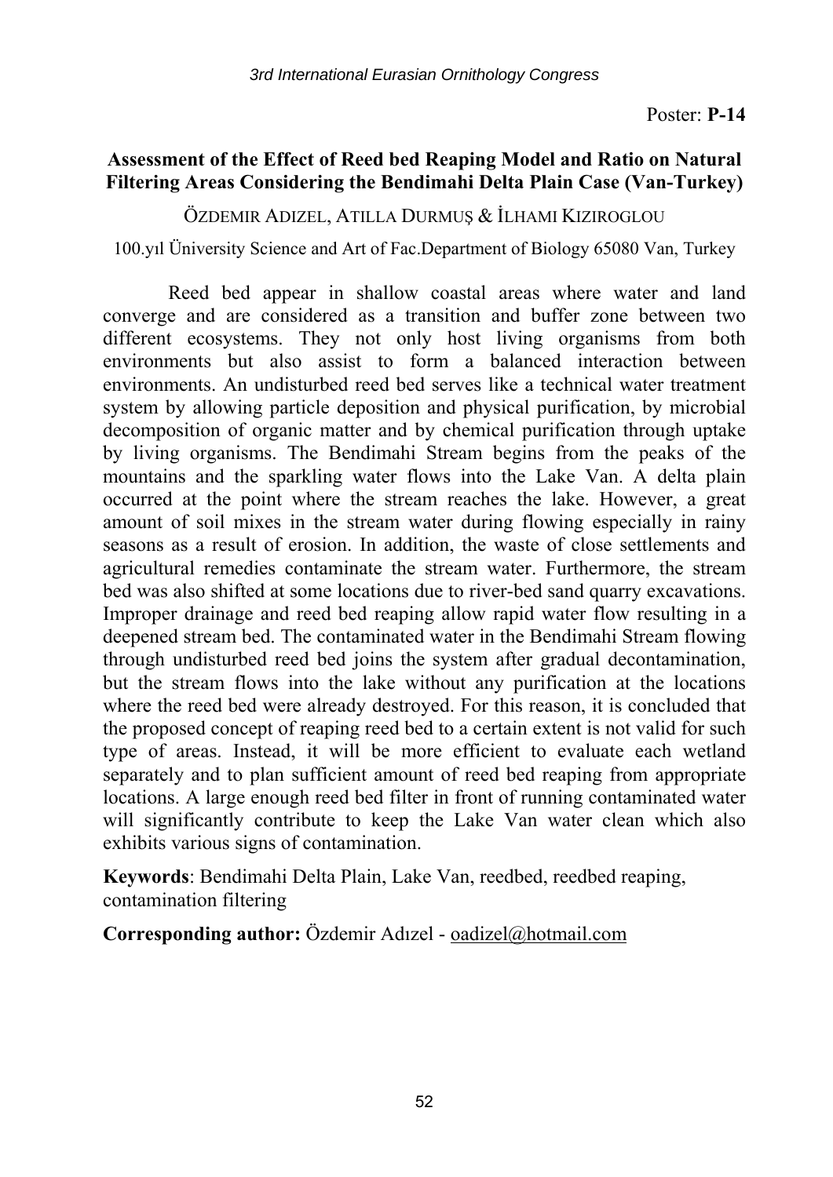Poster: **P-14**

## Assessment of the Effect of Reed bed Reaping Model and Ratio on Natural Filtering Areas Considering the Bendimahi Delta Plain Case (Van-Turkey)

ÖZDEMIR ADIZEL, ATILLA DURMUŞ & İLHAMI KIZIROGLOU

100.yıl Üniversity Science and Art of Fac.Department of Biology 65080 Van, Turkey

Reed bed appear in shallow coastal areas where water and land converge and are considered as a transition and buffer zone between two different ecosystems. They not only host living organisms from both environments but also assist to form a balanced interaction between environments. An undisturbed reed bed serves like a technical water treatment system by allowing particle deposition and physical purification, by microbial decomposition of organic matter and by chemical purification through uptake by living organisms. The Bendimahi Stream begins from the peaks of the mountains and the sparkling water flows into the Lake Van. A delta plain occurred at the point where the stream reaches the lake. However, a great amount of soil mixes in the stream water during flowing especially in rainy seasons as a result of erosion. In addition, the waste of close settlements and agricultural remedies contaminate the stream water. Furthermore, the stream bed was also shifted at some locations due to river-bed sand quarry excavations. Improper drainage and reed bed reaping allow rapid water flow resulting in a deepened stream bed. The contaminated water in the Bendimahi Stream flowing through undisturbed reed bed joins the system after gradual decontamination, but the stream flows into the lake without any purification at the locations where the reed bed were already destroyed. For this reason, it is concluded that the proposed concept of reaping reed bed to a certain extent is not valid for such type of areas. Instead, it will be more efficient to evaluate each wetland separately and to plan sufficient amount of reed bed reaping from appropriate locations. A large enough reed bed filter in front of running contaminated water will significantly contribute to keep the Lake Van water clean which also exhibits various signs of contamination.

**Keywords**: Bendimahi Delta Plain, Lake Van, reedbed, reedbed reaping, contamination filtering

**Corresponding author:** Özdemir Adızel - oadizel@hotmail.com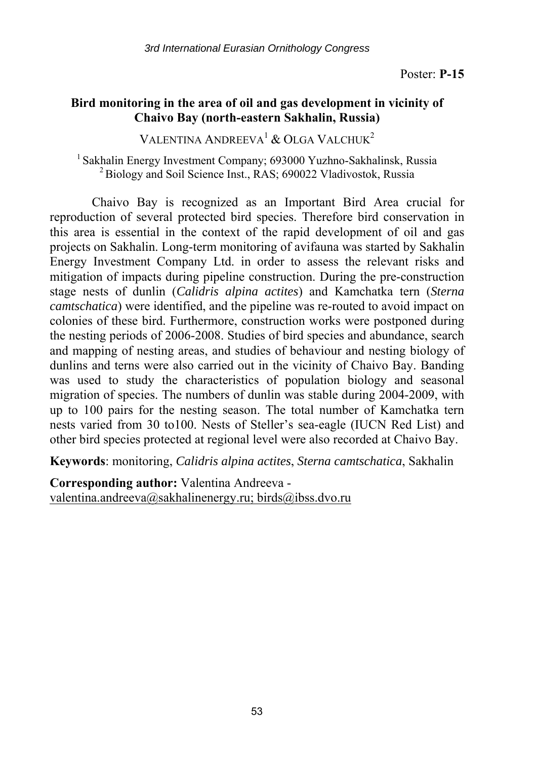Poster: **P-15**

## Bird monitoring in the area of oil and gas development in vicinity of Chaivo Bay (north-eastern Sakhalin, Russia)

VALENTINA ANDREEVA[1] & OLGA VALCHUK[2]

[1] Sakhalin Energy Investment Company; 693000 Yuzhno-Sakhalinsk, Russia
[2] Biology and Soil Science Inst., RAS; 690022 Vladivostok, Russia

Chaivo Bay is recognized as an Important Bird Area crucial for reproduction of several protected bird species. Therefore bird conservation in this area is essential in the context of the rapid development of oil and gas projects on Sakhalin. Long-term monitoring of avifauna was started by Sakhalin Energy Investment Company Ltd. in order to assess the relevant risks and mitigation of impacts during pipeline construction. During the pre-construction stage nests of dunlin (*Calidris alpina actites*) and Kamchatka tern (*Sterna camtschatica*) were identified, and the pipeline was re-routed to avoid impact on colonies of these bird. Furthermore, construction works were postponed during the nesting periods of 2006-2008. Studies of bird species and abundance, search and mapping of nesting areas, and studies of behaviour and nesting biology of dunlins and terns were also carried out in the vicinity of Chaivo Bay. Banding was used to study the characteristics of population biology and seasonal migration of species. The numbers of dunlin was stable during 2004-2009, with up to 100 pairs for the nesting season. The total number of Kamchatka tern nests varied from 30 to100. Nests of Steller's sea-eagle (IUCN Red List) and other bird species protected at regional level were also recorded at Chaivo Bay.

**Keywords**: monitoring, *Calidris alpina actites*, *Sterna camtschatica*, Sakhalin

**Corresponding author:** Valentina Andreeva - valentina.andreeva@sakhalinenergy.ru; birds@ibss.dvo.ru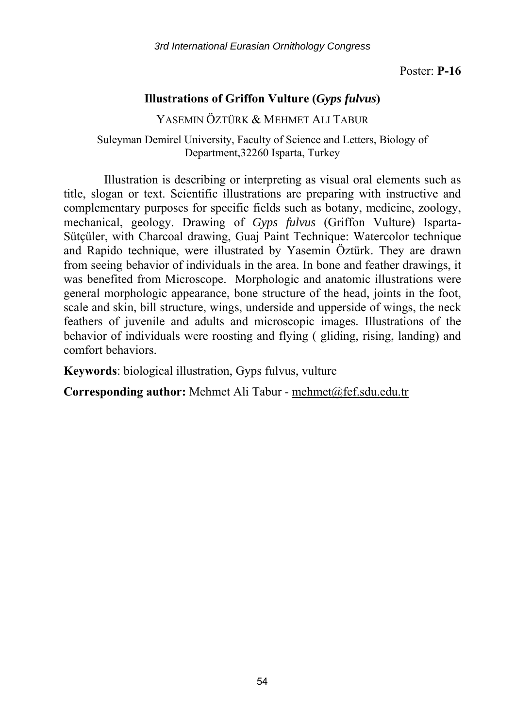Poster: **P-16**

## Illustrations of Griffon Vulture (*Gyps fulvus*)

YASEMIN ÖZTÜRK & MEHMET ALI TABUR

Suleyman Demirel University, Faculty of Science and Letters, Biology of Department,32260 Isparta, Turkey

Illustration is describing or interpreting as visual oral elements such as title, slogan or text. Scientific illustrations are preparing with instructive and complementary purposes for specific fields such as botany, medicine, zoology, mechanical, geology. Drawing of *Gyps fulvus* (Griffon Vulture) Isparta-Sütçüler, with Charcoal drawing, Guaj Paint Technique: Watercolor technique and Rapido technique, were illustrated by Yasemin Öztürk. They are drawn from seeing behavior of individuals in the area. In bone and feather drawings, it was benefited from Microscope. Morphologic and anatomic illustrations were general morphologic appearance, bone structure of the head, joints in the foot, scale and skin, bill structure, wings, underside and upperside of wings, the neck feathers of juvenile and adults and microscopic images. Illustrations of the behavior of individuals were roosting and flying ( gliding, rising, landing) and comfort behaviors.

**Keywords**: biological illustration, Gyps fulvus, vulture

**Corresponding author:** Mehmet Ali Tabur - mehmet@fef.sdu.edu.tr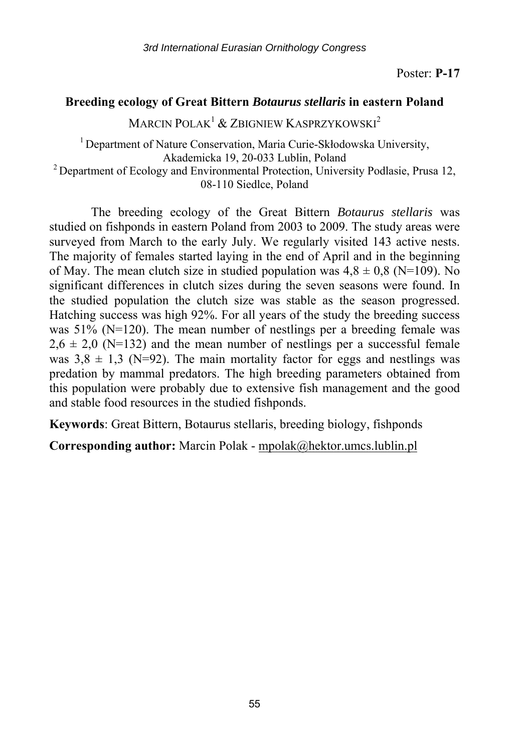Poster: **P-17**

## Breeding ecology of Great Bittern *Botaurus stellaris* in eastern Poland

MARCIN POLAK[1] & ZBIGNIEW KASPRZYKOWSKI[2]

[1] Department of Nature Conservation, Maria Curie-Skłodowska University, Akademicka 19, 20-033 Lublin, Poland
[2] Department of Ecology and Environmental Protection, University Podlasie, Prusa 12, 08-110 Siedlce, Poland

The breeding ecology of the Great Bittern *Botaurus stellaris* was studied on fishponds in eastern Poland from 2003 to 2009. The study areas were surveyed from March to the early July. We regularly visited 143 active nests. The majority of females started laying in the end of April and in the beginning of May. The mean clutch size in studied population was 4,8 ± 0,8 (N=109). No significant differences in clutch sizes during the seven seasons were found. In the studied population the clutch size was stable as the season progressed. Hatching success was high 92%. For all years of the study the breeding success was 51% (N=120). The mean number of nestlings per a breeding female was 2,6 ± 2,0 (N=132) and the mean number of nestlings per a successful female was 3,8 ± 1,3 (N=92). The main mortality factor for eggs and nestlings was predation by mammal predators. The high breeding parameters obtained from this population were probably due to extensive fish management and the good and stable food resources in the studied fishponds.

**Keywords**: Great Bittern, Botaurus stellaris, breeding biology, fishponds

**Corresponding author:** Marcin Polak - mpolak@hektor.umcs.lublin.pl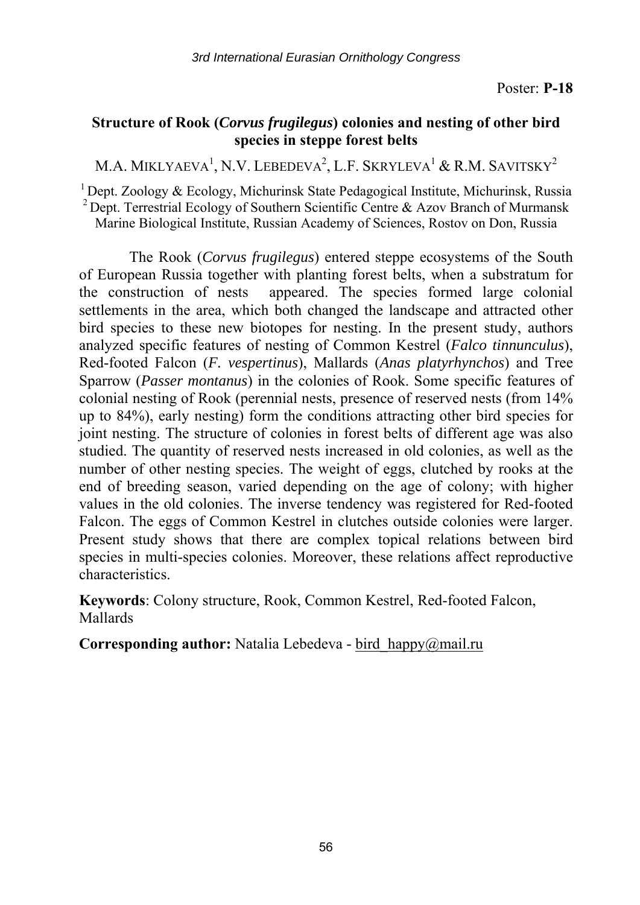Poster: **P-18**

## Structure of Rook (*Corvus frugilegus*) colonies and nesting of other bird species in steppe forest belts

M.A. MIKLYAEVA[1], N.V. LEBEDEVA[2], L.F. SKRYLEVA[1] & R.M. SAVITSKY[2]

[1] Dept. Zoology & Ecology, Michurinsk State Pedagogical Institute, Michurinsk, Russia
[2] Dept. Terrestrial Ecology of Southern Scientific Centre & Azov Branch of Murmansk Marine Biological Institute, Russian Academy of Sciences, Rostov on Don, Russia

The Rook (*Corvus frugilegus*) entered steppe ecosystems of the South of European Russia together with planting forest belts, when a substratum for the construction of nests appeared. The species formed large colonial settlements in the area, which both changed the landscape and attracted other bird species to these new biotopes for nesting. In the present study, authors analyzed specific features of nesting of Common Kestrel (*Falco tinnunculus*), Red-footed Falcon (*F. vespertinus*), Mallards (*Anas platyrhynchos*) and Tree Sparrow (*Passer montanus*) in the colonies of Rook. Some specific features of colonial nesting of Rook (perennial nests, presence of reserved nests (from 14% up to 84%), early nesting) form the conditions attracting other bird species for joint nesting. The structure of colonies in forest belts of different age was also studied. The quantity of reserved nests increased in old colonies, as well as the number of other nesting species. The weight of eggs, clutched by rooks at the end of breeding season, varied depending on the age of colony; with higher values in the old colonies. The inverse tendency was registered for Red-footed Falcon. The eggs of Common Kestrel in clutches outside colonies were larger. Present study shows that there are complex topical relations between bird species in multi-species colonies. Moreover, these relations affect reproductive characteristics.

**Keywords**: Colony structure, Rook, Common Kestrel, Red-footed Falcon, Mallards

**Corresponding author:** Natalia Lebedeva - bird_happy@mail.ru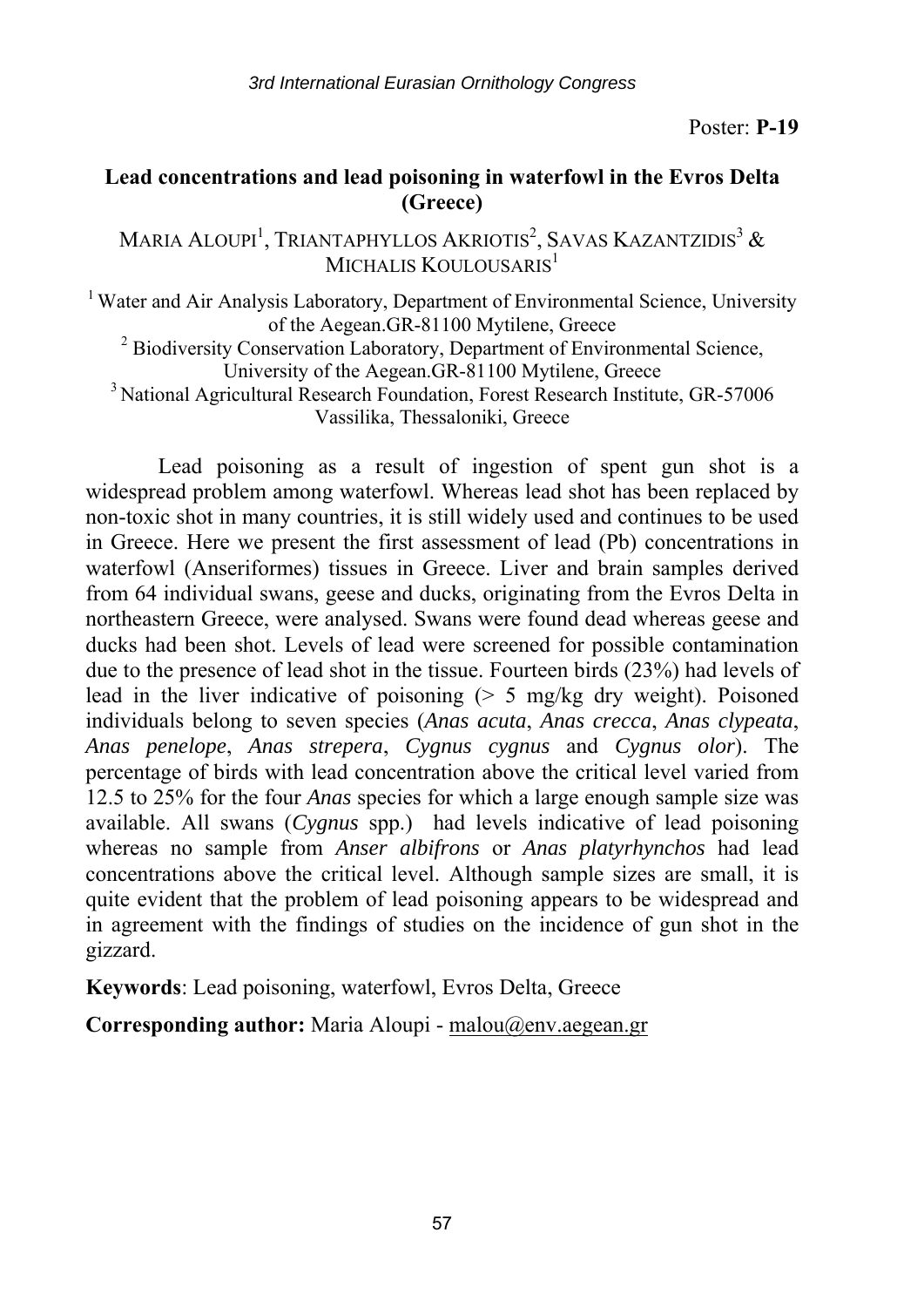Poster: **P-19**

## Lead concentrations and lead poisoning in waterfowl in the Evros Delta (Greece)

MARIA ALOUPI[1], TRIANTAPHYLLOS AKRIOTIS[2], SAVAS KAZANTZIDIS[3] & MICHALIS KOULOUSARIS[1]

[1] Water and Air Analysis Laboratory, Department of Environmental Science, University of the Aegean.GR-81100 Mytilene, Greece
[2] Biodiversity Conservation Laboratory, Department of Environmental Science, University of the Aegean.GR-81100 Mytilene, Greece
[3] National Agricultural Research Foundation, Forest Research Institute, GR-57006 Vassilika, Thessaloniki, Greece

Lead poisoning as a result of ingestion of spent gun shot is a widespread problem among waterfowl. Whereas lead shot has been replaced by non-toxic shot in many countries, it is still widely used and continues to be used in Greece. Here we present the first assessment of lead (Pb) concentrations in waterfowl (Anseriformes) tissues in Greece. Liver and brain samples derived from 64 individual swans, geese and ducks, originating from the Evros Delta in northeastern Greece, were analysed. Swans were found dead whereas geese and ducks had been shot. Levels of lead were screened for possible contamination due to the presence of lead shot in the tissue. Fourteen birds (23%) had levels of lead in the liver indicative of poisoning (> 5 mg/kg dry weight). Poisoned individuals belong to seven species (*Anas acuta*, *Anas crecca*, *Anas clypeata*, *Anas penelope*, *Anas strepera*, *Cygnus cygnus* and *Cygnus olor*). The percentage of birds with lead concentration above the critical level varied from 12.5 to 25% for the four *Anas* species for which a large enough sample size was available. All swans (*Cygnus* spp.) had levels indicative of lead poisoning whereas no sample from *Anser albifrons* or *Anas platyrhynchos* had lead concentrations above the critical level. Although sample sizes are small, it is quite evident that the problem of lead poisoning appears to be widespread and in agreement with the findings of studies on the incidence of gun shot in the gizzard.

**Keywords**: Lead poisoning, waterfowl, Evros Delta, Greece

**Corresponding author:** Maria Aloupi - malou@env.aegean.gr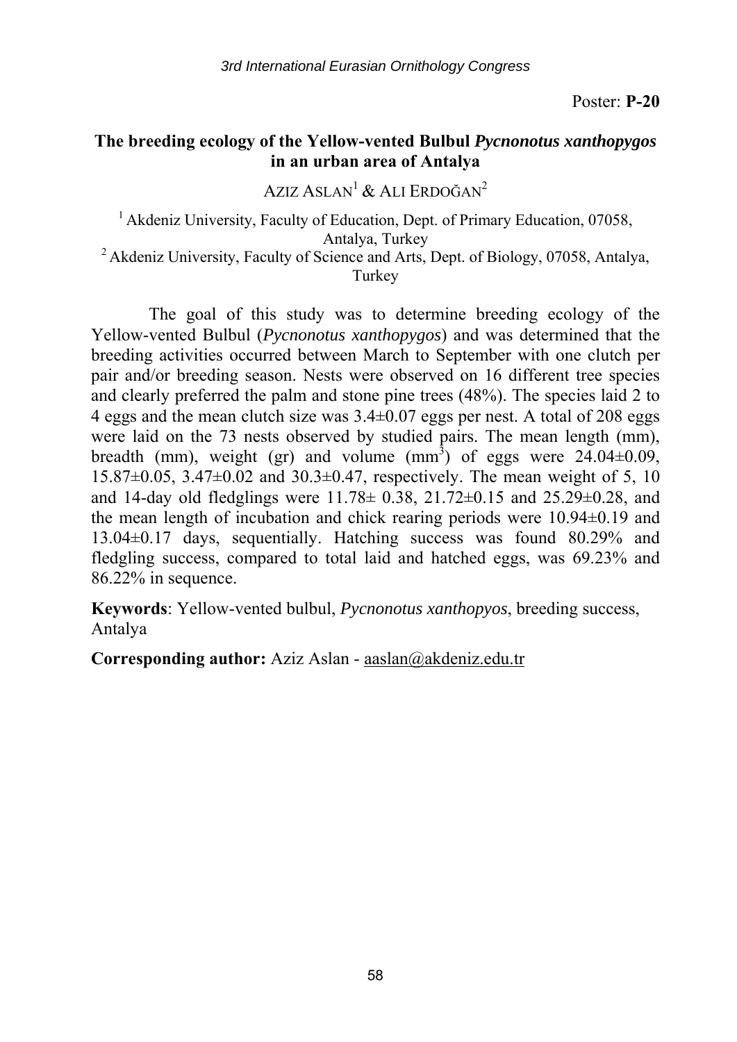Poster: **P-20**

## The breeding ecology of the Yellow-vented Bulbul *Pycnonotus xanthopygos* in an urban area of Antalya

AZIZ ASLAN[1] & ALI ERDOĞAN[2]

[1] Akdeniz University, Faculty of Education, Dept. of Primary Education, 07058, Antalya, Turkey
[2] Akdeniz University, Faculty of Science and Arts, Dept. of Biology, 07058, Antalya, Turkey

The goal of this study was to determine breeding ecology of the Yellow-vented Bulbul (*Pycnonotus xanthopygos*) and was determined that the breeding activities occurred between March to September with one clutch per pair and/or breeding season. Nests were observed on 16 different tree species and clearly preferred the palm and stone pine trees (48%). The species laid 2 to 4 eggs and the mean clutch size was 3.4±0.07 eggs per nest. A total of 208 eggs were laid on the 73 nests observed by studied pairs. The mean length (mm), breadth (mm), weight (gr) and volume ($mm^3$) of eggs were 24.04±0.09, 15.87±0.05, 3.47±0.02 and 30.3±0.47, respectively. The mean weight of 5, 10 and 14-day old fledglings were 11.78± 0.38, 21.72±0.15 and 25.29±0.28, and the mean length of incubation and chick rearing periods were 10.94±0.19 and 13.04±0.17 days, sequentially. Hatching success was found 80.29% and fledgling success, compared to total laid and hatched eggs, was 69.23% and 86.22% in sequence.

**Keywords**: Yellow-vented bulbul, *Pycnonotus xanthopyos*, breeding success, Antalya

**Corresponding author:** Aziz Aslan - aaslan@akdeniz.edu.tr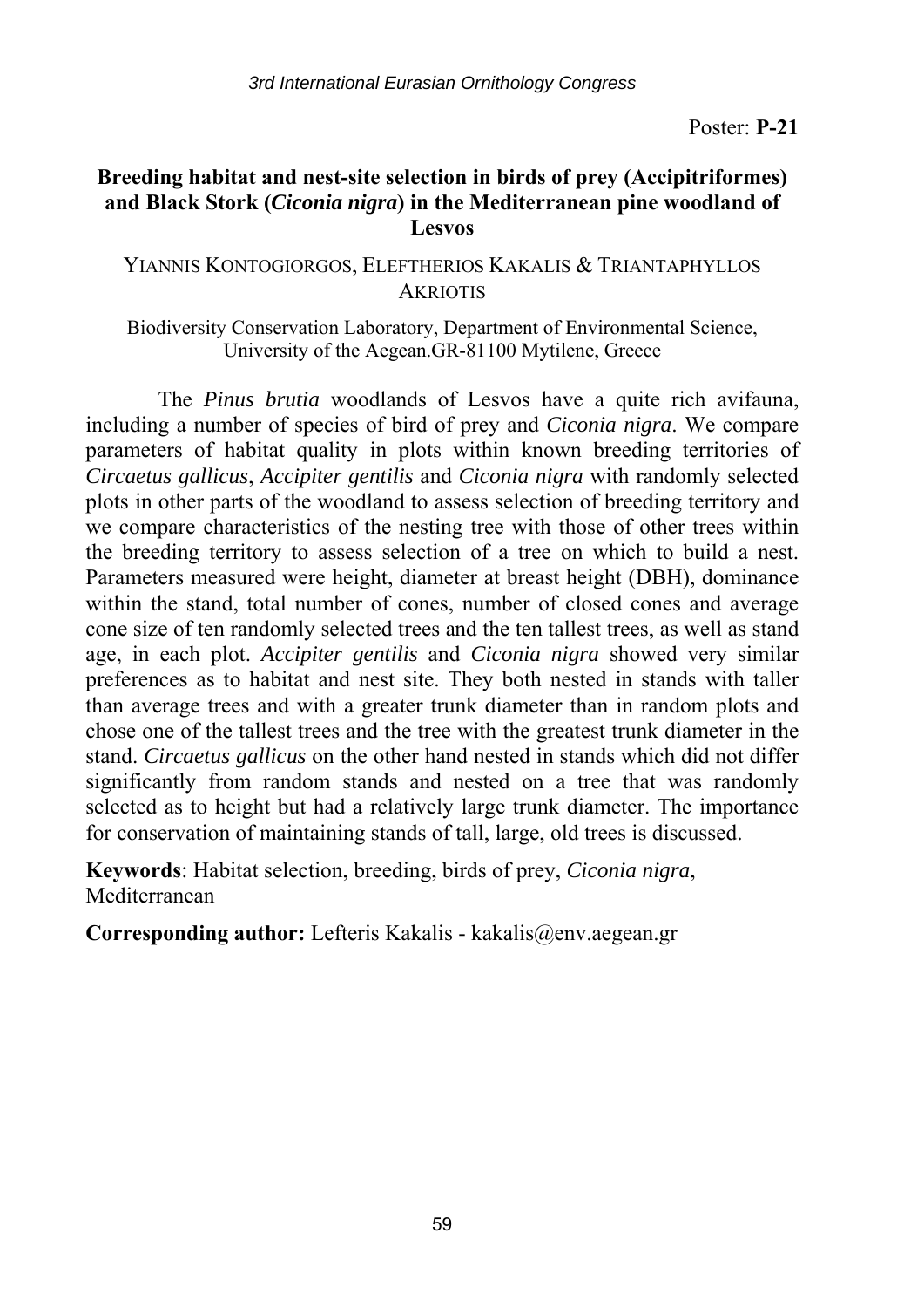Poster: **P-21**

## Breeding habitat and nest-site selection in birds of prey (Accipitriformes) and Black Stork (*Ciconia nigra*) in the Mediterranean pine woodland of Lesvos

YIANNIS KONTOGIORGOS, ELEFTHERIOS KAKALIS & TRIANTAPHYLLOS AKRIOTIS

Biodiversity Conservation Laboratory, Department of Environmental Science, University of the Aegean.GR-81100 Mytilene, Greece

The *Pinus brutia* woodlands of Lesvos have a quite rich avifauna, including a number of species of bird of prey and *Ciconia nigra*. We compare parameters of habitat quality in plots within known breeding territories of *Circaetus gallicus*, *Accipiter gentilis* and *Ciconia nigra* with randomly selected plots in other parts of the woodland to assess selection of breeding territory and we compare characteristics of the nesting tree with those of other trees within the breeding territory to assess selection of a tree on which to build a nest. Parameters measured were height, diameter at breast height (DBH), dominance within the stand, total number of cones, number of closed cones and average cone size of ten randomly selected trees and the ten tallest trees, as well as stand age, in each plot. *Accipiter gentilis* and *Ciconia nigra* showed very similar preferences as to habitat and nest site. They both nested in stands with taller than average trees and with a greater trunk diameter than in random plots and chose one of the tallest trees and the tree with the greatest trunk diameter in the stand. *Circaetus gallicus* on the other hand nested in stands which did not differ significantly from random stands and nested on a tree that was randomly selected as to height but had a relatively large trunk diameter. The importance for conservation of maintaining stands of tall, large, old trees is discussed.

**Keywords**: Habitat selection, breeding, birds of prey, *Ciconia nigra*, Mediterranean

**Corresponding author:** Lefteris Kakalis - kakalis@env.aegean.gr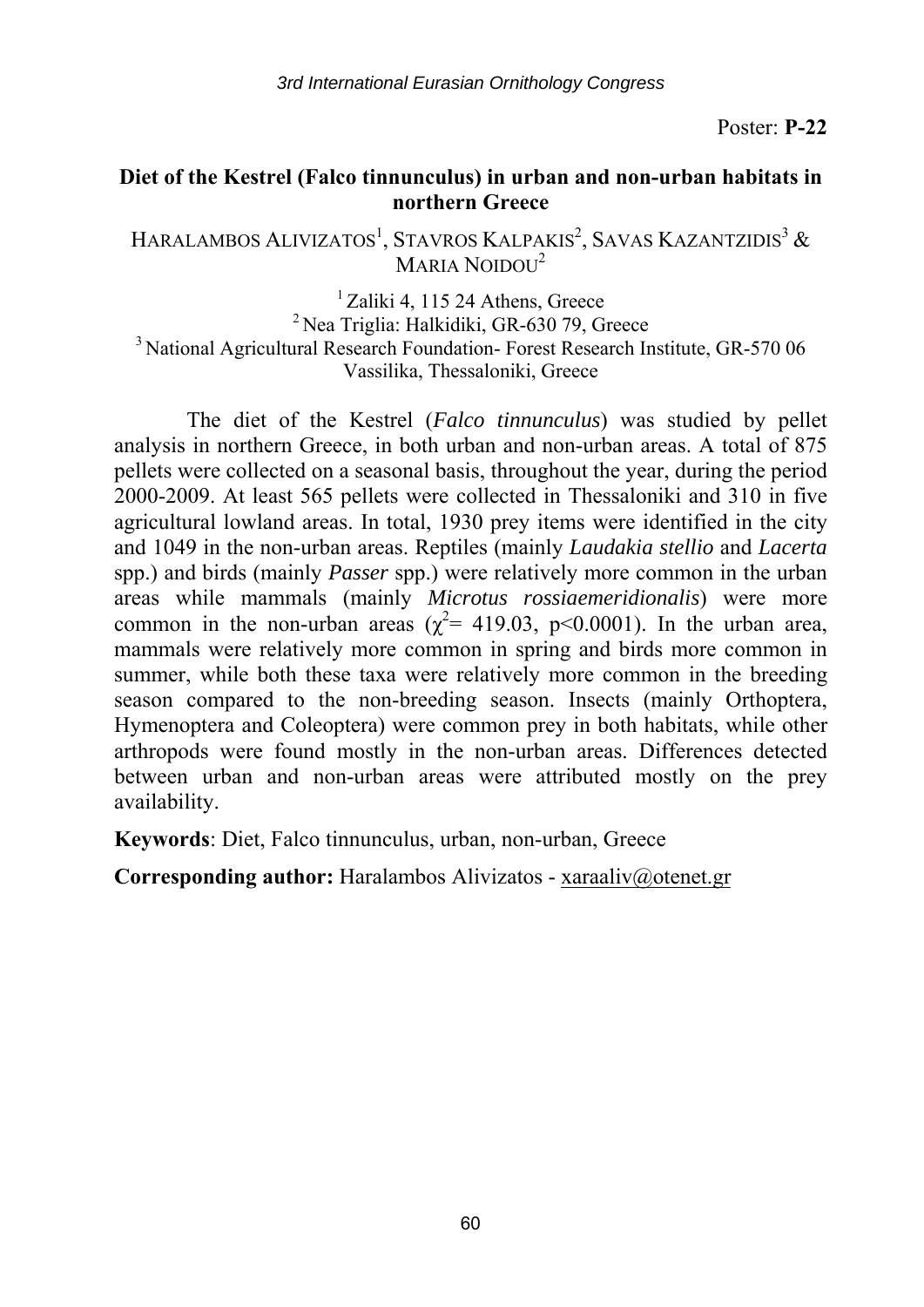Poster: **P-22**

## Diet of the Kestrel (Falco tinnunculus) in urban and non-urban habitats in northern Greece

HARALAMBOS ALIVIZATOS[1], STAVROS KALPAKIS[2], SAVAS KAZANTZIDIS[3] & MARIA NOIDOU[2]

[1] Zaliki 4, 115 24 Athens, Greece
[2] Nea Triglia: Halkidiki, GR-630 79, Greece
[3] National Agricultural Research Foundation- Forest Research Institute, GR-570 06 Vassilika, Thessaloniki, Greece

The diet of the Kestrel (*Falco tinnunculus*) was studied by pellet analysis in northern Greece, in both urban and non-urban areas. A total of 875 pellets were collected on a seasonal basis, throughout the year, during the period 2000-2009. At least 565 pellets were collected in Thessaloniki and 310 in five agricultural lowland areas. In total, 1930 prey items were identified in the city and 1049 in the non-urban areas. Reptiles (mainly *Laudakia stellio* and *Lacerta* spp.) and birds (mainly *Passer* spp.) were relatively more common in the urban areas while mammals (mainly *Microtus rossiaemeridionalis*) were more common in the non-urban areas ($\chi^2 = 419.03$, $p < 0.0001$). In the urban area, mammals were relatively more common in spring and birds more common in summer, while both these taxa were relatively more common in the breeding season compared to the non-breeding season. Insects (mainly Orthoptera, Hymenoptera and Coleoptera) were common prey in both habitats, while other arthropods were found mostly in the non-urban areas. Differences detected between urban and non-urban areas were attributed mostly on the prey availability.

**Keywords**: Diet, Falco tinnunculus, urban, non-urban, Greece

**Corresponding author:** Haralambos Alivizatos - xaraaliv@otenet.gr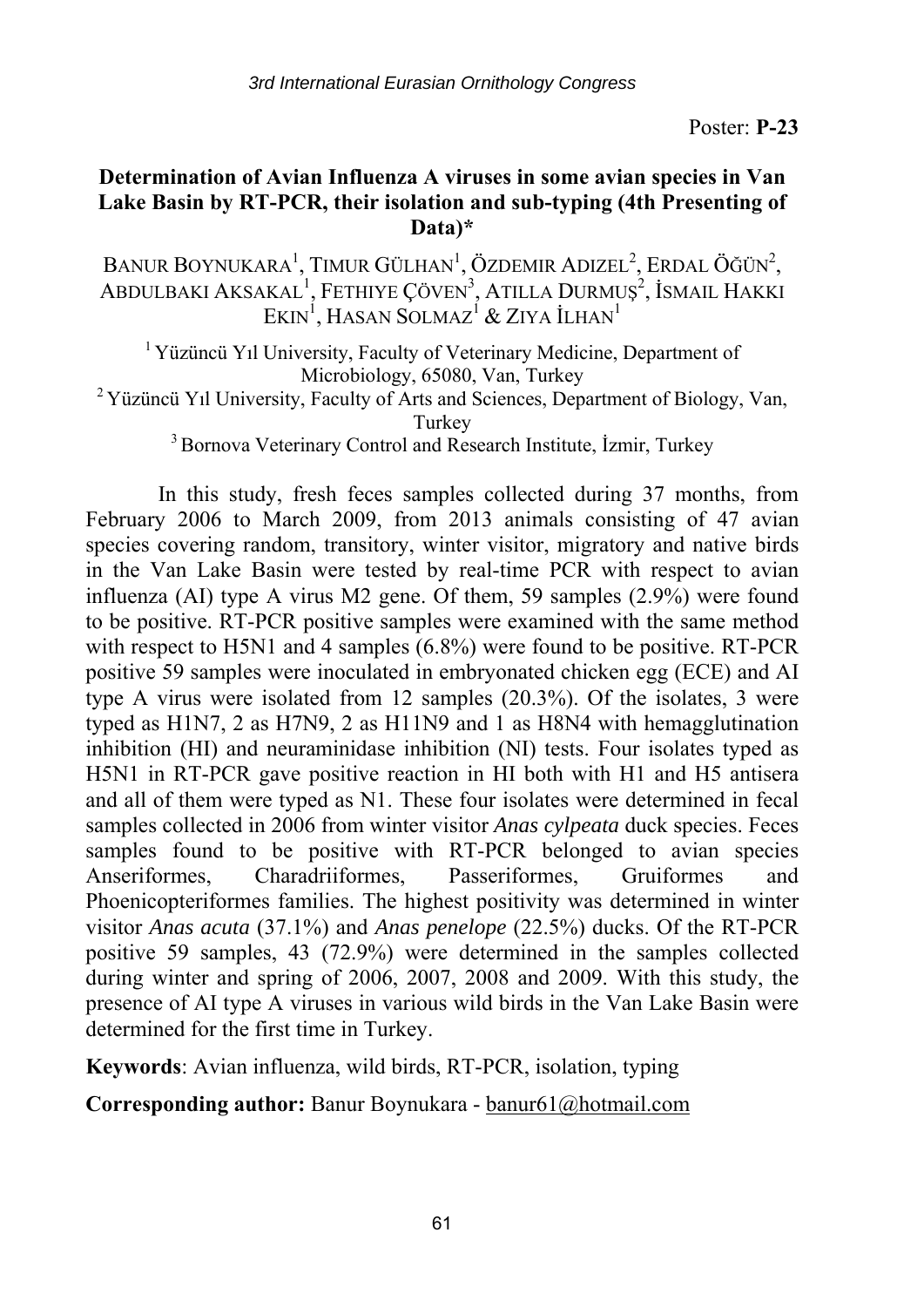Poster: **P-23**

## Determination of Avian Influenza A viruses in some avian species in Van Lake Basin by RT-PCR, their isolation and sub-typing (4th Presenting of Data)*

BANUR BOYNUKARA[1], TIMUR GÜLHAN[1], ÖZDEMIR ADIZEL[2], ERDAL ÖĞÜN[2], ABDULBAKI AKSAKAL[1], FETHIYE ÇÖVEN[3], ATILLA DURMUŞ[2], İSMAIL HAKKI EKIN[1], HASAN SOLMAZ[1] & ZIYA İLHAN[1]

[1] Yüzüncü Yıl University, Faculty of Veterinary Medicine, Department of Microbiology, 65080, Van, Turkey
[2] Yüzüncü Yıl University, Faculty of Arts and Sciences, Department of Biology, Van, Turkey
[3] Bornova Veterinary Control and Research Institute, İzmir, Turkey

In this study, fresh feces samples collected during 37 months, from February 2006 to March 2009, from 2013 animals consisting of 47 avian species covering random, transitory, winter visitor, migratory and native birds in the Van Lake Basin were tested by real-time PCR with respect to avian influenza (AI) type A virus M2 gene. Of them, 59 samples (2.9%) were found to be positive. RT-PCR positive samples were examined with the same method with respect to H5N1 and 4 samples (6.8%) were found to be positive. RT-PCR positive 59 samples were inoculated in embryonated chicken egg (ECE) and AI type A virus were isolated from 12 samples (20.3%). Of the isolates, 3 were typed as H1N7, 2 as H7N9, 2 as H11N9 and 1 as H8N4 with hemagglutination inhibition (HI) and neuraminidase inhibition (NI) tests. Four isolates typed as H5N1 in RT-PCR gave positive reaction in HI both with H1 and H5 antisera and all of them were typed as N1. These four isolates were determined in fecal samples collected in 2006 from winter visitor *Anas cylpeata* duck species. Feces samples found to be positive with RT-PCR belonged to avian species Anseriformes, Charadriiformes, Passeriformes, Gruiformes and Phoenicopteriformes families. The highest positivity was determined in winter visitor *Anas acuta* (37.1%) and *Anas penelope* (22.5%) ducks. Of the RT-PCR positive 59 samples, 43 (72.9%) were determined in the samples collected during winter and spring of 2006, 2007, 2008 and 2009. With this study, the presence of AI type A viruses in various wild birds in the Van Lake Basin were determined for the first time in Turkey.

**Keywords**: Avian influenza, wild birds, RT-PCR, isolation, typing

**Corresponding author:** Banur Boynukara - banur61@hotmail.com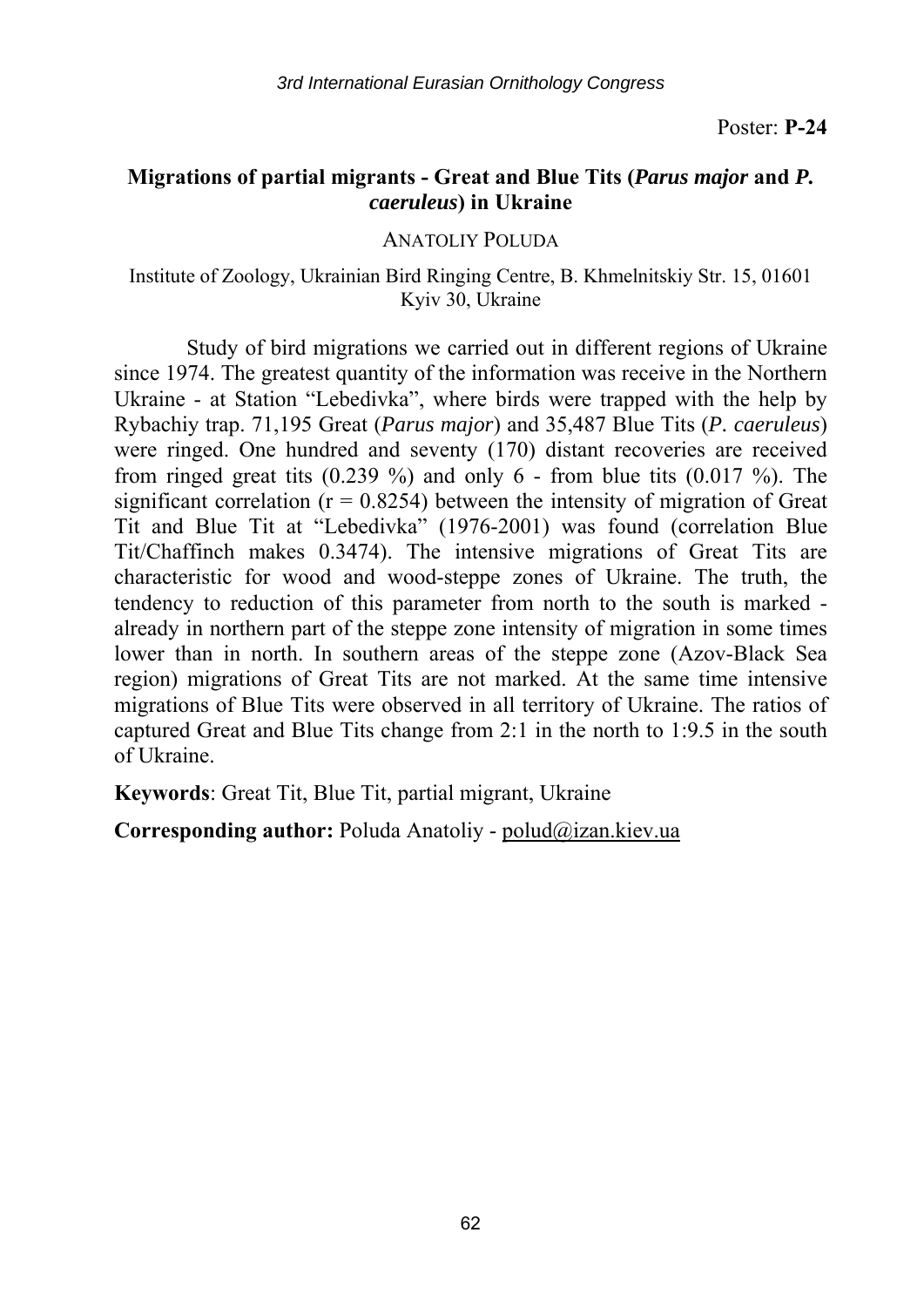Poster: **P-24**

## Migrations of partial migrants - Great and Blue Tits (*Parus major* and *P. caeruleus*) in Ukraine

ANATOLIY POLUDA

Institute of Zoology, Ukrainian Bird Ringing Centre, B. Khmelnitskiy Str. 15, 01601 Kyiv 30, Ukraine

Study of bird migrations we carried out in different regions of Ukraine since 1974. The greatest quantity of the information was receive in the Northern Ukraine - at Station "Lebedivka", where birds were trapped with the help by Rybachiy trap. 71,195 Great (*Parus major*) and 35,487 Blue Tits (*P. caeruleus*) were ringed. One hundred and seventy (170) distant recoveries are received from ringed great tits (0.239 %) and only 6 - from blue tits (0.017 %). The significant correlation ($r = 0.8254$) between the intensity of migration of Great Tit and Blue Tit at "Lebedivka" (1976-2001) was found (correlation Blue Tit/Chaffinch makes 0.3474). The intensive migrations of Great Tits are characteristic for wood and wood-steppe zones of Ukraine. The truth, the tendency to reduction of this parameter from north to the south is marked - already in northern part of the steppe zone intensity of migration in some times lower than in north. In southern areas of the steppe zone (Azov-Black Sea region) migrations of Great Tits are not marked. At the same time intensive migrations of Blue Tits were observed in all territory of Ukraine. The ratios of captured Great and Blue Tits change from 2:1 in the north to 1:9.5 in the south of Ukraine.

**Keywords**: Great Tit, Blue Tit, partial migrant, Ukraine

**Corresponding author:** Poluda Anatoliy - polud@izan.kiev.ua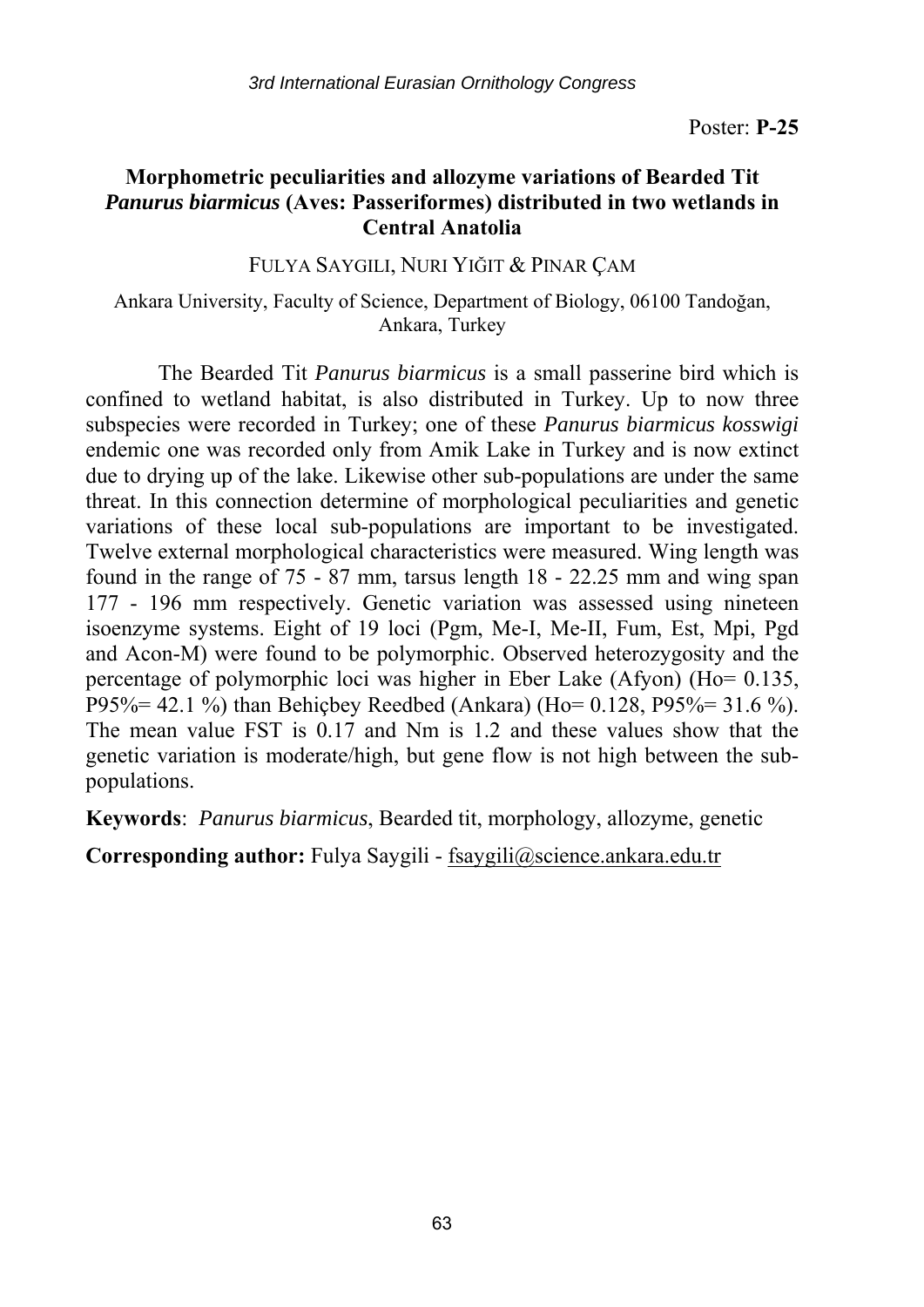Poster: **P-25**

## Morphometric peculiarities and allozyme variations of Bearded Tit *Panurus biarmicus* (Aves: Passeriformes) distributed in two wetlands in Central Anatolia

FULYA SAYGILI, NURI YIĞIT & PINAR ÇAM

Ankara University, Faculty of Science, Department of Biology, 06100 Tandoğan, Ankara, Turkey

The Bearded Tit *Panurus biarmicus* is a small passerine bird which is confined to wetland habitat, is also distributed in Turkey. Up to now three subspecies were recorded in Turkey; one of these *Panurus biarmicus kosswigi* endemic one was recorded only from Amik Lake in Turkey and is now extinct due to drying up of the lake. Likewise other sub-populations are under the same threat. In this connection determine of morphological peculiarities and genetic variations of these local sub-populations are important to be investigated. Twelve external morphological characteristics were measured. Wing length was found in the range of 75 - 87 mm, tarsus length 18 - 22.25 mm and wing span 177 - 196 mm respectively. Genetic variation was assessed using nineteen isoenzyme systems. Eight of 19 loci (Pgm, Me-I, Me-II, Fum, Est, Mpi, Pgd and Acon-M) were found to be polymorphic. Observed heterozygosity and the percentage of polymorphic loci was higher in Eber Lake (Afyon) ($H_o = 0.135$, $P_{95\%} = 42.1$ %) than Behiçbey Reedbed (Ankara) ($H_o = 0.128$, $P_{95\%} = 31.6$ %). The mean value $F_{ST}$ is 0.17 and $N_m$ is 1.2 and these values show that the genetic variation is moderate/high, but gene flow is not high between the sub-populations.

**Keywords**: *Panurus biarmicus*, Bearded tit, morphology, allozyme, genetic

**Corresponding author:** Fulya Saygili - fsaygili@science.ankara.edu.tr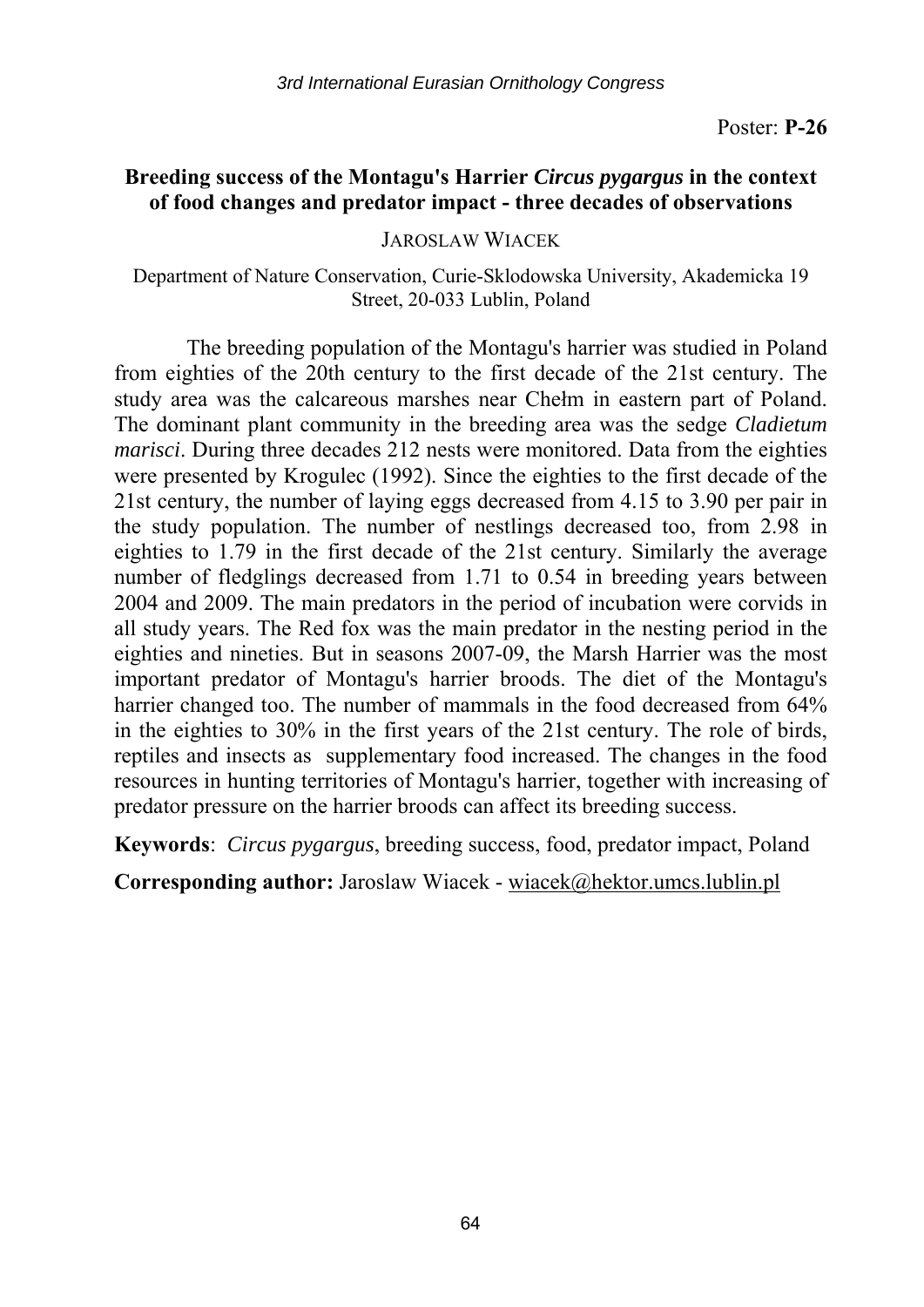Poster: **P-26**

## Breeding success of the Montagu's Harrier *Circus pygargus* in the context of food changes and predator impact - three decades of observations

JAROSLAW WIACEK

Department of Nature Conservation, Curie-Sklodowska University, Akademicka 19 Street, 20-033 Lublin, Poland

The breeding population of the Montagu's harrier was studied in Poland from eighties of the 20th century to the first decade of the 21st century. The study area was the calcareous marshes near Chełm in eastern part of Poland. The dominant plant community in the breeding area was the sedge *Cladietum marisci*. During three decades 212 nests were monitored. Data from the eighties were presented by Krogulec (1992). Since the eighties to the first decade of the 21st century, the number of laying eggs decreased from 4.15 to 3.90 per pair in the study population. The number of nestlings decreased too, from 2.98 in eighties to 1.79 in the first decade of the 21st century. Similarly the average number of fledglings decreased from 1.71 to 0.54 in breeding years between 2004 and 2009. The main predators in the period of incubation were corvids in all study years. The Red fox was the main predator in the nesting period in the eighties and nineties. But in seasons 2007-09, the Marsh Harrier was the most important predator of Montagu's harrier broods. The diet of the Montagu's harrier changed too. The number of mammals in the food decreased from 64% in the eighties to 30% in the first years of the 21st century. The role of birds, reptiles and insects as supplementary food increased. The changes in the food resources in hunting territories of Montagu's harrier, together with increasing of predator pressure on the harrier broods can affect its breeding success.

**Keywords**: *Circus pygargus*, breeding success, food, predator impact, Poland

**Corresponding author:** Jaroslaw Wiacek - wiacek@hektor.umcs.lublin.pl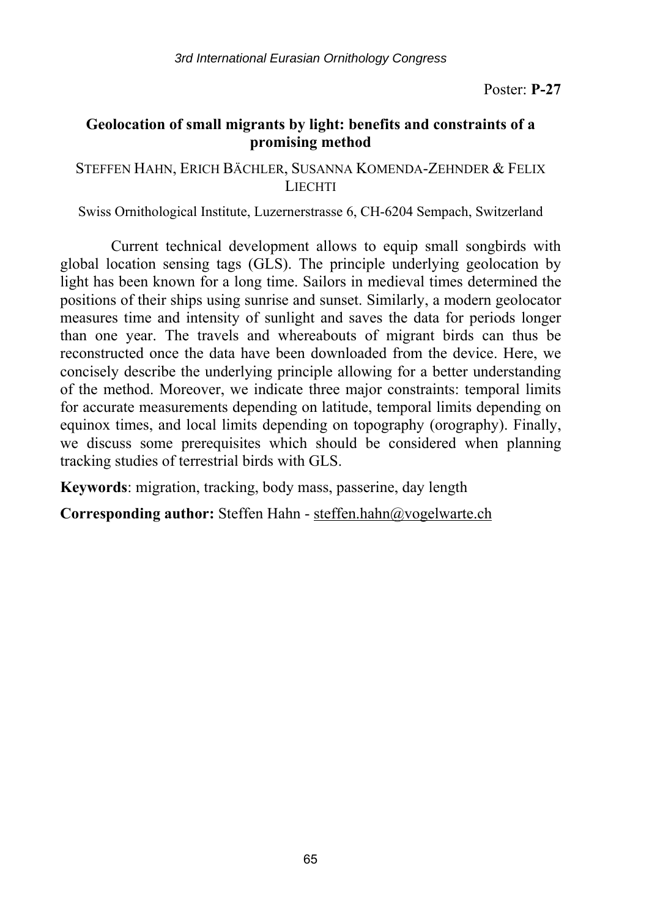Poster: **P-27**

## Geolocation of small migrants by light: benefits and constraints of a promising method

STEFFEN HAHN, ERICH BÄCHLER, SUSANNA KOMENDA-ZEHNDER & FELIX LIECHTI

Swiss Ornithological Institute, Luzernerstrasse 6, CH-6204 Sempach, Switzerland

Current technical development allows to equip small songbirds with global location sensing tags (GLS). The principle underlying geolocation by light has been known for a long time. Sailors in medieval times determined the positions of their ships using sunrise and sunset. Similarly, a modern geolocator measures time and intensity of sunlight and saves the data for periods longer than one year. The travels and whereabouts of migrant birds can thus be reconstructed once the data have been downloaded from the device. Here, we concisely describe the underlying principle allowing for a better understanding of the method. Moreover, we indicate three major constraints: temporal limits for accurate measurements depending on latitude, temporal limits depending on equinox times, and local limits depending on topography (orography). Finally, we discuss some prerequisites which should be considered when planning tracking studies of terrestrial birds with GLS.

**Keywords**: migration, tracking, body mass, passerine, day length

**Corresponding author:** Steffen Hahn - steffen.hahn@vogelwarte.ch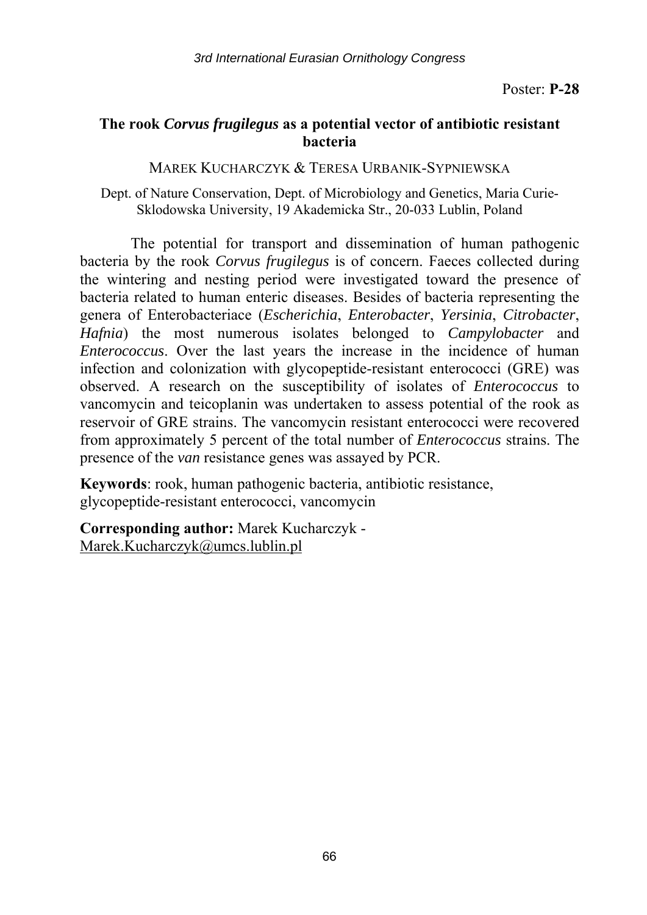Poster: **P-28**

## The rook *Corvus frugilegus* as a potential vector of antibiotic resistant bacteria

MAREK KUCHARCZYK & TERESA URBANIK-SYPNIEWSKA

Dept. of Nature Conservation, Dept. of Microbiology and Genetics, Maria Curie-Sklodowska University, 19 Akademicka Str., 20-033 Lublin, Poland

The potential for transport and dissemination of human pathogenic bacteria by the rook *Corvus frugilegus* is of concern. Faeces collected during the wintering and nesting period were investigated toward the presence of bacteria related to human enteric diseases. Besides of bacteria representing the genera of Enterobacteriace (*Escherichia*, *Enterobacter*, *Yersinia*, *Citrobacter*, *Hafnia*) the most numerous isolates belonged to *Campylobacter* and *Enterococcus*. Over the last years the increase in the incidence of human infection and colonization with glycopeptide-resistant enterococci (GRE) was observed. A research on the susceptibility of isolates of *Enterococcus* to vancomycin and teicoplanin was undertaken to assess potential of the rook as reservoir of GRE strains. The vancomycin resistant enterococci were recovered from approximately 5 percent of the total number of *Enterococcus* strains. The presence of the *van* resistance genes was assayed by PCR.

**Keywords**: rook, human pathogenic bacteria, antibiotic resistance, glycopeptide-resistant enterococci, vancomycin

**Corresponding author:** Marek Kucharczyk - Marek.Kucharczyk@umcs.lublin.pl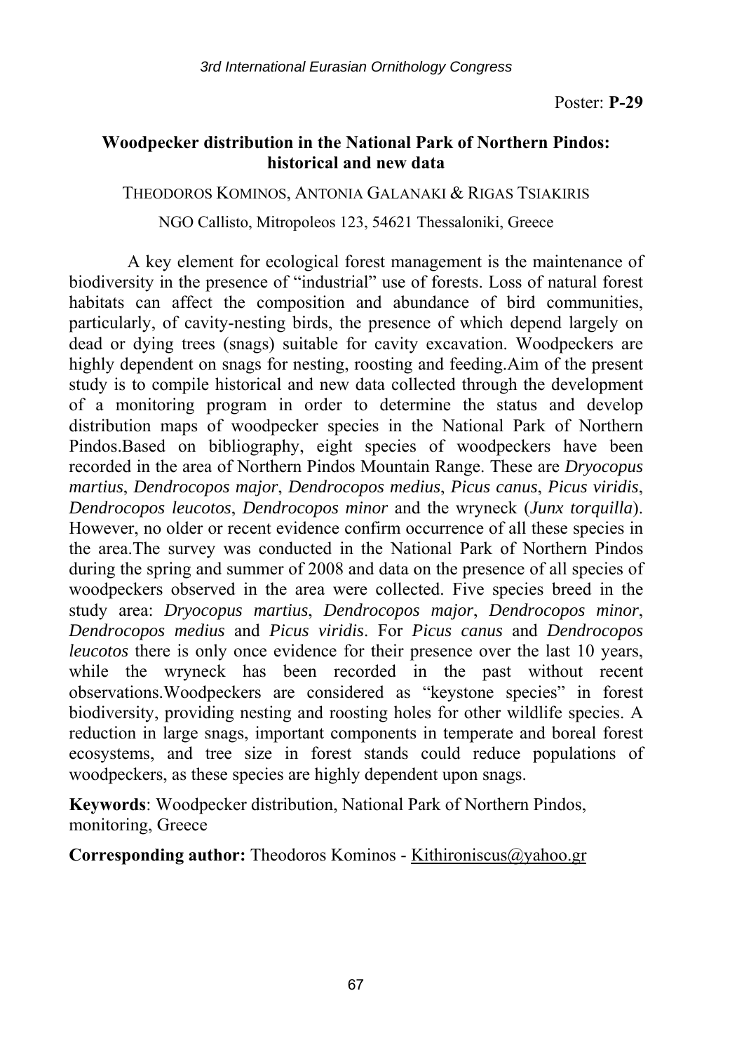Poster: **P-29**

## Woodpecker distribution in the National Park of Northern Pindos: historical and new data

THEODOROS KOMINOS, ANTONIA GALANAKI & RIGAS TSIAKIRIS

NGO Callisto, Mitropoleos 123, 54621 Thessaloniki, Greece

A key element for ecological forest management is the maintenance of biodiversity in the presence of "industrial" use of forests. Loss of natural forest habitats can affect the composition and abundance of bird communities, particularly, of cavity-nesting birds, the presence of which depend largely on dead or dying trees (snags) suitable for cavity excavation. Woodpeckers are highly dependent on snags for nesting, roosting and feeding.Aim of the present study is to compile historical and new data collected through the development of a monitoring program in order to determine the status and develop distribution maps of woodpecker species in the National Park of Northern Pindos.Based on bibliography, eight species of woodpeckers have been recorded in the area of Northern Pindos Mountain Range. These are *Dryocopus martius*, *Dendrocopos major*, *Dendrocopos medius*, *Picus canus*, *Picus viridis*, *Dendrocopos leucotos*, *Dendrocopos minor* and the wryneck (*Junx torquilla*). However, no older or recent evidence confirm occurrence of all these species in the area.The survey was conducted in the National Park of Northern Pindos during the spring and summer of 2008 and data on the presence of all species of woodpeckers observed in the area were collected. Five species breed in the study area: *Dryocopus martius*, *Dendrocopos major*, *Dendrocopos minor*, *Dendrocopos medius* and *Picus viridis*. For *Picus canus* and *Dendrocopos leucotos* there is only once evidence for their presence over the last 10 years, while the wryneck has been recorded in the past without recent observations.Woodpeckers are considered as "keystone species" in forest biodiversity, providing nesting and roosting holes for other wildlife species. A reduction in large snags, important components in temperate and boreal forest ecosystems, and tree size in forest stands could reduce populations of woodpeckers, as these species are highly dependent upon snags.

**Keywords**: Woodpecker distribution, National Park of Northern Pindos, monitoring, Greece

**Corresponding author:** Theodoros Kominos - Kithironiscus@yahoo.gr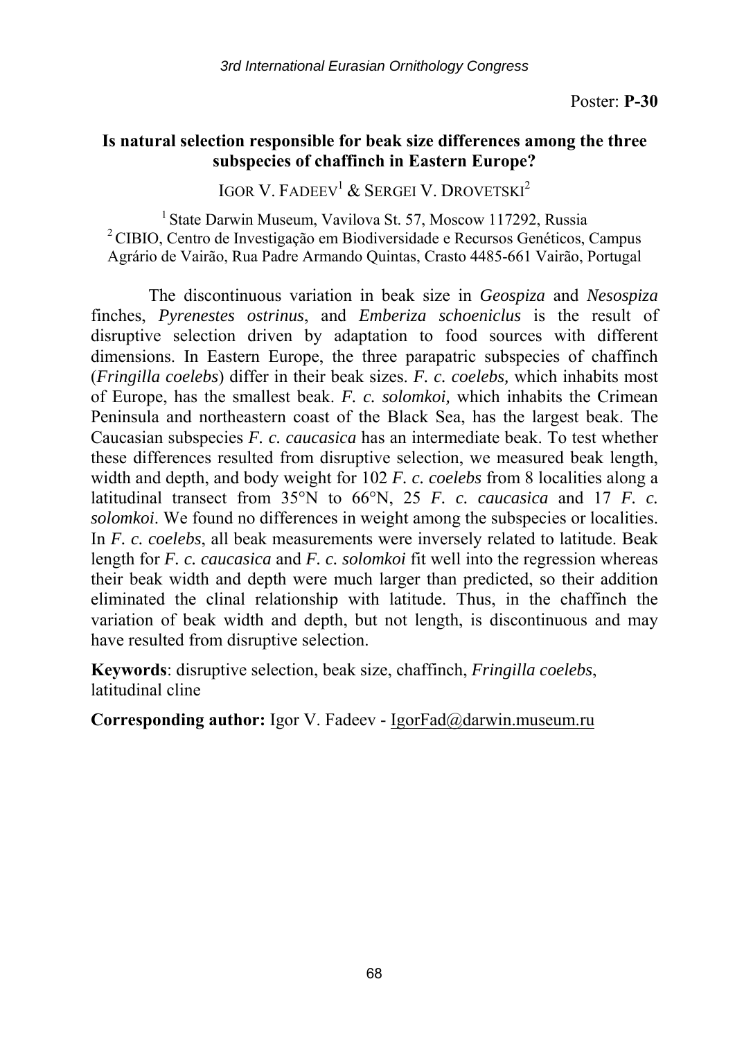Poster: **P-30**

## Is natural selection responsible for beak size differences among the three subspecies of chaffinch in Eastern Europe?

IGOR V. FADEEV[1] & SERGEI V. DROVETSKI[2]

[1] State Darwin Museum, Vavilova St. 57, Moscow 117292, Russia
[2] CIBIO, Centro de Investigação em Biodiversidade e Recursos Genéticos, Campus Agrário de Vairão, Rua Padre Armando Quintas, Crasto 4485-661 Vairão, Portugal

The discontinuous variation in beak size in *Geospiza* and *Nesospiza* finches, *Pyrenestes ostrinus*, and *Emberiza schoeniclus* is the result of disruptive selection driven by adaptation to food sources with different dimensions. In Eastern Europe, the three parapatric subspecies of chaffinch (*Fringilla coelebs*) differ in their beak sizes. *F. c. coelebs,* which inhabits most of Europe, has the smallest beak. *F. c. solomkoi,* which inhabits the Crimean Peninsula and northeastern coast of the Black Sea, has the largest beak. The Caucasian subspecies *F. c. caucasica* has an intermediate beak. To test whether these differences resulted from disruptive selection, we measured beak length, width and depth, and body weight for 102 *F. c. coelebs* from 8 localities along a latitudinal transect from 35°N to 66°N, 25 *F. c. caucasica* and 17 *F. c. solomkoi*. We found no differences in weight among the subspecies or localities. In *F. c. coelebs*, all beak measurements were inversely related to latitude. Beak length for *F. c. caucasica* and *F. c. solomkoi* fit well into the regression whereas their beak width and depth were much larger than predicted, so their addition eliminated the clinal relationship with latitude. Thus, in the chaffinch the variation of beak width and depth, but not length, is discontinuous and may have resulted from disruptive selection.

**Keywords**: disruptive selection, beak size, chaffinch, *Fringilla coelebs*, latitudinal cline

**Corresponding author:** Igor V. Fadeev - IgorFad@darwin.museum.ru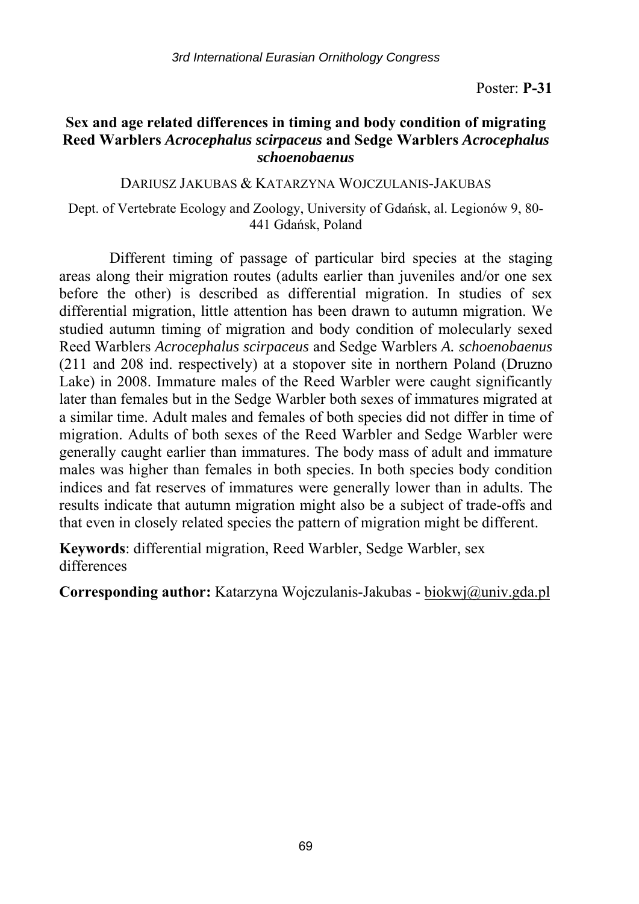Poster: **P-31**

## Sex and age related differences in timing and body condition of migrating Reed Warblers *Acrocephalus scirpaceus* and Sedge Warblers *Acrocephalus schoenobaenus*

DARIUSZ JAKUBAS & KATARZYNA WOJCZULANIS-JAKUBAS

Dept. of Vertebrate Ecology and Zoology, University of Gdańsk, al. Legionów 9, 80-441 Gdańsk, Poland

Different timing of passage of particular bird species at the staging areas along their migration routes (adults earlier than juveniles and/or one sex before the other) is described as differential migration. In studies of sex differential migration, little attention has been drawn to autumn migration. We studied autumn timing of migration and body condition of molecularly sexed Reed Warblers *Acrocephalus scirpaceus* and Sedge Warblers *A. schoenobaenus* (211 and 208 ind. respectively) at a stopover site in northern Poland (Druzno Lake) in 2008. Immature males of the Reed Warbler were caught significantly later than females but in the Sedge Warbler both sexes of immatures migrated at a similar time. Adult males and females of both species did not differ in time of migration. Adults of both sexes of the Reed Warbler and Sedge Warbler were generally caught earlier than immatures. The body mass of adult and immature males was higher than females in both species. In both species body condition indices and fat reserves of immatures were generally lower than in adults. The results indicate that autumn migration might also be a subject of trade-offs and that even in closely related species the pattern of migration might be different.

**Keywords**: differential migration, Reed Warbler, Sedge Warbler, sex differences

**Corresponding author:** Katarzyna Wojczulanis-Jakubas - biokwj@univ.gda.pl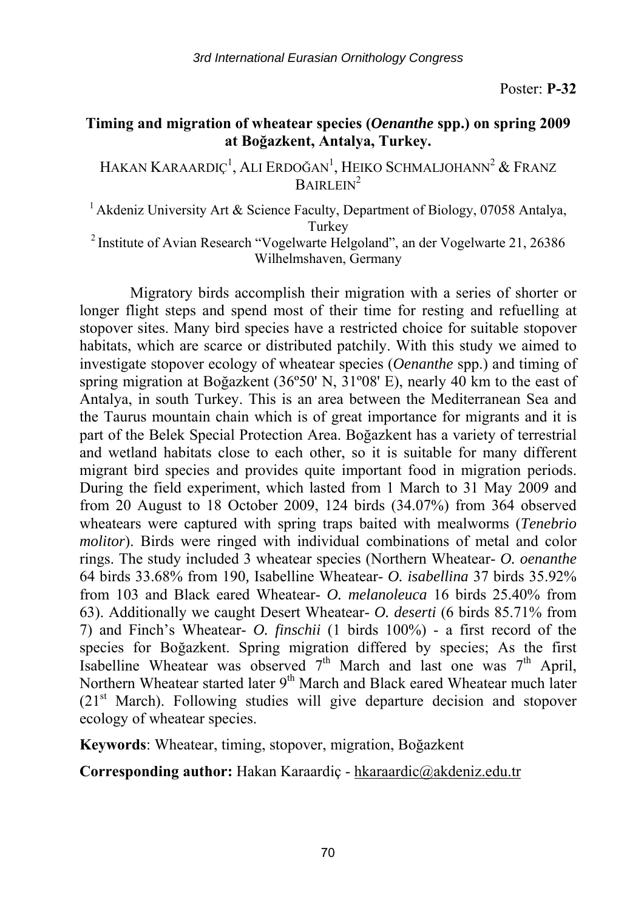Poster: **P-32**

## Timing and migration of wheatear species (*Oenanthe* spp.) on spring 2009 at Boğazkent, Antalya, Turkey.

HAKAN KARAARDIÇ[1], ALI ERDOĞAN[1], HEIKO SCHMALJOHANN[2] & FRANZ BAIRLEIN[2]

[1] Akdeniz University Art & Science Faculty, Department of Biology, 07058 Antalya, Turkey

[2] Institute of Avian Research "Vogelwarte Helgoland", an der Vogelwarte 21, 26386 Wilhelmshaven, Germany

Migratory birds accomplish their migration with a series of shorter or longer flight steps and spend most of their time for resting and refuelling at stopover sites. Many bird species have a restricted choice for suitable stopover habitats, which are scarce or distributed patchily. With this study we aimed to investigate stopover ecology of wheatear species (*Oenanthe* spp.) and timing of spring migration at Boğazkent (36º50' N, 31º08' E), nearly 40 km to the east of Antalya, in south Turkey. This is an area between the Mediterranean Sea and the Taurus mountain chain which is of great importance for migrants and it is part of the Belek Special Protection Area. Boğazkent has a variety of terrestrial and wetland habitats close to each other, so it is suitable for many different migrant bird species and provides quite important food in migration periods. During the field experiment, which lasted from 1 March to 31 May 2009 and from 20 August to 18 October 2009, 124 birds (34.07%) from 364 observed wheatears were captured with spring traps baited with mealworms (*Tenebrio molitor*). Birds were ringed with individual combinations of metal and color rings. The study included 3 wheatear species (Northern Wheatear- *O. oenanthe* 64 birds 33.68% from 190, Isabelline Wheatear- *O. isabellina* 37 birds 35.92% from 103 and Black eared Wheatear- *O. melanoleuca* 16 birds 25.40% from 63). Additionally we caught Desert Wheatear- *O. deserti* (6 birds 85.71% from 7) and Finch's Wheatear- *O. finschii* (1 birds 100%) - a first record of the species for Boğazkent. Spring migration differed by species; As the first Isabelline Wheatear was observed 7th March and last one was 7th April, Northern Wheatear started later 9th March and Black eared Wheatear much later (21st March). Following studies will give departure decision and stopover ecology of wheatear species.

**Keywords**: Wheatear, timing, stopover, migration, Boğazkent

**Corresponding author:** Hakan Karaardiç - hkaraardic@akdeniz.edu.tr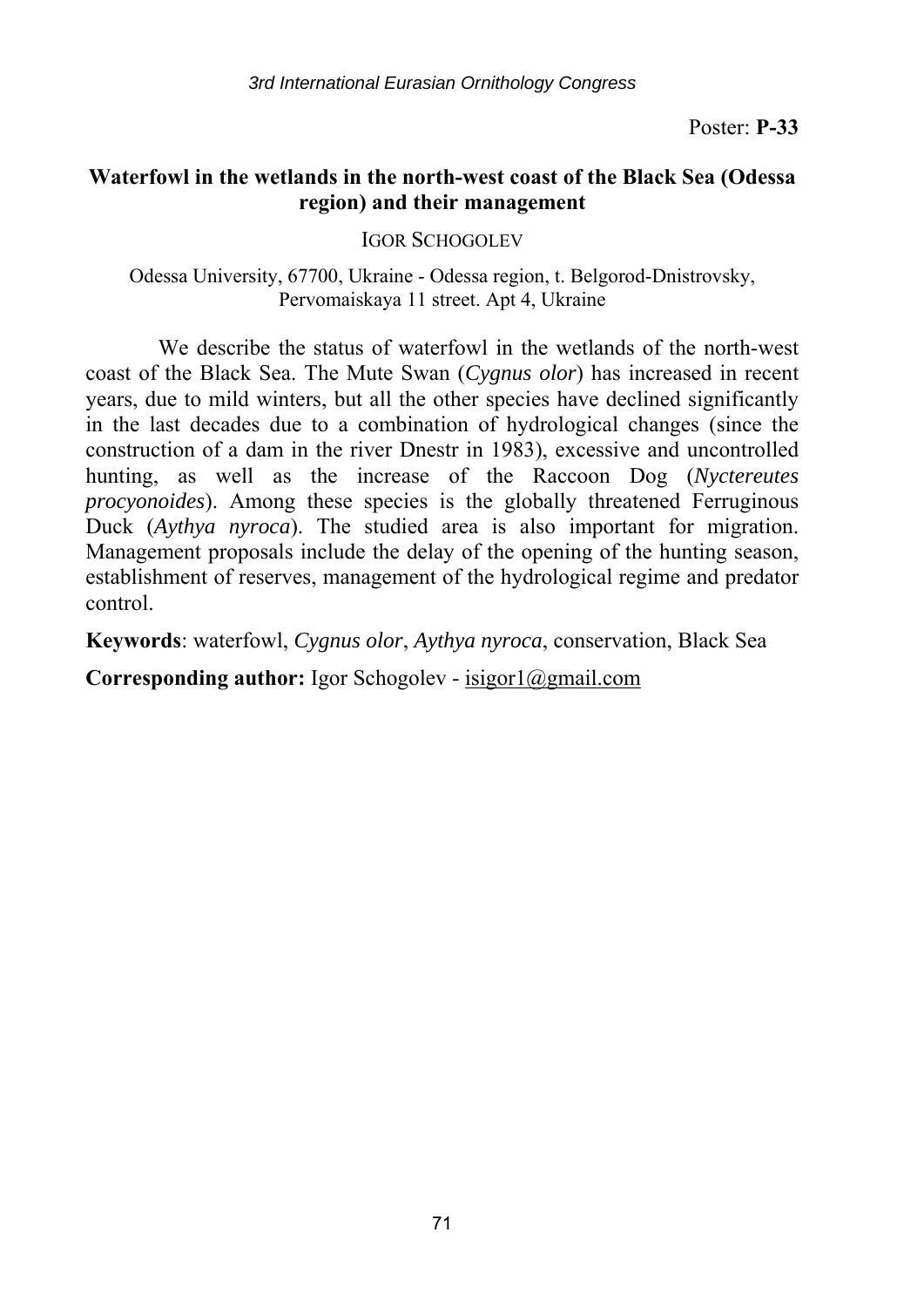Poster: **P-33**

## Waterfowl in the wetlands in the north-west coast of the Black Sea (Odessa region) and their management

IGOR SCHOGOLEV

Odessa University, 67700, Ukraine - Odessa region, t. Belgorod-Dnistrovsky, Pervomaiskaya 11 street. Apt 4, Ukraine

We describe the status of waterfowl in the wetlands of the north-west coast of the Black Sea. The Mute Swan (*Cygnus olor*) has increased in recent years, due to mild winters, but all the other species have declined significantly in the last decades due to a combination of hydrological changes (since the construction of a dam in the river Dnestr in 1983), excessive and uncontrolled hunting, as well as the increase of the Raccoon Dog (*Nyctereutes procyonoides*). Among these species is the globally threatened Ferruginous Duck (*Aythya nyroca*). The studied area is also important for migration. Management proposals include the delay of the opening of the hunting season, establishment of reserves, management of the hydrological regime and predator control.

**Keywords**: waterfowl, *Cygnus olor*, *Aythya nyroca*, conservation, Black Sea

**Corresponding author:** Igor Schogolev - isigor1@gmail.com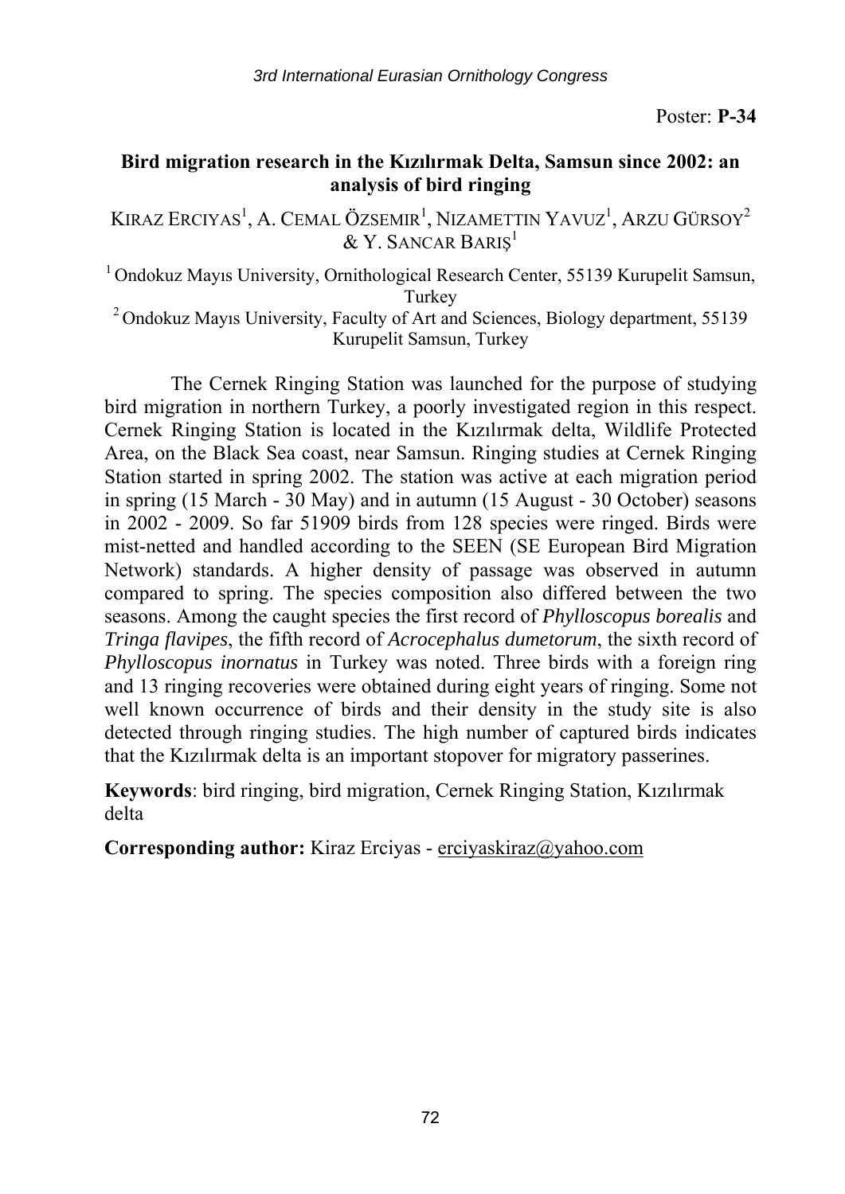Poster: **P-34**

## Bird migration research in the Kızılırmak Delta, Samsun since 2002: an analysis of bird ringing

Kiraz Erciyas[1], A. Cemal Özsemir[1], Nizamettin Yavuz[1], Arzu Gürsoy[2] & Y. Sancar Bariş[1]

[1] Ondokuz Mayıs University, Ornithological Research Center, 55139 Kurupelit Samsun, Turkey

[2] Ondokuz Mayıs University, Faculty of Art and Sciences, Biology department, 55139 Kurupelit Samsun, Turkey

The Cernek Ringing Station was launched for the purpose of studying bird migration in northern Turkey, a poorly investigated region in this respect. Cernek Ringing Station is located in the Kızılırmak delta, Wildlife Protected Area, on the Black Sea coast, near Samsun. Ringing studies at Cernek Ringing Station started in spring 2002. The station was active at each migration period in spring (15 March - 30 May) and in autumn (15 August - 30 October) seasons in 2002 - 2009. So far 51909 birds from 128 species were ringed. Birds were mist-netted and handled according to the SEEN (SE European Bird Migration Network) standards. A higher density of passage was observed in autumn compared to spring. The species composition also differed between the two seasons. Among the caught species the first record of *Phylloscopus borealis* and *Tringa flavipes*, the fifth record of *Acrocephalus dumetorum*, the sixth record of *Phylloscopus inornatus* in Turkey was noted. Three birds with a foreign ring and 13 ringing recoveries were obtained during eight years of ringing. Some not well known occurrence of birds and their density in the study site is also detected through ringing studies. The high number of captured birds indicates that the Kızılırmak delta is an important stopover for migratory passerines.

**Keywords**: bird ringing, bird migration, Cernek Ringing Station, Kızılırmak delta

**Corresponding author:** Kiraz Erciyas - erciyaskiraz@yahoo.com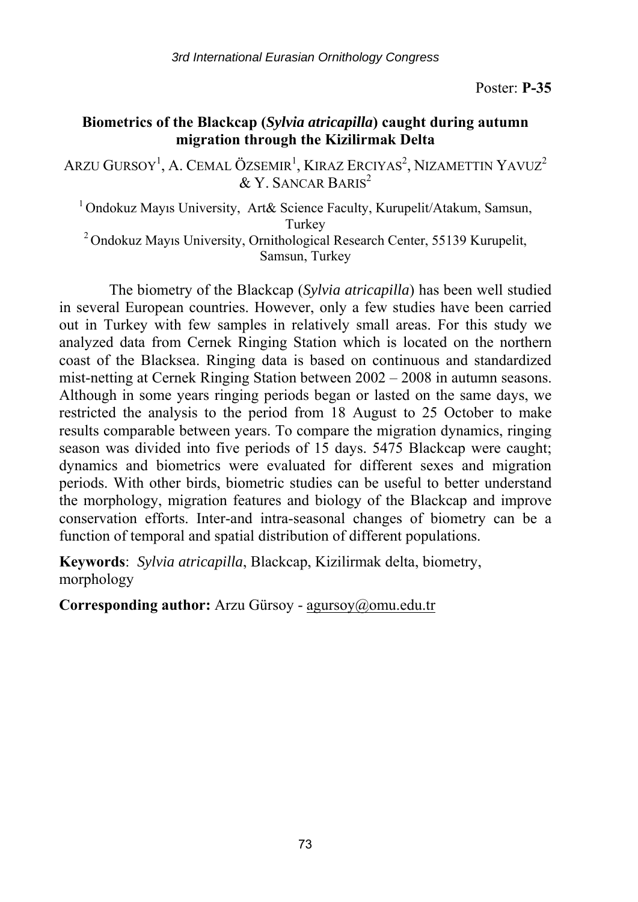Poster: **P-35**

## Biometrics of the Blackcap (*Sylvia atricapilla*) caught during autumn migration through the Kizilirmak Delta

ARZU GURSOY[1], A. CEMAL ÖZSEMIR[1], KIRAZ ERCIYAS[2], NIZAMETTIN YAVUZ[2] & Y. SANCAR BARIS[2]

[1] Ondokuz Mayıs University, Art& Science Faculty, Kurupelit/Atakum, Samsun, Turkey

[2] Ondokuz Mayıs University, Ornithological Research Center, 55139 Kurupelit, Samsun, Turkey

The biometry of the Blackcap (*Sylvia atricapilla*) has been well studied in several European countries. However, only a few studies have been carried out in Turkey with few samples in relatively small areas. For this study we analyzed data from Cernek Ringing Station which is located on the northern coast of the Blacksea. Ringing data is based on continuous and standardized mist-netting at Cernek Ringing Station between 2002 – 2008 in autumn seasons. Although in some years ringing periods began or lasted on the same days, we restricted the analysis to the period from 18 August to 25 October to make results comparable between years. To compare the migration dynamics, ringing season was divided into five periods of 15 days. 5475 Blackcap were caught; dynamics and biometrics were evaluated for different sexes and migration periods. With other birds, biometric studies can be useful to better understand the morphology, migration features and biology of the Blackcap and improve conservation efforts. Inter-and intra-seasonal changes of biometry can be a function of temporal and spatial distribution of different populations.

**Keywords**: *Sylvia atricapilla*, Blackcap, Kizilirmak delta, biometry, morphology

**Corresponding author:** Arzu Gürsoy - agursoy@omu.edu.tr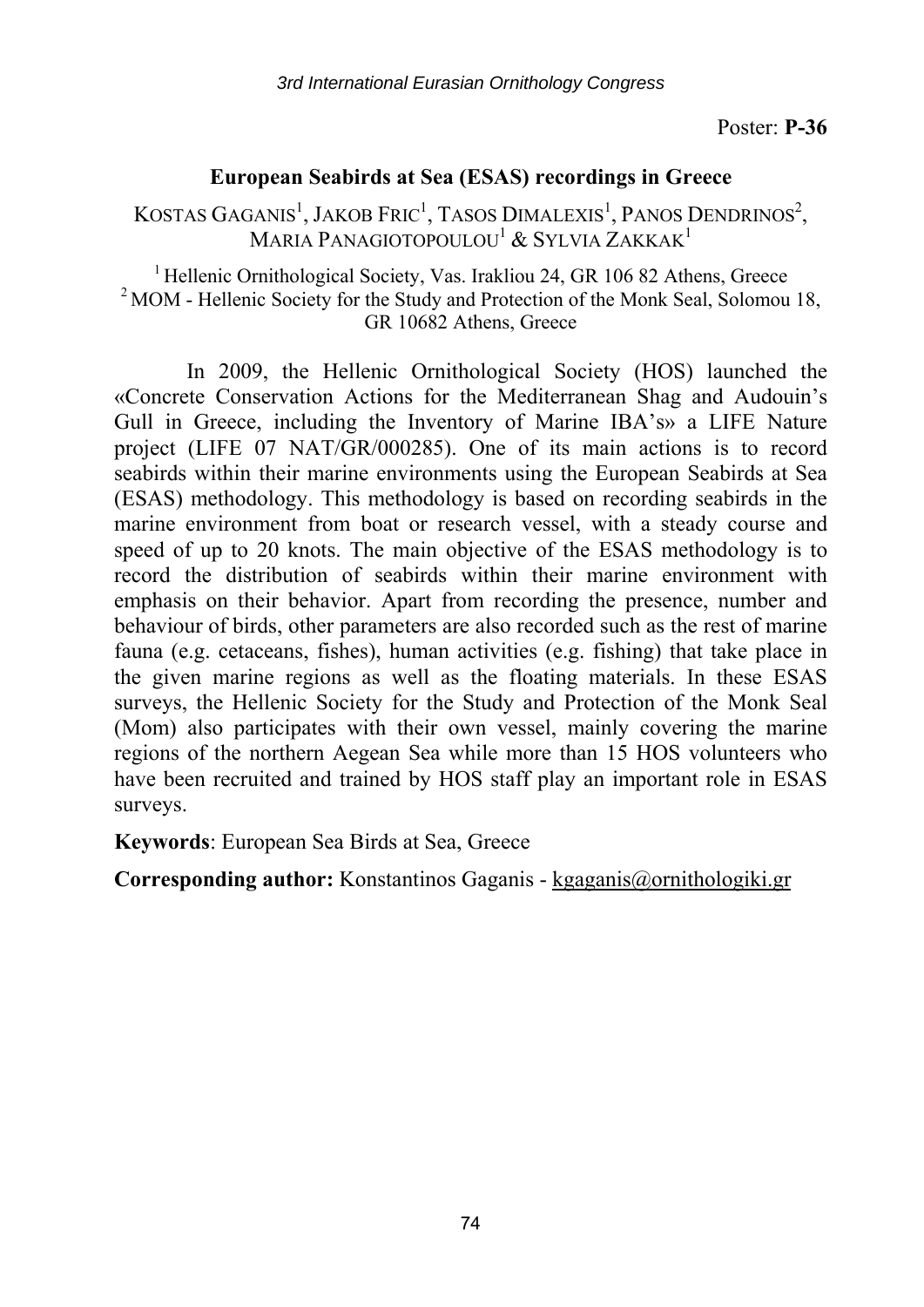Poster: **P-36**

## European Seabirds at Sea (ESAS) recordings in Greece

Kostas Gaganis[1], Jakob Fric[1], Tasos Dimalexis[1], Panos Dendrinos[2], Maria Panagiotopoulou[1] & Sylvia Zakkak[1]

[1] Hellenic Ornithological Society, Vas. Irakliou 24, GR 106 82 Athens, Greece
[2] MOM - Hellenic Society for the Study and Protection of the Monk Seal, Solomou 18, GR 10682 Athens, Greece

In 2009, the Hellenic Ornithological Society (HOS) launched the «Concrete Conservation Actions for the Mediterranean Shag and Audouin's Gull in Greece, including the Inventory of Marine IBA's» a LIFE Nature project (LIFE 07 NAT/GR/000285). One of its main actions is to record seabirds within their marine environments using the European Seabirds at Sea (ESAS) methodology. This methodology is based on recording seabirds in the marine environment from boat or research vessel, with a steady course and speed of up to 20 knots. The main objective of the ESAS methodology is to record the distribution of seabirds within their marine environment with emphasis on their behavior. Apart from recording the presence, number and behaviour of birds, other parameters are also recorded such as the rest of marine fauna (e.g. cetaceans, fishes), human activities (e.g. fishing) that take place in the given marine regions as well as the floating materials. In these ESAS surveys, the Hellenic Society for the Study and Protection of the Monk Seal (Mom) also participates with their own vessel, mainly covering the marine regions of the northern Aegean Sea while more than 15 HOS volunteers who have been recruited and trained by HOS staff play an important role in ESAS surveys.

**Keywords**: European Sea Birds at Sea, Greece

**Corresponding author:** Konstantinos Gaganis - kgaganis@ornithologiki.gr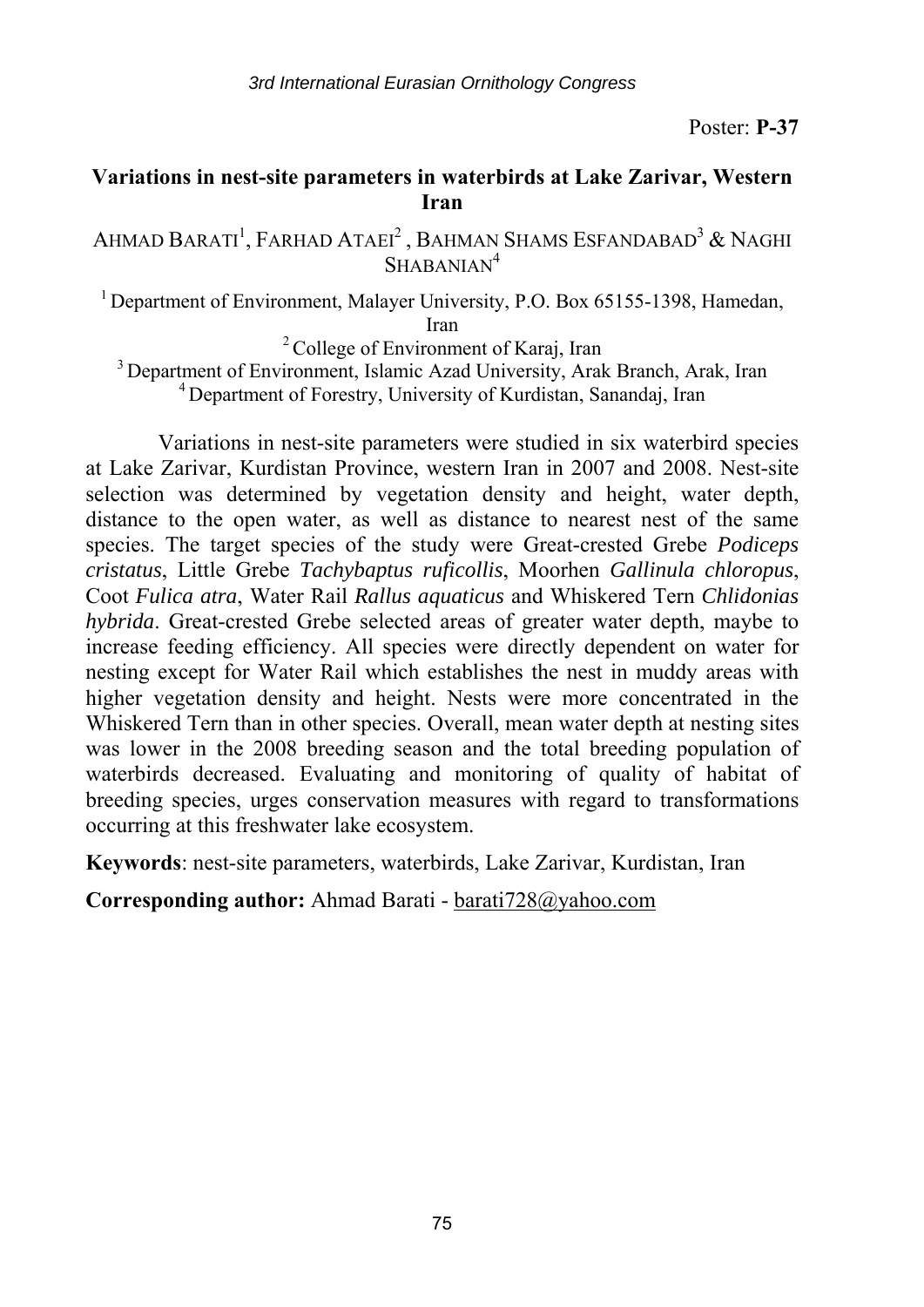Poster: **P-37**

## Variations in nest-site parameters in waterbirds at Lake Zarivar, Western Iran

AHMAD BARATI[1], FARHAD ATAEI[2] , BAHMAN SHAMS ESFANDABAD[3] & NAGHI SHABANIAN[4]

[1] Department of Environment, Malayer University, P.O. Box 65155-1398, Hamedan, Iran
[2] College of Environment of Karaj, Iran
[3] Department of Environment, Islamic Azad University, Arak Branch, Arak, Iran
[4] Department of Forestry, University of Kurdistan, Sanandaj, Iran

Variations in nest-site parameters were studied in six waterbird species at Lake Zarivar, Kurdistan Province, western Iran in 2007 and 2008. Nest-site selection was determined by vegetation density and height, water depth, distance to the open water, as well as distance to nearest nest of the same species. The target species of the study were Great-crested Grebe *Podiceps cristatus*, Little Grebe *Tachybaptus ruficollis*, Moorhen *Gallinula chloropus*, Coot *Fulica atra*, Water Rail *Rallus aquaticus* and Whiskered Tern *Chlidonias hybrida*. Great-crested Grebe selected areas of greater water depth, maybe to increase feeding efficiency. All species were directly dependent on water for nesting except for Water Rail which establishes the nest in muddy areas with higher vegetation density and height. Nests were more concentrated in the Whiskered Tern than in other species. Overall, mean water depth at nesting sites was lower in the 2008 breeding season and the total breeding population of waterbirds decreased. Evaluating and monitoring of quality of habitat of breeding species, urges conservation measures with regard to transformations occurring at this freshwater lake ecosystem.

**Keywords**: nest-site parameters, waterbirds, Lake Zarivar, Kurdistan, Iran

**Corresponding author:** Ahmad Barati - barati728@yahoo.com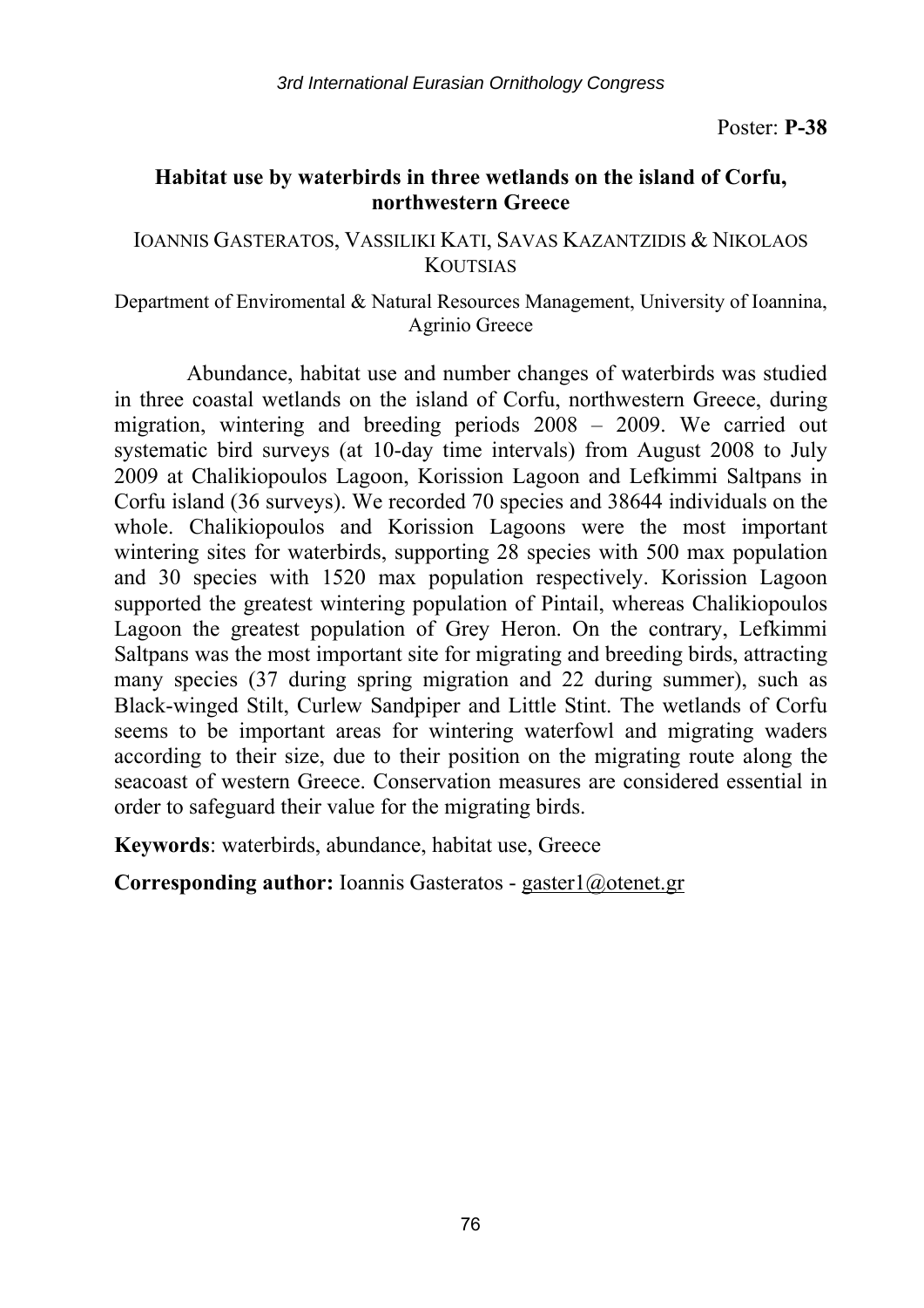Poster: **P-38**

## Habitat use by waterbirds in three wetlands on the island of Corfu, northwestern Greece

IOANNIS GASTERATOS, VASSILIKI KATI, SAVAS KAZANTZIDIS & NIKOLAOS KOUTSIAS

Department of Enviromental & Natural Resources Management, University of Ioannina, Agrinio Greece

Abundance, habitat use and number changes of waterbirds was studied in three coastal wetlands on the island of Corfu, northwestern Greece, during migration, wintering and breeding periods 2008 – 2009. We carried out systematic bird surveys (at 10-day time intervals) from August 2008 to July 2009 at Chalikiopoulos Lagoon, Korission Lagoon and Lefkimmi Saltpans in Corfu island (36 surveys). We recorded 70 species and 38644 individuals on the whole. Chalikiopoulos and Korission Lagoons were the most important wintering sites for waterbirds, supporting 28 species with 500 max population and 30 species with 1520 max population respectively. Korission Lagoon supported the greatest wintering population of Pintail, whereas Chalikiopoulos Lagoon the greatest population of Grey Heron. On the contrary, Lefkimmi Saltpans was the most important site for migrating and breeding birds, attracting many species (37 during spring migration and 22 during summer), such as Black-winged Stilt, Curlew Sandpiper and Little Stint. The wetlands of Corfu seems to be important areas for wintering waterfowl and migrating waders according to their size, due to their position on the migrating route along the seacoast of western Greece. Conservation measures are considered essential in order to safeguard their value for the migrating birds.

**Keywords**: waterbirds, abundance, habitat use, Greece

**Corresponding author:** Ioannis Gasteratos - gaster1@otenet.gr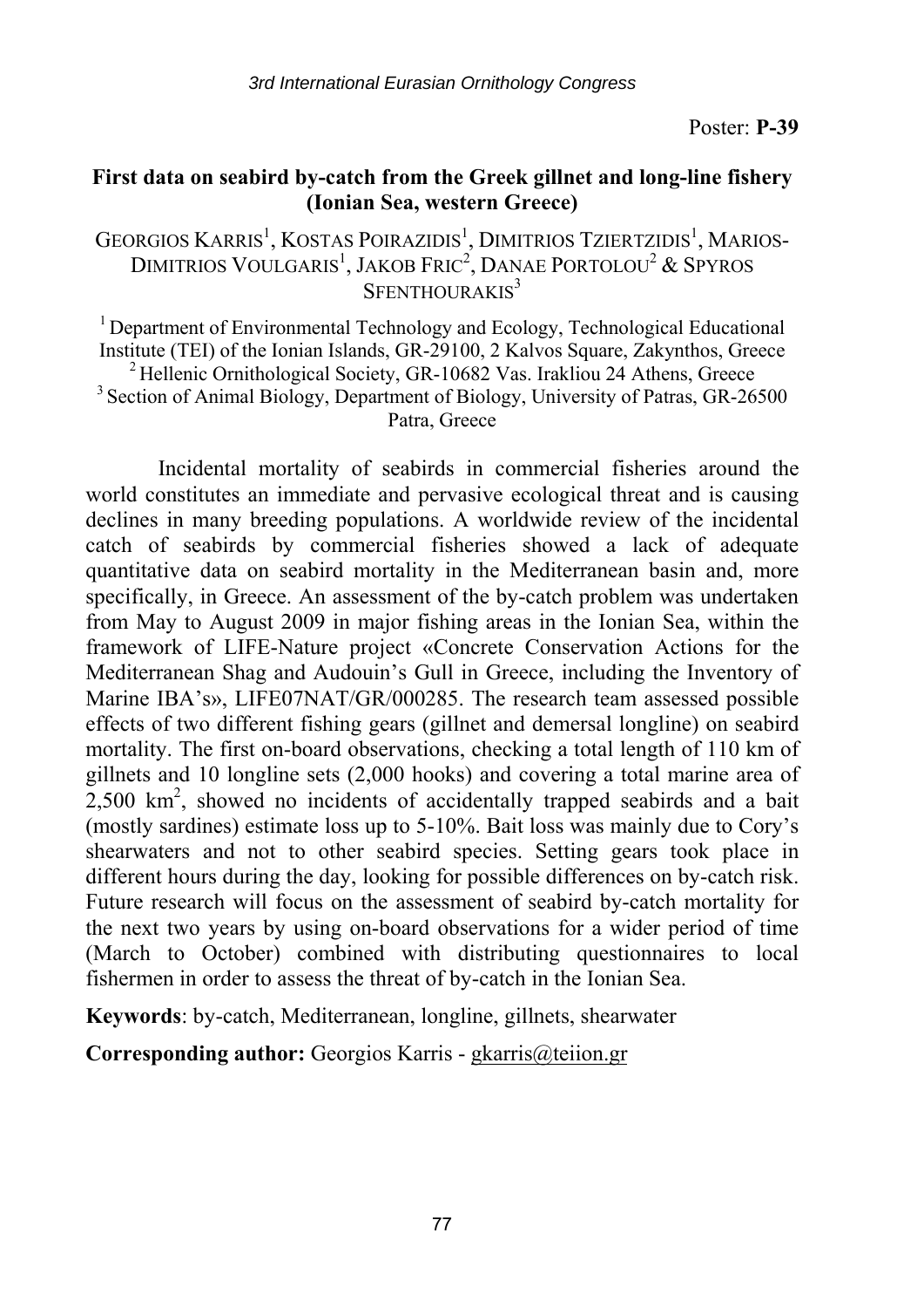Poster: **P-39**

## First data on seabird by-catch from the Greek gillnet and long-line fishery (Ionian Sea, western Greece)

GEORGIOS KARRIS[1], KOSTAS POIRAZIDIS[1], DIMITRIOS TZIERTZIDIS[1], MARIOS-DIMITRIOS VOULGARIS[1], JAKOB FRIC[2], DANAE PORTOLOU[2] & SPYROS SFENTHOURAKIS[3]

[1] Department of Environmental Technology and Ecology, Technological Educational Institute (TEI) of the Ionian Islands, GR-29100, 2 Kalvos Square, Zakynthos, Greece
[2] Hellenic Ornithological Society, GR-10682 Vas. Irakliou 24 Athens, Greece
[3] Section of Animal Biology, Department of Biology, University of Patras, GR-26500 Patra, Greece

Incidental mortality of seabirds in commercial fisheries around the world constitutes an immediate and pervasive ecological threat and is causing declines in many breeding populations. A worldwide review of the incidental catch of seabirds by commercial fisheries showed a lack of adequate quantitative data on seabird mortality in the Mediterranean basin and, more specifically, in Greece. An assessment of the by-catch problem was undertaken from May to August 2009 in major fishing areas in the Ionian Sea, within the framework of LIFE-Nature project «Concrete Conservation Actions for the Mediterranean Shag and Audouin's Gull in Greece, including the Inventory of Marine IBA's», LIFE07NAT/GR/000285. The research team assessed possible effects of two different fishing gears (gillnet and demersal longline) on seabird mortality. The first on-board observations, checking a total length of 110 km of gillnets and 10 longline sets (2,000 hooks) and covering a total marine area of 2,500 km$^2$, showed no incidents of accidentally trapped seabirds and a bait (mostly sardines) estimate loss up to 5-10%. Bait loss was mainly due to Cory's shearwaters and not to other seabird species. Setting gears took place in different hours during the day, looking for possible differences on by-catch risk. Future research will focus on the assessment of seabird by-catch mortality for the next two years by using on-board observations for a wider period of time (March to October) combined with distributing questionnaires to local fishermen in order to assess the threat of by-catch in the Ionian Sea.

**Keywords**: by-catch, Mediterranean, longline, gillnets, shearwater

**Corresponding author:** Georgios Karris - gkarris@teiion.gr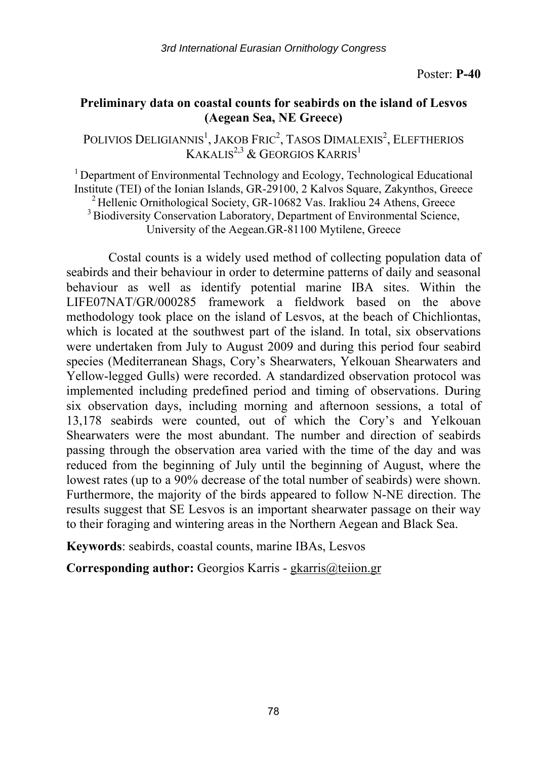Poster: **P-40**

## Preliminary data on coastal counts for seabirds on the island of Lesvos (Aegean Sea, NE Greece)

POLIVIOS DELIGIANNIS[1], JAKOB FRIC[2], TASOS DIMALEXIS[2], ELEFTHERIOS KAKALIS[2,3] & GEORGIOS KARRIS[1]

[1] Department of Environmental Technology and Ecology, Technological Educational Institute (TEI) of the Ionian Islands, GR-29100, 2 Kalvos Square, Zakynthos, Greece
[2] Hellenic Ornithological Society, GR-10682 Vas. Irakliou 24 Athens, Greece
[3] Biodiversity Conservation Laboratory, Department of Environmental Science, University of the Aegean.GR-81100 Mytilene, Greece

Costal counts is a widely used method of collecting population data of seabirds and their behaviour in order to determine patterns of daily and seasonal behaviour as well as identify potential marine IBA sites. Within the LIFE07NAT/GR/000285 framework a fieldwork based on the above methodology took place on the island of Lesvos, at the beach of Chichliontas, which is located at the southwest part of the island. In total, six observations were undertaken from July to August 2009 and during this period four seabird species (Mediterranean Shags, Cory's Shearwaters, Yelkouan Shearwaters and Yellow-legged Gulls) were recorded. A standardized observation protocol was implemented including predefined period and timing of observations. During six observation days, including morning and afternoon sessions, a total of 13,178 seabirds were counted, out of which the Cory's and Yelkouan Shearwaters were the most abundant. The number and direction of seabirds passing through the observation area varied with the time of the day and was reduced from the beginning of July until the beginning of August, where the lowest rates (up to a 90% decrease of the total number of seabirds) were shown. Furthermore, the majority of the birds appeared to follow N-NE direction. The results suggest that SE Lesvos is an important shearwater passage on their way to their foraging and wintering areas in the Northern Aegean and Black Sea.

**Keywords**: seabirds, coastal counts, marine IBAs, Lesvos

**Corresponding author:** Georgios Karris - gkarris@teiion.gr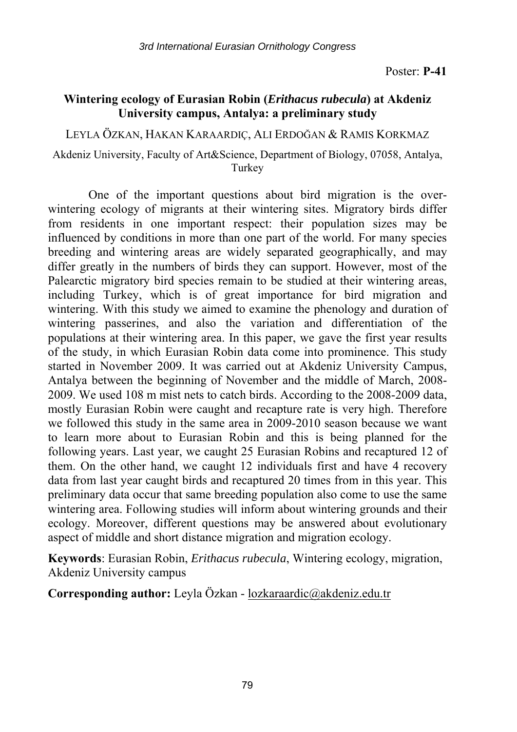Poster: **P-41**

## Wintering ecology of Eurasian Robin (*Erithacus rubecula*) at Akdeniz University campus, Antalya: a preliminary study

LEYLA ÖZKAN, HAKAN KARAARDIÇ, ALI ERDOĞAN & RAMIS KORKMAZ

Akdeniz University, Faculty of Art&Science, Department of Biology, 07058, Antalya, Turkey

One of the important questions about bird migration is the over-wintering ecology of migrants at their wintering sites. Migratory birds differ from residents in one important respect: their population sizes may be influenced by conditions in more than one part of the world. For many species breeding and wintering areas are widely separated geographically, and may differ greatly in the numbers of birds they can support. However, most of the Palearctic migratory bird species remain to be studied at their wintering areas, including Turkey, which is of great importance for bird migration and wintering. With this study we aimed to examine the phenology and duration of wintering passerines, and also the variation and differentiation of the populations at their wintering area. In this paper, we gave the first year results of the study, in which Eurasian Robin data come into prominence. This study started in November 2009. It was carried out at Akdeniz University Campus, Antalya between the beginning of November and the middle of March, 2008-2009. We used 108 m mist nets to catch birds. According to the 2008-2009 data, mostly Eurasian Robin were caught and recapture rate is very high. Therefore we followed this study in the same area in 2009-2010 season because we want to learn more about to Eurasian Robin and this is being planned for the following years. Last year, we caught 25 Eurasian Robins and recaptured 12 of them. On the other hand, we caught 12 individuals first and have 4 recovery data from last year caught birds and recaptured 20 times from in this year. This preliminary data occur that same breeding population also come to use the same wintering area. Following studies will inform about wintering grounds and their ecology. Moreover, different questions may be answered about evolutionary aspect of middle and short distance migration and migration ecology.

**Keywords**: Eurasian Robin, *Erithacus rubecula*, Wintering ecology, migration, Akdeniz University campus

**Corresponding author:** Leyla Özkan - lozkaraardic@akdeniz.edu.tr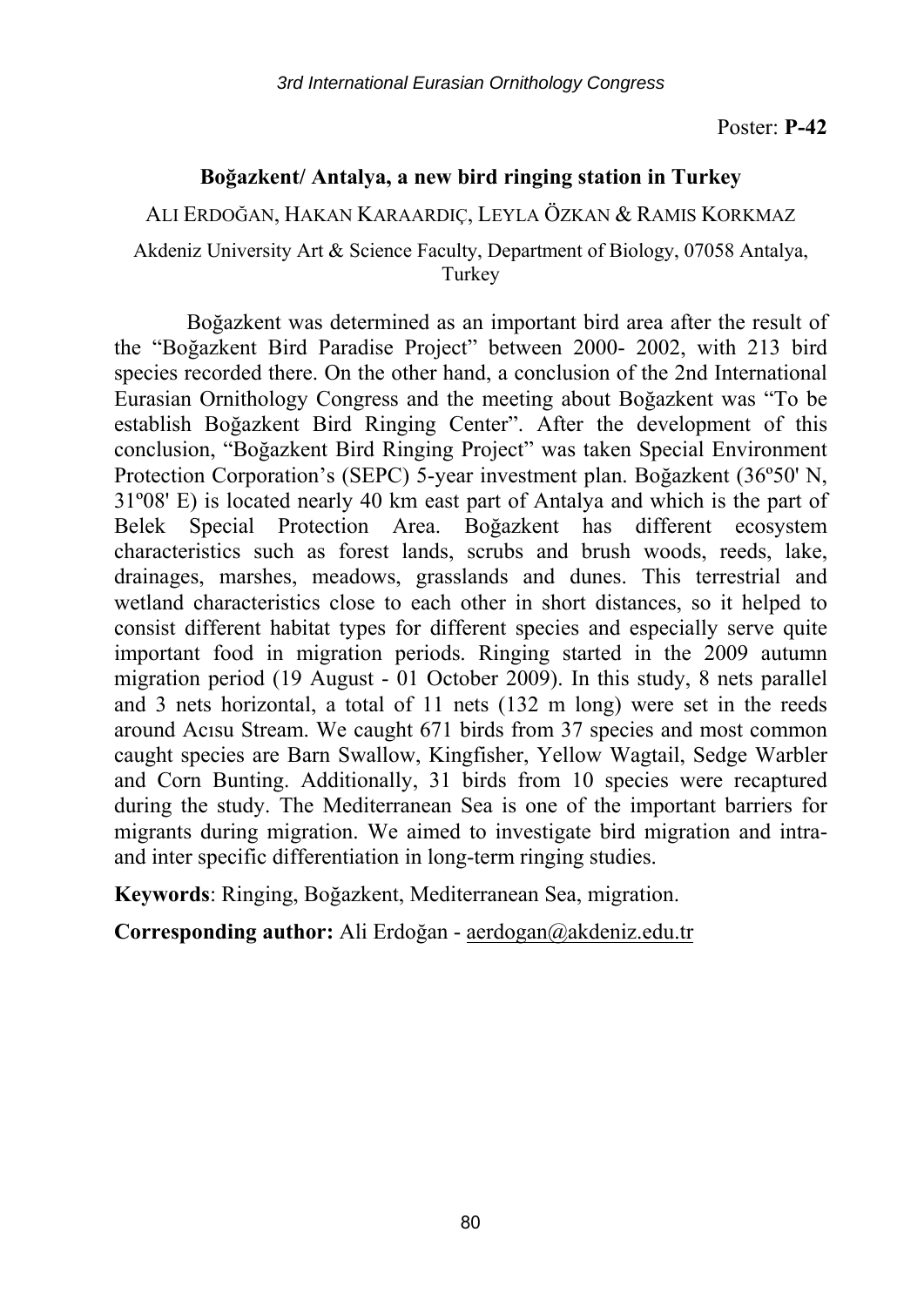Poster: **P-42**

## Boğazkent/ Antalya, a new bird ringing station in Turkey

ALI ERDOĞAN, HAKAN KARAARDIÇ, LEYLA ÖZKAN & RAMIS KORKMAZ

Akdeniz University Art & Science Faculty, Department of Biology, 07058 Antalya, Turkey

Boğazkent was determined as an important bird area after the result of the "Boğazkent Bird Paradise Project" between 2000- 2002, with 213 bird species recorded there. On the other hand, a conclusion of the 2nd International Eurasian Ornithology Congress and the meeting about Boğazkent was "To be establish Boğazkent Bird Ringing Center". After the development of this conclusion, "Boğazkent Bird Ringing Project" was taken Special Environment Protection Corporation's (SEPC) 5-year investment plan. Boğazkent (36º50' N, 31º08' E) is located nearly 40 km east part of Antalya and which is the part of Belek Special Protection Area. Boğazkent has different ecosystem characteristics such as forest lands, scrubs and brush woods, reeds, lake, drainages, marshes, meadows, grasslands and dunes. This terrestrial and wetland characteristics close to each other in short distances, so it helped to consist different habitat types for different species and especially serve quite important food in migration periods. Ringing started in the 2009 autumn migration period (19 August - 01 October 2009). In this study, 8 nets parallel and 3 nets horizontal, a total of 11 nets (132 m long) were set in the reeds around Acısu Stream. We caught 671 birds from 37 species and most common caught species are Barn Swallow, Kingfisher, Yellow Wagtail, Sedge Warbler and Corn Bunting. Additionally, 31 birds from 10 species were recaptured during the study. The Mediterranean Sea is one of the important barriers for migrants during migration. We aimed to investigate bird migration and intra- and inter specific differentiation in long-term ringing studies.

**Keywords**: Ringing, Boğazkent, Mediterranean Sea, migration.

**Corresponding author:** Ali Erdoğan - aerdogan@akdeniz.edu.tr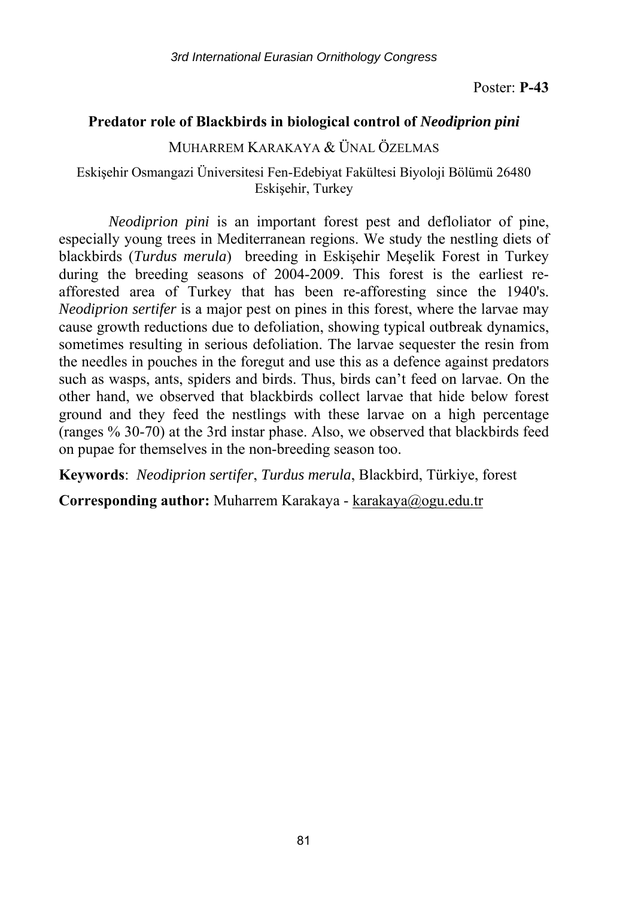Poster: **P-43**

## Predator role of Blackbirds in biological control of *Neodiprion pini*

MUHARREM KARAKAYA & ÜNAL ÖZELMAS

Eskişehir Osmangazi Üniversitesi Fen-Edebiyat Fakültesi Biyoloji Bölümü 26480 Eskişehir, Turkey

*Neodiprion pini* is an important forest pest and defloliator of pine, especially young trees in Mediterranean regions. We study the nestling diets of blackbirds (*Turdus merula*) breeding in Eskişehir Meşelik Forest in Turkey during the breeding seasons of 2004-2009. This forest is the earliest re-afforested area of Turkey that has been re-afforesting since the 1940's. *Neodiprion sertifer* is a major pest on pines in this forest, where the larvae may cause growth reductions due to defoliation, showing typical outbreak dynamics, sometimes resulting in serious defoliation. The larvae sequester the resin from the needles in pouches in the foregut and use this as a defence against predators such as wasps, ants, spiders and birds. Thus, birds can't feed on larvae. On the other hand, we observed that blackbirds collect larvae that hide below forest ground and they feed the nestlings with these larvae on a high percentage (ranges % 30-70) at the 3rd instar phase. Also, we observed that blackbirds feed on pupae for themselves in the non-breeding season too.

**Keywords**: *Neodiprion sertifer*, *Turdus merula*, Blackbird, Türkiye, forest

**Corresponding author:** Muharrem Karakaya - karakaya@ogu.edu.tr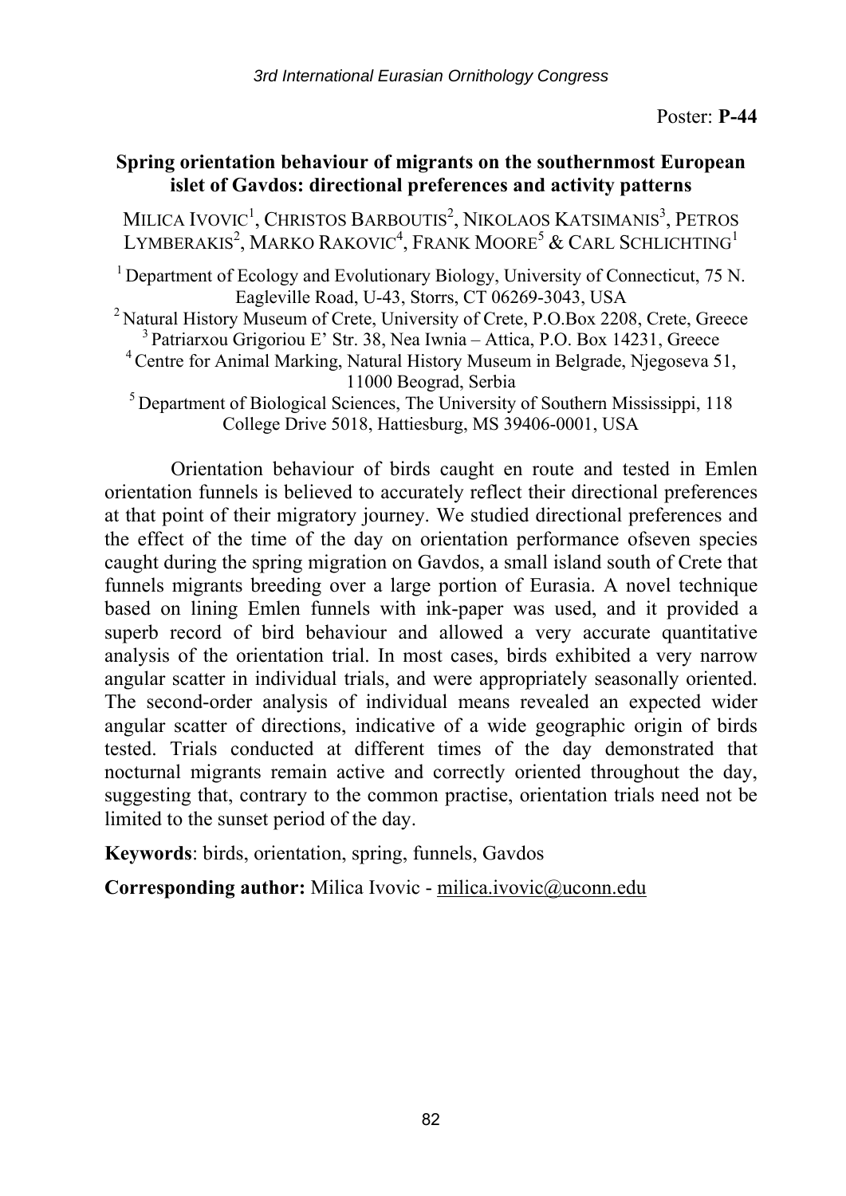Poster: **P-44**

## Spring orientation behaviour of migrants on the southernmost European islet of Gavdos: directional preferences and activity patterns

MILICA IVOVIC[1], CHRISTOS BARBOUTIS[2], NIKOLAOS KATSIMANIS[3], PETROS LYMBERAKIS[2], MARKO RAKOVIC[4], FRANK MOORE[5] & CARL SCHLICHTING[1]

[1] Department of Ecology and Evolutionary Biology, University of Connecticut, 75 N. Eagleville Road, U-43, Storrs, CT 06269-3043, USA
[2] Natural History Museum of Crete, University of Crete, P.O.Box 2208, Crete, Greece
[3] Patriarxou Grigoriou E' Str. 38, Nea Iwnia – Attica, P.O. Box 14231, Greece
[4] Centre for Animal Marking, Natural History Museum in Belgrade, Njegoseva 51, 11000 Beograd, Serbia
[5] Department of Biological Sciences, The University of Southern Mississippi, 118 College Drive 5018, Hattiesburg, MS 39406-0001, USA

Orientation behaviour of birds caught en route and tested in Emlen orientation funnels is believed to accurately reflect their directional preferences at that point of their migratory journey. We studied directional preferences and the effect of the time of the day on orientation performance ofseven species caught during the spring migration on Gavdos, a small island south of Crete that funnels migrants breeding over a large portion of Eurasia. A novel technique based on lining Emlen funnels with ink-paper was used, and it provided a superb record of bird behaviour and allowed a very accurate quantitative analysis of the orientation trial. In most cases, birds exhibited a very narrow angular scatter in individual trials, and were appropriately seasonally oriented. The second-order analysis of individual means revealed an expected wider angular scatter of directions, indicative of a wide geographic origin of birds tested. Trials conducted at different times of the day demonstrated that nocturnal migrants remain active and correctly oriented throughout the day, suggesting that, contrary to the common practise, orientation trials need not be limited to the sunset period of the day.

**Keywords**: birds, orientation, spring, funnels, Gavdos

**Corresponding author:** Milica Ivovic - milica.ivovic@uconn.edu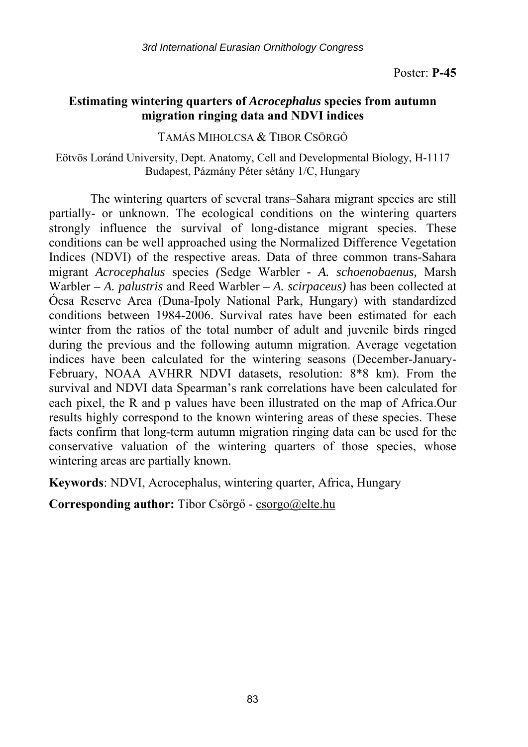Poster: **P-45**

### Estimating wintering quarters of *Acrocephalus* species from autumn migration ringing data and NDVI indices

TAMÁS MIHOLCSA & TIBOR CSÖRGŐ

Eötvös Loránd University, Dept. Anatomy, Cell and Developmental Biology, H-1117 Budapest, Pázmány Péter sétány 1/C, Hungary

The wintering quarters of several trans–Sahara migrant species are still partially- or unknown. The ecological conditions on the wintering quarters strongly influence the survival of long-distance migrant species. These conditions can be well approached using the Normalized Difference Vegetation Indices (NDVI) of the respective areas. Data of three common trans-Sahara migrant *Acrocephalus* species *(*Sedge Warbler - *A. schoenobaenus,* Marsh Warbler – *A. palustris* and Reed Warbler – *A. scirpaceus)* has been collected at Ócsa Reserve Area (Duna-Ipoly National Park, Hungary) with standardized conditions between 1984-2006. Survival rates have been estimated for each winter from the ratios of the total number of adult and juvenile birds ringed during the previous and the following autumn migration. Average vegetation indices have been calculated for the wintering seasons (December-January-February, NOAA AVHRR NDVI datasets, resolution: 8*8 km). From the survival and NDVI data Spearman's rank correlations have been calculated for each pixel, the R and p values have been illustrated on the map of Africa.Our results highly correspond to the known wintering areas of these species. These facts confirm that long-term autumn migration ringing data can be used for the conservative valuation of the wintering quarters of those species, whose wintering areas are partially known.

**Keywords**: NDVI, Acrocephalus, wintering quarter, Africa, Hungary

**Corresponding author:** Tibor Csörgő - csorgo@elte.hu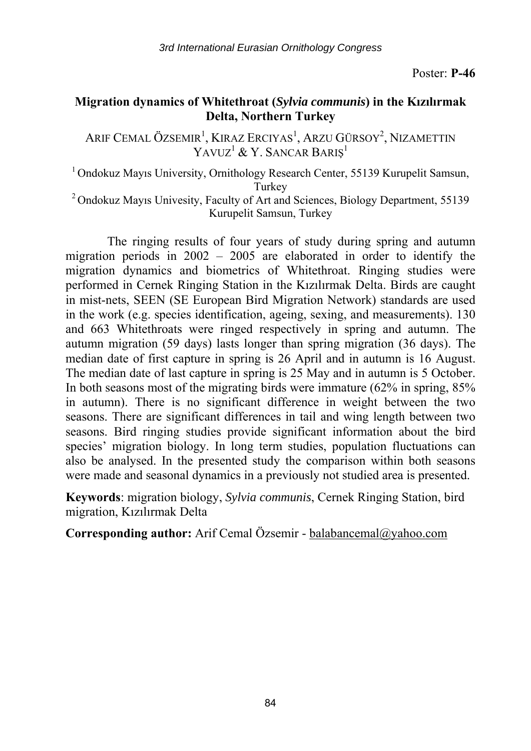Poster: **P-46**

## Migration dynamics of Whitethroat (*Sylvia communis*) in the Kızılırmak Delta, Northern Turkey

ARIF CEMAL ÖZSEMIR[1], KIRAZ ERCIYAS[1], ARZU GÜRSOY[2], NIZAMETTIN YAVUZ[1] & Y. SANCAR BARIŞ[1]

[1] Ondokuz Mayıs University, Ornithology Research Center, 55139 Kurupelit Samsun, Turkey

[2] Ondokuz Mayıs Univesity, Faculty of Art and Sciences, Biology Department, 55139 Kurupelit Samsun, Turkey

The ringing results of four years of study during spring and autumn migration periods in 2002 – 2005 are elaborated in order to identify the migration dynamics and biometrics of Whitethroat. Ringing studies were performed in Cernek Ringing Station in the Kızılırmak Delta. Birds are caught in mist-nets, SEEN (SE European Bird Migration Network) standards are used in the work (e.g. species identification, ageing, sexing, and measurements). 130 and 663 Whitethroats were ringed respectively in spring and autumn. The autumn migration (59 days) lasts longer than spring migration (36 days). The median date of first capture in spring is 26 April and in autumn is 16 August. The median date of last capture in spring is 25 May and in autumn is 5 October. In both seasons most of the migrating birds were immature (62% in spring, 85% in autumn). There is no significant difference in weight between the two seasons. There are significant differences in tail and wing length between two seasons. Bird ringing studies provide significant information about the bird species' migration biology. In long term studies, population fluctuations can also be analysed. In the presented study the comparison within both seasons were made and seasonal dynamics in a previously not studied area is presented.

**Keywords**: migration biology, *Sylvia communis*, Cernek Ringing Station, bird migration, Kızılırmak Delta

**Corresponding author:** Arif Cemal Özsemir - balabancemal@yahoo.com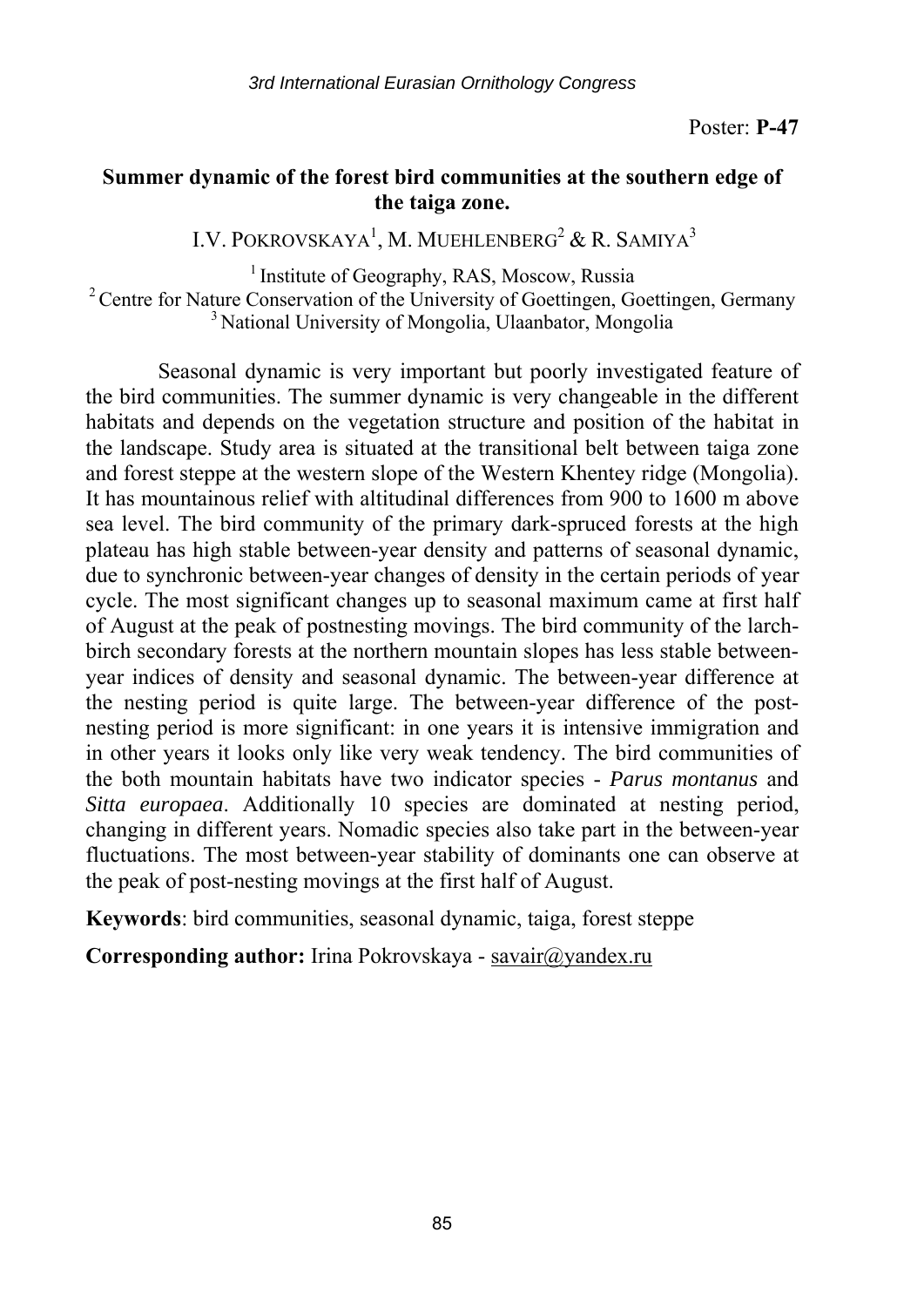Poster: **P-47**

## Summer dynamic of the forest bird communities at the southern edge of the taiga zone.

I.V. POKROVSKAYA[1], M. MUEHLENBERG[2] & R. SAMIYA[3]

[1] Institute of Geography, RAS, Moscow, Russia
[2] Centre for Nature Conservation of the University of Goettingen, Goettingen, Germany
[3] National University of Mongolia, Ulaanbator, Mongolia

Seasonal dynamic is very important but poorly investigated feature of the bird communities. The summer dynamic is very changeable in the different habitats and depends on the vegetation structure and position of the habitat in the landscape. Study area is situated at the transitional belt between taiga zone and forest steppe at the western slope of the Western Khentey ridge (Mongolia). It has mountainous relief with altitudinal differences from 900 to 1600 m above sea level. The bird community of the primary dark-spruced forests at the high plateau has high stable between-year density and patterns of seasonal dynamic, due to synchronic between-year changes of density in the certain periods of year cycle. The most significant changes up to seasonal maximum came at first half of August at the peak of postnesting movings. The bird community of the larch-birch secondary forests at the northern mountain slopes has less stable between-year indices of density and seasonal dynamic. The between-year difference at the nesting period is quite large. The between-year difference of the post-nesting period is more significant: in one years it is intensive immigration and in other years it looks only like very weak tendency. The bird communities of the both mountain habitats have two indicator species - *Parus montanus* and *Sitta europaea*. Additionally 10 species are dominated at nesting period, changing in different years. Nomadic species also take part in the between-year fluctuations. The most between-year stability of dominants one can observe at the peak of post-nesting movings at the first half of August.

**Keywords**: bird communities, seasonal dynamic, taiga, forest steppe

**Corresponding author:** Irina Pokrovskaya - savair@yandex.ru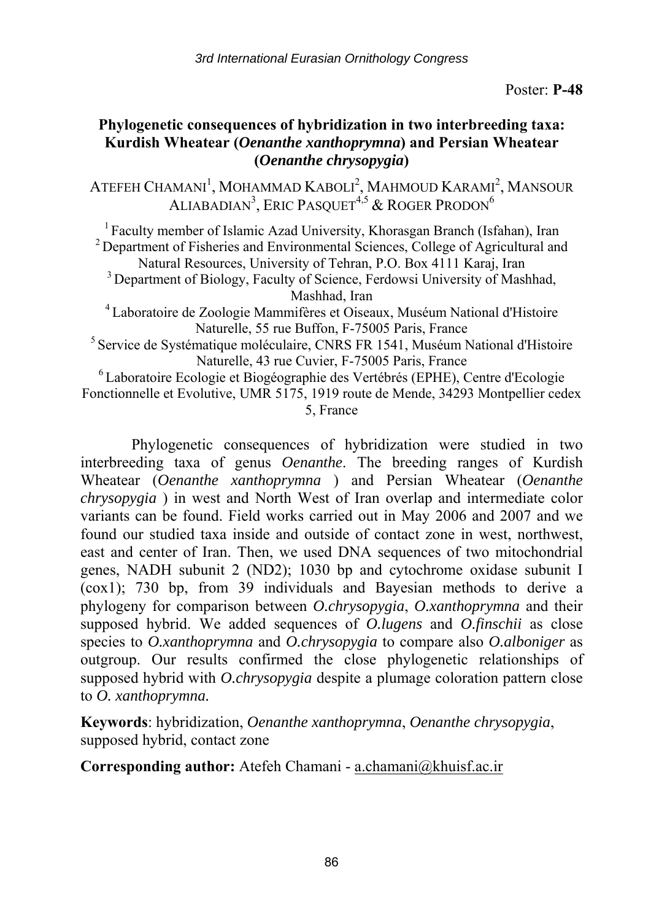Poster: **P-48**

## Phylogenetic consequences of hybridization in two interbreeding taxa: Kurdish Wheatear (*Oenanthe xanthoprymna*) and Persian Wheatear (*Oenanthe chrysopygia*)

ATEFEH CHAMANI[1], MOHAMMAD KABOLI[2], MAHMOUD KARAMI[2], MANSOUR ALIABADIAN[3], ERIC PASQUET[4,5] & ROGER PRODON[6]

[1] Faculty member of Islamic Azad University, Khorasgan Branch (Isfahan), Iran
[2] Department of Fisheries and Environmental Sciences, College of Agricultural and Natural Resources, University of Tehran, P.O. Box 4111 Karaj, Iran
[3] Department of Biology, Faculty of Science, Ferdowsi University of Mashhad, Mashhad, Iran
[4] Laboratoire de Zoologie Mammifères et Oiseaux, Muséum National d'Histoire Naturelle, 55 rue Buffon, F-75005 Paris, France
[5] Service de Systématique moléculaire, CNRS FR 1541, Muséum National d'Histoire Naturelle, 43 rue Cuvier, F-75005 Paris, France
[6] Laboratoire Ecologie et Biogéographie des Vertébrés (EPHE), Centre d'Ecologie Fonctionnelle et Evolutive, UMR 5175, 1919 route de Mende, 34293 Montpellier cedex 5, France

Phylogenetic consequences of hybridization were studied in two interbreeding taxa of genus *Oenanthe*. The breeding ranges of Kurdish Wheatear (*Oenanthe xanthoprymna* ) and Persian Wheatear (*Oenanthe chrysopygia* ) in west and North West of Iran overlap and intermediate color variants can be found. Field works carried out in May 2006 and 2007 and we found our studied taxa inside and outside of contact zone in west, northwest, east and center of Iran. Then, we used DNA sequences of two mitochondrial genes, NADH subunit 2 (ND2); 1030 bp and cytochrome oxidase subunit I (cox1); 730 bp, from 39 individuals and Bayesian methods to derive a phylogeny for comparison between *O.chrysopygia*, *O.xanthoprymna* and their supposed hybrid. We added sequences of *O.lugens* and *O.finschii* as close species to *O.xanthoprymna* and *O.chrysopygia* to compare also *O.alboniger* as outgroup. Our results confirmed the close phylogenetic relationships of supposed hybrid with *O.chrysopygia* despite a plumage coloration pattern close to *O. xanthoprymna.*

**Keywords**: hybridization, *Oenanthe xanthoprymna*, *Oenanthe chrysopygia*, supposed hybrid, contact zone

**Corresponding author:** Atefeh Chamani - a.chamani@khuisf.ac.ir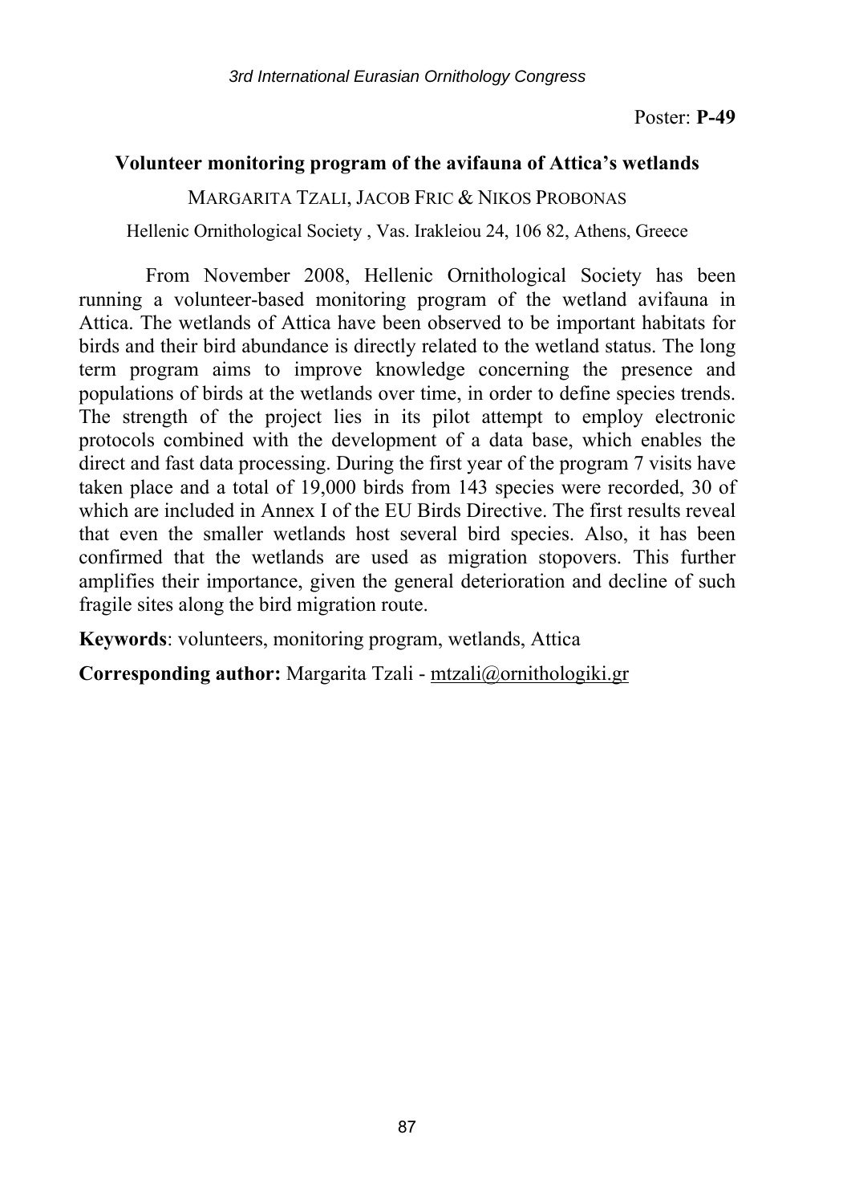Poster: **P-49**

## Volunteer monitoring program of the avifauna of Attica's wetlands

MARGARITA TZALI, JACOB FRIC & NIKOS PROBONAS

Hellenic Ornithological Society , Vas. Irakleiou 24, 106 82, Athens, Greece

From November 2008, Hellenic Ornithological Society has been running a volunteer-based monitoring program of the wetland avifauna in Attica. The wetlands of Attica have been observed to be important habitats for birds and their bird abundance is directly related to the wetland status. The long term program aims to improve knowledge concerning the presence and populations of birds at the wetlands over time, in order to define species trends. The strength of the project lies in its pilot attempt to employ electronic protocols combined with the development of a data base, which enables the direct and fast data processing. During the first year of the program 7 visits have taken place and a total of 19,000 birds from 143 species were recorded, 30 of which are included in Annex I of the EU Birds Directive. The first results reveal that even the smaller wetlands host several bird species. Also, it has been confirmed that the wetlands are used as migration stopovers. This further amplifies their importance, given the general deterioration and decline of such fragile sites along the bird migration route.

**Keywords**: volunteers, monitoring program, wetlands, Attica

**Corresponding author:** Margarita Tzali - mtzali@ornithologiki.gr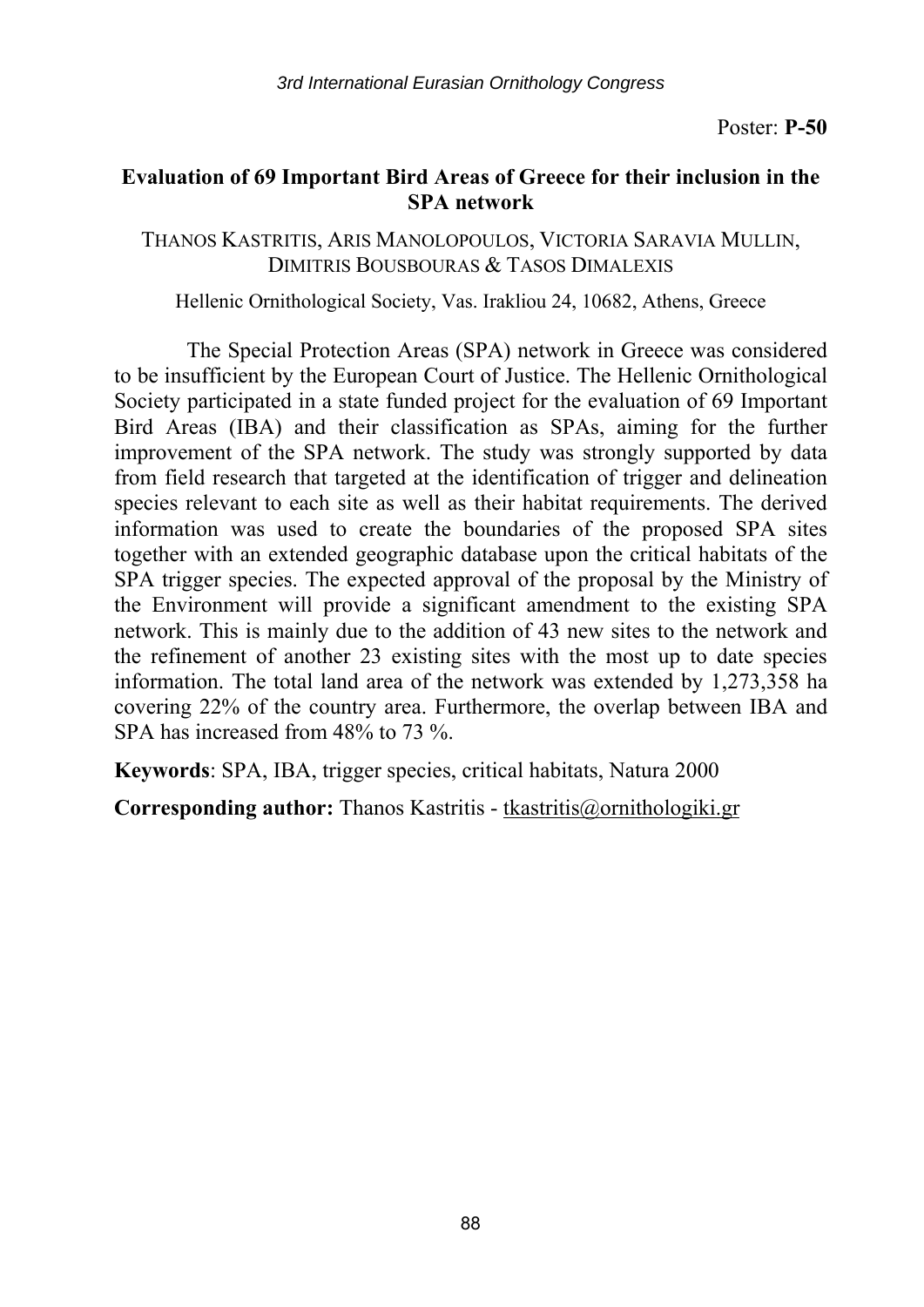Poster: **P-50**

## Evaluation of 69 Important Bird Areas of Greece for their inclusion in the SPA network

THANOS KASTRITIS, ARIS MANOLOPOULOS, VICTORIA SARAVIA MULLIN, DIMITRIS BOUSBOURAS & TASOS DIMALEXIS

Hellenic Ornithological Society, Vas. Irakliou 24, 10682, Athens, Greece

The Special Protection Areas (SPA) network in Greece was considered to be insufficient by the European Court of Justice. The Hellenic Ornithological Society participated in a state funded project for the evaluation of 69 Important Bird Areas (IBA) and their classification as SPAs, aiming for the further improvement of the SPA network. The study was strongly supported by data from field research that targeted at the identification of trigger and delineation species relevant to each site as well as their habitat requirements. The derived information was used to create the boundaries of the proposed SPA sites together with an extended geographic database upon the critical habitats of the SPA trigger species. The expected approval of the proposal by the Ministry of the Environment will provide a significant amendment to the existing SPA network. This is mainly due to the addition of 43 new sites to the network and the refinement of another 23 existing sites with the most up to date species information. The total land area of the network was extended by 1,273,358 ha covering 22% of the country area. Furthermore, the overlap between IBA and SPA has increased from 48% to 73 %.

**Keywords**: SPA, IBA, trigger species, critical habitats, Natura 2000

**Corresponding author:** Thanos Kastritis - tkastritis@ornithologiki.gr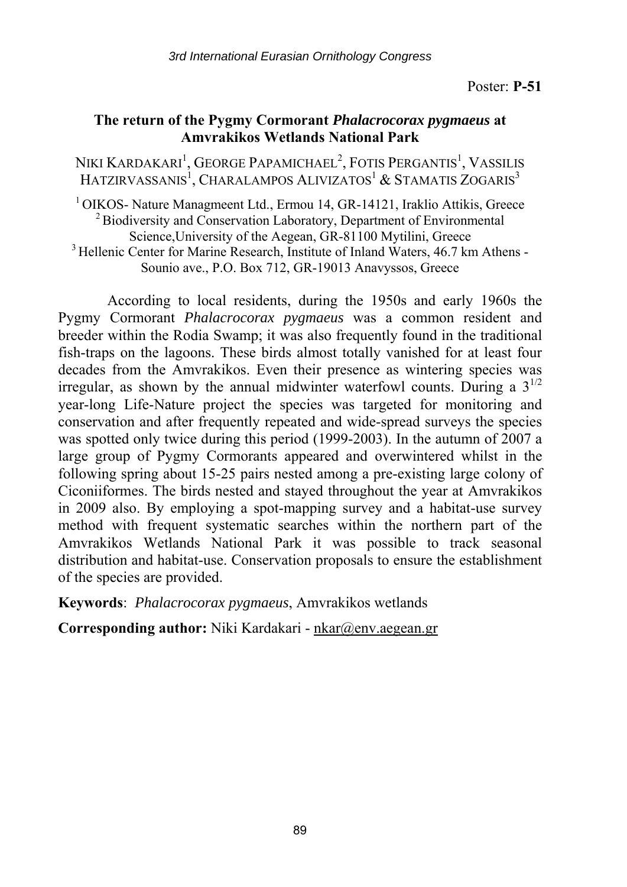Poster: **P-51**

## The return of the Pygmy Cormorant *Phalacrocorax pygmaeus* at Amvrakikos Wetlands National Park

NIKI KARDAKARI[1], GEORGE PAPAMICHAEL[2], FOTIS PERGANTIS[1], VASSILIS HATZIRVASSANIS[1], CHARALAMPOS ALIVIZATOS[1] & STAMATIS ZOGARIS[3]

[1] OIKOS- Nature Managmeent Ltd., Ermou 14, GR-14121, Iraklio Attikis, Greece
[2] Biodiversity and Conservation Laboratory, Department of Environmental Science,University of the Aegean, GR-81100 Mytilini, Greece
[3] Hellenic Center for Marine Research, Institute of Inland Waters, 46.7 km Athens - Sounio ave., P.O. Box 712, GR-19013 Anavyssos, Greece

According to local residents, during the 1950s and early 1960s the Pygmy Cormorant *Phalacrocorax pygmaeus* was a common resident and breeder within the Rodia Swamp; it was also frequently found in the traditional fish-traps on the lagoons. These birds almost totally vanished for at least four decades from the Amvrakikos. Even their presence as wintering species was irregular, as shown by the annual midwinter waterfowl counts. During a $3^{1/2}$ year-long Life-Nature project the species was targeted for monitoring and conservation and after frequently repeated and wide-spread surveys the species was spotted only twice during this period (1999-2003). In the autumn of 2007 a large group of Pygmy Cormorants appeared and overwintered whilst in the following spring about 15-25 pairs nested among a pre-existing large colony of Ciconiiformes. The birds nested and stayed throughout the year at Amvrakikos in 2009 also. By employing a spot-mapping survey and a habitat-use survey method with frequent systematic searches within the northern part of the Amvrakikos Wetlands National Park it was possible to track seasonal distribution and habitat-use. Conservation proposals to ensure the establishment of the species are provided.

**Keywords**: *Phalacrocorax pygmaeus*, Amvrakikos wetlands

**Corresponding author:** Niki Kardakari - nkar@env.aegean.gr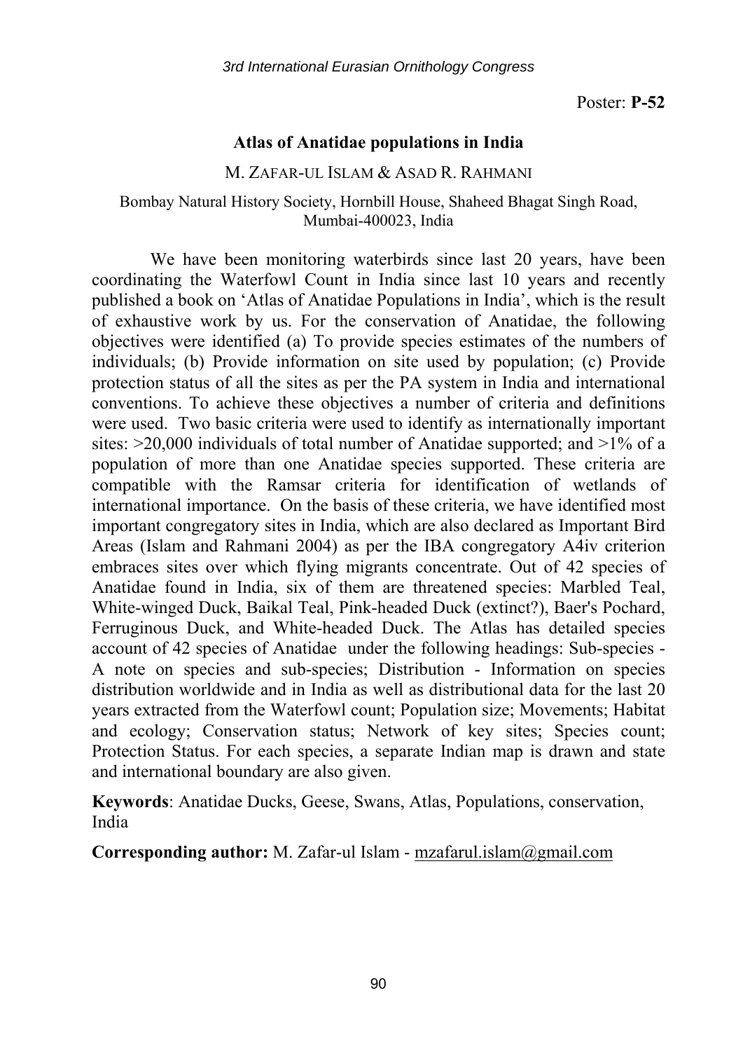Poster: **P-52**

## Atlas of Anatidae populations in India

M. ZAFAR-UL ISLAM & ASAD R. RAHMANI

Bombay Natural History Society, Hornbill House, Shaheed Bhagat Singh Road, Mumbai-400023, India

We have been monitoring waterbirds since last 20 years, have been coordinating the Waterfowl Count in India since last 10 years and recently published a book on 'Atlas of Anatidae Populations in India', which is the result of exhaustive work by us. For the conservation of Anatidae, the following objectives were identified (a) To provide species estimates of the numbers of individuals; (b) Provide information on site used by population; (c) Provide protection status of all the sites as per the PA system in India and international conventions. To achieve these objectives a number of criteria and definitions were used. Two basic criteria were used to identify as internationally important sites: >20,000 individuals of total number of Anatidae supported; and >1% of a population of more than one Anatidae species supported. These criteria are compatible with the Ramsar criteria for identification of wetlands of international importance. On the basis of these criteria, we have identified most important congregatory sites in India, which are also declared as Important Bird Areas (Islam and Rahmani 2004) as per the IBA congregatory A4iv criterion embraces sites over which flying migrants concentrate. Out of 42 species of Anatidae found in India, six of them are threatened species: Marbled Teal, White-winged Duck, Baikal Teal, Pink-headed Duck (extinct?), Baer's Pochard, Ferruginous Duck, and White-headed Duck. The Atlas has detailed species account of 42 species of Anatidae under the following headings: Sub-species - A note on species and sub-species; Distribution - Information on species distribution worldwide and in India as well as distributional data for the last 20 years extracted from the Waterfowl count; Population size; Movements; Habitat and ecology; Conservation status; Network of key sites; Species count; Protection Status. For each species, a separate Indian map is drawn and state and international boundary are also given.

**Keywords**: Anatidae Ducks, Geese, Swans, Atlas, Populations, conservation, India

**Corresponding author:** M. Zafar-ul Islam - mzafarul.islam@gmail.com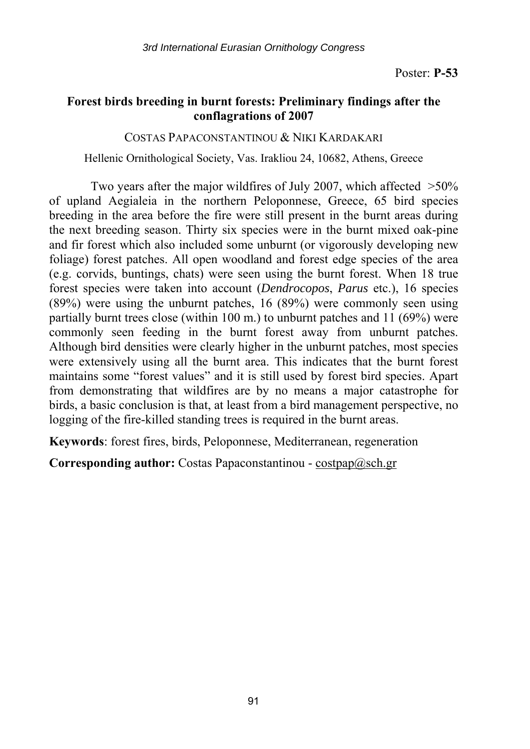Poster: **P-53**

## Forest birds breeding in burnt forests: Preliminary findings after the conflagrations of 2007

COSTAS PAPACONSTANTINOU & NIKI KARDAKARI

Hellenic Ornithological Society, Vas. Irakliou 24, 10682, Athens, Greece

Two years after the major wildfires of July 2007, which affected >50% of upland Aegialeia in the northern Peloponnese, Greece, 65 bird species breeding in the area before the fire were still present in the burnt areas during the next breeding season. Thirty six species were in the burnt mixed oak-pine and fir forest which also included some unburnt (or vigorously developing new foliage) forest patches. All open woodland and forest edge species of the area (e.g. corvids, buntings, chats) were seen using the burnt forest. When 18 true forest species were taken into account (*Dendrocopos*, *Parus* etc.), 16 species (89%) were using the unburnt patches, 16 (89%) were commonly seen using partially burnt trees close (within 100 m.) to unburnt patches and 11 (69%) were commonly seen feeding in the burnt forest away from unburnt patches. Although bird densities were clearly higher in the unburnt patches, most species were extensively using all the burnt area. This indicates that the burnt forest maintains some "forest values" and it is still used by forest bird species. Apart from demonstrating that wildfires are by no means a major catastrophe for birds, a basic conclusion is that, at least from a bird management perspective, no logging of the fire-killed standing trees is required in the burnt areas.

**Keywords**: forest fires, birds, Peloponnese, Mediterranean, regeneration

**Corresponding author:** Costas Papaconstantinou - costpap@sch.gr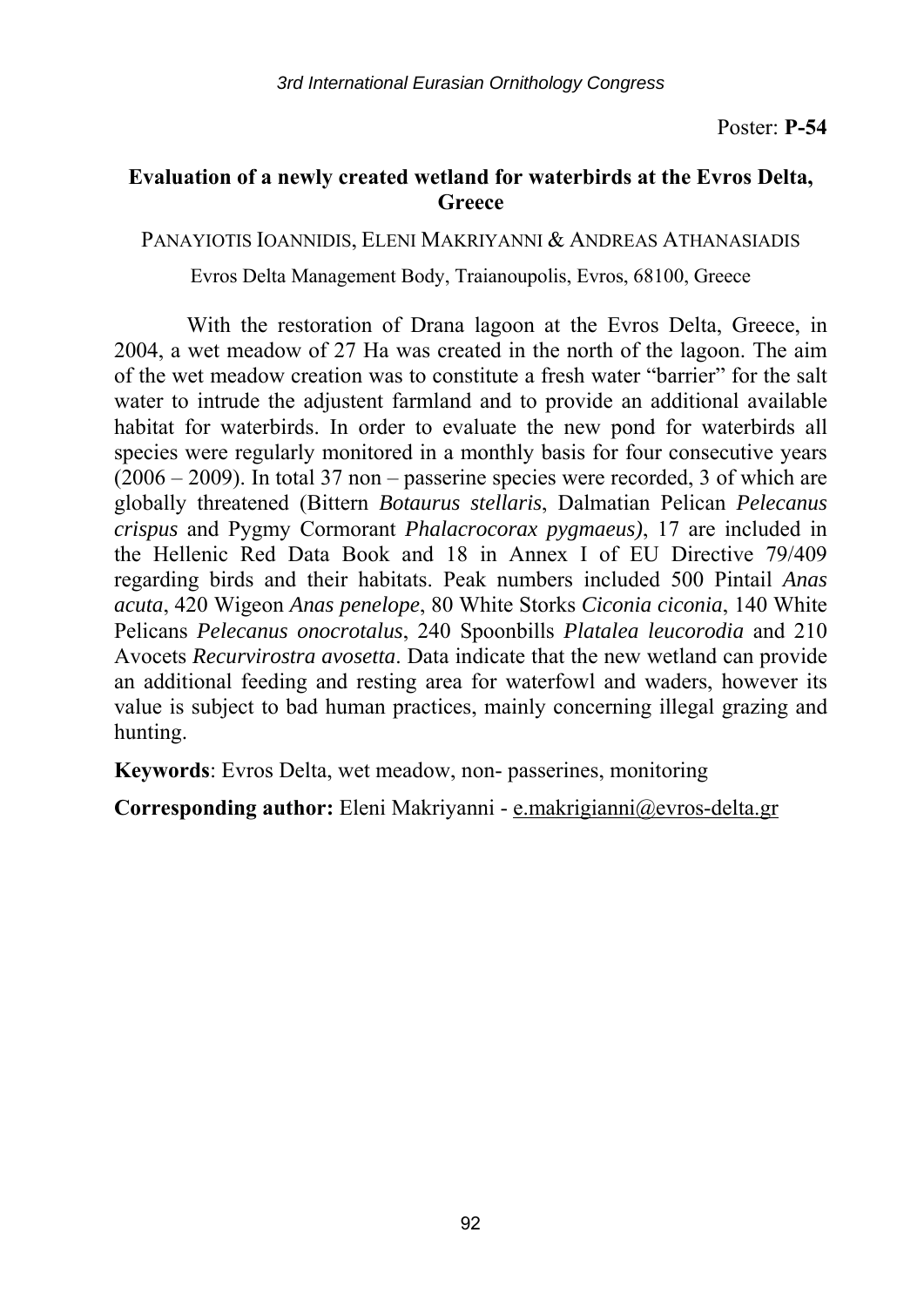Poster: **P-54**

## Evaluation of a newly created wetland for waterbirds at the Evros Delta, Greece

PANAYIOTIS IOANNIDIS, ELENI MAKRIYANNI & ANDREAS ATHANASIADIS

Evros Delta Management Body, Traianoupolis, Evros, 68100, Greece

With the restoration of Drana lagoon at the Evros Delta, Greece, in 2004, a wet meadow of 27 Ha was created in the north of the lagoon. The aim of the wet meadow creation was to constitute a fresh water "barrier" for the salt water to intrude the adjustent farmland and to provide an additional available habitat for waterbirds. In order to evaluate the new pond for waterbirds all species were regularly monitored in a monthly basis for four consecutive years (2006 – 2009). In total 37 non – passerine species were recorded, 3 of which are globally threatened (Bittern *Botaurus stellaris*, Dalmatian Pelican *Pelecanus crispus* and Pygmy Cormorant *Phalacrocorax pygmaeus)*, 17 are included in the Hellenic Red Data Book and 18 in Annex I of EU Directive 79/409 regarding birds and their habitats. Peak numbers included 500 Pintail *Anas acuta*, 420 Wigeon *Anas penelope*, 80 White Storks *Ciconia ciconia*, 140 White Pelicans *Pelecanus onocrotalus*, 240 Spoonbills *Platalea leucorodia* and 210 Avocets *Recurvirostra avosetta*. Data indicate that the new wetland can provide an additional feeding and resting area for waterfowl and waders, however its value is subject to bad human practices, mainly concerning illegal grazing and hunting.

**Keywords**: Evros Delta, wet meadow, non- passerines, monitoring

**Corresponding author:** Eleni Makriyanni - e.makrigianni@evros-delta.gr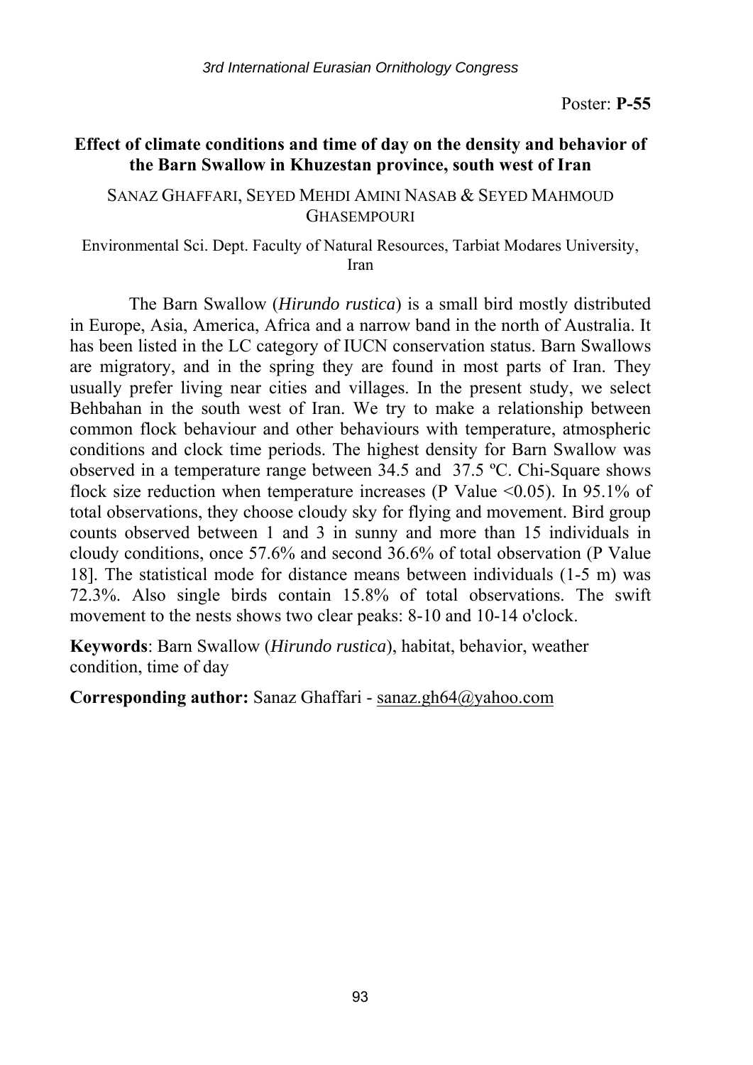Poster: **P-55**

## Effect of climate conditions and time of day on the density and behavior of the Barn Swallow in Khuzestan province, south west of Iran

SANAZ GHAFFARI, SEYED MEHDI AMINI NASAB & SEYED MAHMOUD GHASEMPOURI

Environmental Sci. Dept. Faculty of Natural Resources, Tarbiat Modares University, Iran

The Barn Swallow (*Hirundo rustica*) is a small bird mostly distributed in Europe, Asia, America, Africa and a narrow band in the north of Australia. It has been listed in the LC category of IUCN conservation status. Barn Swallows are migratory, and in the spring they are found in most parts of Iran. They usually prefer living near cities and villages. In the present study, we select Behbahan in the south west of Iran. We try to make a relationship between common flock behaviour and other behaviours with temperature, atmospheric conditions and clock time periods. The highest density for Barn Swallow was observed in a temperature range between 34.5 and 37.5 ºC. Chi-Square shows flock size reduction when temperature increases (P Value $<0.05$). In 95.1% of total observations, they choose cloudy sky for flying and movement. Bird group counts observed between 1 and 3 in sunny and more than 15 individuals in cloudy conditions, once 57.6% and second 36.6% of total observation (P Value 18]. The statistical mode for distance means between individuals (1-5 m) was 72.3%. Also single birds contain 15.8% of total observations. The swift movement to the nests shows two clear peaks: 8-10 and 10-14 o'clock.

**Keywords**: Barn Swallow (*Hirundo rustica*), habitat, behavior, weather condition, time of day

**Corresponding author:** Sanaz Ghaffari - sanaz.gh64@yahoo.com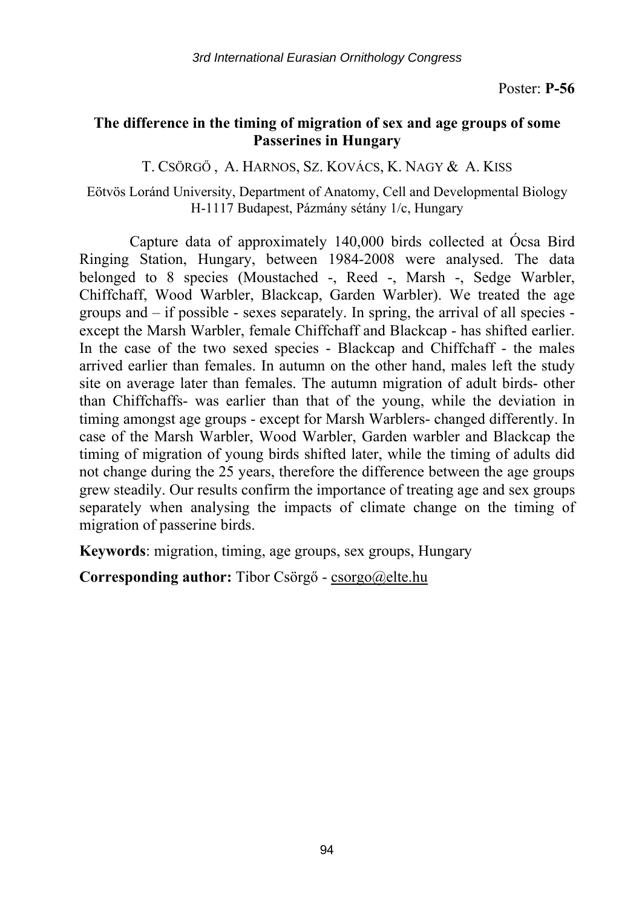Poster: **P-56**

## The difference in the timing of migration of sex and age groups of some Passerines in Hungary

T. CSÖRGŐ , A. HARNOS, SZ. KOVÁCS, K. NAGY & A. KISS

Eötvös Loránd University, Department of Anatomy, Cell and Developmental Biology
H-1117 Budapest, Pázmány sétány 1/c, Hungary

Capture data of approximately 140,000 birds collected at Ócsa Bird Ringing Station, Hungary, between 1984-2008 were analysed. The data belonged to 8 species (Moustached -, Reed -, Marsh -, Sedge Warbler, Chiffchaff, Wood Warbler, Blackcap, Garden Warbler). We treated the age groups and – if possible - sexes separately. In spring, the arrival of all species - except the Marsh Warbler, female Chiffchaff and Blackcap - has shifted earlier. In the case of the two sexed species - Blackcap and Chiffchaff - the males arrived earlier than females. In autumn on the other hand, males left the study site on average later than females. The autumn migration of adult birds- other than Chiffchaffs- was earlier than that of the young, while the deviation in timing amongst age groups - except for Marsh Warblers- changed differently. In case of the Marsh Warbler, Wood Warbler, Garden warbler and Blackcap the timing of migration of young birds shifted later, while the timing of adults did not change during the 25 years, therefore the difference between the age groups grew steadily. Our results confirm the importance of treating age and sex groups separately when analysing the impacts of climate change on the timing of migration of passerine birds.

**Keywords**: migration, timing, age groups, sex groups, Hungary

**Corresponding author:** Tibor Csörgő - csorgo@elte.hu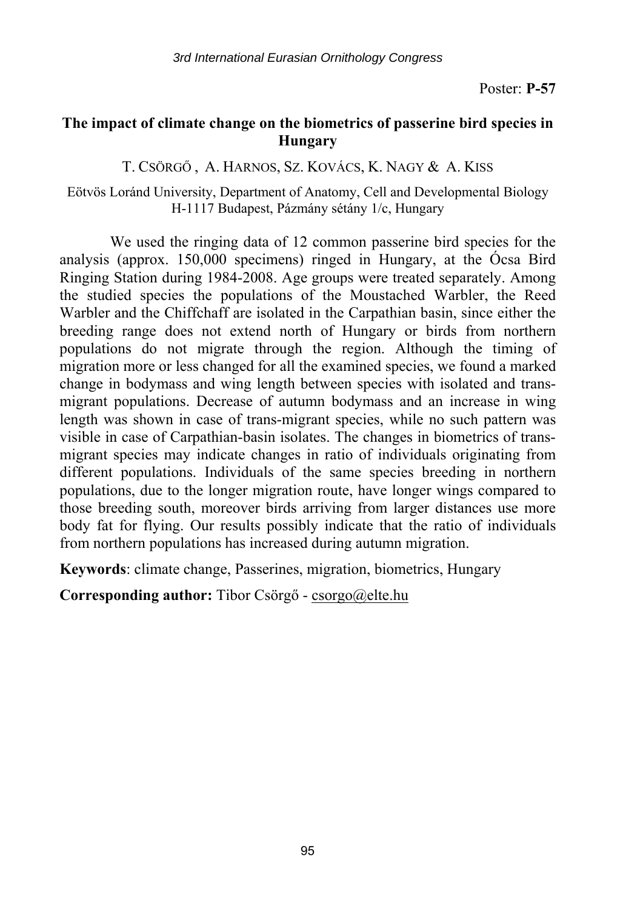Poster: **P-57**

## The impact of climate change on the biometrics of passerine bird species in Hungary

T. CSÖRGŐ , A. HARNOS, SZ. KOVÁCS, K. NAGY & A. KISS

Eötvös Loránd University, Department of Anatomy, Cell and Developmental Biology
H-1117 Budapest, Pázmány sétány 1/c, Hungary

We used the ringing data of 12 common passerine bird species for the analysis (approx. 150,000 specimens) ringed in Hungary, at the Ócsa Bird Ringing Station during 1984-2008. Age groups were treated separately. Among the studied species the populations of the Moustached Warbler, the Reed Warbler and the Chiffchaff are isolated in the Carpathian basin, since either the breeding range does not extend north of Hungary or birds from northern populations do not migrate through the region. Although the timing of migration more or less changed for all the examined species, we found a marked change in bodymass and wing length between species with isolated and trans-migrant populations. Decrease of autumn bodymass and an increase in wing length was shown in case of trans-migrant species, while no such pattern was visible in case of Carpathian-basin isolates. The changes in biometrics of trans-migrant species may indicate changes in ratio of individuals originating from different populations. Individuals of the same species breeding in northern populations, due to the longer migration route, have longer wings compared to those breeding south, moreover birds arriving from larger distances use more body fat for flying. Our results possibly indicate that the ratio of individuals from northern populations has increased during autumn migration.

**Keywords**: climate change, Passerines, migration, biometrics, Hungary

**Corresponding author:** Tibor Csörgő - csorgo@elte.hu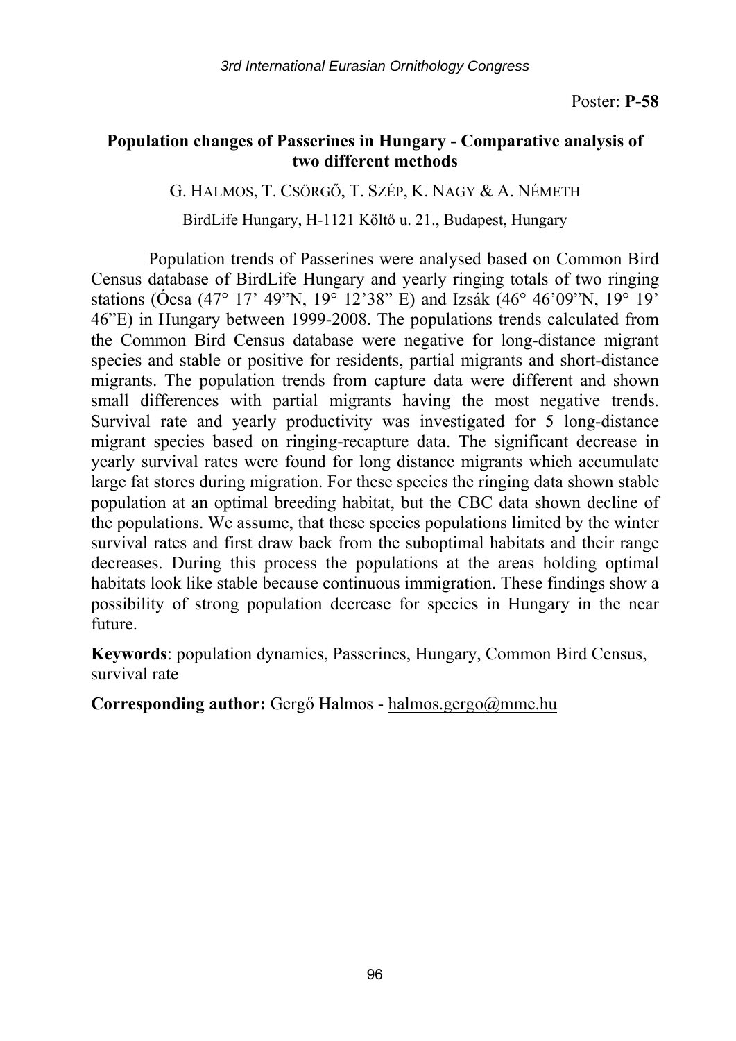Poster: **P-58**

## Population changes of Passerines in Hungary - Comparative analysis of two different methods

G. HALMOS, T. CSÖRGŐ, T. SZÉP, K. NAGY & A. NÉMETH

BirdLife Hungary, H-1121 Költő u. 21., Budapest, Hungary

Population trends of Passerines were analysed based on Common Bird Census database of BirdLife Hungary and yearly ringing totals of two ringing stations (Ócsa (47° 17' 49"N, 19° 12'38" E) and Izsák (46° 46'09"N, 19° 19' 46"E) in Hungary between 1999-2008. The populations trends calculated from the Common Bird Census database were negative for long-distance migrant species and stable or positive for residents, partial migrants and short-distance migrants. The population trends from capture data were different and shown small differences with partial migrants having the most negative trends. Survival rate and yearly productivity was investigated for 5 long-distance migrant species based on ringing-recapture data. The significant decrease in yearly survival rates were found for long distance migrants which accumulate large fat stores during migration. For these species the ringing data shown stable population at an optimal breeding habitat, but the CBC data shown decline of the populations. We assume, that these species populations limited by the winter survival rates and first draw back from the suboptimal habitats and their range decreases. During this process the populations at the areas holding optimal habitats look like stable because continuous immigration. These findings show a possibility of strong population decrease for species in Hungary in the near future.

**Keywords**: population dynamics, Passerines, Hungary, Common Bird Census, survival rate

**Corresponding author:** Gergő Halmos - halmos.gergo@mme.hu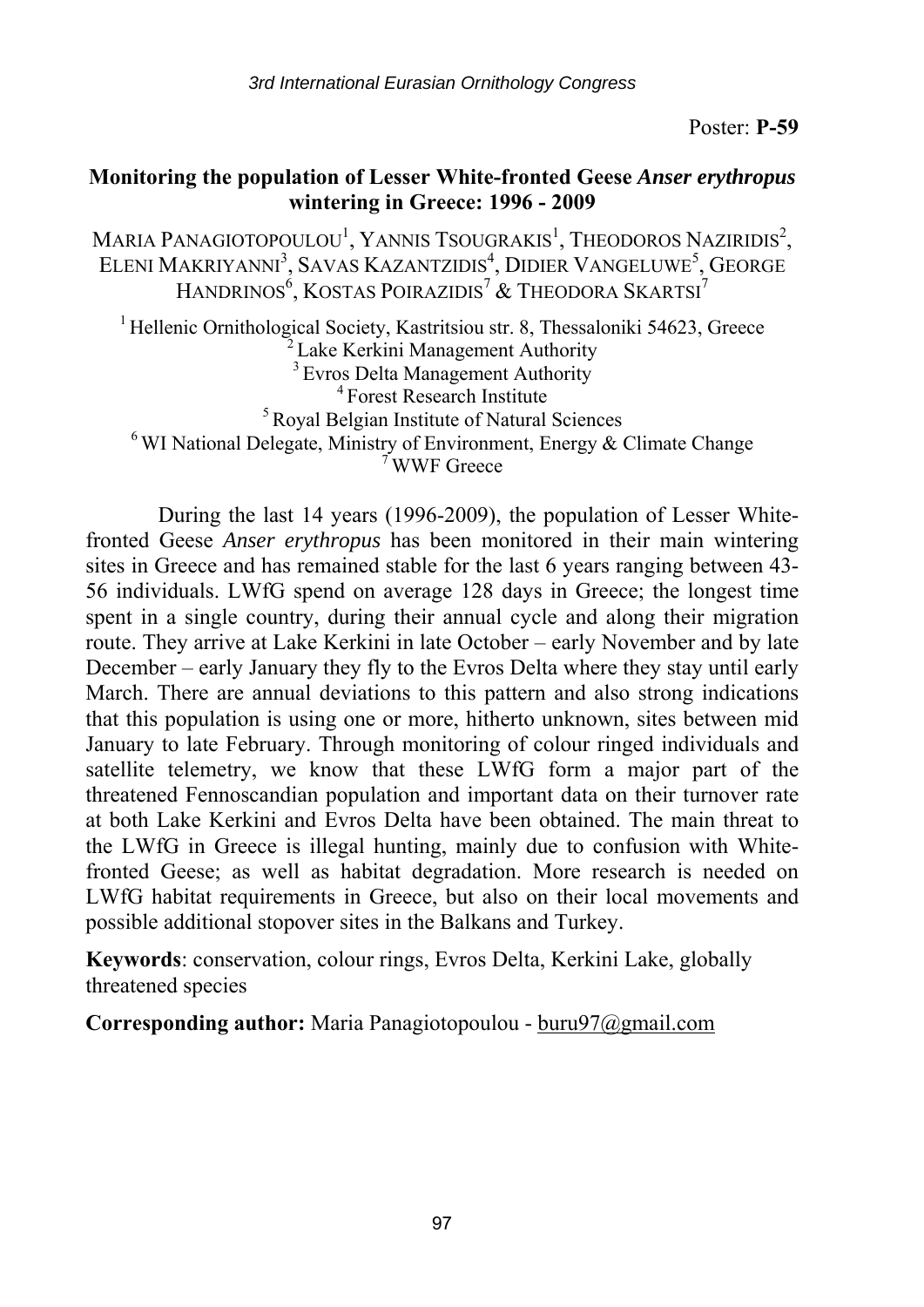Poster: **P-59**

## Monitoring the population of Lesser White-fronted Geese *Anser erythropus* wintering in Greece: 1996 - 2009

Maria Panagiotopoulou[1], Yannis Tsougrakis[1], Theodoros Naziridis[2], Eleni Makriyanni[3], Savas Kazantzidis[4], Didier Vangeluwe[5], George Handrinos[6], Kostas Poirazidis[7] & Theodora Skartsi[7]

[1] Hellenic Ornithological Society, Kastritsiou str. 8, Thessaloniki 54623, Greece
[2] Lake Kerkini Management Authority
[3] Evros Delta Management Authority
[4] Forest Research Institute
[5] Royal Belgian Institute of Natural Sciences
[6] WI National Delegate, Ministry of Environment, Energy & Climate Change
[7] WWF Greece

During the last 14 years (1996-2009), the population of Lesser White-fronted Geese *Anser erythropus* has been monitored in their main wintering sites in Greece and has remained stable for the last 6 years ranging between 43-56 individuals. LWfG spend on average 128 days in Greece; the longest time spent in a single country, during their annual cycle and along their migration route. They arrive at Lake Kerkini in late October – early November and by late December – early January they fly to the Evros Delta where they stay until early March. There are annual deviations to this pattern and also strong indications that this population is using one or more, hitherto unknown, sites between mid January to late February. Through monitoring of colour ringed individuals and satellite telemetry, we know that these LWfG form a major part of the threatened Fennoscandian population and important data on their turnover rate at both Lake Kerkini and Evros Delta have been obtained. The main threat to the LWfG in Greece is illegal hunting, mainly due to confusion with White-fronted Geese; as well as habitat degradation. More research is needed on LWfG habitat requirements in Greece, but also on their local movements and possible additional stopover sites in the Balkans and Turkey.

**Keywords**: conservation, colour rings, Evros Delta, Kerkini Lake, globally threatened species

**Corresponding author:** Maria Panagiotopoulou - buru97@gmail.com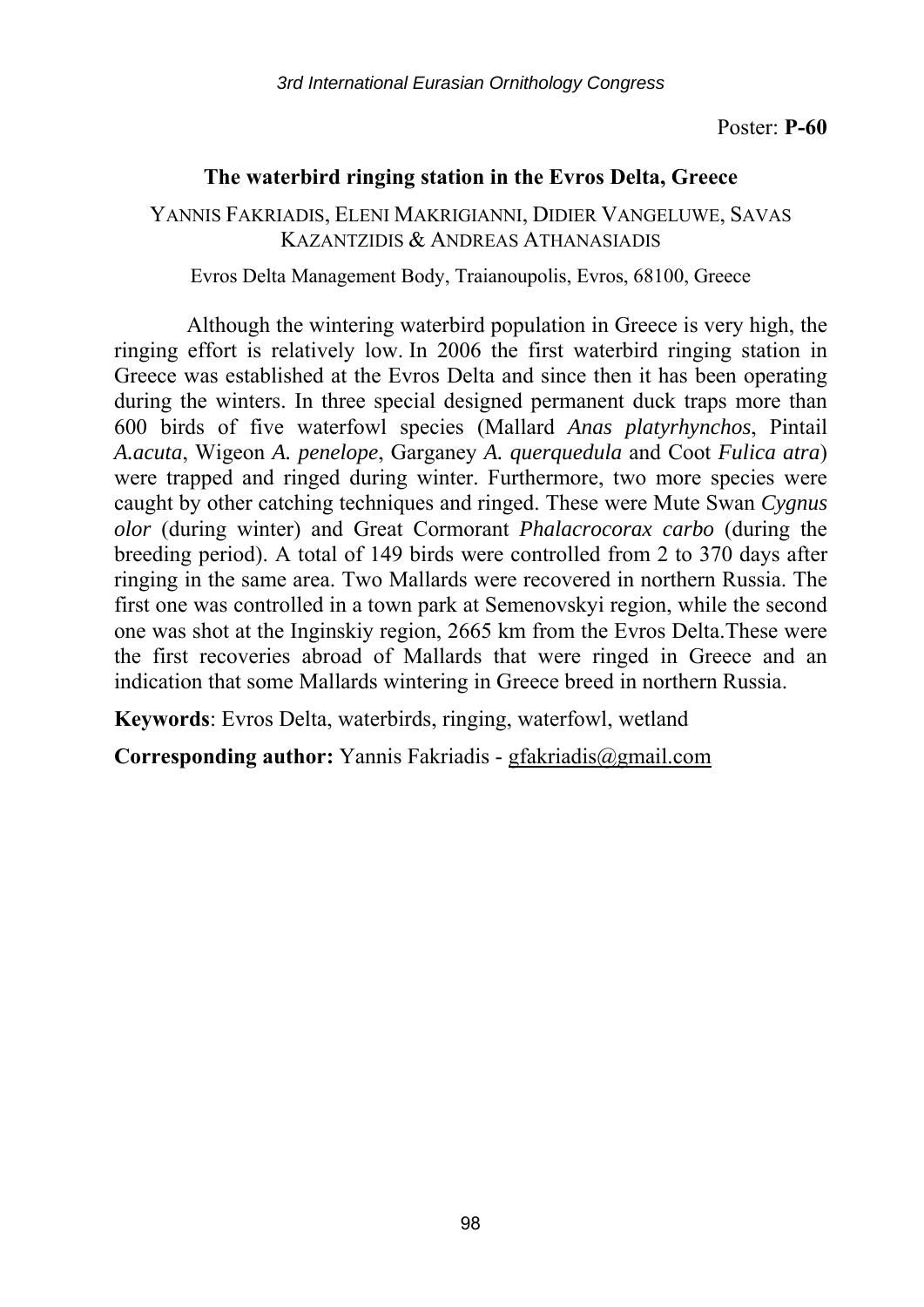Poster: **P-60**

### The waterbird ringing station in the Evros Delta, Greece

YANNIS FAKRIADIS, ELENI MAKRIGIANNI, DIDIER VANGELUWE, SAVAS KAZANTZIDIS & ANDREAS ATHANASIADIS

Evros Delta Management Body, Traianoupolis, Evros, 68100, Greece

Although the wintering waterbird population in Greece is very high, the ringing effort is relatively low. In 2006 the first waterbird ringing station in Greece was established at the Evros Delta and since then it has been operating during the winters. In three special designed permanent duck traps more than 600 birds of five waterfowl species (Mallard *Anas platyrhynchos*, Pintail *A.acuta*, Wigeon *A. penelope*, Garganey *A. querquedula* and Coot *Fulica atra*) were trapped and ringed during winter. Furthermore, two more species were caught by other catching techniques and ringed. These were Mute Swan *Cygnus olor* (during winter) and Great Cormorant *Phalacrocorax carbo* (during the breeding period). A total of 149 birds were controlled from 2 to 370 days after ringing in the same area. Two Mallards were recovered in northern Russia. The first one was controlled in a town park at Semenovskyi region, while the second one was shot at the Inginskiy region, 2665 km from the Evros Delta.These were the first recoveries abroad of Mallards that were ringed in Greece and an indication that some Mallards wintering in Greece breed in northern Russia.

**Keywords**: Evros Delta, waterbirds, ringing, waterfowl, wetland

**Corresponding author:** Yannis Fakriadis - gfakriadis@gmail.com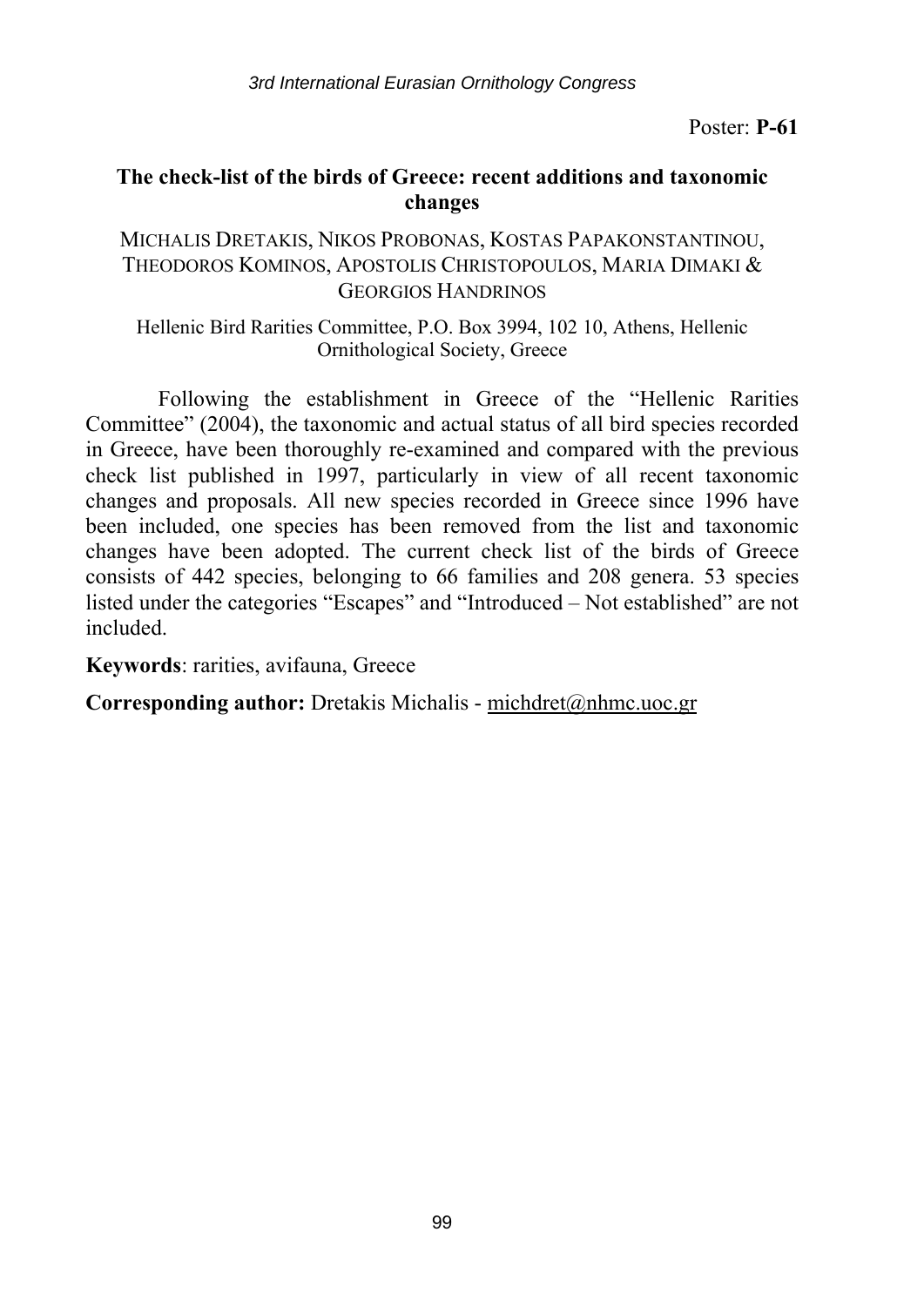Poster: **P-61**

## The check-list of the birds of Greece: recent additions and taxonomic changes

MICHALIS DRETAKIS, NIKOS PROBONAS, KOSTAS PAPAKONSTANTINOU, THEODOROS KOMINOS, APOSTOLIS CHRISTOPOULOS, MARIA DIMAKI & GEORGIOS HANDRINOS

Hellenic Bird Rarities Committee, P.O. Box 3994, 102 10, Athens, Hellenic Ornithological Society, Greece

Following the establishment in Greece of the "Hellenic Rarities Committee" (2004), the taxonomic and actual status of all bird species recorded in Greece, have been thoroughly re-examined and compared with the previous check list published in 1997, particularly in view of all recent taxonomic changes and proposals. All new species recorded in Greece since 1996 have been included, one species has been removed from the list and taxonomic changes have been adopted. The current check list of the birds of Greece consists of 442 species, belonging to 66 families and 208 genera. 53 species listed under the categories "Escapes" and "Introduced – Not established" are not included.

**Keywords**: rarities, avifauna, Greece

**Corresponding author:** Dretakis Michalis - michdret@nhmc.uoc.gr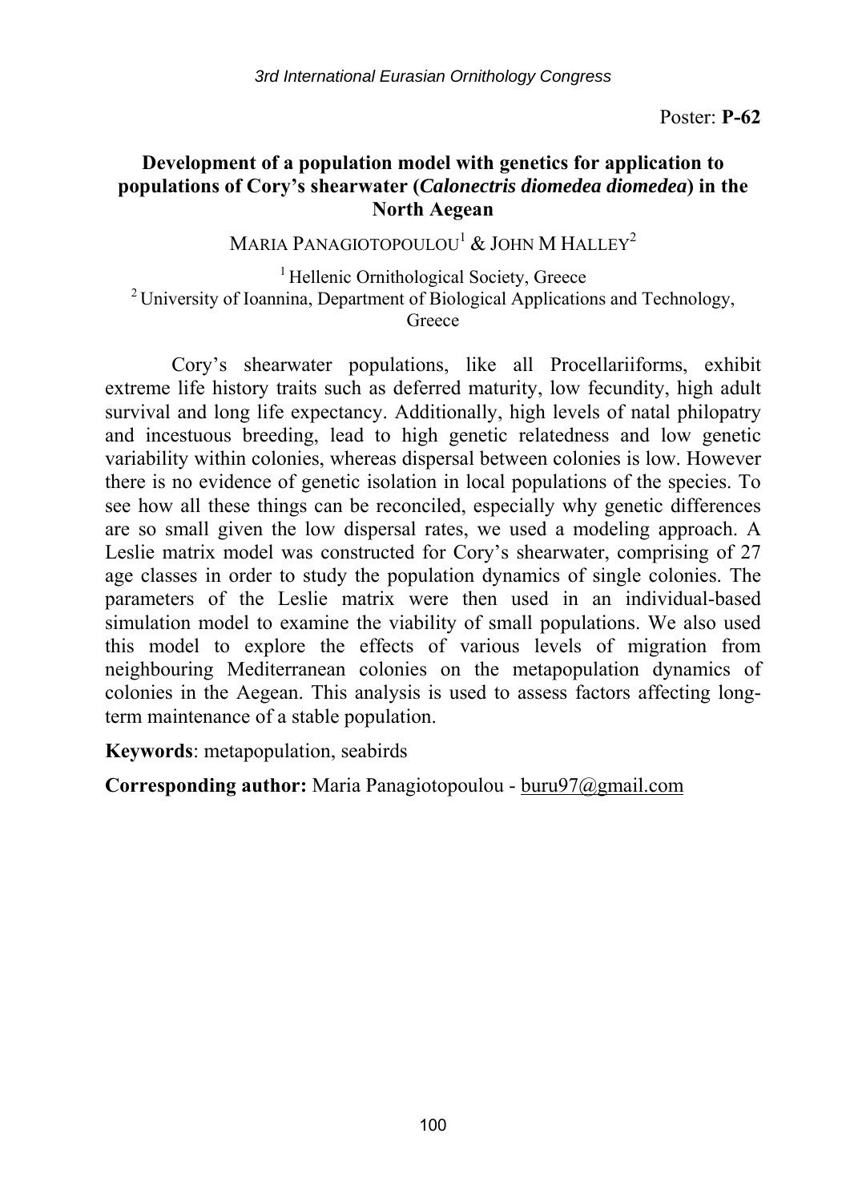Poster: **P-62**

## Development of a population model with genetics for application to populations of Cory's shearwater (*Calonectris diomedea diomedea*) in the North Aegean

MARIA PANAGIOTOPOULOU[1] & JOHN M HALLEY[2]

[1] Hellenic Ornithological Society, Greece
[2] University of Ioannina, Department of Biological Applications and Technology, Greece

Cory's shearwater populations, like all Procellariiforms, exhibit extreme life history traits such as deferred maturity, low fecundity, high adult survival and long life expectancy. Additionally, high levels of natal philopatry and incestuous breeding, lead to high genetic relatedness and low genetic variability within colonies, whereas dispersal between colonies is low. However there is no evidence of genetic isolation in local populations of the species. To see how all these things can be reconciled, especially why genetic differences are so small given the low dispersal rates, we used a modeling approach. A Leslie matrix model was constructed for Cory's shearwater, comprising of 27 age classes in order to study the population dynamics of single colonies. The parameters of the Leslie matrix were then used in an individual-based simulation model to examine the viability of small populations. We also used this model to explore the effects of various levels of migration from neighbouring Mediterranean colonies on the metapopulation dynamics of colonies in the Aegean. This analysis is used to assess factors affecting long-term maintenance of a stable population.

**Keywords**: metapopulation, seabirds

**Corresponding author:** Maria Panagiotopoulou - buru97@gmail.com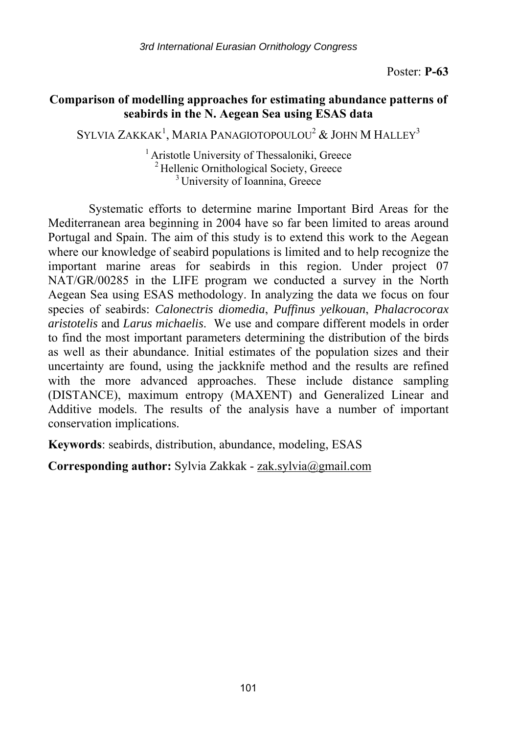Poster: **P-63**

## Comparison of modelling approaches for estimating abundance patterns of seabirds in the N. Aegean Sea using ESAS data

SYLVIA ZAKKAK[1], MARIA PANAGIOTOPOULOU[2] & JOHN M HALLEY[3]

[1] Aristotle University of Thessaloniki, Greece
[2] Hellenic Ornithological Society, Greece
[3] University of Ioannina, Greece

Systematic efforts to determine marine Important Bird Areas for the Mediterranean area beginning in 2004 have so far been limited to areas around Portugal and Spain. The aim of this study is to extend this work to the Aegean where our knowledge of seabird populations is limited and to help recognize the important marine areas for seabirds in this region. Under project 07 NAT/GR/00285 in the LIFE program we conducted a survey in the North Aegean Sea using ESAS methodology. In analyzing the data we focus on four species of seabirds: *Calonectris diomedia*, *Puffinus yelkouan*, *Phalacrocorax aristotelis* and *Larus michaelis*. We use and compare different models in order to find the most important parameters determining the distribution of the birds as well as their abundance. Initial estimates of the population sizes and their uncertainty are found, using the jackknife method and the results are refined with the more advanced approaches. These include distance sampling (DISTANCE), maximum entropy (MAXENT) and Generalized Linear and Additive models. The results of the analysis have a number of important conservation implications.

**Keywords**: seabirds, distribution, abundance, modeling, ESAS

**Corresponding author:** Sylvia Zakkak - zak.sylvia@gmail.com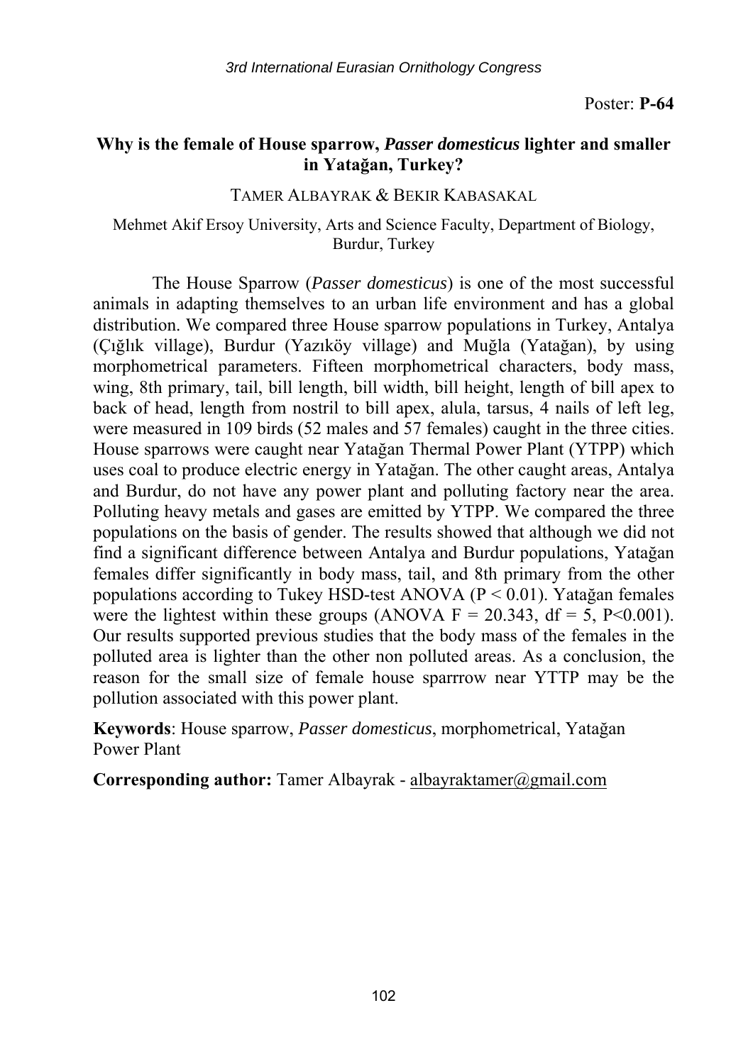Poster: **P-64**

## Why is the female of House sparrow, *Passer domesticus* lighter and smaller in Yatağan, Turkey?

TAMER ALBAYRAK & BEKIR KABASAKAL

Mehmet Akif Ersoy University, Arts and Science Faculty, Department of Biology, Burdur, Turkey

The House Sparrow (*Passer domesticus*) is one of the most successful animals in adapting themselves to an urban life environment and has a global distribution. We compared three House sparrow populations in Turkey, Antalya (Çığlık village), Burdur (Yazıköy village) and Muğla (Yatağan), by using morphometrical parameters. Fifteen morphometrical characters, body mass, wing, 8th primary, tail, bill length, bill width, bill height, length of bill apex to back of head, length from nostril to bill apex, alula, tarsus, 4 nails of left leg, were measured in 109 birds (52 males and 57 females) caught in the three cities. House sparrows were caught near Yatağan Thermal Power Plant (YTPP) which uses coal to produce electric energy in Yatağan. The other caught areas, Antalya and Burdur, do not have any power plant and polluting factory near the area. Polluting heavy metals and gases are emitted by YTPP. We compared the three populations on the basis of gender. The results showed that although we did not find a significant difference between Antalya and Burdur populations, Yatağan females differ significantly in body mass, tail, and 8th primary from the other populations according to Tukey HSD-test ANOVA ($P < 0.01$). Yatağan females were the lightest within these groups (ANOVA $F = 20.343$, $df = 5$, $P<0.001$). Our results supported previous studies that the body mass of the females in the polluted area is lighter than the other non polluted areas. As a conclusion, the reason for the small size of female house sparrrow near YTTP may be the pollution associated with this power plant.

**Keywords**: House sparrow, *Passer domesticus*, morphometrical, Yatağan Power Plant

**Corresponding author:** Tamer Albayrak - albayraktamer@gmail.com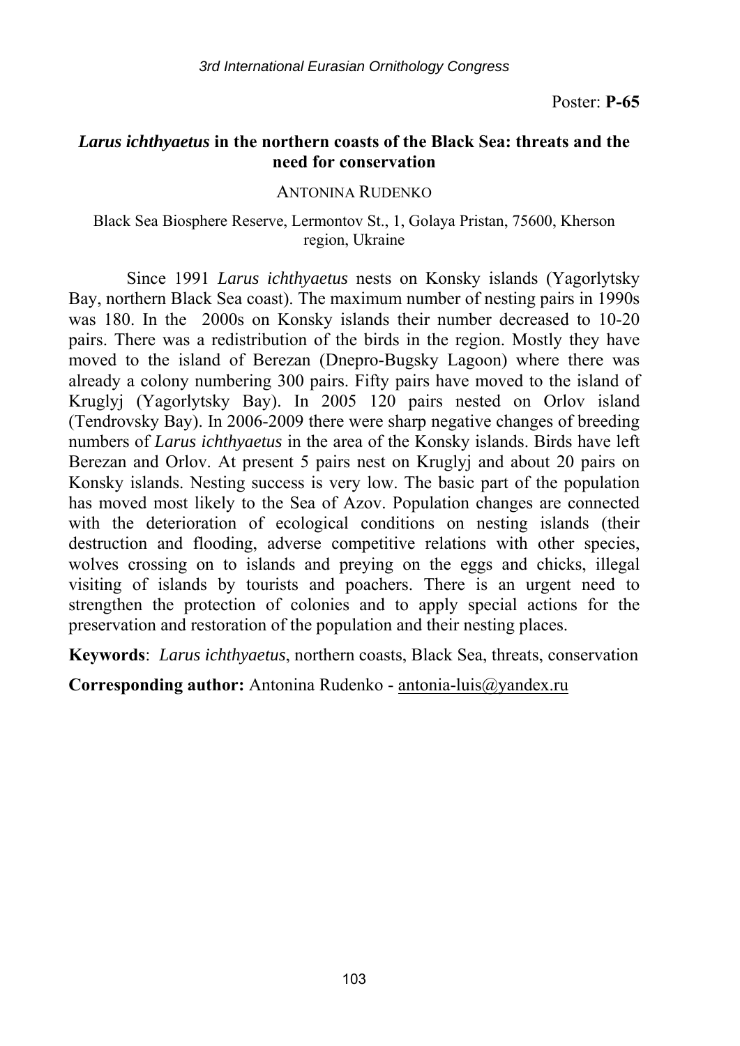Poster: **P-65**

## *Larus ichthyaetus* in the northern coasts of the Black Sea: threats and the need for conservation

ANTONINA RUDENKO

Black Sea Biosphere Reserve, Lermontov St., 1, Golaya Pristan, 75600, Kherson region, Ukraine

Since 1991 *Larus ichthyaetus* nests on Konsky islands (Yagorlytsky Bay, northern Black Sea coast). The maximum number of nesting pairs in 1990s was 180. In the 2000s on Konsky islands their number decreased to 10-20 pairs. There was a redistribution of the birds in the region. Mostly they have moved to the island of Berezan (Dnepro-Bugsky Lagoon) where there was already a colony numbering 300 pairs. Fifty pairs have moved to the island of Kruglyj (Yagorlytsky Bay). In 2005 120 pairs nested on Orlov island (Tendrovsky Bay). In 2006-2009 there were sharp negative changes of breeding numbers of *Larus ichthyaetus* in the area of the Konsky islands. Birds have left Berezan and Orlov. At present 5 pairs nest on Kruglyj and about 20 pairs on Konsky islands. Nesting success is very low. The basic part of the population has moved most likely to the Sea of Azov. Population changes are connected with the deterioration of ecological conditions on nesting islands (their destruction and flooding, adverse competitive relations with other species, wolves crossing on to islands and preying on the eggs and chicks, illegal visiting of islands by tourists and poachers. There is an urgent need to strengthen the protection of colonies and to apply special actions for the preservation and restoration of the population and their nesting places.

**Keywords**: *Larus ichthyaetus*, northern coasts, Black Sea, threats, conservation

**Corresponding author:** Antonina Rudenko - antonia-luis@yandex.ru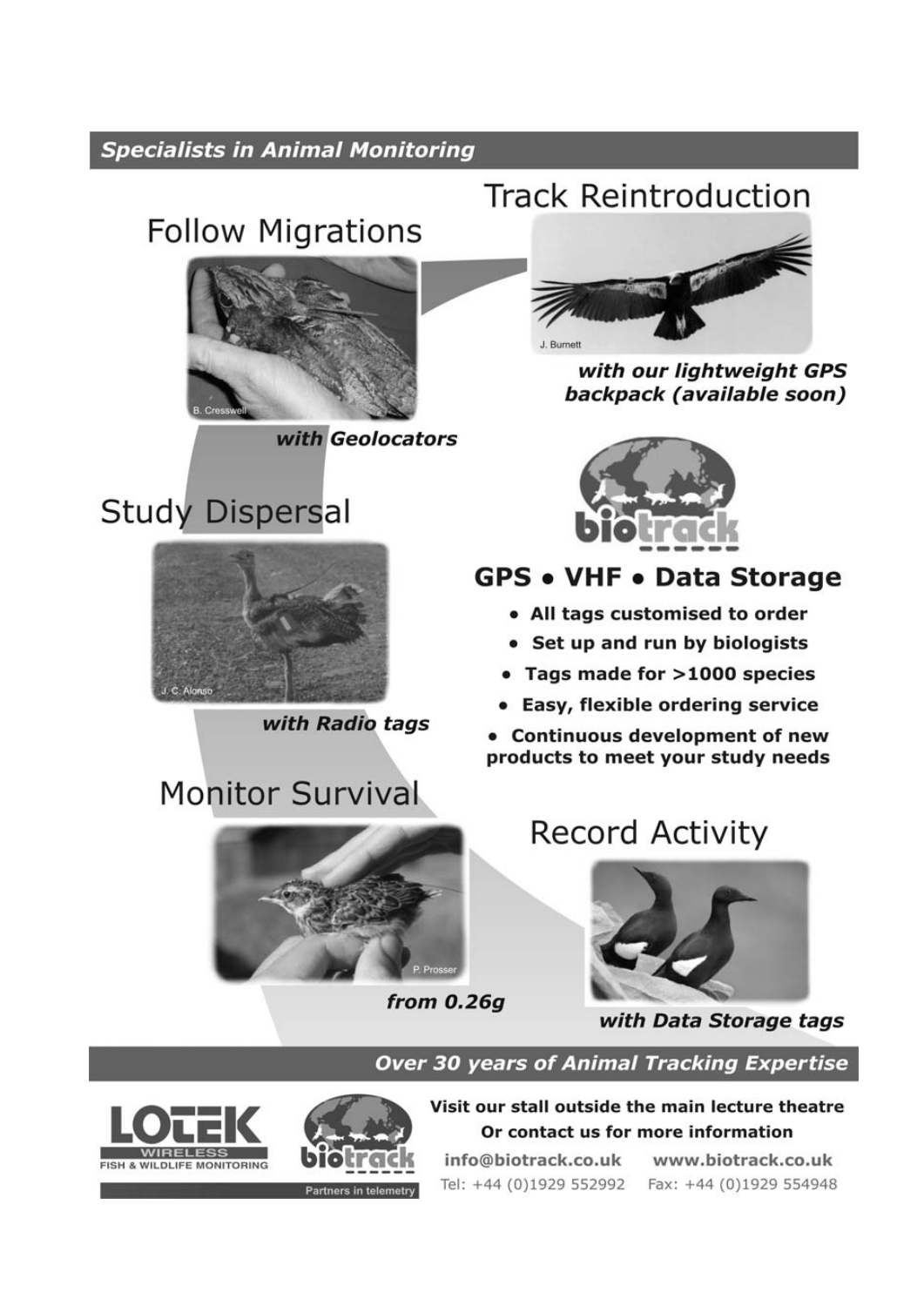## Specialists in Animal Monitoring

### Follow Migrations

B. Cresswell

***with Geolocators***

### Track Reintroduction

J. Burnett

***with our lightweight GPS backpack (available soon)***

### Study Dispersal

J. C. Alonso

***with Radio tags***

biotrack

**GPS • VHF • Data Storage**

- **All tags customised to order**
- **Set up and run by biologists**
- **Tags made for >1000 species**
- **Easy, flexible ordering service**
- **Continuous development of new products to meet your study needs**

### Monitor Survival

P. Prosser

***from 0.26g***

### Record Activity

***with Data Storage tags***

***Over 30 years of Animal Tracking Expertise***

LOTEK WIRELESS FISH & WILDLIFE MONITORING

biotrack — Partners in telemetry

**Visit our stall outside the main lecture theatre**
**Or contact us for more information**

**info@biotrack.co.uk** **www.biotrack.co.uk**

Tel: +44 (0)1929 552992 Fax: +44 (0)1929 554948